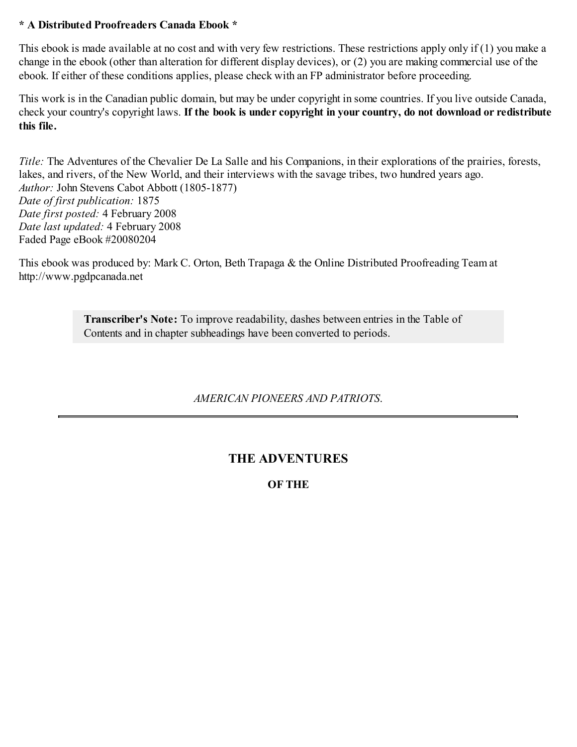**\* A Distributed Proofreaders Canada Ebook \***

This ebook is made available at no cost and with very few restrictions. These restrictions apply only if (1) you make a change in the ebook (other than alteration for different display devices), or (2) you are making commercial use of the ebook. If either of these conditions applies, please check with an FP administrator before proceeding.

This work is in the Canadian public domain, but may be under copyright in some countries. If you live outside Canada, check your country's copyright laws. **If the book is under copyright in your country, do not download or redistribute this file.**

*Title:* The Adventures of the Chevalier De La Salle and his Companions, in their explorations of the prairies, forests, lakes, and rivers, of the New World, and their interviews with the savage tribes, two hundred years ago.
*Author:* John Stevens Cabot Abbott (1805-1877)
*Date of first publication:* 1875
*Date first posted:* 4 February 2008
*Date last updated:* 4 February 2008
Faded Page eBook #20080204

This ebook was produced by: Mark C. Orton, Beth Trapaga & the Online Distributed Proofreading Team at http://www.pgdpcanada.net

> **Transcriber's Note:** To improve readability, dashes between entries in the Table of Contents and in chapter subheadings have been converted to periods.

*AMERICAN PIONEERS AND PATRIOTS.*

---

## THE ADVENTURES

### OF THE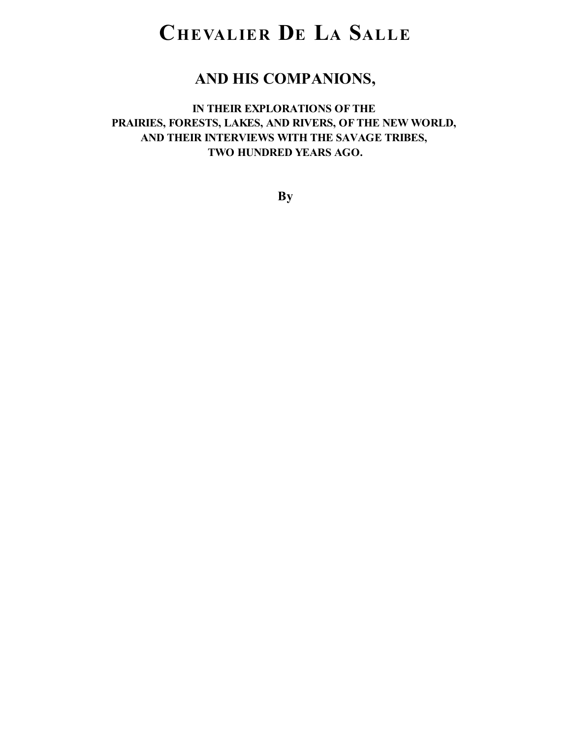# Chevalier De La Salle

## AND HIS COMPANIONS,

### IN THEIR EXPLORATIONS OF THE PRAIRIES, FORESTS, LAKES, AND RIVERS, OF THE NEW WORLD, AND THEIR INTERVIEWS WITH THE SAVAGE TRIBES, TWO HUNDRED YEARS AGO.

**By**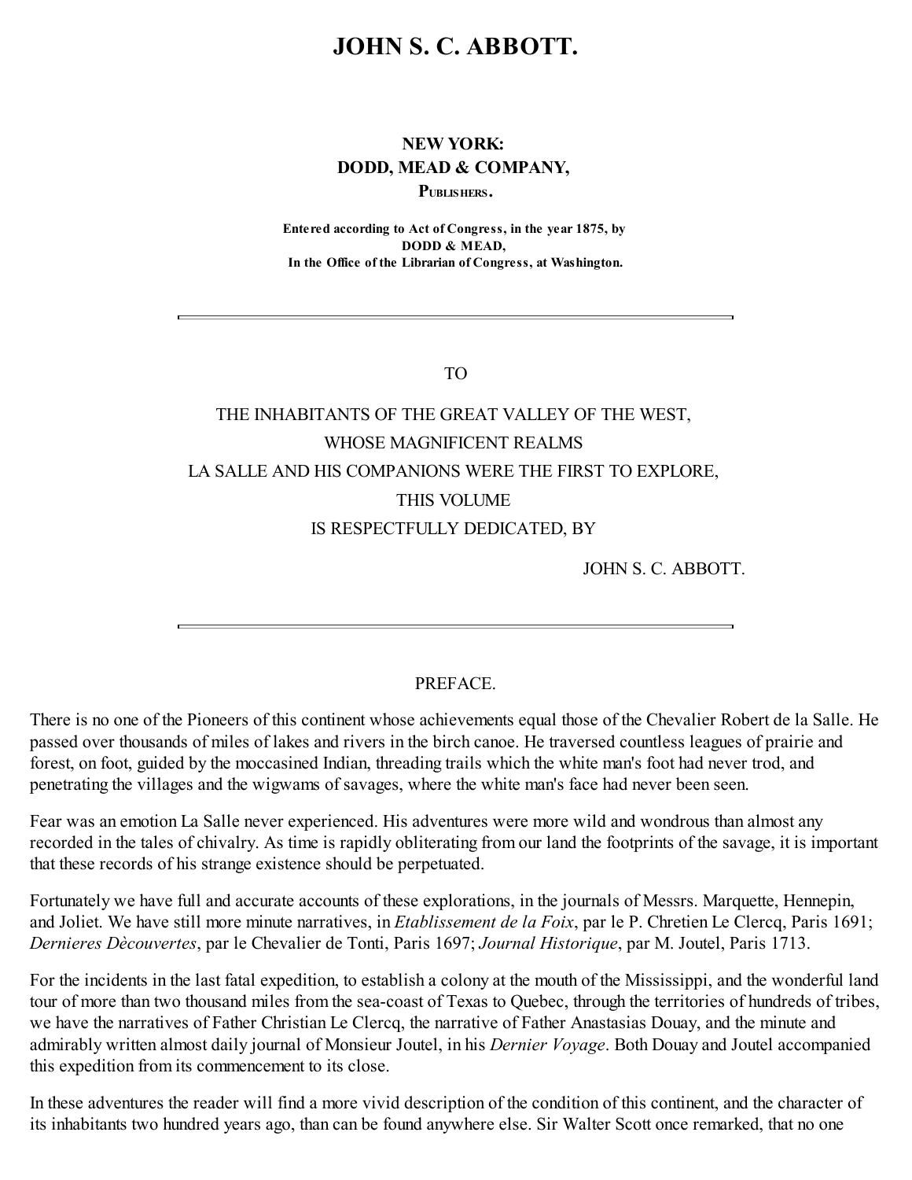# JOHN S. C. ABBOTT.

**NEW YORK:**
**DODD, MEAD & COMPANY,**
**PUBLISHERS.**

**Entered according to Act of Congress, in the year 1875, by**
**DODD & MEAD,**
**In the Office of the Librarian of Congress, at Washington.**

---

TO

THE INHABITANTS OF THE GREAT VALLEY OF THE WEST,
WHOSE MAGNIFICENT REALMS
LA SALLE AND HIS COMPANIONS WERE THE FIRST TO EXPLORE,
THIS VOLUME
IS RESPECTFULLY DEDICATED, BY

JOHN S. C. ABBOTT.

---

PREFACE.

There is no one of the Pioneers of this continent whose achievements equal those of the Chevalier Robert de la Salle. He passed over thousands of miles of lakes and rivers in the birch canoe. He traversed countless leagues of prairie and forest, on foot, guided by the moccasined Indian, threading trails which the white man's foot had never trod, and penetrating the villages and the wigwams of savages, where the white man's face had never been seen.

Fear was an emotion La Salle never experienced. His adventures were more wild and wondrous than almost any recorded in the tales of chivalry. As time is rapidly obliterating from our land the footprints of the savage, it is important that these records of his strange existence should be perpetuated.

Fortunately we have full and accurate accounts of these explorations, in the journals of Messrs. Marquette, Hennepin, and Joliet. We have still more minute narratives, in *Etablissement de la Foix*, par le P. Chretien Le Clercq, Paris 1691; *Dernieres Dècouvertes*, par le Chevalier de Tonti, Paris 1697; *Journal Historique*, par M. Joutel, Paris 1713.

For the incidents in the last fatal expedition, to establish a colony at the mouth of the Mississippi, and the wonderful land tour of more than two thousand miles from the sea-coast of Texas to Quebec, through the territories of hundreds of tribes, we have the narratives of Father Christian Le Clercq, the narrative of Father Anastasias Douay, and the minute and admirably written almost daily journal of Monsieur Joutel, in his *Dernier Voyage*. Both Douay and Joutel accompanied this expedition from its commencement to its close.

In these adventures the reader will find a more vivid description of the condition of this continent, and the character of its inhabitants two hundred years ago, than can be found anywhere else. Sir Walter Scott once remarked, that no one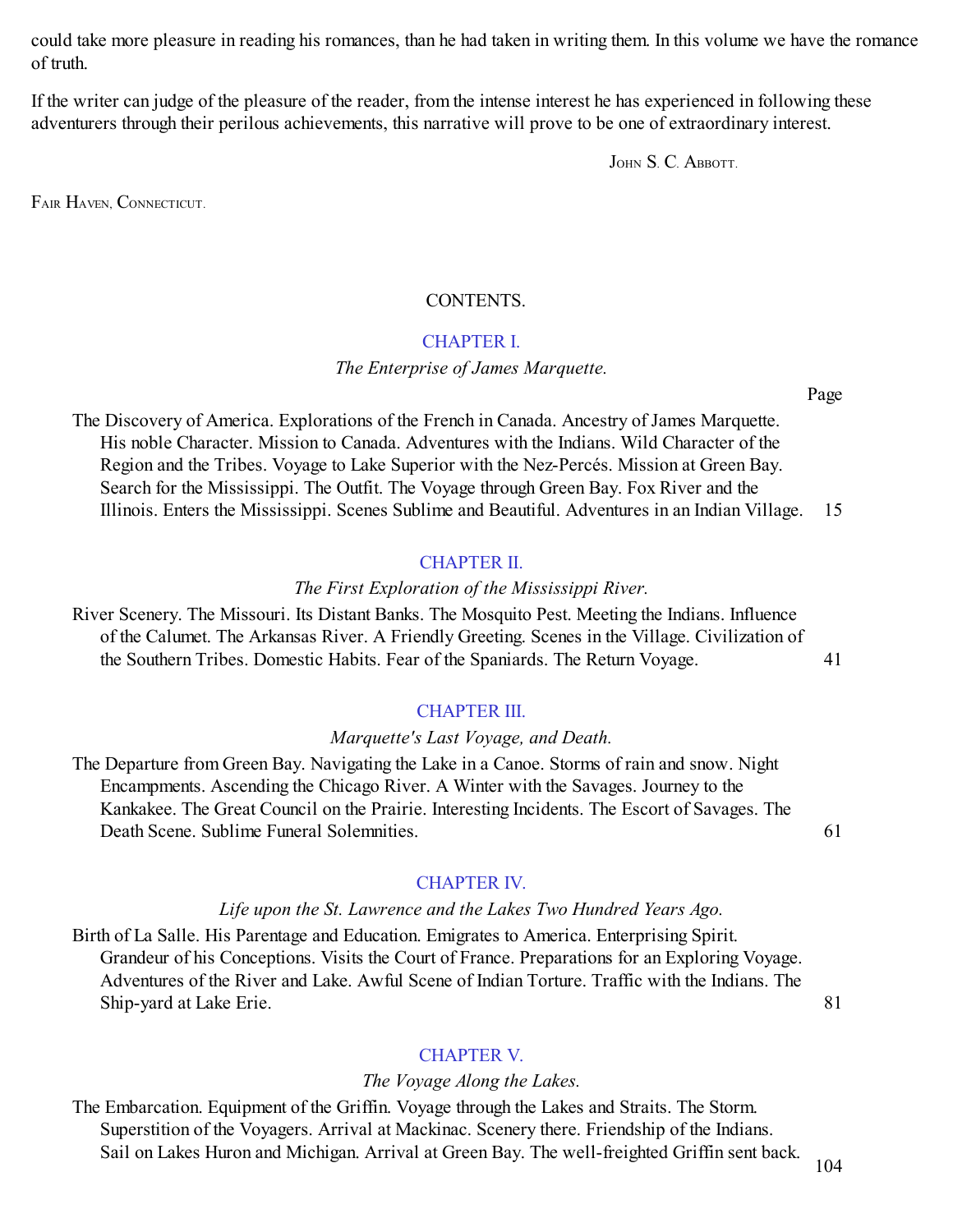could take more pleasure in reading his romances, than he had taken in writing them. In this volume we have the romance of truth.

If the writer can judge of the pleasure of the reader, from the intense interest he has experienced in following these adventurers through their perilous achievements, this narrative will prove to be one of extraordinary interest.

John S. C. Abbott.

Fair Haven, Connecticut.

## CONTENTS.

### CHAPTER I.

*The Enterprise of James Marquette.*

Page

The Discovery of America. Explorations of the French in Canada. Ancestry of James Marquette. His noble Character. Mission to Canada. Adventures with the Indians. Wild Character of the Region and the Tribes. Voyage to Lake Superior with the Nez-Percés. Mission at Green Bay. Search for the Mississippi. The Outfit. The Voyage through Green Bay. Fox River and the Illinois. Enters the Mississippi. Scenes Sublime and Beautiful. Adventures in an Indian Village. 15

### CHAPTER II.

*The First Exploration of the Mississippi River.*

River Scenery. The Missouri. Its Distant Banks. The Mosquito Pest. Meeting the Indians. Influence of the Calumet. The Arkansas River. A Friendly Greeting. Scenes in the Village. Civilization of the Southern Tribes. Domestic Habits. Fear of the Spaniards. The Return Voyage. 41

### CHAPTER III.

*Marquette's Last Voyage, and Death.*

The Departure from Green Bay. Navigating the Lake in a Canoe. Storms of rain and snow. Night Encampments. Ascending the Chicago River. A Winter with the Savages. Journey to the Kankakee. The Great Council on the Prairie. Interesting Incidents. The Escort of Savages. The Death Scene. Sublime Funeral Solemnities. 61

### CHAPTER IV.

*Life upon the St. Lawrence and the Lakes Two Hundred Years Ago.*

Birth of La Salle. His Parentage and Education. Emigrates to America. Enterprising Spirit. Grandeur of his Conceptions. Visits the Court of France. Preparations for an Exploring Voyage. Adventures of the River and Lake. Awful Scene of Indian Torture. Traffic with the Indians. The Ship-yard at Lake Erie. 81

### CHAPTER V.

*The Voyage Along the Lakes.*

The Embarcation. Equipment of the Griffin. Voyage through the Lakes and Straits. The Storm. Superstition of the Voyagers. Arrival at Mackinac. Scenery there. Friendship of the Indians. Sail on Lakes Huron and Michigan. Arrival at Green Bay. The well-freighted Griffin sent back. 104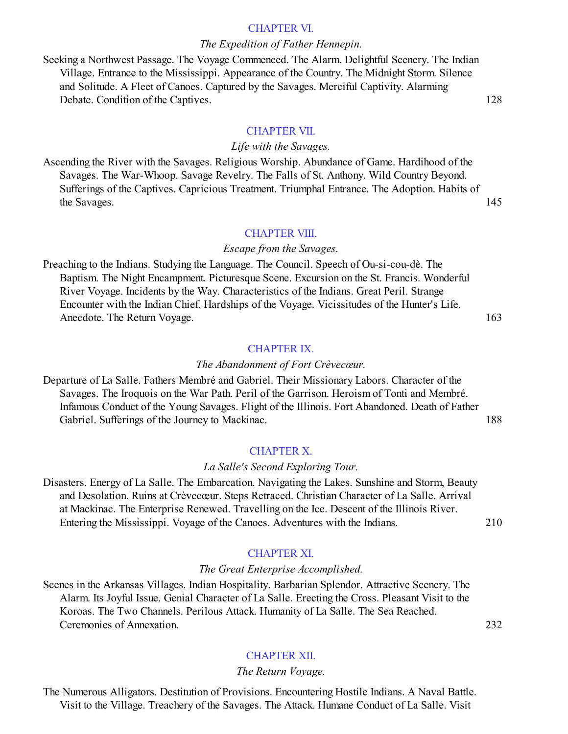## CHAPTER VI.

*The Expedition of Father Hennepin.*

Seeking a Northwest Passage. The Voyage Commenced. The Alarm. Delightful Scenery. The Indian Village. Entrance to the Mississippi. Appearance of the Country. The Midnight Storm. Silence and Solitude. A Fleet of Canoes. Captured by the Savages. Merciful Captivity. Alarming Debate. Condition of the Captives. 128

## CHAPTER VII.

*Life with the Savages.*

Ascending the River with the Savages. Religious Worship. Abundance of Game. Hardihood of the Savages. The War-Whoop. Savage Revelry. The Falls of St. Anthony. Wild Country Beyond. Sufferings of the Captives. Capricious Treatment. Triumphal Entrance. The Adoption. Habits of the Savages. 145

## CHAPTER VIII.

*Escape from the Savages.*

Preaching to the Indians. Studying the Language. The Council. Speech of Ou-si-cou-dè. The Baptism. The Night Encampment. Picturesque Scene. Excursion on the St. Francis. Wonderful River Voyage. Incidents by the Way. Characteristics of the Indians. Great Peril. Strange Encounter with the Indian Chief. Hardships of the Voyage. Vicissitudes of the Hunter's Life. Anecdote. The Return Voyage. 163

## CHAPTER IX.

*The Abandonment of Fort Crèvecœur.*

Departure of La Salle. Fathers Membré and Gabriel. Their Missionary Labors. Character of the Savages. The Iroquois on the War Path. Peril of the Garrison. Heroism of Tonti and Membré. Infamous Conduct of the Young Savages. Flight of the Illinois. Fort Abandoned. Death of Father Gabriel. Sufferings of the Journey to Mackinac. 188

## CHAPTER X.

*La Salle's Second Exploring Tour.*

Disasters. Energy of La Salle. The Embarcation. Navigating the Lakes. Sunshine and Storm, Beauty and Desolation. Ruins at Crèvecœur. Steps Retraced. Christian Character of La Salle. Arrival at Mackinac. The Enterprise Renewed. Travelling on the Ice. Descent of the Illinois River. Entering the Mississippi. Voyage of the Canoes. Adventures with the Indians. 210

## CHAPTER XI.

*The Great Enterprise Accomplished.*

Scenes in the Arkansas Villages. Indian Hospitality. Barbarian Splendor. Attractive Scenery. The Alarm. Its Joyful Issue. Genial Character of La Salle. Erecting the Cross. Pleasant Visit to the Koroas. The Two Channels. Perilous Attack. Humanity of La Salle. The Sea Reached. Ceremonies of Annexation. 232

## CHAPTER XII.

*The Return Voyage.*

The Numerous Alligators. Destitution of Provisions. Encountering Hostile Indians. A Naval Battle. Visit to the Village. Treachery of the Savages. The Attack. Humane Conduct of La Salle. Visit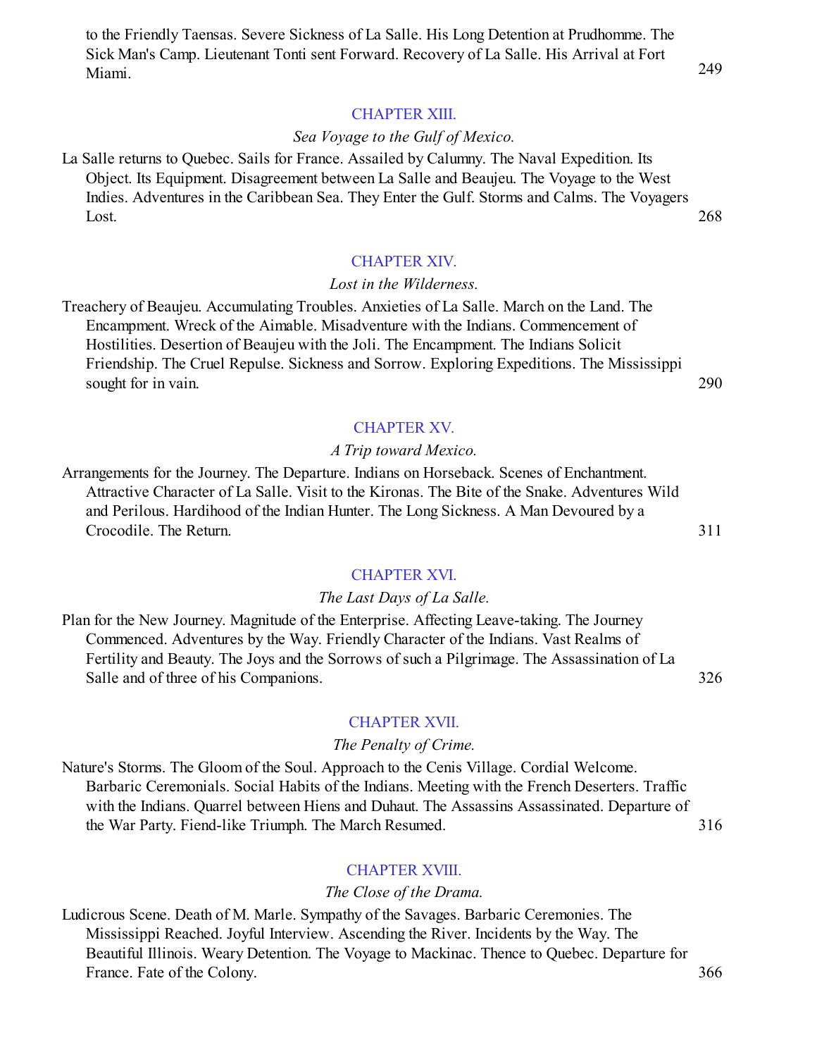to the Friendly Taensas. Severe Sickness of La Salle. His Long Detention at Prudhomme. The Sick Man's Camp. Lieutenant Tonti sent Forward. Recovery of La Salle. His Arrival at Fort Miami. 249

## CHAPTER XIII.

*Sea Voyage to the Gulf of Mexico.*

La Salle returns to Quebec. Sails for France. Assailed by Calumny. The Naval Expedition. Its Object. Its Equipment. Disagreement between La Salle and Beaujeu. The Voyage to the West Indies. Adventures in the Caribbean Sea. They Enter the Gulf. Storms and Calms. The Voyagers Lost. 268

## CHAPTER XIV.

*Lost in the Wilderness.*

Treachery of Beaujeu. Accumulating Troubles. Anxieties of La Salle. March on the Land. The Encampment. Wreck of the Aimable. Misadventure with the Indians. Commencement of Hostilities. Desertion of Beaujeu with the Joli. The Encampment. The Indians Solicit Friendship. The Cruel Repulse. Sickness and Sorrow. Exploring Expeditions. The Mississippi sought for in vain. 290

## CHAPTER XV.

*A Trip toward Mexico.*

Arrangements for the Journey. The Departure. Indians on Horseback. Scenes of Enchantment. Attractive Character of La Salle. Visit to the Kironas. The Bite of the Snake. Adventures Wild and Perilous. Hardihood of the Indian Hunter. The Long Sickness. A Man Devoured by a Crocodile. The Return. 311

## CHAPTER XVI.

*The Last Days of La Salle.*

Plan for the New Journey. Magnitude of the Enterprise. Affecting Leave-taking. The Journey Commenced. Adventures by the Way. Friendly Character of the Indians. Vast Realms of Fertility and Beauty. The Joys and the Sorrows of such a Pilgrimage. The Assassination of La Salle and of three of his Companions. 326

## CHAPTER XVII.

*The Penalty of Crime.*

Nature's Storms. The Gloom of the Soul. Approach to the Cenis Village. Cordial Welcome. Barbaric Ceremonials. Social Habits of the Indians. Meeting with the French Deserters. Traffic with the Indians. Quarrel between Hiens and Duhaut. The Assassins Assassinated. Departure of the War Party. Fiend-like Triumph. The March Resumed. 316

## CHAPTER XVIII.

*The Close of the Drama.*

Ludicrous Scene. Death of M. Marle. Sympathy of the Savages. Barbaric Ceremonies. The Mississippi Reached. Joyful Interview. Ascending the River. Incidents by the Way. The Beautiful Illinois. Weary Detention. The Voyage to Mackinac. Thence to Quebec. Departure for France. Fate of the Colony. 366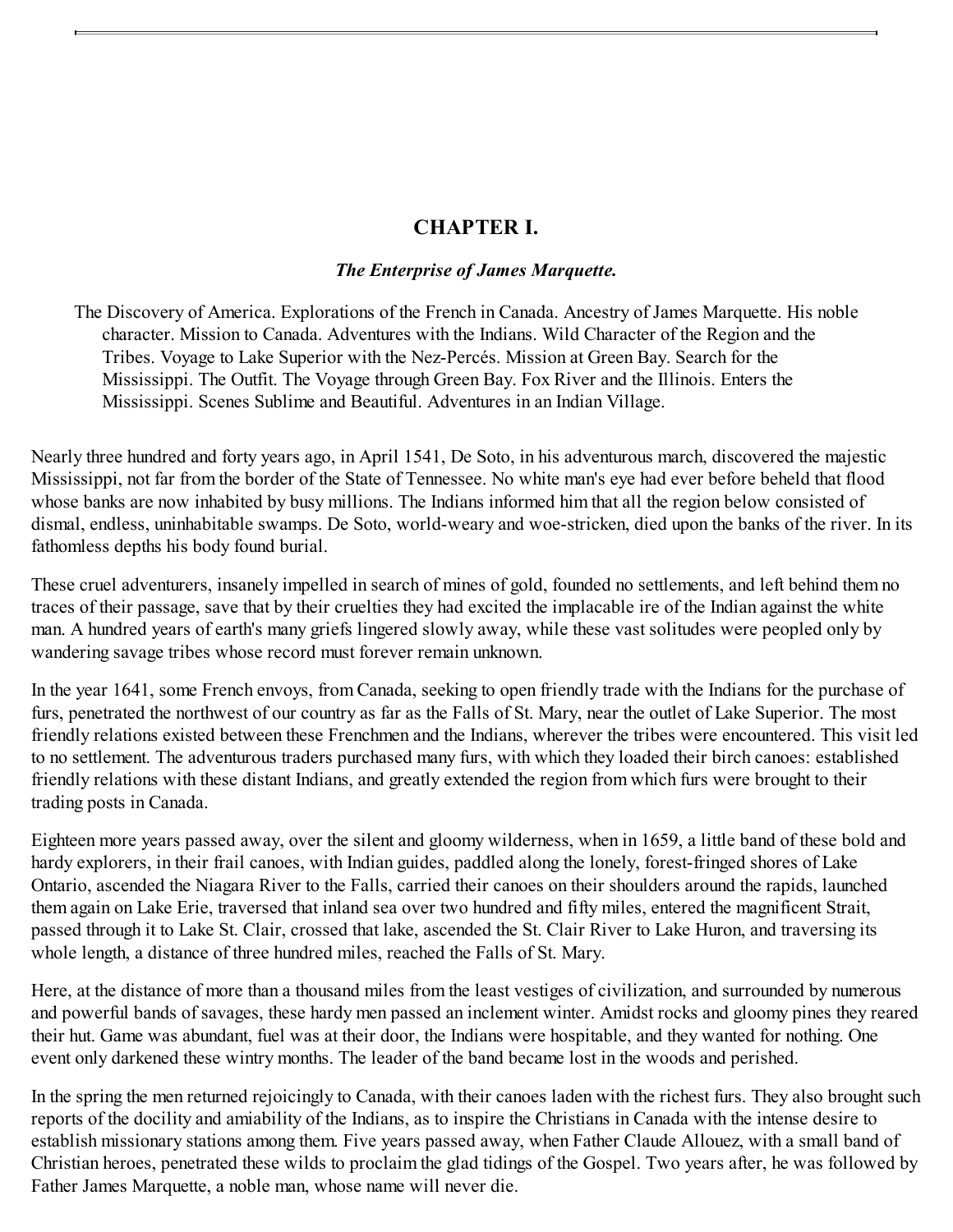## CHAPTER I.

### *The Enterprise of James Marquette.*

The Discovery of America. Explorations of the French in Canada. Ancestry of James Marquette. His noble character. Mission to Canada. Adventures with the Indians. Wild Character of the Region and the Tribes. Voyage to Lake Superior with the Nez-Percés. Mission at Green Bay. Search for the Mississippi. The Outfit. The Voyage through Green Bay. Fox River and the Illinois. Enters the Mississippi. Scenes Sublime and Beautiful. Adventures in an Indian Village.

Nearly three hundred and forty years ago, in April 1541, De Soto, in his adventurous march, discovered the majestic Mississippi, not far from the border of the State of Tennessee. No white man's eye had ever before beheld that flood whose banks are now inhabited by busy millions. The Indians informed him that all the region below consisted of dismal, endless, uninhabitable swamps. De Soto, world-weary and woe-stricken, died upon the banks of the river. In its fathomless depths his body found burial.

These cruel adventurers, insanely impelled in search of mines of gold, founded no settlements, and left behind them no traces of their passage, save that by their cruelties they had excited the implacable ire of the Indian against the white man. A hundred years of earth's many griefs lingered slowly away, while these vast solitudes were peopled only by wandering savage tribes whose record must forever remain unknown.

In the year 1641, some French envoys, from Canada, seeking to open friendly trade with the Indians for the purchase of furs, penetrated the northwest of our country as far as the Falls of St. Mary, near the outlet of Lake Superior. The most friendly relations existed between these Frenchmen and the Indians, wherever the tribes were encountered. This visit led to no settlement. The adventurous traders purchased many furs, with which they loaded their birch canoes: established friendly relations with these distant Indians, and greatly extended the region from which furs were brought to their trading posts in Canada.

Eighteen more years passed away, over the silent and gloomy wilderness, when in 1659, a little band of these bold and hardy explorers, in their frail canoes, with Indian guides, paddled along the lonely, forest-fringed shores of Lake Ontario, ascended the Niagara River to the Falls, carried their canoes on their shoulders around the rapids, launched them again on Lake Erie, traversed that inland sea over two hundred and fifty miles, entered the magnificent Strait, passed through it to Lake St. Clair, crossed that lake, ascended the St. Clair River to Lake Huron, and traversing its whole length, a distance of three hundred miles, reached the Falls of St. Mary.

Here, at the distance of more than a thousand miles from the least vestiges of civilization, and surrounded by numerous and powerful bands of savages, these hardy men passed an inclement winter. Amidst rocks and gloomy pines they reared their hut. Game was abundant, fuel was at their door, the Indians were hospitable, and they wanted for nothing. One event only darkened these wintry months. The leader of the band became lost in the woods and perished.

In the spring the men returned rejoicingly to Canada, with their canoes laden with the richest furs. They also brought such reports of the docility and amiability of the Indians, as to inspire the Christians in Canada with the intense desire to establish missionary stations among them. Five years passed away, when Father Claude Allouez, with a small band of Christian heroes, penetrated these wilds to proclaim the glad tidings of the Gospel. Two years after, he was followed by Father James Marquette, a noble man, whose name will never die.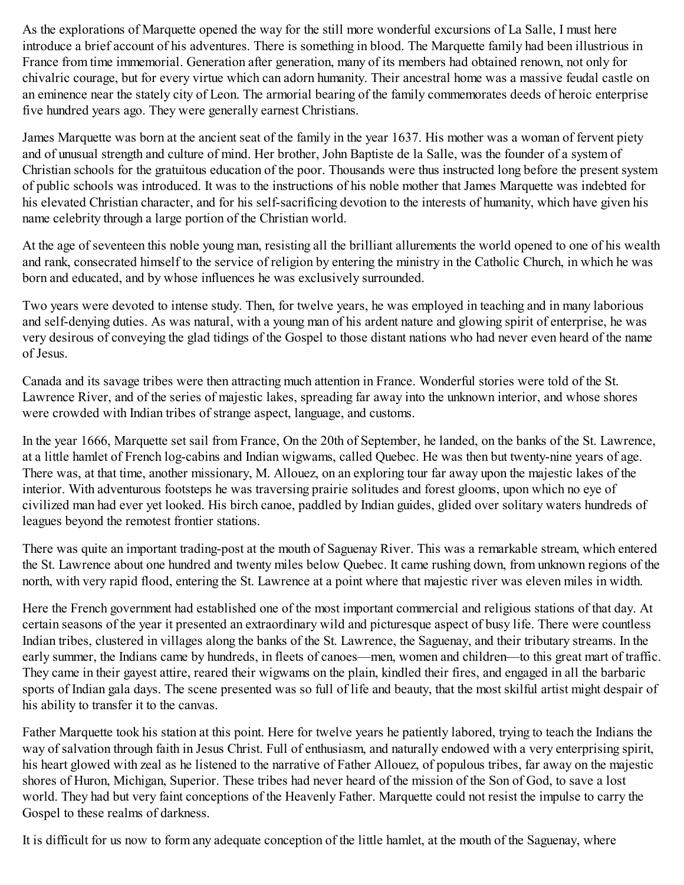As the explorations of Marquette opened the way for the still more wonderful excursions of La Salle, I must here introduce a brief account of his adventures. There is something in blood. The Marquette family had been illustrious in France from time immemorial. Generation after generation, many of its members had obtained renown, not only for chivalric courage, but for every virtue which can adorn humanity. Their ancestral home was a massive feudal castle on an eminence near the stately city of Leon. The armorial bearing of the family commemorates deeds of heroic enterprise five hundred years ago. They were generally earnest Christians.

James Marquette was born at the ancient seat of the family in the year 1637. His mother was a woman of fervent piety and of unusual strength and culture of mind. Her brother, John Baptiste de la Salle, was the founder of a system of Christian schools for the gratuitous education of the poor. Thousands were thus instructed long before the present system of public schools was introduced. It was to the instructions of his noble mother that James Marquette was indebted for his elevated Christian character, and for his self-sacrificing devotion to the interests of humanity, which have given his name celebrity through a large portion of the Christian world.

At the age of seventeen this noble young man, resisting all the brilliant allurements the world opened to one of his wealth and rank, consecrated himself to the service of religion by entering the ministry in the Catholic Church, in which he was born and educated, and by whose influences he was exclusively surrounded.

Two years were devoted to intense study. Then, for twelve years, he was employed in teaching and in many laborious and self-denying duties. As was natural, with a young man of his ardent nature and glowing spirit of enterprise, he was very desirous of conveying the glad tidings of the Gospel to those distant nations who had never even heard of the name of Jesus.

Canada and its savage tribes were then attracting much attention in France. Wonderful stories were told of the St. Lawrence River, and of the series of majestic lakes, spreading far away into the unknown interior, and whose shores were crowded with Indian tribes of strange aspect, language, and customs.

In the year 1666, Marquette set sail from France, On the 20th of September, he landed, on the banks of the St. Lawrence, at a little hamlet of French log-cabins and Indian wigwams, called Quebec. He was then but twenty-nine years of age. There was, at that time, another missionary, M. Allouez, on an exploring tour far away upon the majestic lakes of the interior. With adventurous footsteps he was traversing prairie solitudes and forest glooms, upon which no eye of civilized man had ever yet looked. His birch canoe, paddled by Indian guides, glided over solitary waters hundreds of leagues beyond the remotest frontier stations.

There was quite an important trading-post at the mouth of Saguenay River. This was a remarkable stream, which entered the St. Lawrence about one hundred and twenty miles below Quebec. It came rushing down, from unknown regions of the north, with very rapid flood, entering the St. Lawrence at a point where that majestic river was eleven miles in width.

Here the French government had established one of the most important commercial and religious stations of that day. At certain seasons of the year it presented an extraordinary wild and picturesque aspect of busy life. There were countless Indian tribes, clustered in villages along the banks of the St. Lawrence, the Saguenay, and their tributary streams. In the early summer, the Indians came by hundreds, in fleets of canoes—men, women and children—to this great mart of traffic. They came in their gayest attire, reared their wigwams on the plain, kindled their fires, and engaged in all the barbaric sports of Indian gala days. The scene presented was so full of life and beauty, that the most skilful artist might despair of his ability to transfer it to the canvas.

Father Marquette took his station at this point. Here for twelve years he patiently labored, trying to teach the Indians the way of salvation through faith in Jesus Christ. Full of enthusiasm, and naturally endowed with a very enterprising spirit, his heart glowed with zeal as he listened to the narrative of Father Allouez, of populous tribes, far away on the majestic shores of Huron, Michigan, Superior. These tribes had never heard of the mission of the Son of God, to save a lost world. They had but very faint conceptions of the Heavenly Father. Marquette could not resist the impulse to carry the Gospel to these realms of darkness.

It is difficult for us now to form any adequate conception of the little hamlet, at the mouth of the Saguenay, where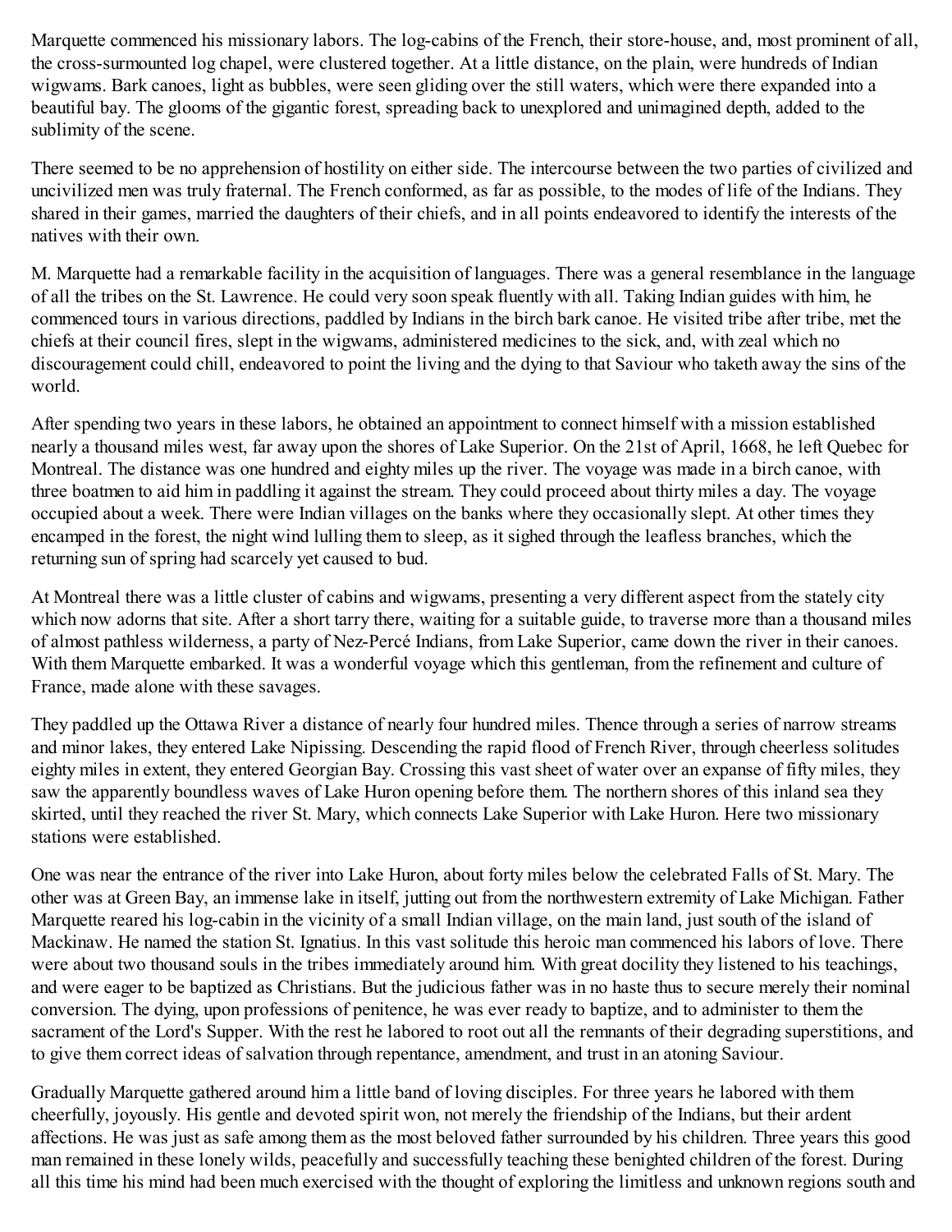Marquette commenced his missionary labors. The log-cabins of the French, their store-house, and, most prominent of all, the cross-surmounted log chapel, were clustered together. At a little distance, on the plain, were hundreds of Indian wigwams. Bark canoes, light as bubbles, were seen gliding over the still waters, which were there expanded into a beautiful bay. The glooms of the gigantic forest, spreading back to unexplored and unimagined depth, added to the sublimity of the scene.

There seemed to be no apprehension of hostility on either side. The intercourse between the two parties of civilized and uncivilized men was truly fraternal. The French conformed, as far as possible, to the modes of life of the Indians. They shared in their games, married the daughters of their chiefs, and in all points endeavored to identify the interests of the natives with their own.

M. Marquette had a remarkable facility in the acquisition of languages. There was a general resemblance in the language of all the tribes on the St. Lawrence. He could very soon speak fluently with all. Taking Indian guides with him, he commenced tours in various directions, paddled by Indians in the birch bark canoe. He visited tribe after tribe, met the chiefs at their council fires, slept in the wigwams, administered medicines to the sick, and, with zeal which no discouragement could chill, endeavored to point the living and the dying to that Saviour who taketh away the sins of the world.

After spending two years in these labors, he obtained an appointment to connect himself with a mission established nearly a thousand miles west, far away upon the shores of Lake Superior. On the 21st of April, 1668, he left Quebec for Montreal. The distance was one hundred and eighty miles up the river. The voyage was made in a birch canoe, with three boatmen to aid him in paddling it against the stream. They could proceed about thirty miles a day. The voyage occupied about a week. There were Indian villages on the banks where they occasionally slept. At other times they encamped in the forest, the night wind lulling them to sleep, as it sighed through the leafless branches, which the returning sun of spring had scarcely yet caused to bud.

At Montreal there was a little cluster of cabins and wigwams, presenting a very different aspect from the stately city which now adorns that site. After a short tarry there, waiting for a suitable guide, to traverse more than a thousand miles of almost pathless wilderness, a party of Nez-Percé Indians, from Lake Superior, came down the river in their canoes. With them Marquette embarked. It was a wonderful voyage which this gentleman, from the refinement and culture of France, made alone with these savages.

They paddled up the Ottawa River a distance of nearly four hundred miles. Thence through a series of narrow streams and minor lakes, they entered Lake Nipissing. Descending the rapid flood of French River, through cheerless solitudes eighty miles in extent, they entered Georgian Bay. Crossing this vast sheet of water over an expanse of fifty miles, they saw the apparently boundless waves of Lake Huron opening before them. The northern shores of this inland sea they skirted, until they reached the river St. Mary, which connects Lake Superior with Lake Huron. Here two missionary stations were established.

One was near the entrance of the river into Lake Huron, about forty miles below the celebrated Falls of St. Mary. The other was at Green Bay, an immense lake in itself, jutting out from the northwestern extremity of Lake Michigan. Father Marquette reared his log-cabin in the vicinity of a small Indian village, on the main land, just south of the island of Mackinaw. He named the station St. Ignatius. In this vast solitude this heroic man commenced his labors of love. There were about two thousand souls in the tribes immediately around him. With great docility they listened to his teachings, and were eager to be baptized as Christians. But the judicious father was in no haste thus to secure merely their nominal conversion. The dying, upon professions of penitence, he was ever ready to baptize, and to administer to them the sacrament of the Lord's Supper. With the rest he labored to root out all the remnants of their degrading superstitions, and to give them correct ideas of salvation through repentance, amendment, and trust in an atoning Saviour.

Gradually Marquette gathered around him a little band of loving disciples. For three years he labored with them cheerfully, joyously. His gentle and devoted spirit won, not merely the friendship of the Indians, but their ardent affections. He was just as safe among them as the most beloved father surrounded by his children. Three years this good man remained in these lonely wilds, peacefully and successfully teaching these benighted children of the forest. During all this time his mind had been much exercised with the thought of exploring the limitless and unknown regions south and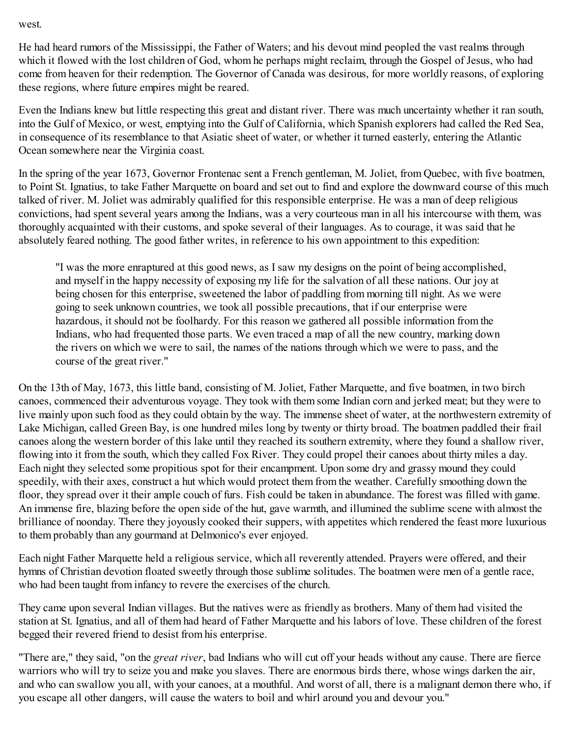west.

He had heard rumors of the Mississippi, the Father of Waters; and his devout mind peopled the vast realms through which it flowed with the lost children of God, whom he perhaps might reclaim, through the Gospel of Jesus, who had come from heaven for their redemption. The Governor of Canada was desirous, for more worldly reasons, of exploring these regions, where future empires might be reared.

Even the Indians knew but little respecting this great and distant river. There was much uncertainty whether it ran south, into the Gulf of Mexico, or west, emptying into the Gulf of California, which Spanish explorers had called the Red Sea, in consequence of its resemblance to that Asiatic sheet of water, or whether it turned easterly, entering the Atlantic Ocean somewhere near the Virginia coast.

In the spring of the year 1673, Governor Frontenac sent a French gentleman, M. Joliet, from Quebec, with five boatmen, to Point St. Ignatius, to take Father Marquette on board and set out to find and explore the downward course of this much talked of river. M. Joliet was admirably qualified for this responsible enterprise. He was a man of deep religious convictions, had spent several years among the Indians, was a very courteous man in all his intercourse with them, was thoroughly acquainted with their customs, and spoke several of their languages. As to courage, it was said that he absolutely feared nothing. The good father writes, in reference to his own appointment to this expedition:

> "I was the more enraptured at this good news, as I saw my designs on the point of being accomplished, and myself in the happy necessity of exposing my life for the salvation of all these nations. Our joy at being chosen for this enterprise, sweetened the labor of paddling from morning till night. As we were going to seek unknown countries, we took all possible precautions, that if our enterprise were hazardous, it should not be foolhardy. For this reason we gathered all possible information from the Indians, who had frequented those parts. We even traced a map of all the new country, marking down the rivers on which we were to sail, the names of the nations through which we were to pass, and the course of the great river."

On the 13th of May, 1673, this little band, consisting of M. Joliet, Father Marquette, and five boatmen, in two birch canoes, commenced their adventurous voyage. They took with them some Indian corn and jerked meat; but they were to live mainly upon such food as they could obtain by the way. The immense sheet of water, at the northwestern extremity of Lake Michigan, called Green Bay, is one hundred miles long by twenty or thirty broad. The boatmen paddled their frail canoes along the western border of this lake until they reached its southern extremity, where they found a shallow river, flowing into it from the south, which they called Fox River. They could propel their canoes about thirty miles a day. Each night they selected some propitious spot for their encampment. Upon some dry and grassy mound they could speedily, with their axes, construct a hut which would protect them from the weather. Carefully smoothing down the floor, they spread over it their ample couch of furs. Fish could be taken in abundance. The forest was filled with game. An immense fire, blazing before the open side of the hut, gave warmth, and illumined the sublime scene with almost the brilliance of noonday. There they joyously cooked their suppers, with appetites which rendered the feast more luxurious to them probably than any gourmand at Delmonico's ever enjoyed.

Each night Father Marquette held a religious service, which all reverently attended. Prayers were offered, and their hymns of Christian devotion floated sweetly through those sublime solitudes. The boatmen were men of a gentle race, who had been taught from infancy to revere the exercises of the church.

They came upon several Indian villages. But the natives were as friendly as brothers. Many of them had visited the station at St. Ignatius, and all of them had heard of Father Marquette and his labors of love. These children of the forest begged their revered friend to desist from his enterprise.

"There are," they said, "on the *great river*, bad Indians who will cut off your heads without any cause. There are fierce warriors who will try to seize you and make you slaves. There are enormous birds there, whose wings darken the air, and who can swallow you all, with your canoes, at a mouthful. And worst of all, there is a malignant demon there who, if you escape all other dangers, will cause the waters to boil and whirl around you and devour you."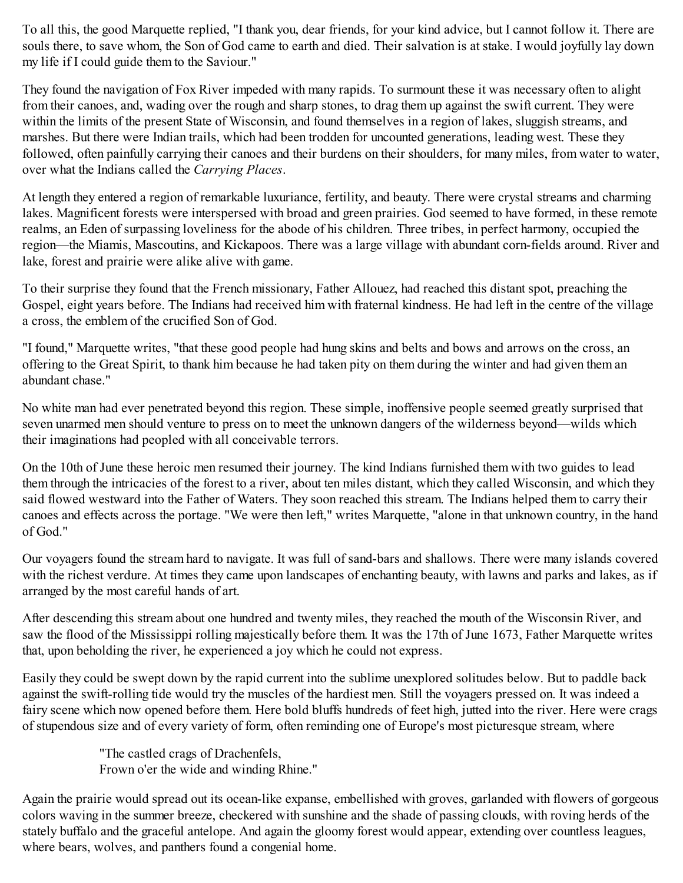To all this, the good Marquette replied, "I thank you, dear friends, for your kind advice, but I cannot follow it. There are souls there, to save whom, the Son of God came to earth and died. Their salvation is at stake. I would joyfully lay down my life if I could guide them to the Saviour."

They found the navigation of Fox River impeded with many rapids. To surmount these it was necessary often to alight from their canoes, and, wading over the rough and sharp stones, to drag them up against the swift current. They were within the limits of the present State of Wisconsin, and found themselves in a region of lakes, sluggish streams, and marshes. But there were Indian trails, which had been trodden for uncounted generations, leading west. These they followed, often painfully carrying their canoes and their burdens on their shoulders, for many miles, from water to water, over what the Indians called the *Carrying Places*.

At length they entered a region of remarkable luxuriance, fertility, and beauty. There were crystal streams and charming lakes. Magnificent forests were interspersed with broad and green prairies. God seemed to have formed, in these remote realms, an Eden of surpassing loveliness for the abode of his children. Three tribes, in perfect harmony, occupied the region—the Miamis, Mascoutins, and Kickapoos. There was a large village with abundant corn-fields around. River and lake, forest and prairie were alike alive with game.

To their surprise they found that the French missionary, Father Allouez, had reached this distant spot, preaching the Gospel, eight years before. The Indians had received him with fraternal kindness. He had left in the centre of the village a cross, the emblem of the crucified Son of God.

"I found," Marquette writes, "that these good people had hung skins and belts and bows and arrows on the cross, an offering to the Great Spirit, to thank him because he had taken pity on them during the winter and had given them an abundant chase."

No white man had ever penetrated beyond this region. These simple, inoffensive people seemed greatly surprised that seven unarmed men should venture to press on to meet the unknown dangers of the wilderness beyond—wilds which their imaginations had peopled with all conceivable terrors.

On the 10th of June these heroic men resumed their journey. The kind Indians furnished them with two guides to lead them through the intricacies of the forest to a river, about ten miles distant, which they called Wisconsin, and which they said flowed westward into the Father of Waters. They soon reached this stream. The Indians helped them to carry their canoes and effects across the portage. "We were then left," writes Marquette, "alone in that unknown country, in the hand of God."

Our voyagers found the stream hard to navigate. It was full of sand-bars and shallows. There were many islands covered with the richest verdure. At times they came upon landscapes of enchanting beauty, with lawns and parks and lakes, as if arranged by the most careful hands of art.

After descending this stream about one hundred and twenty miles, they reached the mouth of the Wisconsin River, and saw the flood of the Mississippi rolling majestically before them. It was the 17th of June 1673, Father Marquette writes that, upon beholding the river, he experienced a joy which he could not express.

Easily they could be swept down by the rapid current into the sublime unexplored solitudes below. But to paddle back against the swift-rolling tide would try the muscles of the hardiest men. Still the voyagers pressed on. It was indeed a fairy scene which now opened before them. Here bold bluffs hundreds of feet high, jutted into the river. Here were crags of stupendous size and of every variety of form, often reminding one of Europe's most picturesque stream, where

> "The castled crags of Drachenfels,
> Frown o'er the wide and winding Rhine."

Again the prairie would spread out its ocean-like expanse, embellished with groves, garlanded with flowers of gorgeous colors waving in the summer breeze, checkered with sunshine and the shade of passing clouds, with roving herds of the stately buffalo and the graceful antelope. And again the gloomy forest would appear, extending over countless leagues, where bears, wolves, and panthers found a congenial home.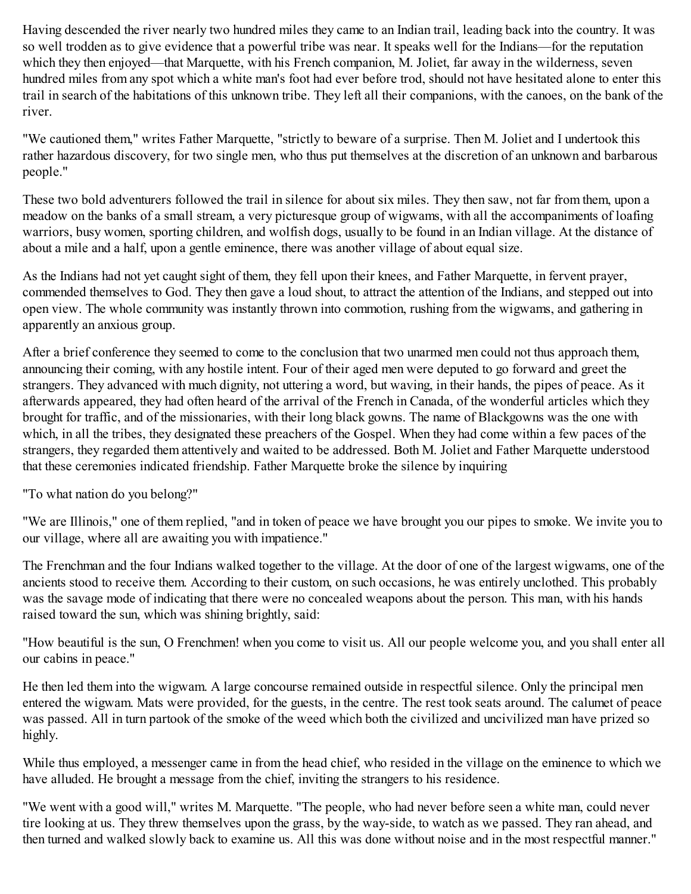Having descended the river nearly two hundred miles they came to an Indian trail, leading back into the country. It was so well trodden as to give evidence that a powerful tribe was near. It speaks well for the Indians—for the reputation which they then enjoyed—that Marquette, with his French companion, M. Joliet, far away in the wilderness, seven hundred miles from any spot which a white man's foot had ever before trod, should not have hesitated alone to enter this trail in search of the habitations of this unknown tribe. They left all their companions, with the canoes, on the bank of the river.

"We cautioned them," writes Father Marquette, "strictly to beware of a surprise. Then M. Joliet and I undertook this rather hazardous discovery, for two single men, who thus put themselves at the discretion of an unknown and barbarous people."

These two bold adventurers followed the trail in silence for about six miles. They then saw, not far from them, upon a meadow on the banks of a small stream, a very picturesque group of wigwams, with all the accompaniments of loafing warriors, busy women, sporting children, and wolfish dogs, usually to be found in an Indian village. At the distance of about a mile and a half, upon a gentle eminence, there was another village of about equal size.

As the Indians had not yet caught sight of them, they fell upon their knees, and Father Marquette, in fervent prayer, commended themselves to God. They then gave a loud shout, to attract the attention of the Indians, and stepped out into open view. The whole community was instantly thrown into commotion, rushing from the wigwams, and gathering in apparently an anxious group.

After a brief conference they seemed to come to the conclusion that two unarmed men could not thus approach them, announcing their coming, with any hostile intent. Four of their aged men were deputed to go forward and greet the strangers. They advanced with much dignity, not uttering a word, but waving, in their hands, the pipes of peace. As it afterwards appeared, they had often heard of the arrival of the French in Canada, of the wonderful articles which they brought for traffic, and of the missionaries, with their long black gowns. The name of Blackgowns was the one with which, in all the tribes, they designated these preachers of the Gospel. When they had come within a few paces of the strangers, they regarded them attentively and waited to be addressed. Both M. Joliet and Father Marquette understood that these ceremonies indicated friendship. Father Marquette broke the silence by inquiring

"To what nation do you belong?"

"We are Illinois," one of them replied, "and in token of peace we have brought you our pipes to smoke. We invite you to our village, where all are awaiting you with impatience."

The Frenchman and the four Indians walked together to the village. At the door of one of the largest wigwams, one of the ancients stood to receive them. According to their custom, on such occasions, he was entirely unclothed. This probably was the savage mode of indicating that there were no concealed weapons about the person. This man, with his hands raised toward the sun, which was shining brightly, said:

"How beautiful is the sun, O Frenchmen! when you come to visit us. All our people welcome you, and you shall enter all our cabins in peace."

He then led them into the wigwam. A large concourse remained outside in respectful silence. Only the principal men entered the wigwam. Mats were provided, for the guests, in the centre. The rest took seats around. The calumet of peace was passed. All in turn partook of the smoke of the weed which both the civilized and uncivilized man have prized so highly.

While thus employed, a messenger came in from the head chief, who resided in the village on the eminence to which we have alluded. He brought a message from the chief, inviting the strangers to his residence.

"We went with a good will," writes M. Marquette. "The people, who had never before seen a white man, could never tire looking at us. They threw themselves upon the grass, by the way-side, to watch as we passed. They ran ahead, and then turned and walked slowly back to examine us. All this was done without noise and in the most respectful manner."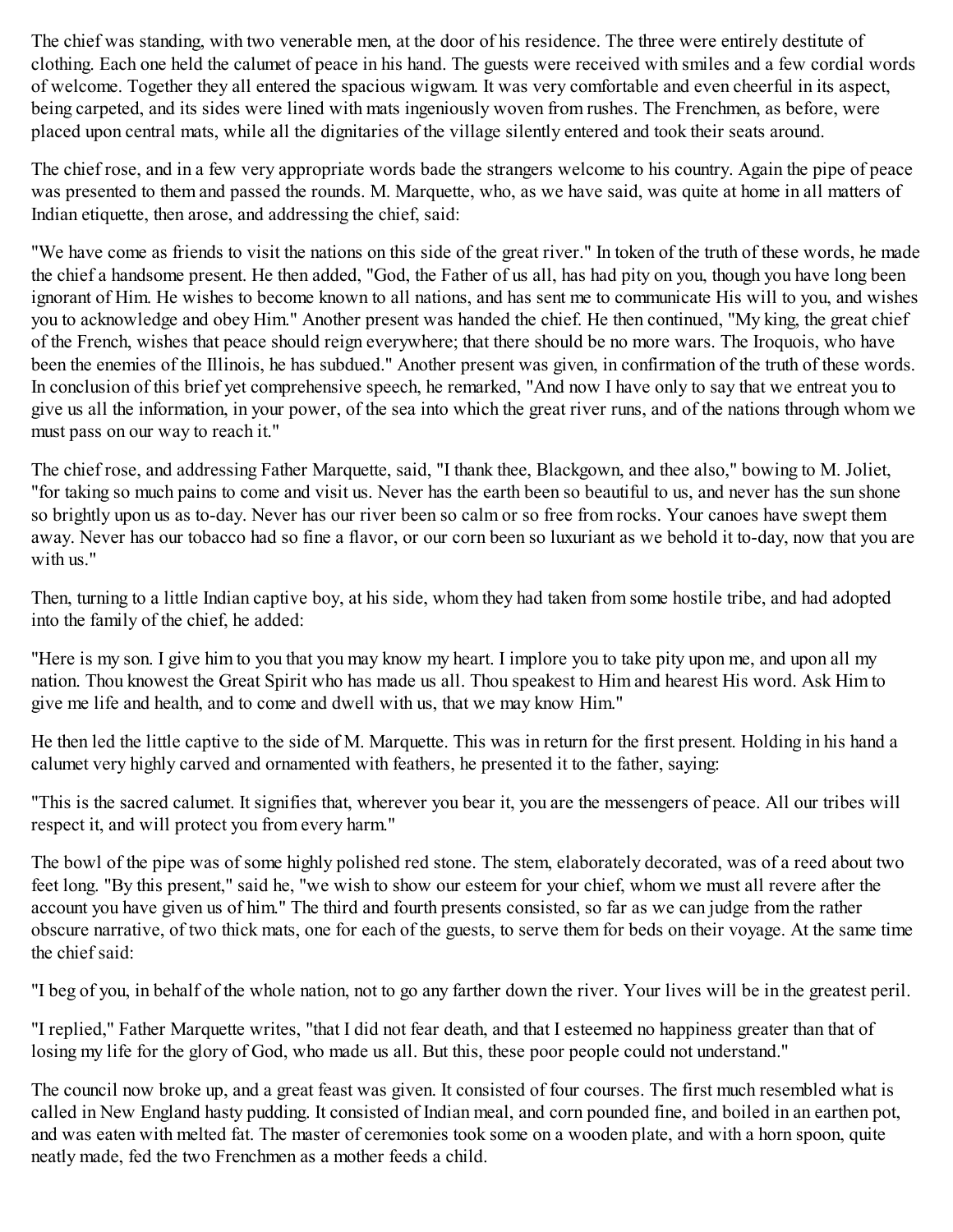The chief was standing, with two venerable men, at the door of his residence. The three were entirely destitute of clothing. Each one held the calumet of peace in his hand. The guests were received with smiles and a few cordial words of welcome. Together they all entered the spacious wigwam. It was very comfortable and even cheerful in its aspect, being carpeted, and its sides were lined with mats ingeniously woven from rushes. The Frenchmen, as before, were placed upon central mats, while all the dignitaries of the village silently entered and took their seats around.

The chief rose, and in a few very appropriate words bade the strangers welcome to his country. Again the pipe of peace was presented to them and passed the rounds. M. Marquette, who, as we have said, was quite at home in all matters of Indian etiquette, then arose, and addressing the chief, said:

"We have come as friends to visit the nations on this side of the great river." In token of the truth of these words, he made the chief a handsome present. He then added, "God, the Father of us all, has had pity on you, though you have long been ignorant of Him. He wishes to become known to all nations, and has sent me to communicate His will to you, and wishes you to acknowledge and obey Him." Another present was handed the chief. He then continued, "My king, the great chief of the French, wishes that peace should reign everywhere; that there should be no more wars. The Iroquois, who have been the enemies of the Illinois, he has subdued." Another present was given, in confirmation of the truth of these words. In conclusion of this brief yet comprehensive speech, he remarked, "And now I have only to say that we entreat you to give us all the information, in your power, of the sea into which the great river runs, and of the nations through whom we must pass on our way to reach it."

The chief rose, and addressing Father Marquette, said, "I thank thee, Blackgown, and thee also," bowing to M. Joliet, "for taking so much pains to come and visit us. Never has the earth been so beautiful to us, and never has the sun shone so brightly upon us as to-day. Never has our river been so calm or so free from rocks. Your canoes have swept them away. Never has our tobacco had so fine a flavor, or our corn been so luxuriant as we behold it to-day, now that you are with us."

Then, turning to a little Indian captive boy, at his side, whom they had taken from some hostile tribe, and had adopted into the family of the chief, he added:

"Here is my son. I give him to you that you may know my heart. I implore you to take pity upon me, and upon all my nation. Thou knowest the Great Spirit who has made us all. Thou speakest to Him and hearest His word. Ask Him to give me life and health, and to come and dwell with us, that we may know Him."

He then led the little captive to the side of M. Marquette. This was in return for the first present. Holding in his hand a calumet very highly carved and ornamented with feathers, he presented it to the father, saying:

"This is the sacred calumet. It signifies that, wherever you bear it, you are the messengers of peace. All our tribes will respect it, and will protect you from every harm."

The bowl of the pipe was of some highly polished red stone. The stem, elaborately decorated, was of a reed about two feet long. "By this present," said he, "we wish to show our esteem for your chief, whom we must all revere after the account you have given us of him." The third and fourth presents consisted, so far as we can judge from the rather obscure narrative, of two thick mats, one for each of the guests, to serve them for beds on their voyage. At the same time the chief said:

"I beg of you, in behalf of the whole nation, not to go any farther down the river. Your lives will be in the greatest peril.

"I replied," Father Marquette writes, "that I did not fear death, and that I esteemed no happiness greater than that of losing my life for the glory of God, who made us all. But this, these poor people could not understand."

The council now broke up, and a great feast was given. It consisted of four courses. The first much resembled what is called in New England hasty pudding. It consisted of Indian meal, and corn pounded fine, and boiled in an earthen pot, and was eaten with melted fat. The master of ceremonies took some on a wooden plate, and with a horn spoon, quite neatly made, fed the two Frenchmen as a mother feeds a child.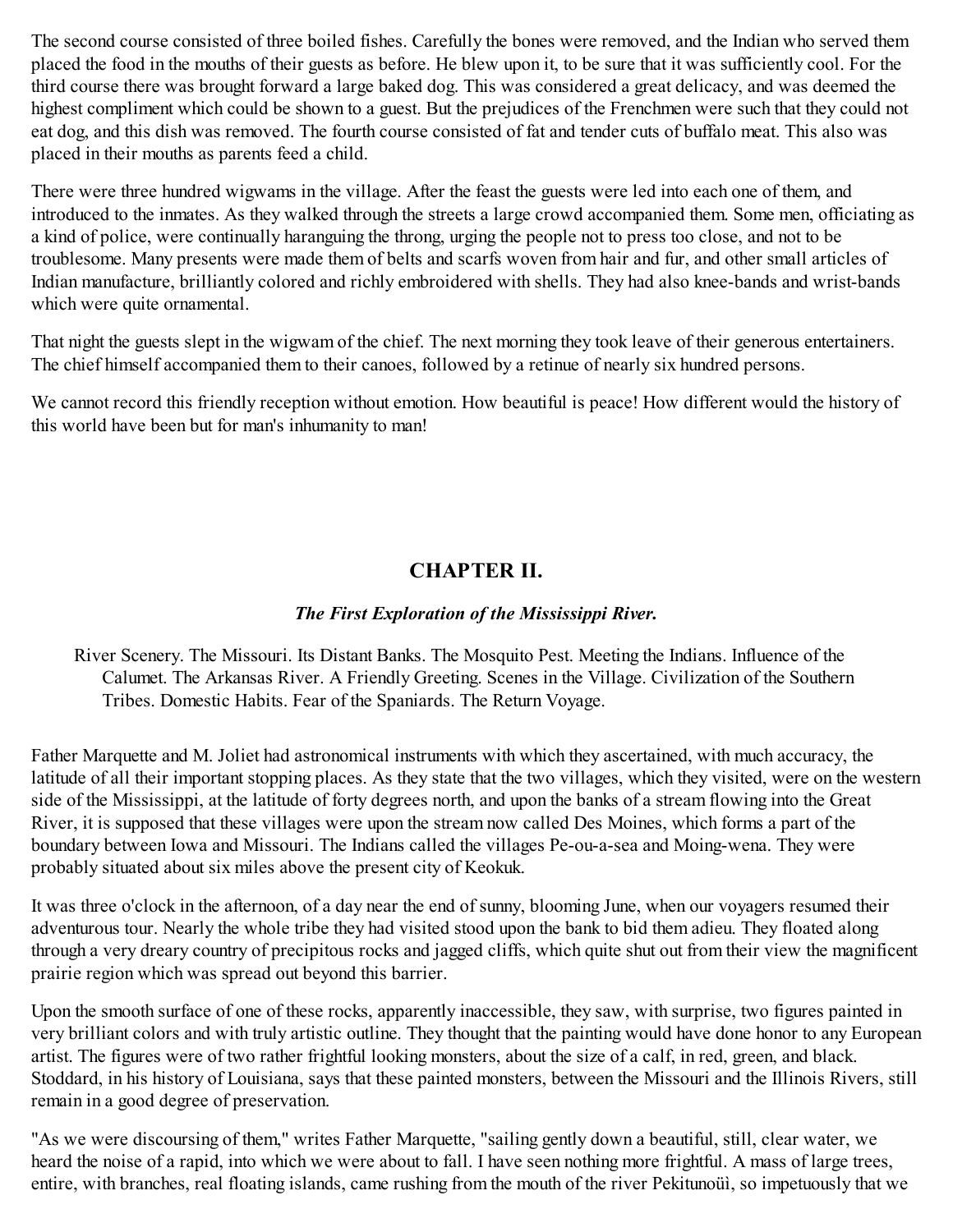The second course consisted of three boiled fishes. Carefully the bones were removed, and the Indian who served them placed the food in the mouths of their guests as before. He blew upon it, to be sure that it was sufficiently cool. For the third course there was brought forward a large baked dog. This was considered a great delicacy, and was deemed the highest compliment which could be shown to a guest. But the prejudices of the Frenchmen were such that they could not eat dog, and this dish was removed. The fourth course consisted of fat and tender cuts of buffalo meat. This also was placed in their mouths as parents feed a child.

There were three hundred wigwams in the village. After the feast the guests were led into each one of them, and introduced to the inmates. As they walked through the streets a large crowd accompanied them. Some men, officiating as a kind of police, were continually haranguing the throng, urging the people not to press too close, and not to be troublesome. Many presents were made them of belts and scarfs woven from hair and fur, and other small articles of Indian manufacture, brilliantly colored and richly embroidered with shells. They had also knee-bands and wrist-bands which were quite ornamental.

That night the guests slept in the wigwam of the chief. The next morning they took leave of their generous entertainers. The chief himself accompanied them to their canoes, followed by a retinue of nearly six hundred persons.

We cannot record this friendly reception without emotion. How beautiful is peace! How different would the history of this world have been but for man's inhumanity to man!

## CHAPTER II.

### *The First Exploration of the Mississippi River.*

River Scenery. The Missouri. Its Distant Banks. The Mosquito Pest. Meeting the Indians. Influence of the Calumet. The Arkansas River. A Friendly Greeting. Scenes in the Village. Civilization of the Southern Tribes. Domestic Habits. Fear of the Spaniards. The Return Voyage.

Father Marquette and M. Joliet had astronomical instruments with which they ascertained, with much accuracy, the latitude of all their important stopping places. As they state that the two villages, which they visited, were on the western side of the Mississippi, at the latitude of forty degrees north, and upon the banks of a stream flowing into the Great River, it is supposed that these villages were upon the stream now called Des Moines, which forms a part of the boundary between Iowa and Missouri. The Indians called the villages Pe-ou-a-sea and Moing-wena. They were probably situated about six miles above the present city of Keokuk.

It was three o'clock in the afternoon, of a day near the end of sunny, blooming June, when our voyagers resumed their adventurous tour. Nearly the whole tribe they had visited stood upon the bank to bid them adieu. They floated along through a very dreary country of precipitous rocks and jagged cliffs, which quite shut out from their view the magnificent prairie region which was spread out beyond this barrier.

Upon the smooth surface of one of these rocks, apparently inaccessible, they saw, with surprise, two figures painted in very brilliant colors and with truly artistic outline. They thought that the painting would have done honor to any European artist. The figures were of two rather frightful looking monsters, about the size of a calf, in red, green, and black. Stoddard, in his history of Louisiana, says that these painted monsters, between the Missouri and the Illinois Rivers, still remain in a good degree of preservation.

"As we were discoursing of them," writes Father Marquette, "sailing gently down a beautiful, still, clear water, we heard the noise of a rapid, into which we were about to fall. I have seen nothing more frightful. A mass of large trees, entire, with branches, real floating islands, came rushing from the mouth of the river Pekitunoüi, so impetuously that we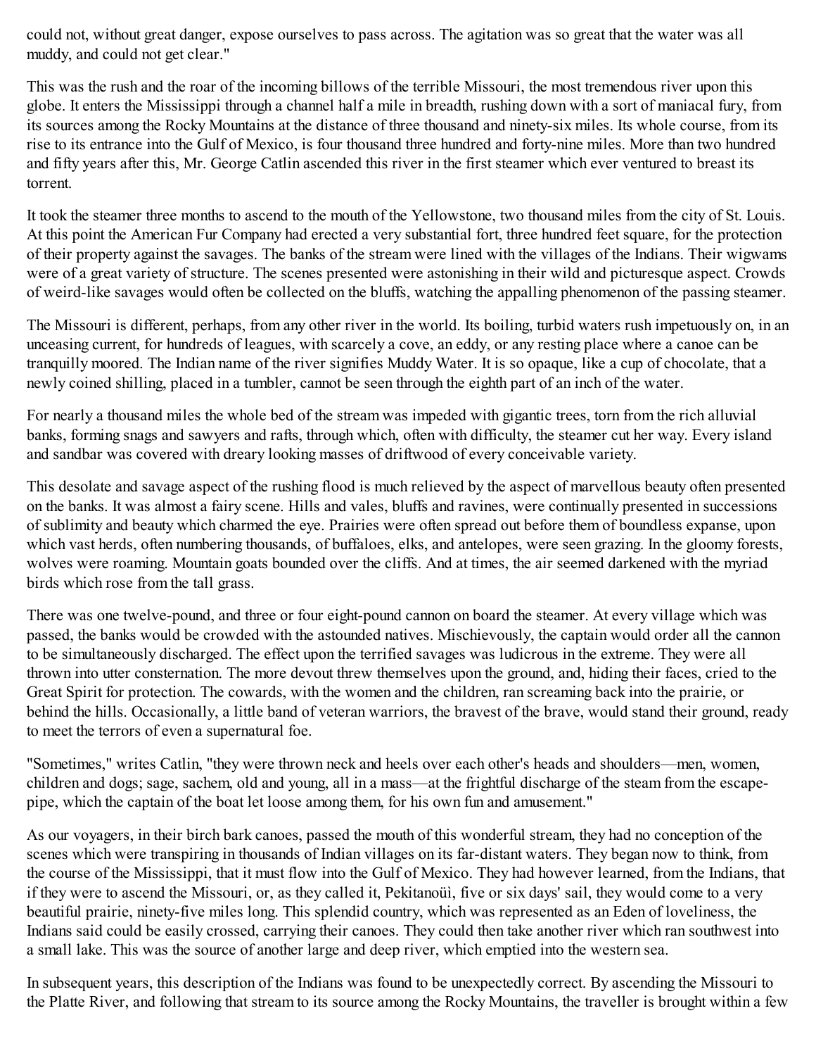could not, without great danger, expose ourselves to pass across. The agitation was so great that the water was all muddy, and could not get clear."

This was the rush and the roar of the incoming billows of the terrible Missouri, the most tremendous river upon this globe. It enters the Mississippi through a channel half a mile in breadth, rushing down with a sort of maniacal fury, from its sources among the Rocky Mountains at the distance of three thousand and ninety-six miles. Its whole course, from its rise to its entrance into the Gulf of Mexico, is four thousand three hundred and forty-nine miles. More than two hundred and fifty years after this, Mr. George Catlin ascended this river in the first steamer which ever ventured to breast its torrent.

It took the steamer three months to ascend to the mouth of the Yellowstone, two thousand miles from the city of St. Louis. At this point the American Fur Company had erected a very substantial fort, three hundred feet square, for the protection of their property against the savages. The banks of the stream were lined with the villages of the Indians. Their wigwams were of a great variety of structure. The scenes presented were astonishing in their wild and picturesque aspect. Crowds of weird-like savages would often be collected on the bluffs, watching the appalling phenomenon of the passing steamer.

The Missouri is different, perhaps, from any other river in the world. Its boiling, turbid waters rush impetuously on, in an unceasing current, for hundreds of leagues, with scarcely a cove, an eddy, or any resting place where a canoe can be tranquilly moored. The Indian name of the river signifies Muddy Water. It is so opaque, like a cup of chocolate, that a newly coined shilling, placed in a tumbler, cannot be seen through the eighth part of an inch of the water.

For nearly a thousand miles the whole bed of the stream was impeded with gigantic trees, torn from the rich alluvial banks, forming snags and sawyers and rafts, through which, often with difficulty, the steamer cut her way. Every island and sandbar was covered with dreary looking masses of driftwood of every conceivable variety.

This desolate and savage aspect of the rushing flood is much relieved by the aspect of marvellous beauty often presented on the banks. It was almost a fairy scene. Hills and vales, bluffs and ravines, were continually presented in successions of sublimity and beauty which charmed the eye. Prairies were often spread out before them of boundless expanse, upon which vast herds, often numbering thousands, of buffaloes, elks, and antelopes, were seen grazing. In the gloomy forests, wolves were roaming. Mountain goats bounded over the cliffs. And at times, the air seemed darkened with the myriad birds which rose from the tall grass.

There was one twelve-pound, and three or four eight-pound cannon on board the steamer. At every village which was passed, the banks would be crowded with the astounded natives. Mischievously, the captain would order all the cannon to be simultaneously discharged. The effect upon the terrified savages was ludicrous in the extreme. They were all thrown into utter consternation. The more devout threw themselves upon the ground, and, hiding their faces, cried to the Great Spirit for protection. The cowards, with the women and the children, ran screaming back into the prairie, or behind the hills. Occasionally, a little band of veteran warriors, the bravest of the brave, would stand their ground, ready to meet the terrors of even a supernatural foe.

"Sometimes," writes Catlin, "they were thrown neck and heels over each other's heads and shoulders—men, women, children and dogs; sage, sachem, old and young, all in a mass—at the frightful discharge of the steam from the escape-pipe, which the captain of the boat let loose among them, for his own fun and amusement."

As our voyagers, in their birch bark canoes, passed the mouth of this wonderful stream, they had no conception of the scenes which were transpiring in thousands of Indian villages on its far-distant waters. They began now to think, from the course of the Mississippi, that it must flow into the Gulf of Mexico. They had however learned, from the Indians, that if they were to ascend the Missouri, or, as they called it, Pekitanoüi, five or six days' sail, they would come to a very beautiful prairie, ninety-five miles long. This splendid country, which was represented as an Eden of loveliness, the Indians said could be easily crossed, carrying their canoes. They could then take another river which ran southwest into a small lake. This was the source of another large and deep river, which emptied into the western sea.

In subsequent years, this description of the Indians was found to be unexpectedly correct. By ascending the Missouri to the Platte River, and following that stream to its source among the Rocky Mountains, the traveller is brought within a few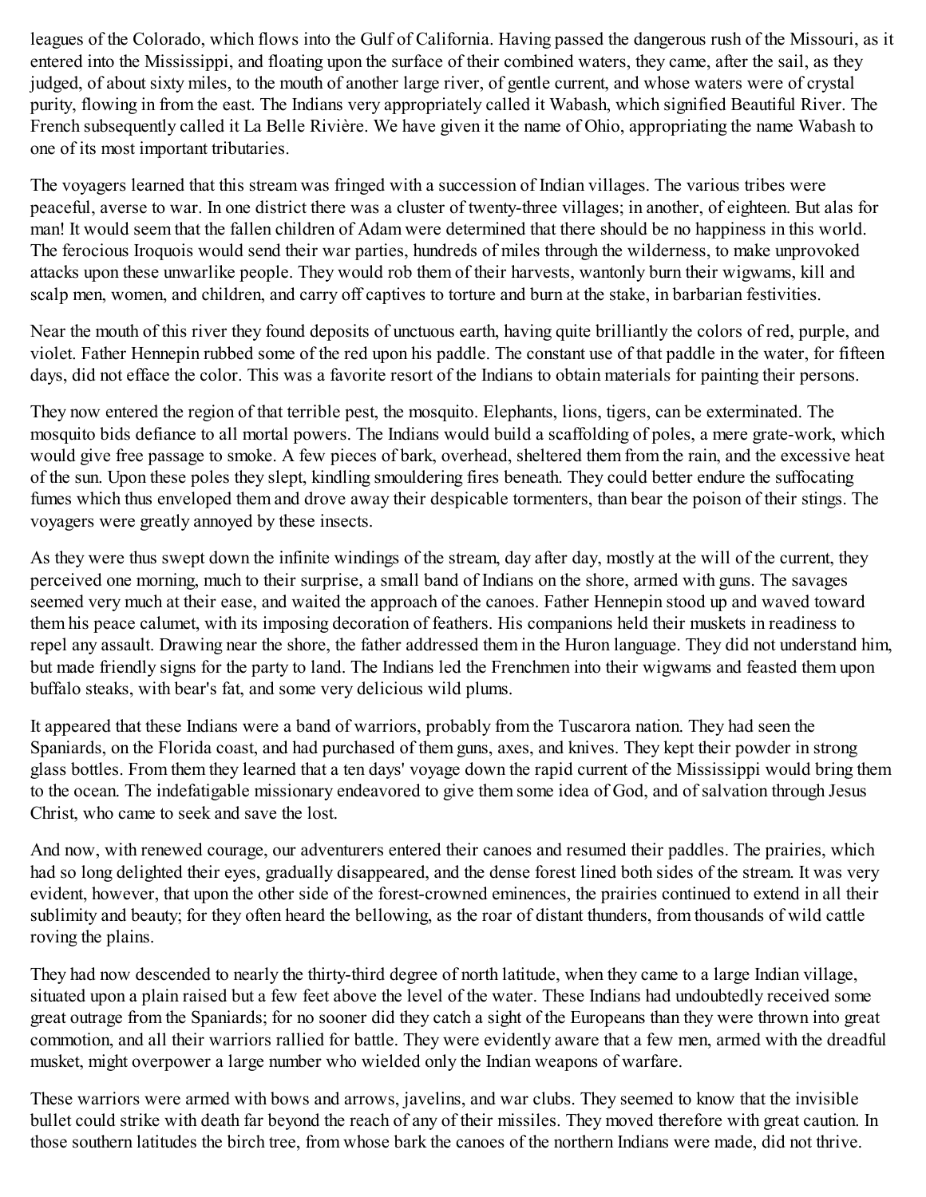leagues of the Colorado, which flows into the Gulf of California. Having passed the dangerous rush of the Missouri, as it entered into the Mississippi, and floating upon the surface of their combined waters, they came, after the sail, as they judged, of about sixty miles, to the mouth of another large river, of gentle current, and whose waters were of crystal purity, flowing in from the east. The Indians very appropriately called it Wabash, which signified Beautiful River. The French subsequently called it La Belle Rivière. We have given it the name of Ohio, appropriating the name Wabash to one of its most important tributaries.

The voyagers learned that this stream was fringed with a succession of Indian villages. The various tribes were peaceful, averse to war. In one district there was a cluster of twenty-three villages; in another, of eighteen. But alas for man! It would seem that the fallen children of Adam were determined that there should be no happiness in this world. The ferocious Iroquois would send their war parties, hundreds of miles through the wilderness, to make unprovoked attacks upon these unwarlike people. They would rob them of their harvests, wantonly burn their wigwams, kill and scalp men, women, and children, and carry off captives to torture and burn at the stake, in barbarian festivities.

Near the mouth of this river they found deposits of unctuous earth, having quite brilliantly the colors of red, purple, and violet. Father Hennepin rubbed some of the red upon his paddle. The constant use of that paddle in the water, for fifteen days, did not efface the color. This was a favorite resort of the Indians to obtain materials for painting their persons.

They now entered the region of that terrible pest, the mosquito. Elephants, lions, tigers, can be exterminated. The mosquito bids defiance to all mortal powers. The Indians would build a scaffolding of poles, a mere grate-work, which would give free passage to smoke. A few pieces of bark, overhead, sheltered them from the rain, and the excessive heat of the sun. Upon these poles they slept, kindling smouldering fires beneath. They could better endure the suffocating fumes which thus enveloped them and drove away their despicable tormenters, than bear the poison of their stings. The voyagers were greatly annoyed by these insects.

As they were thus swept down the infinite windings of the stream, day after day, mostly at the will of the current, they perceived one morning, much to their surprise, a small band of Indians on the shore, armed with guns. The savages seemed very much at their ease, and waited the approach of the canoes. Father Hennepin stood up and waved toward them his peace calumet, with its imposing decoration of feathers. His companions held their muskets in readiness to repel any assault. Drawing near the shore, the father addressed them in the Huron language. They did not understand him, but made friendly signs for the party to land. The Indians led the Frenchmen into their wigwams and feasted them upon buffalo steaks, with bear's fat, and some very delicious wild plums.

It appeared that these Indians were a band of warriors, probably from the Tuscarora nation. They had seen the Spaniards, on the Florida coast, and had purchased of them guns, axes, and knives. They kept their powder in strong glass bottles. From them they learned that a ten days' voyage down the rapid current of the Mississippi would bring them to the ocean. The indefatigable missionary endeavored to give them some idea of God, and of salvation through Jesus Christ, who came to seek and save the lost.

And now, with renewed courage, our adventurers entered their canoes and resumed their paddles. The prairies, which had so long delighted their eyes, gradually disappeared, and the dense forest lined both sides of the stream. It was very evident, however, that upon the other side of the forest-crowned eminences, the prairies continued to extend in all their sublimity and beauty; for they often heard the bellowing, as the roar of distant thunders, from thousands of wild cattle roving the plains.

They had now descended to nearly the thirty-third degree of north latitude, when they came to a large Indian village, situated upon a plain raised but a few feet above the level of the water. These Indians had undoubtedly received some great outrage from the Spaniards; for no sooner did they catch a sight of the Europeans than they were thrown into great commotion, and all their warriors rallied for battle. They were evidently aware that a few men, armed with the dreadful musket, might overpower a large number who wielded only the Indian weapons of warfare.

These warriors were armed with bows and arrows, javelins, and war clubs. They seemed to know that the invisible bullet could strike with death far beyond the reach of any of their missiles. They moved therefore with great caution. In those southern latitudes the birch tree, from whose bark the canoes of the northern Indians were made, did not thrive.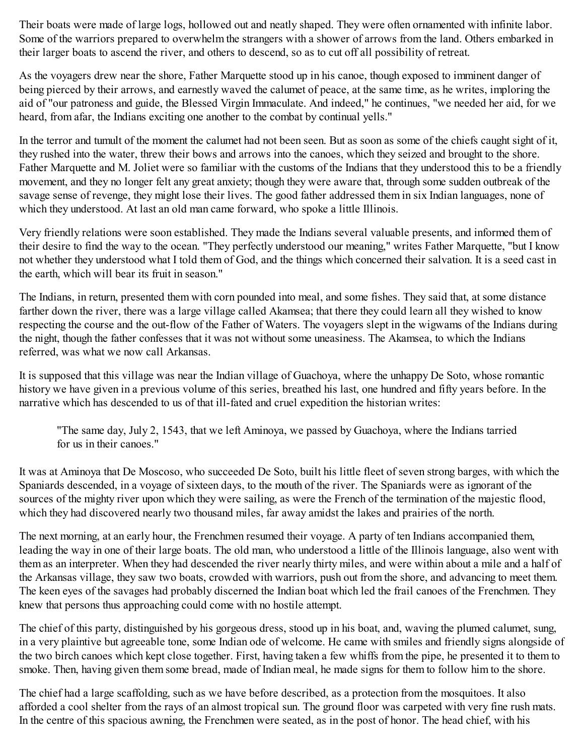Their boats were made of large logs, hollowed out and neatly shaped. They were often ornamented with infinite labor. Some of the warriors prepared to overwhelm the strangers with a shower of arrows from the land. Others embarked in their larger boats to ascend the river, and others to descend, so as to cut off all possibility of retreat.

As the voyagers drew near the shore, Father Marquette stood up in his canoe, though exposed to imminent danger of being pierced by their arrows, and earnestly waved the calumet of peace, at the same time, as he writes, imploring the aid of "our patroness and guide, the Blessed Virgin Immaculate. And indeed," he continues, "we needed her aid, for we heard, from afar, the Indians exciting one another to the combat by continual yells."

In the terror and tumult of the moment the calumet had not been seen. But as soon as some of the chiefs caught sight of it, they rushed into the water, threw their bows and arrows into the canoes, which they seized and brought to the shore. Father Marquette and M. Joliet were so familiar with the customs of the Indians that they understood this to be a friendly movement, and they no longer felt any great anxiety; though they were aware that, through some sudden outbreak of the savage sense of revenge, they might lose their lives. The good father addressed them in six Indian languages, none of which they understood. At last an old man came forward, who spoke a little Illinois.

Very friendly relations were soon established. They made the Indians several valuable presents, and informed them of their desire to find the way to the ocean. "They perfectly understood our meaning," writes Father Marquette, "but I know not whether they understood what I told them of God, and the things which concerned their salvation. It is a seed cast in the earth, which will bear its fruit in season."

The Indians, in return, presented them with corn pounded into meal, and some fishes. They said that, at some distance farther down the river, there was a large village called Akamsea; that there they could learn all they wished to know respecting the course and the out-flow of the Father of Waters. The voyagers slept in the wigwams of the Indians during the night, though the father confesses that it was not without some uneasiness. The Akamsea, to which the Indians referred, was what we now call Arkansas.

It is supposed that this village was near the Indian village of Guachoya, where the unhappy De Soto, whose romantic history we have given in a previous volume of this series, breathed his last, one hundred and fifty years before. In the narrative which has descended to us of that ill-fated and cruel expedition the historian writes:

> "The same day, July 2, 1543, that we left Aminoya, we passed by Guachoya, where the Indians tarried for us in their canoes."

It was at Aminoya that De Moscoso, who succeeded De Soto, built his little fleet of seven strong barges, with which the Spaniards descended, in a voyage of sixteen days, to the mouth of the river. The Spaniards were as ignorant of the sources of the mighty river upon which they were sailing, as were the French of the termination of the majestic flood, which they had discovered nearly two thousand miles, far away amidst the lakes and prairies of the north.

The next morning, at an early hour, the Frenchmen resumed their voyage. A party of ten Indians accompanied them, leading the way in one of their large boats. The old man, who understood a little of the Illinois language, also went with them as an interpreter. When they had descended the river nearly thirty miles, and were within about a mile and a half of the Arkansas village, they saw two boats, crowded with warriors, push out from the shore, and advancing to meet them. The keen eyes of the savages had probably discerned the Indian boat which led the frail canoes of the Frenchmen. They knew that persons thus approaching could come with no hostile attempt.

The chief of this party, distinguished by his gorgeous dress, stood up in his boat, and, waving the plumed calumet, sung, in a very plaintive but agreeable tone, some Indian ode of welcome. He came with smiles and friendly signs alongside of the two birch canoes which kept close together. First, having taken a few whiffs from the pipe, he presented it to them to smoke. Then, having given them some bread, made of Indian meal, he made signs for them to follow him to the shore.

The chief had a large scaffolding, such as we have before described, as a protection from the mosquitoes. It also afforded a cool shelter from the rays of an almost tropical sun. The ground floor was carpeted with very fine rush mats. In the centre of this spacious awning, the Frenchmen were seated, as in the post of honor. The head chief, with his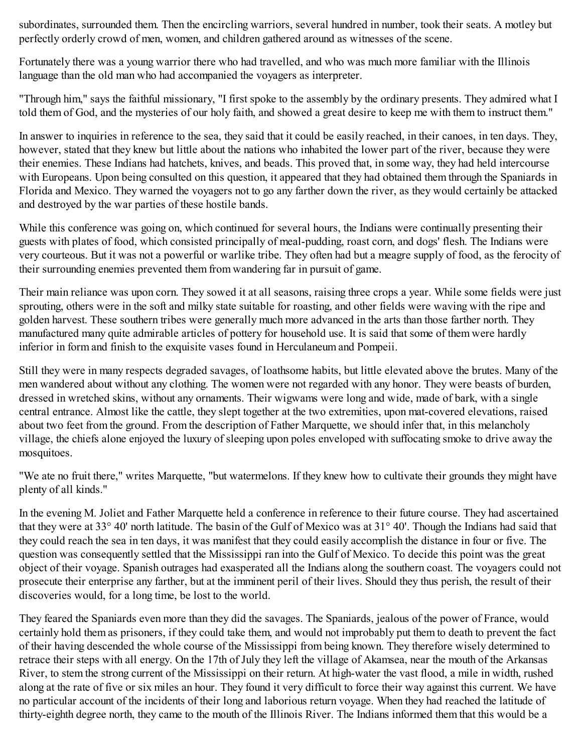subordinates, surrounded them. Then the encircling warriors, several hundred in number, took their seats. A motley but perfectly orderly crowd of men, women, and children gathered around as witnesses of the scene.

Fortunately there was a young warrior there who had travelled, and who was much more familiar with the Illinois language than the old man who had accompanied the voyagers as interpreter.

"Through him," says the faithful missionary, "I first spoke to the assembly by the ordinary presents. They admired what I told them of God, and the mysteries of our holy faith, and showed a great desire to keep me with them to instruct them."

In answer to inquiries in reference to the sea, they said that it could be easily reached, in their canoes, in ten days. They, however, stated that they knew but little about the nations who inhabited the lower part of the river, because they were their enemies. These Indians had hatchets, knives, and beads. This proved that, in some way, they had held intercourse with Europeans. Upon being consulted on this question, it appeared that they had obtained them through the Spaniards in Florida and Mexico. They warned the voyagers not to go any farther down the river, as they would certainly be attacked and destroyed by the war parties of these hostile bands.

While this conference was going on, which continued for several hours, the Indians were continually presenting their guests with plates of food, which consisted principally of meal-pudding, roast corn, and dogs' flesh. The Indians were very courteous. But it was not a powerful or warlike tribe. They often had but a meagre supply of food, as the ferocity of their surrounding enemies prevented them from wandering far in pursuit of game.

Their main reliance was upon corn. They sowed it at all seasons, raising three crops a year. While some fields were just sprouting, others were in the soft and milky state suitable for roasting, and other fields were waving with the ripe and golden harvest. These southern tribes were generally much more advanced in the arts than those farther north. They manufactured many quite admirable articles of pottery for household use. It is said that some of them were hardly inferior in form and finish to the exquisite vases found in Herculaneum and Pompeii.

Still they were in many respects degraded savages, of loathsome habits, but little elevated above the brutes. Many of the men wandered about without any clothing. The women were not regarded with any honor. They were beasts of burden, dressed in wretched skins, without any ornaments. Their wigwams were long and wide, made of bark, with a single central entrance. Almost like the cattle, they slept together at the two extremities, upon mat-covered elevations, raised about two feet from the ground. From the description of Father Marquette, we should infer that, in this melancholy village, the chiefs alone enjoyed the luxury of sleeping upon poles enveloped with suffocating smoke to drive away the mosquitoes.

"We ate no fruit there," writes Marquette, "but watermelons. If they knew how to cultivate their grounds they might have plenty of all kinds."

In the evening M. Joliet and Father Marquette held a conference in reference to their future course. They had ascertained that they were at 33° 40' north latitude. The basin of the Gulf of Mexico was at 31° 40'. Though the Indians had said that they could reach the sea in ten days, it was manifest that they could easily accomplish the distance in four or five. The question was consequently settled that the Mississippi ran into the Gulf of Mexico. To decide this point was the great object of their voyage. Spanish outrages had exasperated all the Indians along the southern coast. The voyagers could not prosecute their enterprise any farther, but at the imminent peril of their lives. Should they thus perish, the result of their discoveries would, for a long time, be lost to the world.

They feared the Spaniards even more than they did the savages. The Spaniards, jealous of the power of France, would certainly hold them as prisoners, if they could take them, and would not improbably put them to death to prevent the fact of their having descended the whole course of the Mississippi from being known. They therefore wisely determined to retrace their steps with all energy. On the 17th of July they left the village of Akamsea, near the mouth of the Arkansas River, to stem the strong current of the Mississippi on their return. At high-water the vast flood, a mile in width, rushed along at the rate of five or six miles an hour. They found it very difficult to force their way against this current. We have no particular account of the incidents of their long and laborious return voyage. When they had reached the latitude of thirty-eighth degree north, they came to the mouth of the Illinois River. The Indians informed them that this would be a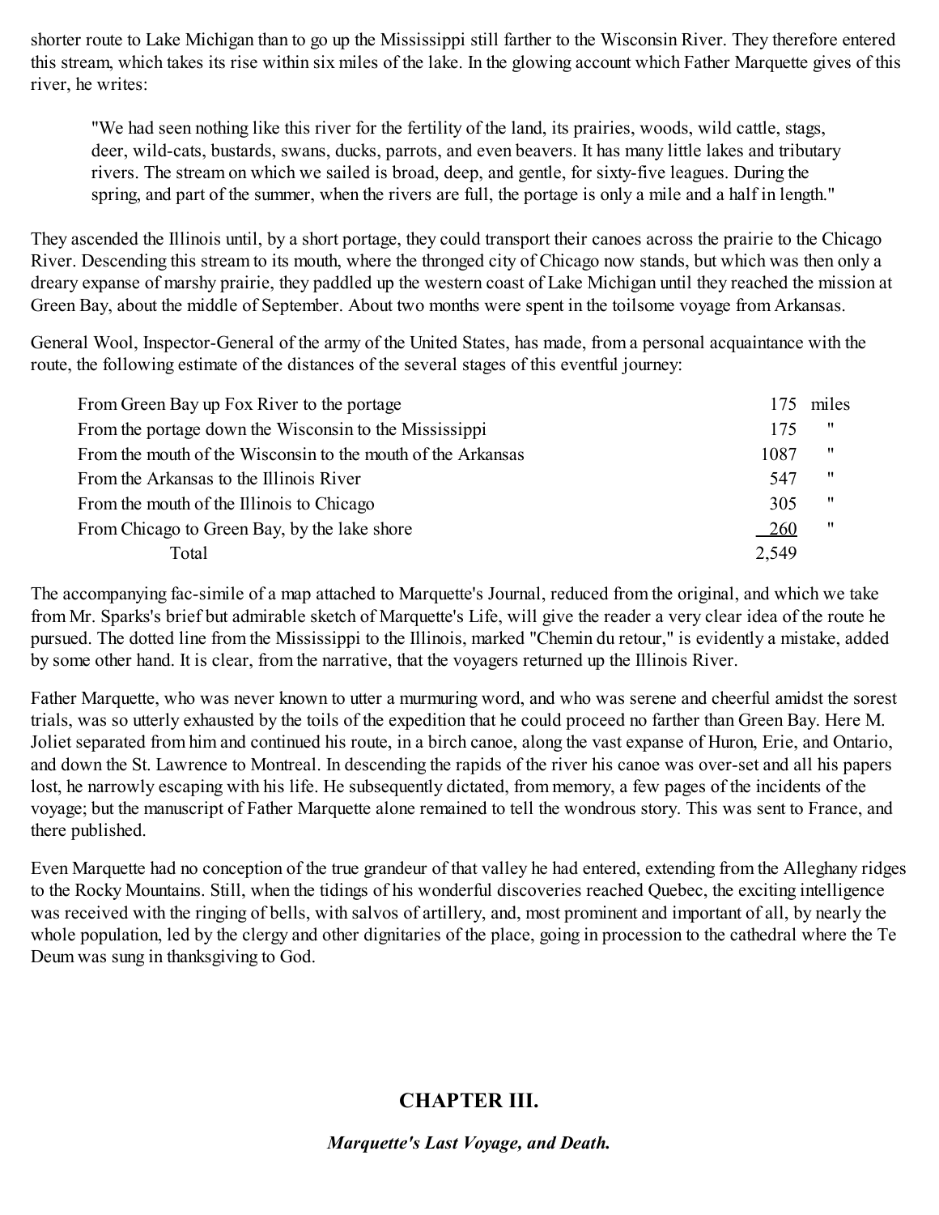shorter route to Lake Michigan than to go up the Mississippi still farther to the Wisconsin River. They therefore entered this stream, which takes its rise within six miles of the lake. In the glowing account which Father Marquette gives of this river, he writes:

> "We had seen nothing like this river for the fertility of the land, its prairies, woods, wild cattle, stags, deer, wild-cats, bustards, swans, ducks, parrots, and even beavers. It has many little lakes and tributary rivers. The stream on which we sailed is broad, deep, and gentle, for sixty-five leagues. During the spring, and part of the summer, when the rivers are full, the portage is only a mile and a half in length."

They ascended the Illinois until, by a short portage, they could transport their canoes across the prairie to the Chicago River. Descending this stream to its mouth, where the thronged city of Chicago now stands, but which was then only a dreary expanse of marshy prairie, they paddled up the western coast of Lake Michigan until they reached the mission at Green Bay, about the middle of September. About two months were spent in the toilsome voyage from Arkansas.

General Wool, Inspector-General of the army of the United States, has made, from a personal acquaintance with the route, the following estimate of the distances of the several stages of this eventful journey:

| | | |
|---|---|---|
| From Green Bay up Fox River to the portage | 175 | miles |
| From the portage down the Wisconsin to the Mississippi | 175 | " |
| From the mouth of the Wisconsin to the mouth of the Arkansas | 1087 | " |
| From the Arkansas to the Illinois River | 547 | " |
| From the mouth of the Illinois to Chicago | 305 | " |
| From Chicago to Green Bay, by the lake shore | 260 | " |
| Total | 2,549 | |

The accompanying fac-simile of a map attached to Marquette's Journal, reduced from the original, and which we take from Mr. Sparks's brief but admirable sketch of Marquette's Life, will give the reader a very clear idea of the route he pursued. The dotted line from the Mississippi to the Illinois, marked "Chemin du retour," is evidently a mistake, added by some other hand. It is clear, from the narrative, that the voyagers returned up the Illinois River.

Father Marquette, who was never known to utter a murmuring word, and who was serene and cheerful amidst the sorest trials, was so utterly exhausted by the toils of the expedition that he could proceed no farther than Green Bay. Here M. Joliet separated from him and continued his route, in a birch canoe, along the vast expanse of Huron, Erie, and Ontario, and down the St. Lawrence to Montreal. In descending the rapids of the river his canoe was over-set and all his papers lost, he narrowly escaping with his life. He subsequently dictated, from memory, a few pages of the incidents of the voyage; but the manuscript of Father Marquette alone remained to tell the wondrous story. This was sent to France, and there published.

Even Marquette had no conception of the true grandeur of that valley he had entered, extending from the Alleghany ridges to the Rocky Mountains. Still, when the tidings of his wonderful discoveries reached Quebec, the exciting intelligence was received with the ringing of bells, with salvos of artillery, and, most prominent and important of all, by nearly the whole population, led by the clergy and other dignitaries of the place, going in procession to the cathedral where the Te Deum was sung in thanksgiving to God.

## CHAPTER III.

***Marquette's Last Voyage, and Death.***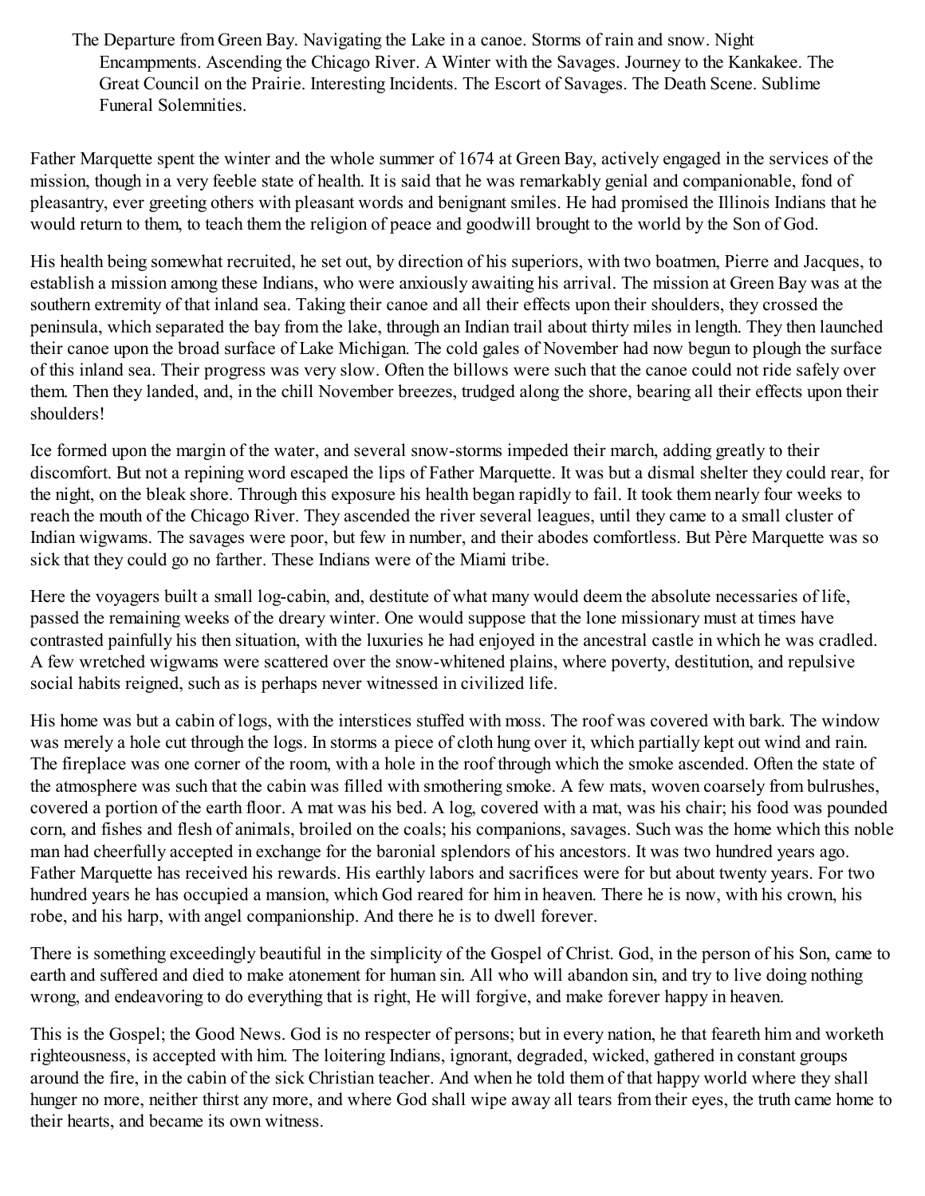The Departure from Green Bay. Navigating the Lake in a canoe. Storms of rain and snow. Night Encampments. Ascending the Chicago River. A Winter with the Savages. Journey to the Kankakee. The Great Council on the Prairie. Interesting Incidents. The Escort of Savages. The Death Scene. Sublime Funeral Solemnities.

Father Marquette spent the winter and the whole summer of 1674 at Green Bay, actively engaged in the services of the mission, though in a very feeble state of health. It is said that he was remarkably genial and companionable, fond of pleasantry, ever greeting others with pleasant words and benignant smiles. He had promised the Illinois Indians that he would return to them, to teach them the religion of peace and goodwill brought to the world by the Son of God.

His health being somewhat recruited, he set out, by direction of his superiors, with two boatmen, Pierre and Jacques, to establish a mission among these Indians, who were anxiously awaiting his arrival. The mission at Green Bay was at the southern extremity of that inland sea. Taking their canoe and all their effects upon their shoulders, they crossed the peninsula, which separated the bay from the lake, through an Indian trail about thirty miles in length. They then launched their canoe upon the broad surface of Lake Michigan. The cold gales of November had now begun to plough the surface of this inland sea. Their progress was very slow. Often the billows were such that the canoe could not ride safely over them. Then they landed, and, in the chill November breezes, trudged along the shore, bearing all their effects upon their shoulders!

Ice formed upon the margin of the water, and several snow-storms impeded their march, adding greatly to their discomfort. But not a repining word escaped the lips of Father Marquette. It was but a dismal shelter they could rear, for the night, on the bleak shore. Through this exposure his health began rapidly to fail. It took them nearly four weeks to reach the mouth of the Chicago River. They ascended the river several leagues, until they came to a small cluster of Indian wigwams. The savages were poor, but few in number, and their abodes comfortless. But Père Marquette was so sick that they could go no farther. These Indians were of the Miami tribe.

Here the voyagers built a small log-cabin, and, destitute of what many would deem the absolute necessaries of life, passed the remaining weeks of the dreary winter. One would suppose that the lone missionary must at times have contrasted painfully his then situation, with the luxuries he had enjoyed in the ancestral castle in which he was cradled. A few wretched wigwams were scattered over the snow-whitened plains, where poverty, destitution, and repulsive social habits reigned, such as is perhaps never witnessed in civilized life.

His home was but a cabin of logs, with the interstices stuffed with moss. The roof was covered with bark. The window was merely a hole cut through the logs. In storms a piece of cloth hung over it, which partially kept out wind and rain. The fireplace was one corner of the room, with a hole in the roof through which the smoke ascended. Often the state of the atmosphere was such that the cabin was filled with smothering smoke. A few mats, woven coarsely from bulrushes, covered a portion of the earth floor. A mat was his bed. A log, covered with a mat, was his chair; his food was pounded corn, and fishes and flesh of animals, broiled on the coals; his companions, savages. Such was the home which this noble man had cheerfully accepted in exchange for the baronial splendors of his ancestors. It was two hundred years ago. Father Marquette has received his rewards. His earthly labors and sacrifices were for but about twenty years. For two hundred years he has occupied a mansion, which God reared for him in heaven. There he is now, with his crown, his robe, and his harp, with angel companionship. And there he is to dwell forever.

There is something exceedingly beautiful in the simplicity of the Gospel of Christ. God, in the person of his Son, came to earth and suffered and died to make atonement for human sin. All who will abandon sin, and try to live doing nothing wrong, and endeavoring to do everything that is right, He will forgive, and make forever happy in heaven.

This is the Gospel; the Good News. God is no respecter of persons; but in every nation, he that feareth him and worketh righteousness, is accepted with him. The loitering Indians, ignorant, degraded, wicked, gathered in constant groups around the fire, in the cabin of the sick Christian teacher. And when he told them of that happy world where they shall hunger no more, neither thirst any more, and where God shall wipe away all tears from their eyes, the truth came home to their hearts, and became its own witness.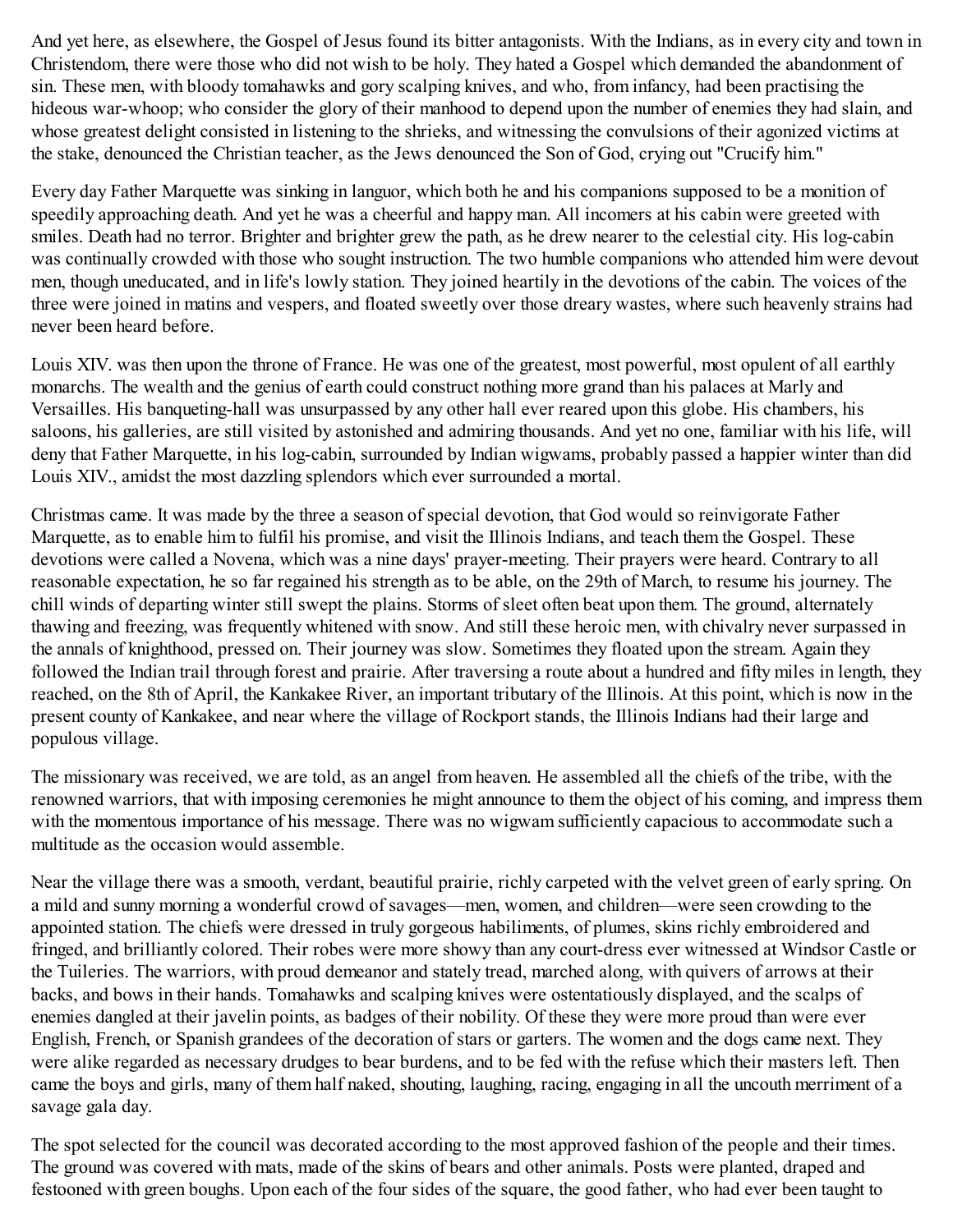And yet here, as elsewhere, the Gospel of Jesus found its bitter antagonists. With the Indians, as in every city and town in Christendom, there were those who did not wish to be holy. They hated a Gospel which demanded the abandonment of sin. These men, with bloody tomahawks and gory scalping knives, and who, from infancy, had been practising the hideous war-whoop; who consider the glory of their manhood to depend upon the number of enemies they had slain, and whose greatest delight consisted in listening to the shrieks, and witnessing the convulsions of their agonized victims at the stake, denounced the Christian teacher, as the Jews denounced the Son of God, crying out "Crucify him."

Every day Father Marquette was sinking in languor, which both he and his companions supposed to be a monition of speedily approaching death. And yet he was a cheerful and happy man. All incomers at his cabin were greeted with smiles. Death had no terror. Brighter and brighter grew the path, as he drew nearer to the celestial city. His log-cabin was continually crowded with those who sought instruction. The two humble companions who attended him were devout men, though uneducated, and in life's lowly station. They joined heartily in the devotions of the cabin. The voices of the three were joined in matins and vespers, and floated sweetly over those dreary wastes, where such heavenly strains had never been heard before.

Louis XIV. was then upon the throne of France. He was one of the greatest, most powerful, most opulent of all earthly monarchs. The wealth and the genius of earth could construct nothing more grand than his palaces at Marly and Versailles. His banqueting-hall was unsurpassed by any other hall ever reared upon this globe. His chambers, his saloons, his galleries, are still visited by astonished and admiring thousands. And yet no one, familiar with his life, will deny that Father Marquette, in his log-cabin, surrounded by Indian wigwams, probably passed a happier winter than did Louis XIV., amidst the most dazzling splendors which ever surrounded a mortal.

Christmas came. It was made by the three a season of special devotion, that God would so reinvigorate Father Marquette, as to enable him to fulfil his promise, and visit the Illinois Indians, and teach them the Gospel. These devotions were called a Novena, which was a nine days' prayer-meeting. Their prayers were heard. Contrary to all reasonable expectation, he so far regained his strength as to be able, on the 29th of March, to resume his journey. The chill winds of departing winter still swept the plains. Storms of sleet often beat upon them. The ground, alternately thawing and freezing, was frequently whitened with snow. And still these heroic men, with chivalry never surpassed in the annals of knighthood, pressed on. Their journey was slow. Sometimes they floated upon the stream. Again they followed the Indian trail through forest and prairie. After traversing a route about a hundred and fifty miles in length, they reached, on the 8th of April, the Kankakee River, an important tributary of the Illinois. At this point, which is now in the present county of Kankakee, and near where the village of Rockport stands, the Illinois Indians had their large and populous village.

The missionary was received, we are told, as an angel from heaven. He assembled all the chiefs of the tribe, with the renowned warriors, that with imposing ceremonies he might announce to them the object of his coming, and impress them with the momentous importance of his message. There was no wigwam sufficiently capacious to accommodate such a multitude as the occasion would assemble.

Near the village there was a smooth, verdant, beautiful prairie, richly carpeted with the velvet green of early spring. On a mild and sunny morning a wonderful crowd of savages—men, women, and children—were seen crowding to the appointed station. The chiefs were dressed in truly gorgeous habiliments, of plumes, skins richly embroidered and fringed, and brilliantly colored. Their robes were more showy than any court-dress ever witnessed at Windsor Castle or the Tuileries. The warriors, with proud demeanor and stately tread, marched along, with quivers of arrows at their backs, and bows in their hands. Tomahawks and scalping knives were ostentatiously displayed, and the scalps of enemies dangled at their javelin points, as badges of their nobility. Of these they were more proud than were ever English, French, or Spanish grandees of the decoration of stars or garters. The women and the dogs came next. They were alike regarded as necessary drudges to bear burdens, and to be fed with the refuse which their masters left. Then came the boys and girls, many of them half naked, shouting, laughing, racing, engaging in all the uncouth merriment of a savage gala day.

The spot selected for the council was decorated according to the most approved fashion of the people and their times. The ground was covered with mats, made of the skins of bears and other animals. Posts were planted, draped and festooned with green boughs. Upon each of the four sides of the square, the good father, who had ever been taught to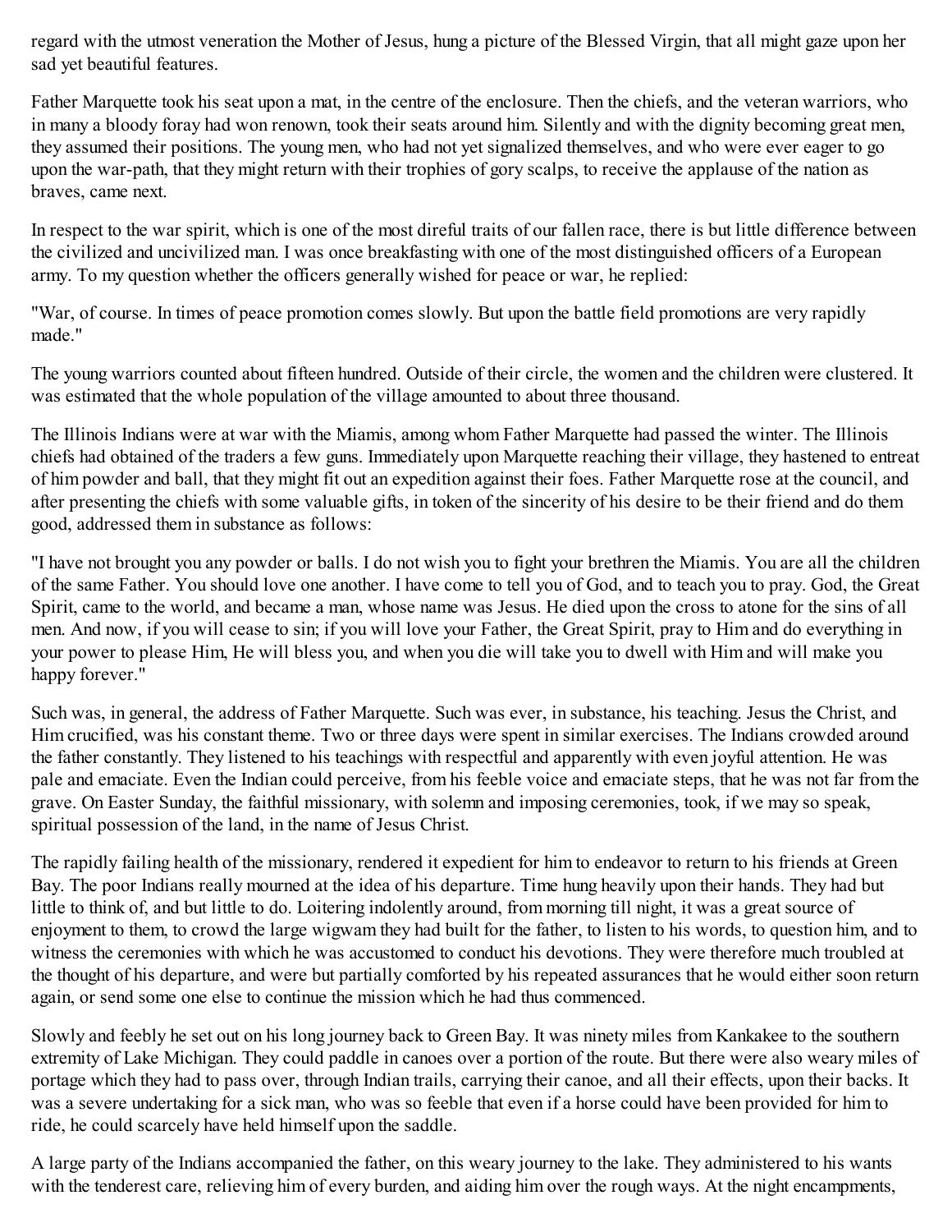regard with the utmost veneration the Mother of Jesus, hung a picture of the Blessed Virgin, that all might gaze upon her sad yet beautiful features.

Father Marquette took his seat upon a mat, in the centre of the enclosure. Then the chiefs, and the veteran warriors, who in many a bloody foray had won renown, took their seats around him. Silently and with the dignity becoming great men, they assumed their positions. The young men, who had not yet signalized themselves, and who were ever eager to go upon the war-path, that they might return with their trophies of gory scalps, to receive the applause of the nation as braves, came next.

In respect to the war spirit, which is one of the most direful traits of our fallen race, there is but little difference between the civilized and uncivilized man. I was once breakfasting with one of the most distinguished officers of a European army. To my question whether the officers generally wished for peace or war, he replied:

"War, of course. In times of peace promotion comes slowly. But upon the battle field promotions are very rapidly made."

The young warriors counted about fifteen hundred. Outside of their circle, the women and the children were clustered. It was estimated that the whole population of the village amounted to about three thousand.

The Illinois Indians were at war with the Miamis, among whom Father Marquette had passed the winter. The Illinois chiefs had obtained of the traders a few guns. Immediately upon Marquette reaching their village, they hastened to entreat of him powder and ball, that they might fit out an expedition against their foes. Father Marquette rose at the council, and after presenting the chiefs with some valuable gifts, in token of the sincerity of his desire to be their friend and do them good, addressed them in substance as follows:

"I have not brought you any powder or balls. I do not wish you to fight your brethren the Miamis. You are all the children of the same Father. You should love one another. I have come to tell you of God, and to teach you to pray. God, the Great Spirit, came to the world, and became a man, whose name was Jesus. He died upon the cross to atone for the sins of all men. And now, if you will cease to sin; if you will love your Father, the Great Spirit, pray to Him and do everything in your power to please Him, He will bless you, and when you die will take you to dwell with Him and will make you happy forever."

Such was, in general, the address of Father Marquette. Such was ever, in substance, his teaching. Jesus the Christ, and Him crucified, was his constant theme. Two or three days were spent in similar exercises. The Indians crowded around the father constantly. They listened to his teachings with respectful and apparently with even joyful attention. He was pale and emaciate. Even the Indian could perceive, from his feeble voice and emaciate steps, that he was not far from the grave. On Easter Sunday, the faithful missionary, with solemn and imposing ceremonies, took, if we may so speak, spiritual possession of the land, in the name of Jesus Christ.

The rapidly failing health of the missionary, rendered it expedient for him to endeavor to return to his friends at Green Bay. The poor Indians really mourned at the idea of his departure. Time hung heavily upon their hands. They had but little to think of, and but little to do. Loitering indolently around, from morning till night, it was a great source of enjoyment to them, to crowd the large wigwam they had built for the father, to listen to his words, to question him, and to witness the ceremonies with which he was accustomed to conduct his devotions. They were therefore much troubled at the thought of his departure, and were but partially comforted by his repeated assurances that he would either soon return again, or send some one else to continue the mission which he had thus commenced.

Slowly and feebly he set out on his long journey back to Green Bay. It was ninety miles from Kankakee to the southern extremity of Lake Michigan. They could paddle in canoes over a portion of the route. But there were also weary miles of portage which they had to pass over, through Indian trails, carrying their canoe, and all their effects, upon their backs. It was a severe undertaking for a sick man, who was so feeble that even if a horse could have been provided for him to ride, he could scarcely have held himself upon the saddle.

A large party of the Indians accompanied the father, on this weary journey to the lake. They administered to his wants with the tenderest care, relieving him of every burden, and aiding him over the rough ways. At the night encampments,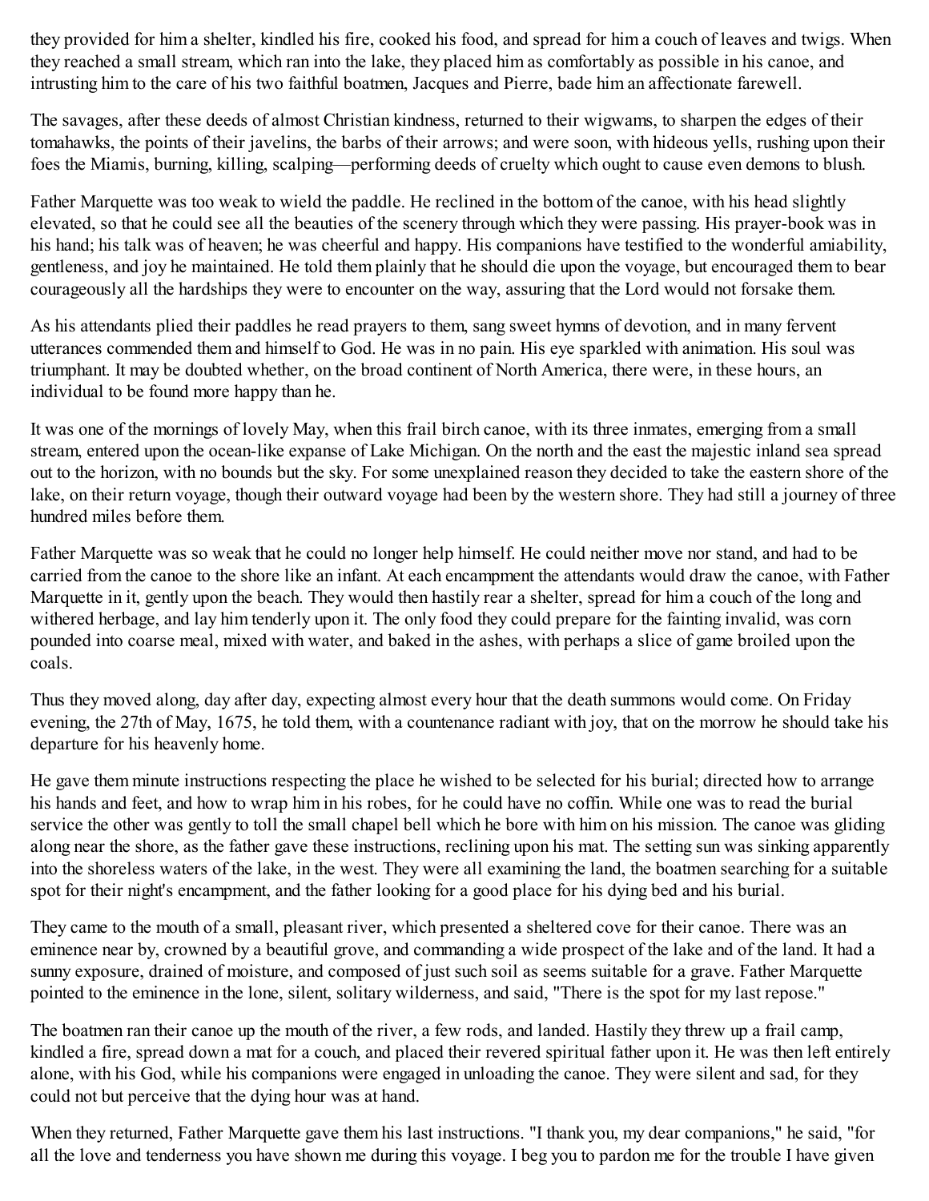they provided for him a shelter, kindled his fire, cooked his food, and spread for him a couch of leaves and twigs. When they reached a small stream, which ran into the lake, they placed him as comfortably as possible in his canoe, and intrusting him to the care of his two faithful boatmen, Jacques and Pierre, bade him an affectionate farewell.

The savages, after these deeds of almost Christian kindness, returned to their wigwams, to sharpen the edges of their tomahawks, the points of their javelins, the barbs of their arrows; and were soon, with hideous yells, rushing upon their foes the Miamis, burning, killing, scalping—performing deeds of cruelty which ought to cause even demons to blush.

Father Marquette was too weak to wield the paddle. He reclined in the bottom of the canoe, with his head slightly elevated, so that he could see all the beauties of the scenery through which they were passing. His prayer-book was in his hand; his talk was of heaven; he was cheerful and happy. His companions have testified to the wonderful amiability, gentleness, and joy he maintained. He told them plainly that he should die upon the voyage, but encouraged them to bear courageously all the hardships they were to encounter on the way, assuring that the Lord would not forsake them.

As his attendants plied their paddles he read prayers to them, sang sweet hymns of devotion, and in many fervent utterances commended them and himself to God. He was in no pain. His eye sparkled with animation. His soul was triumphant. It may be doubted whether, on the broad continent of North America, there were, in these hours, an individual to be found more happy than he.

It was one of the mornings of lovely May, when this frail birch canoe, with its three inmates, emerging from a small stream, entered upon the ocean-like expanse of Lake Michigan. On the north and the east the majestic inland sea spread out to the horizon, with no bounds but the sky. For some unexplained reason they decided to take the eastern shore of the lake, on their return voyage, though their outward voyage had been by the western shore. They had still a journey of three hundred miles before them.

Father Marquette was so weak that he could no longer help himself. He could neither move nor stand, and had to be carried from the canoe to the shore like an infant. At each encampment the attendants would draw the canoe, with Father Marquette in it, gently upon the beach. They would then hastily rear a shelter, spread for him a couch of the long and withered herbage, and lay him tenderly upon it. The only food they could prepare for the fainting invalid, was corn pounded into coarse meal, mixed with water, and baked in the ashes, with perhaps a slice of game broiled upon the coals.

Thus they moved along, day after day, expecting almost every hour that the death summons would come. On Friday evening, the 27th of May, 1675, he told them, with a countenance radiant with joy, that on the morrow he should take his departure for his heavenly home.

He gave them minute instructions respecting the place he wished to be selected for his burial; directed how to arrange his hands and feet, and how to wrap him in his robes, for he could have no coffin. While one was to read the burial service the other was gently to toll the small chapel bell which he bore with him on his mission. The canoe was gliding along near the shore, as the father gave these instructions, reclining upon his mat. The setting sun was sinking apparently into the shoreless waters of the lake, in the west. They were all examining the land, the boatmen searching for a suitable spot for their night's encampment, and the father looking for a good place for his dying bed and his burial.

They came to the mouth of a small, pleasant river, which presented a sheltered cove for their canoe. There was an eminence near by, crowned by a beautiful grove, and commanding a wide prospect of the lake and of the land. It had a sunny exposure, drained of moisture, and composed of just such soil as seems suitable for a grave. Father Marquette pointed to the eminence in the lone, silent, solitary wilderness, and said, "There is the spot for my last repose."

The boatmen ran their canoe up the mouth of the river, a few rods, and landed. Hastily they threw up a frail camp, kindled a fire, spread down a mat for a couch, and placed their revered spiritual father upon it. He was then left entirely alone, with his God, while his companions were engaged in unloading the canoe. They were silent and sad, for they could not but perceive that the dying hour was at hand.

When they returned, Father Marquette gave them his last instructions. "I thank you, my dear companions," he said, "for all the love and tenderness you have shown me during this voyage. I beg you to pardon me for the trouble I have given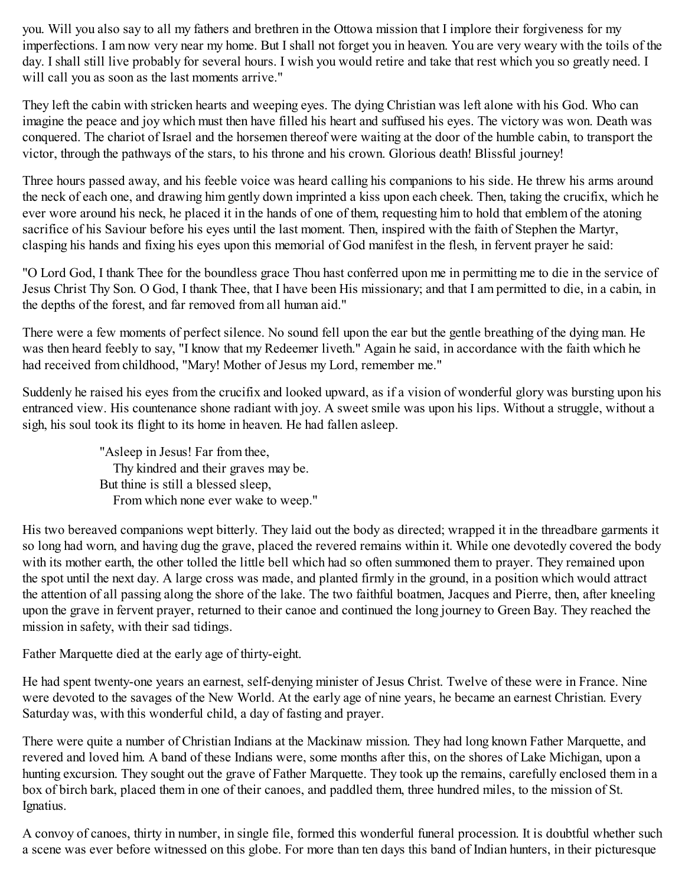you. Will you also say to all my fathers and brethren in the Ottowa mission that I implore their forgiveness for my imperfections. I am now very near my home. But I shall not forget you in heaven. You are very weary with the toils of the day. I shall still live probably for several hours. I wish you would retire and take that rest which you so greatly need. I will call you as soon as the last moments arrive."

They left the cabin with stricken hearts and weeping eyes. The dying Christian was left alone with his God. Who can imagine the peace and joy which must then have filled his heart and suffused his eyes. The victory was won. Death was conquered. The chariot of Israel and the horsemen thereof were waiting at the door of the humble cabin, to transport the victor, through the pathways of the stars, to his throne and his crown. Glorious death! Blissful journey!

Three hours passed away, and his feeble voice was heard calling his companions to his side. He threw his arms around the neck of each one, and drawing him gently down imprinted a kiss upon each cheek. Then, taking the crucifix, which he ever wore around his neck, he placed it in the hands of one of them, requesting him to hold that emblem of the atoning sacrifice of his Saviour before his eyes until the last moment. Then, inspired with the faith of Stephen the Martyr, clasping his hands and fixing his eyes upon this memorial of God manifest in the flesh, in fervent prayer he said:

"O Lord God, I thank Thee for the boundless grace Thou hast conferred upon me in permitting me to die in the service of Jesus Christ Thy Son. O God, I thank Thee, that I have been His missionary; and that I am permitted to die, in a cabin, in the depths of the forest, and far removed from all human aid."

There were a few moments of perfect silence. No sound fell upon the ear but the gentle breathing of the dying man. He was then heard feebly to say, "I know that my Redeemer liveth." Again he said, in accordance with the faith which he had received from childhood, "Mary! Mother of Jesus my Lord, remember me."

Suddenly he raised his eyes from the crucifix and looked upward, as if a vision of wonderful glory was bursting upon his entranced view. His countenance shone radiant with joy. A sweet smile was upon his lips. Without a struggle, without a sigh, his soul took its flight to its home in heaven. He had fallen asleep.

> "Asleep in Jesus! Far from thee,
> Thy kindred and their graves may be.
> But thine is still a blessed sleep,
> From which none ever wake to weep."

His two bereaved companions wept bitterly. They laid out the body as directed; wrapped it in the threadbare garments it so long had worn, and having dug the grave, placed the revered remains within it. While one devotedly covered the body with its mother earth, the other tolled the little bell which had so often summoned them to prayer. They remained upon the spot until the next day. A large cross was made, and planted firmly in the ground, in a position which would attract the attention of all passing along the shore of the lake. The two faithful boatmen, Jacques and Pierre, then, after kneeling upon the grave in fervent prayer, returned to their canoe and continued the long journey to Green Bay. They reached the mission in safety, with their sad tidings.

Father Marquette died at the early age of thirty-eight.

He had spent twenty-one years an earnest, self-denying minister of Jesus Christ. Twelve of these were in France. Nine were devoted to the savages of the New World. At the early age of nine years, he became an earnest Christian. Every Saturday was, with this wonderful child, a day of fasting and prayer.

There were quite a number of Christian Indians at the Mackinaw mission. They had long known Father Marquette, and revered and loved him. A band of these Indians were, some months after this, on the shores of Lake Michigan, upon a hunting excursion. They sought out the grave of Father Marquette. They took up the remains, carefully enclosed them in a box of birch bark, placed them in one of their canoes, and paddled them, three hundred miles, to the mission of St. Ignatius.

A convoy of canoes, thirty in number, in single file, formed this wonderful funeral procession. It is doubtful whether such a scene was ever before witnessed on this globe. For more than ten days this band of Indian hunters, in their picturesque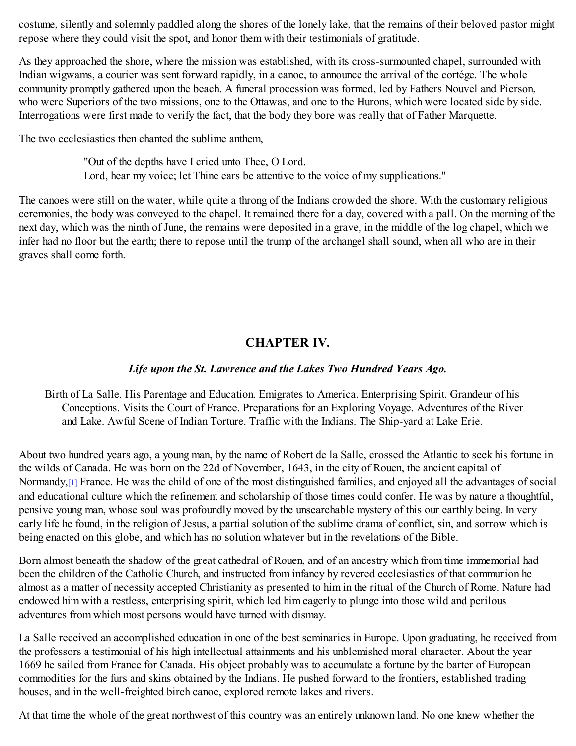costume, silently and solemnly paddled along the shores of the lonely lake, that the remains of their beloved pastor might repose where they could visit the spot, and honor them with their testimonials of gratitude.

As they approached the shore, where the mission was established, with its cross-surmounted chapel, surrounded with Indian wigwams, a courier was sent forward rapidly, in a canoe, to announce the arrival of the cortége. The whole community promptly gathered upon the beach. A funeral procession was formed, led by Fathers Nouvel and Pierson, who were Superiors of the two missions, one to the Ottawas, and one to the Hurons, which were located side by side. Interrogations were first made to verify the fact, that the body they bore was really that of Father Marquette.

The two ecclesiastics then chanted the sublime anthem,

> "Out of the depths have I cried unto Thee, O Lord.
> Lord, hear my voice; let Thine ears be attentive to the voice of my supplications."

The canoes were still on the water, while quite a throng of the Indians crowded the shore. With the customary religious ceremonies, the body was conveyed to the chapel. It remained there for a day, covered with a pall. On the morning of the next day, which was the ninth of June, the remains were deposited in a grave, in the middle of the log chapel, which we infer had no floor but the earth; there to repose until the trump of the archangel shall sound, when all who are in their graves shall come forth.

## CHAPTER IV.

### *Life upon the St. Lawrence and the Lakes Two Hundred Years Ago.*

Birth of La Salle. His Parentage and Education. Emigrates to America. Enterprising Spirit. Grandeur of his Conceptions. Visits the Court of France. Preparations for an Exploring Voyage. Adventures of the River and Lake. Awful Scene of Indian Torture. Traffic with the Indians. The Ship-yard at Lake Erie.

About two hundred years ago, a young man, by the name of Robert de la Salle, crossed the Atlantic to seek his fortune in the wilds of Canada. He was born on the 22d of November, 1643, in the city of Rouen, the ancient capital of Normandy,[1] France. He was the child of one of the most distinguished families, and enjoyed all the advantages of social and educational culture which the refinement and scholarship of those times could confer. He was by nature a thoughtful, pensive young man, whose soul was profoundly moved by the unsearchable mystery of this our earthly being. In very early life he found, in the religion of Jesus, a partial solution of the sublime drama of conflict, sin, and sorrow which is being enacted on this globe, and which has no solution whatever but in the revelations of the Bible.

Born almost beneath the shadow of the great cathedral of Rouen, and of an ancestry which from time immemorial had been the children of the Catholic Church, and instructed from infancy by revered ecclesiastics of that communion he almost as a matter of necessity accepted Christianity as presented to him in the ritual of the Church of Rome. Nature had endowed him with a restless, enterprising spirit, which led him eagerly to plunge into those wild and perilous adventures from which most persons would have turned with dismay.

La Salle received an accomplished education in one of the best seminaries in Europe. Upon graduating, he received from the professors a testimonial of his high intellectual attainments and his unblemished moral character. About the year 1669 he sailed from France for Canada. His object probably was to accumulate a fortune by the barter of European commodities for the furs and skins obtained by the Indians. He pushed forward to the frontiers, established trading houses, and in the well-freighted birch canoe, explored remote lakes and rivers.

At that time the whole of the great northwest of this country was an entirely unknown land. No one knew whether the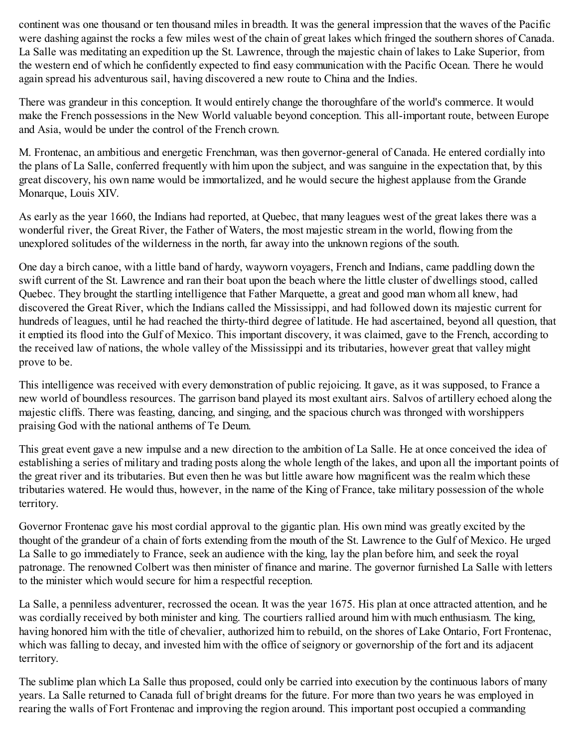continent was one thousand or ten thousand miles in breadth. It was the general impression that the waves of the Pacific were dashing against the rocks a few miles west of the chain of great lakes which fringed the southern shores of Canada. La Salle was meditating an expedition up the St. Lawrence, through the majestic chain of lakes to Lake Superior, from the western end of which he confidently expected to find easy communication with the Pacific Ocean. There he would again spread his adventurous sail, having discovered a new route to China and the Indies.

There was grandeur in this conception. It would entirely change the thoroughfare of the world's commerce. It would make the French possessions in the New World valuable beyond conception. This all-important route, between Europe and Asia, would be under the control of the French crown.

M. Frontenac, an ambitious and energetic Frenchman, was then governor-general of Canada. He entered cordially into the plans of La Salle, conferred frequently with him upon the subject, and was sanguine in the expectation that, by this great discovery, his own name would be immortalized, and he would secure the highest applause from the Grande Monarque, Louis XIV.

As early as the year 1660, the Indians had reported, at Quebec, that many leagues west of the great lakes there was a wonderful river, the Great River, the Father of Waters, the most majestic stream in the world, flowing from the unexplored solitudes of the wilderness in the north, far away into the unknown regions of the south.

One day a birch canoe, with a little band of hardy, wayworn voyagers, French and Indians, came paddling down the swift current of the St. Lawrence and ran their boat upon the beach where the little cluster of dwellings stood, called Quebec. They brought the startling intelligence that Father Marquette, a great and good man whom all knew, had discovered the Great River, which the Indians called the Mississippi, and had followed down its majestic current for hundreds of leagues, until he had reached the thirty-third degree of latitude. He had ascertained, beyond all question, that it emptied its flood into the Gulf of Mexico. This important discovery, it was claimed, gave to the French, according to the received law of nations, the whole valley of the Mississippi and its tributaries, however great that valley might prove to be.

This intelligence was received with every demonstration of public rejoicing. It gave, as it was supposed, to France a new world of boundless resources. The garrison band played its most exultant airs. Salvos of artillery echoed along the majestic cliffs. There was feasting, dancing, and singing, and the spacious church was thronged with worshippers praising God with the national anthems of Te Deum.

This great event gave a new impulse and a new direction to the ambition of La Salle. He at once conceived the idea of establishing a series of military and trading posts along the whole length of the lakes, and upon all the important points of the great river and its tributaries. But even then he was but little aware how magnificent was the realm which these tributaries watered. He would thus, however, in the name of the King of France, take military possession of the whole territory.

Governor Frontenac gave his most cordial approval to the gigantic plan. His own mind was greatly excited by the thought of the grandeur of a chain of forts extending from the mouth of the St. Lawrence to the Gulf of Mexico. He urged La Salle to go immediately to France, seek an audience with the king, lay the plan before him, and seek the royal patronage. The renowned Colbert was then minister of finance and marine. The governor furnished La Salle with letters to the minister which would secure for him a respectful reception.

La Salle, a penniless adventurer, recrossed the ocean. It was the year 1675. His plan at once attracted attention, and he was cordially received by both minister and king. The courtiers rallied around him with much enthusiasm. The king, having honored him with the title of chevalier, authorized him to rebuild, on the shores of Lake Ontario, Fort Frontenac, which was falling to decay, and invested him with the office of seignory or governorship of the fort and its adjacent territory.

The sublime plan which La Salle thus proposed, could only be carried into execution by the continuous labors of many years. La Salle returned to Canada full of bright dreams for the future. For more than two years he was employed in rearing the walls of Fort Frontenac and improving the region around. This important post occupied a commanding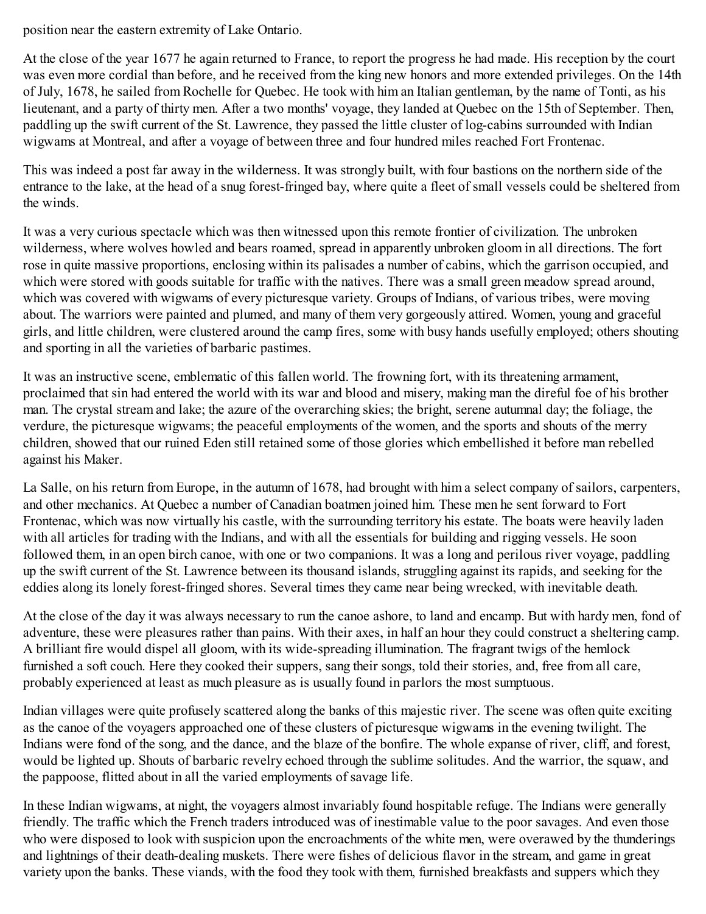position near the eastern extremity of Lake Ontario.

At the close of the year 1677 he again returned to France, to report the progress he had made. His reception by the court was even more cordial than before, and he received from the king new honors and more extended privileges. On the 14th of July, 1678, he sailed from Rochelle for Quebec. He took with him an Italian gentleman, by the name of Tonti, as his lieutenant, and a party of thirty men. After a two months' voyage, they landed at Quebec on the 15th of September. Then, paddling up the swift current of the St. Lawrence, they passed the little cluster of log-cabins surrounded with Indian wigwams at Montreal, and after a voyage of between three and four hundred miles reached Fort Frontenac.

This was indeed a post far away in the wilderness. It was strongly built, with four bastions on the northern side of the entrance to the lake, at the head of a snug forest-fringed bay, where quite a fleet of small vessels could be sheltered from the winds.

It was a very curious spectacle which was then witnessed upon this remote frontier of civilization. The unbroken wilderness, where wolves howled and bears roamed, spread in apparently unbroken gloom in all directions. The fort rose in quite massive proportions, enclosing within its palisades a number of cabins, which the garrison occupied, and which were stored with goods suitable for traffic with the natives. There was a small green meadow spread around, which was covered with wigwams of every picturesque variety. Groups of Indians, of various tribes, were moving about. The warriors were painted and plumed, and many of them very gorgeously attired. Women, young and graceful girls, and little children, were clustered around the camp fires, some with busy hands usefully employed; others shouting and sporting in all the varieties of barbaric pastimes.

It was an instructive scene, emblematic of this fallen world. The frowning fort, with its threatening armament, proclaimed that sin had entered the world with its war and blood and misery, making man the direful foe of his brother man. The crystal stream and lake; the azure of the overarching skies; the bright, serene autumnal day; the foliage, the verdure, the picturesque wigwams; the peaceful employments of the women, and the sports and shouts of the merry children, showed that our ruined Eden still retained some of those glories which embellished it before man rebelled against his Maker.

La Salle, on his return from Europe, in the autumn of 1678, had brought with him a select company of sailors, carpenters, and other mechanics. At Quebec a number of Canadian boatmen joined him. These men he sent forward to Fort Frontenac, which was now virtually his castle, with the surrounding territory his estate. The boats were heavily laden with all articles for trading with the Indians, and with all the essentials for building and rigging vessels. He soon followed them, in an open birch canoe, with one or two companions. It was a long and perilous river voyage, paddling up the swift current of the St. Lawrence between its thousand islands, struggling against its rapids, and seeking for the eddies along its lonely forest-fringed shores. Several times they came near being wrecked, with inevitable death.

At the close of the day it was always necessary to run the canoe ashore, to land and encamp. But with hardy men, fond of adventure, these were pleasures rather than pains. With their axes, in half an hour they could construct a sheltering camp. A brilliant fire would dispel all gloom, with its wide-spreading illumination. The fragrant twigs of the hemlock furnished a soft couch. Here they cooked their suppers, sang their songs, told their stories, and, free from all care, probably experienced at least as much pleasure as is usually found in parlors the most sumptuous.

Indian villages were quite profusely scattered along the banks of this majestic river. The scene was often quite exciting as the canoe of the voyagers approached one of these clusters of picturesque wigwams in the evening twilight. The Indians were fond of the song, and the dance, and the blaze of the bonfire. The whole expanse of river, cliff, and forest, would be lighted up. Shouts of barbaric revelry echoed through the sublime solitudes. And the warrior, the squaw, and the pappoose, flitted about in all the varied employments of savage life.

In these Indian wigwams, at night, the voyagers almost invariably found hospitable refuge. The Indians were generally friendly. The traffic which the French traders introduced was of inestimable value to the poor savages. And even those who were disposed to look with suspicion upon the encroachments of the white men, were overawed by the thunderings and lightnings of their death-dealing muskets. There were fishes of delicious flavor in the stream, and game in great variety upon the banks. These viands, with the food they took with them, furnished breakfasts and suppers which they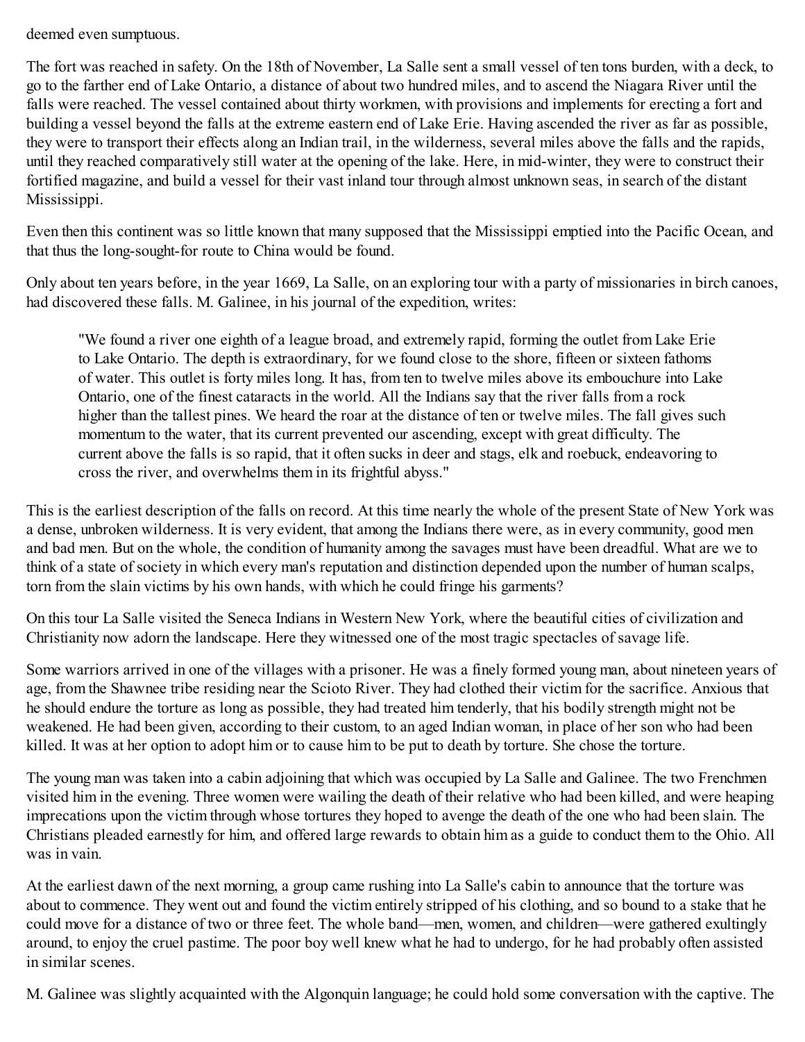deemed even sumptuous.

The fort was reached in safety. On the 18th of November, La Salle sent a small vessel of ten tons burden, with a deck, to go to the farther end of Lake Ontario, a distance of about two hundred miles, and to ascend the Niagara River until the falls were reached. The vessel contained about thirty workmen, with provisions and implements for erecting a fort and building a vessel beyond the falls at the extreme eastern end of Lake Erie. Having ascended the river as far as possible, they were to transport their effects along an Indian trail, in the wilderness, several miles above the falls and the rapids, until they reached comparatively still water at the opening of the lake. Here, in mid-winter, they were to construct their fortified magazine, and build a vessel for their vast inland tour through almost unknown seas, in search of the distant Mississippi.

Even then this continent was so little known that many supposed that the Mississippi emptied into the Pacific Ocean, and that thus the long-sought-for route to China would be found.

Only about ten years before, in the year 1669, La Salle, on an exploring tour with a party of missionaries in birch canoes, had discovered these falls. M. Galinee, in his journal of the expedition, writes:

> "We found a river one eighth of a league broad, and extremely rapid, forming the outlet from Lake Erie to Lake Ontario. The depth is extraordinary, for we found close to the shore, fifteen or sixteen fathoms of water. This outlet is forty miles long. It has, from ten to twelve miles above its embouchure into Lake Ontario, one of the finest cataracts in the world. All the Indians say that the river falls from a rock higher than the tallest pines. We heard the roar at the distance of ten or twelve miles. The fall gives such momentum to the water, that its current prevented our ascending, except with great difficulty. The current above the falls is so rapid, that it often sucks in deer and stags, elk and roebuck, endeavoring to cross the river, and overwhelms them in its frightful abyss."

This is the earliest description of the falls on record. At this time nearly the whole of the present State of New York was a dense, unbroken wilderness. It is very evident, that among the Indians there were, as in every community, good men and bad men. But on the whole, the condition of humanity among the savages must have been dreadful. What are we to think of a state of society in which every man's reputation and distinction depended upon the number of human scalps, torn from the slain victims by his own hands, with which he could fringe his garments?

On this tour La Salle visited the Seneca Indians in Western New York, where the beautiful cities of civilization and Christianity now adorn the landscape. Here they witnessed one of the most tragic spectacles of savage life.

Some warriors arrived in one of the villages with a prisoner. He was a finely formed young man, about nineteen years of age, from the Shawnee tribe residing near the Scioto River. They had clothed their victim for the sacrifice. Anxious that he should endure the torture as long as possible, they had treated him tenderly, that his bodily strength might not be weakened. He had been given, according to their custom, to an aged Indian woman, in place of her son who had been killed. It was at her option to adopt him or to cause him to be put to death by torture. She chose the torture.

The young man was taken into a cabin adjoining that which was occupied by La Salle and Galinee. The two Frenchmen visited him in the evening. Three women were wailing the death of their relative who had been killed, and were heaping imprecations upon the victim through whose tortures they hoped to avenge the death of the one who had been slain. The Christians pleaded earnestly for him, and offered large rewards to obtain him as a guide to conduct them to the Ohio. All was in vain.

At the earliest dawn of the next morning, a group came rushing into La Salle's cabin to announce that the torture was about to commence. They went out and found the victim entirely stripped of his clothing, and so bound to a stake that he could move for a distance of two or three feet. The whole band—men, women, and children—were gathered exultingly around, to enjoy the cruel pastime. The poor boy well knew what he had to undergo, for he had probably often assisted in similar scenes.

M. Galinee was slightly acquainted with the Algonquin language; he could hold some conversation with the captive. The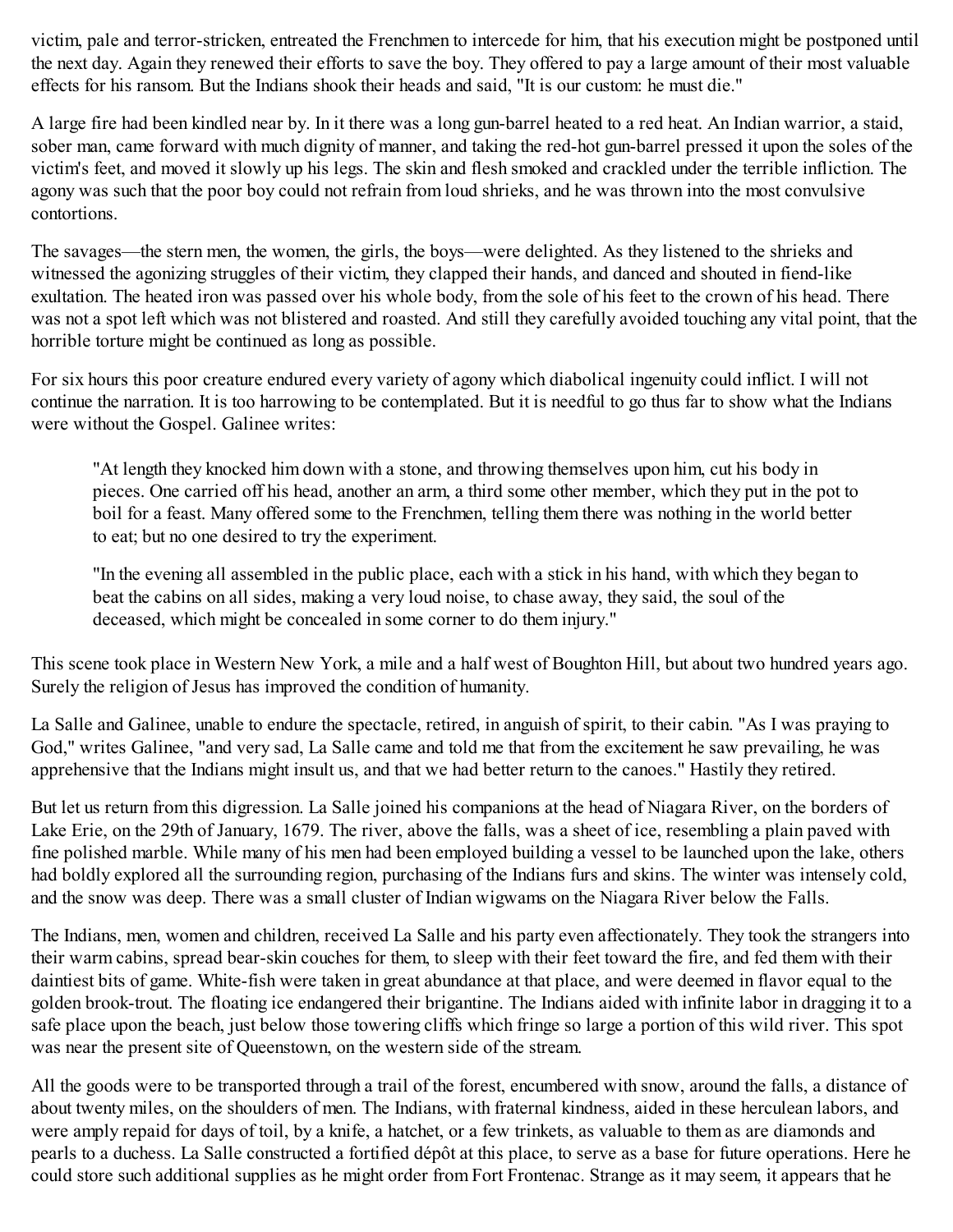victim, pale and terror-stricken, entreated the Frenchmen to intercede for him, that his execution might be postponed until the next day. Again they renewed their efforts to save the boy. They offered to pay a large amount of their most valuable effects for his ransom. But the Indians shook their heads and said, "It is our custom: he must die."

A large fire had been kindled near by. In it there was a long gun-barrel heated to a red heat. An Indian warrior, a staid, sober man, came forward with much dignity of manner, and taking the red-hot gun-barrel pressed it upon the soles of the victim's feet, and moved it slowly up his legs. The skin and flesh smoked and crackled under the terrible infliction. The agony was such that the poor boy could not refrain from loud shrieks, and he was thrown into the most convulsive contortions.

The savages—the stern men, the women, the girls, the boys—were delighted. As they listened to the shrieks and witnessed the agonizing struggles of their victim, they clapped their hands, and danced and shouted in fiend-like exultation. The heated iron was passed over his whole body, from the sole of his feet to the crown of his head. There was not a spot left which was not blistered and roasted. And still they carefully avoided touching any vital point, that the horrible torture might be continued as long as possible.

For six hours this poor creature endured every variety of agony which diabolical ingenuity could inflict. I will not continue the narration. It is too harrowing to be contemplated. But it is needful to go thus far to show what the Indians were without the Gospel. Galinee writes:

> "At length they knocked him down with a stone, and throwing themselves upon him, cut his body in pieces. One carried off his head, another an arm, a third some other member, which they put in the pot to boil for a feast. Many offered some to the Frenchmen, telling them there was nothing in the world better to eat; but no one desired to try the experiment.
>
> "In the evening all assembled in the public place, each with a stick in his hand, with which they began to beat the cabins on all sides, making a very loud noise, to chase away, they said, the soul of the deceased, which might be concealed in some corner to do them injury."

This scene took place in Western New York, a mile and a half west of Boughton Hill, but about two hundred years ago. Surely the religion of Jesus has improved the condition of humanity.

La Salle and Galinee, unable to endure the spectacle, retired, in anguish of spirit, to their cabin. "As I was praying to God," writes Galinee, "and very sad, La Salle came and told me that from the excitement he saw prevailing, he was apprehensive that the Indians might insult us, and that we had better return to the canoes." Hastily they retired.

But let us return from this digression. La Salle joined his companions at the head of Niagara River, on the borders of Lake Erie, on the 29th of January, 1679. The river, above the falls, was a sheet of ice, resembling a plain paved with fine polished marble. While many of his men had been employed building a vessel to be launched upon the lake, others had boldly explored all the surrounding region, purchasing of the Indians furs and skins. The winter was intensely cold, and the snow was deep. There was a small cluster of Indian wigwams on the Niagara River below the Falls.

The Indians, men, women and children, received La Salle and his party even affectionately. They took the strangers into their warm cabins, spread bear-skin couches for them, to sleep with their feet toward the fire, and fed them with their daintiest bits of game. White-fish were taken in great abundance at that place, and were deemed in flavor equal to the golden brook-trout. The floating ice endangered their brigantine. The Indians aided with infinite labor in dragging it to a safe place upon the beach, just below those towering cliffs which fringe so large a portion of this wild river. This spot was near the present site of Queenstown, on the western side of the stream.

All the goods were to be transported through a trail of the forest, encumbered with snow, around the falls, a distance of about twenty miles, on the shoulders of men. The Indians, with fraternal kindness, aided in these herculean labors, and were amply repaid for days of toil, by a knife, a hatchet, or a few trinkets, as valuable to them as are diamonds and pearls to a duchess. La Salle constructed a fortified dépôt at this place, to serve as a base for future operations. Here he could store such additional supplies as he might order from Fort Frontenac. Strange as it may seem, it appears that he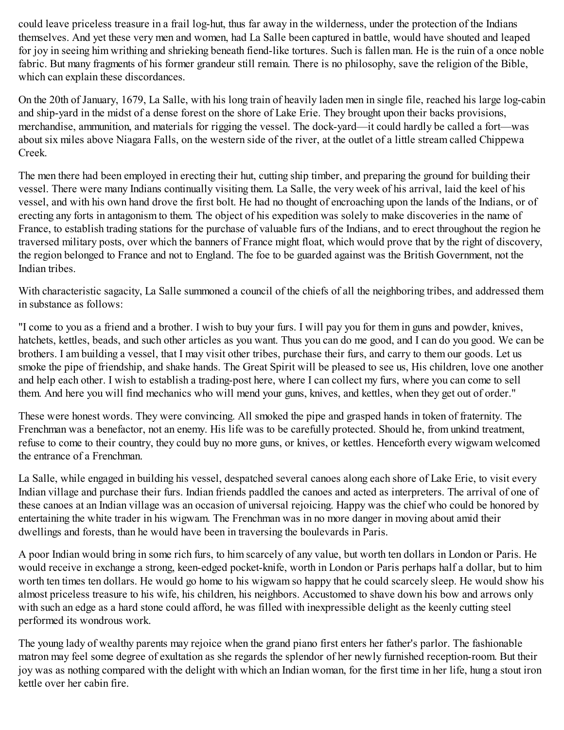could leave priceless treasure in a frail log-hut, thus far away in the wilderness, under the protection of the Indians themselves. And yet these very men and women, had La Salle been captured in battle, would have shouted and leaped for joy in seeing him writhing and shrieking beneath fiend-like tortures. Such is fallen man. He is the ruin of a once noble fabric. But many fragments of his former grandeur still remain. There is no philosophy, save the religion of the Bible, which can explain these discordances.

On the 20th of January, 1679, La Salle, with his long train of heavily laden men in single file, reached his large log-cabin and ship-yard in the midst of a dense forest on the shore of Lake Erie. They brought upon their backs provisions, merchandise, ammunition, and materials for rigging the vessel. The dock-yard—it could hardly be called a fort—was about six miles above Niagara Falls, on the western side of the river, at the outlet of a little stream called Chippewa Creek.

The men there had been employed in erecting their hut, cutting ship timber, and preparing the ground for building their vessel. There were many Indians continually visiting them. La Salle, the very week of his arrival, laid the keel of his vessel, and with his own hand drove the first bolt. He had no thought of encroaching upon the lands of the Indians, or of erecting any forts in antagonism to them. The object of his expedition was solely to make discoveries in the name of France, to establish trading stations for the purchase of valuable furs of the Indians, and to erect throughout the region he traversed military posts, over which the banners of France might float, which would prove that by the right of discovery, the region belonged to France and not to England. The foe to be guarded against was the British Government, not the Indian tribes.

With characteristic sagacity, La Salle summoned a council of the chiefs of all the neighboring tribes, and addressed them in substance as follows:

"I come to you as a friend and a brother. I wish to buy your furs. I will pay you for them in guns and powder, knives, hatchets, kettles, beads, and such other articles as you want. Thus you can do me good, and I can do you good. We can be brothers. I am building a vessel, that I may visit other tribes, purchase their furs, and carry to them our goods. Let us smoke the pipe of friendship, and shake hands. The Great Spirit will be pleased to see us, His children, love one another and help each other. I wish to establish a trading-post here, where I can collect my furs, where you can come to sell them. And here you will find mechanics who will mend your guns, knives, and kettles, when they get out of order."

These were honest words. They were convincing. All smoked the pipe and grasped hands in token of fraternity. The Frenchman was a benefactor, not an enemy. His life was to be carefully protected. Should he, from unkind treatment, refuse to come to their country, they could buy no more guns, or knives, or kettles. Henceforth every wigwam welcomed the entrance of a Frenchman.

La Salle, while engaged in building his vessel, despatched several canoes along each shore of Lake Erie, to visit every Indian village and purchase their furs. Indian friends paddled the canoes and acted as interpreters. The arrival of one of these canoes at an Indian village was an occasion of universal rejoicing. Happy was the chief who could be honored by entertaining the white trader in his wigwam. The Frenchman was in no more danger in moving about amid their dwellings and forests, than he would have been in traversing the boulevards in Paris.

A poor Indian would bring in some rich furs, to him scarcely of any value, but worth ten dollars in London or Paris. He would receive in exchange a strong, keen-edged pocket-knife, worth in London or Paris perhaps half a dollar, but to him worth ten times ten dollars. He would go home to his wigwam so happy that he could scarcely sleep. He would show his almost priceless treasure to his wife, his children, his neighbors. Accustomed to shave down his bow and arrows only with such an edge as a hard stone could afford, he was filled with inexpressible delight as the keenly cutting steel performed its wondrous work.

The young lady of wealthy parents may rejoice when the grand piano first enters her father's parlor. The fashionable matron may feel some degree of exultation as she regards the splendor of her newly furnished reception-room. But their joy was as nothing compared with the delight with which an Indian woman, for the first time in her life, hung a stout iron kettle over her cabin fire.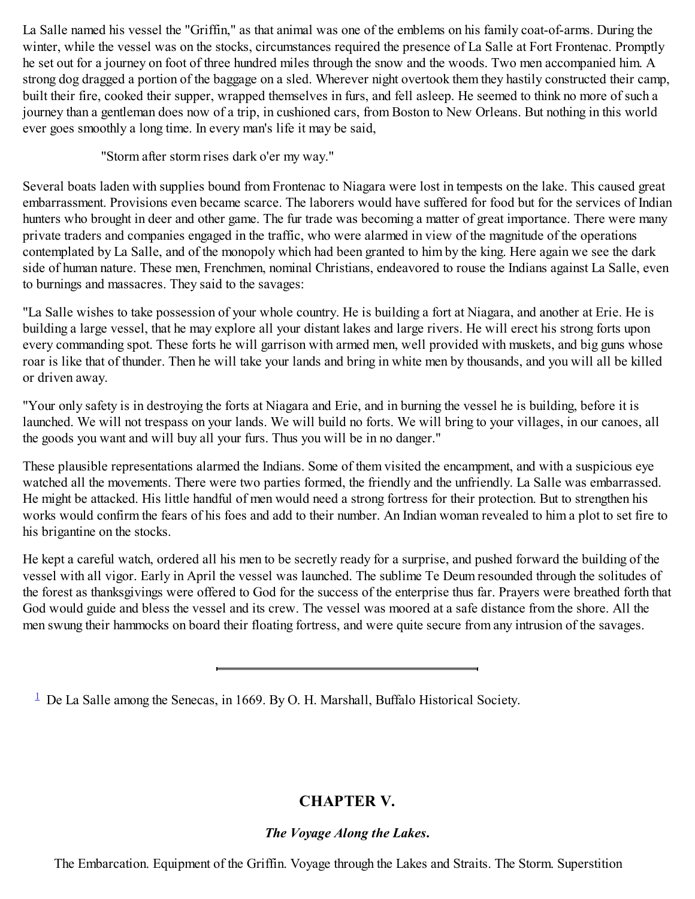La Salle named his vessel the "Griffin," as that animal was one of the emblems on his family coat-of-arms. During the winter, while the vessel was on the stocks, circumstances required the presence of La Salle at Fort Frontenac. Promptly he set out for a journey on foot of three hundred miles through the snow and the woods. Two men accompanied him. A strong dog dragged a portion of the baggage on a sled. Wherever night overtook them they hastily constructed their camp, built their fire, cooked their supper, wrapped themselves in furs, and fell asleep. He seemed to think no more of such a journey than a gentleman does now of a trip, in cushioned cars, from Boston to New Orleans. But nothing in this world ever goes smoothly a long time. In every man's life it may be said,

> "Storm after storm rises dark o'er my way."

Several boats laden with supplies bound from Frontenac to Niagara were lost in tempests on the lake. This caused great embarrassment. Provisions even became scarce. The laborers would have suffered for food but for the services of Indian hunters who brought in deer and other game. The fur trade was becoming a matter of great importance. There were many private traders and companies engaged in the traffic, who were alarmed in view of the magnitude of the operations contemplated by La Salle, and of the monopoly which had been granted to him by the king. Here again we see the dark side of human nature. These men, Frenchmen, nominal Christians, endeavored to rouse the Indians against La Salle, even to burnings and massacres. They said to the savages:

"La Salle wishes to take possession of your whole country. He is building a fort at Niagara, and another at Erie. He is building a large vessel, that he may explore all your distant lakes and large rivers. He will erect his strong forts upon every commanding spot. These forts he will garrison with armed men, well provided with muskets, and big guns whose roar is like that of thunder. Then he will take your lands and bring in white men by thousands, and you will all be killed or driven away.

"Your only safety is in destroying the forts at Niagara and Erie, and in burning the vessel he is building, before it is launched. We will not trespass on your lands. We will build no forts. We will bring to your villages, in our canoes, all the goods you want and will buy all your furs. Thus you will be in no danger."

These plausible representations alarmed the Indians. Some of them visited the encampment, and with a suspicious eye watched all the movements. There were two parties formed, the friendly and the unfriendly. La Salle was embarrassed. He might be attacked. His little handful of men would need a strong fortress for their protection. But to strengthen his works would confirm the fears of his foes and add to their number. An Indian woman revealed to him a plot to set fire to his brigantine on the stocks.

He kept a careful watch, ordered all his men to be secretly ready for a surprise, and pushed forward the building of the vessel with all vigor. Early in April the vessel was launched. The sublime Te Deum resounded through the solitudes of the forest as thanksgivings were offered to God for the success of the enterprise thus far. Prayers were breathed forth that God would guide and bless the vessel and its crew. The vessel was moored at a safe distance from the shore. All the men swung their hammocks on board their floating fortress, and were quite secure from any intrusion of the savages.

---

[1] De La Salle among the Senecas, in 1669. By O. H. Marshall, Buffalo Historical Society.

## CHAPTER V.

### *The Voyage Along the Lakes.*

The Embarcation. Equipment of the Griffin. Voyage through the Lakes and Straits. The Storm. Superstition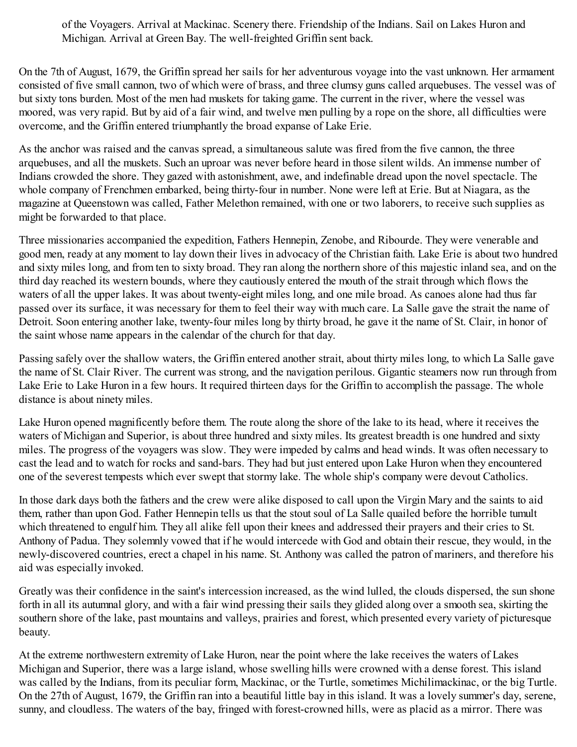of the Voyagers. Arrival at Mackinac. Scenery there. Friendship of the Indians. Sail on Lakes Huron and Michigan. Arrival at Green Bay. The well-freighted Griffin sent back.

On the 7th of August, 1679, the Griffin spread her sails for her adventurous voyage into the vast unknown. Her armament consisted of five small cannon, two of which were of brass, and three clumsy guns called arquebuses. The vessel was of but sixty tons burden. Most of the men had muskets for taking game. The current in the river, where the vessel was moored, was very rapid. But by aid of a fair wind, and twelve men pulling by a rope on the shore, all difficulties were overcome, and the Griffin entered triumphantly the broad expanse of Lake Erie.

As the anchor was raised and the canvas spread, a simultaneous salute was fired from the five cannon, the three arquebuses, and all the muskets. Such an uproar was never before heard in those silent wilds. An immense number of Indians crowded the shore. They gazed with astonishment, awe, and indefinable dread upon the novel spectacle. The whole company of Frenchmen embarked, being thirty-four in number. None were left at Erie. But at Niagara, as the magazine at Queenstown was called, Father Melethon remained, with one or two laborers, to receive such supplies as might be forwarded to that place.

Three missionaries accompanied the expedition, Fathers Hennepin, Zenobe, and Ribourde. They were venerable and good men, ready at any moment to lay down their lives in advocacy of the Christian faith. Lake Erie is about two hundred and sixty miles long, and from ten to sixty broad. They ran along the northern shore of this majestic inland sea, and on the third day reached its western bounds, where they cautiously entered the mouth of the strait through which flows the waters of all the upper lakes. It was about twenty-eight miles long, and one mile broad. As canoes alone had thus far passed over its surface, it was necessary for them to feel their way with much care. La Salle gave the strait the name of Detroit. Soon entering another lake, twenty-four miles long by thirty broad, he gave it the name of St. Clair, in honor of the saint whose name appears in the calendar of the church for that day.

Passing safely over the shallow waters, the Griffin entered another strait, about thirty miles long, to which La Salle gave the name of St. Clair River. The current was strong, and the navigation perilous. Gigantic steamers now run through from Lake Erie to Lake Huron in a few hours. It required thirteen days for the Griffin to accomplish the passage. The whole distance is about ninety miles.

Lake Huron opened magnificently before them. The route along the shore of the lake to its head, where it receives the waters of Michigan and Superior, is about three hundred and sixty miles. Its greatest breadth is one hundred and sixty miles. The progress of the voyagers was slow. They were impeded by calms and head winds. It was often necessary to cast the lead and to watch for rocks and sand-bars. They had but just entered upon Lake Huron when they encountered one of the severest tempests which ever swept that stormy lake. The whole ship's company were devout Catholics.

In those dark days both the fathers and the crew were alike disposed to call upon the Virgin Mary and the saints to aid them, rather than upon God. Father Hennepin tells us that the stout soul of La Salle quailed before the horrible tumult which threatened to engulf him. They all alike fell upon their knees and addressed their prayers and their cries to St. Anthony of Padua. They solemnly vowed that if he would intercede with God and obtain their rescue, they would, in the newly-discovered countries, erect a chapel in his name. St. Anthony was called the patron of mariners, and therefore his aid was especially invoked.

Greatly was their confidence in the saint's intercession increased, as the wind lulled, the clouds dispersed, the sun shone forth in all its autumnal glory, and with a fair wind pressing their sails they glided along over a smooth sea, skirting the southern shore of the lake, past mountains and valleys, prairies and forest, which presented every variety of picturesque beauty.

At the extreme northwestern extremity of Lake Huron, near the point where the lake receives the waters of Lakes Michigan and Superior, there was a large island, whose swelling hills were crowned with a dense forest. This island was called by the Indians, from its peculiar form, Mackinac, or the Turtle, sometimes Michilimackinac, or the big Turtle. On the 27th of August, 1679, the Griffin ran into a beautiful little bay in this island. It was a lovely summer's day, serene, sunny, and cloudless. The waters of the bay, fringed with forest-crowned hills, were as placid as a mirror. There was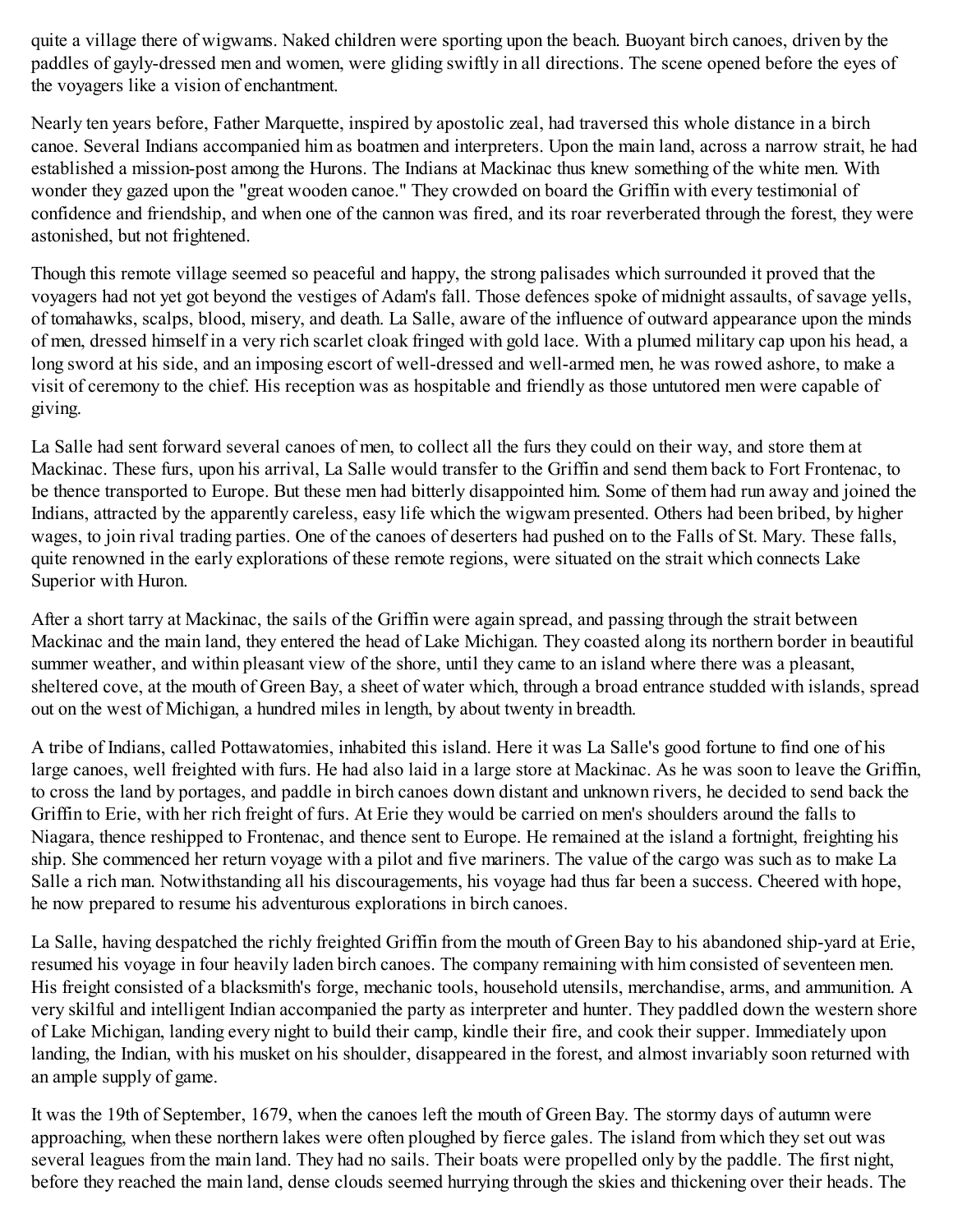quite a village there of wigwams. Naked children were sporting upon the beach. Buoyant birch canoes, driven by the paddles of gayly-dressed men and women, were gliding swiftly in all directions. The scene opened before the eyes of the voyagers like a vision of enchantment.

Nearly ten years before, Father Marquette, inspired by apostolic zeal, had traversed this whole distance in a birch canoe. Several Indians accompanied him as boatmen and interpreters. Upon the main land, across a narrow strait, he had established a mission-post among the Hurons. The Indians at Mackinac thus knew something of the white men. With wonder they gazed upon the "great wooden canoe." They crowded on board the Griffin with every testimonial of confidence and friendship, and when one of the cannon was fired, and its roar reverberated through the forest, they were astonished, but not frightened.

Though this remote village seemed so peaceful and happy, the strong palisades which surrounded it proved that the voyagers had not yet got beyond the vestiges of Adam's fall. Those defences spoke of midnight assaults, of savage yells, of tomahawks, scalps, blood, misery, and death. La Salle, aware of the influence of outward appearance upon the minds of men, dressed himself in a very rich scarlet cloak fringed with gold lace. With a plumed military cap upon his head, a long sword at his side, and an imposing escort of well-dressed and well-armed men, he was rowed ashore, to make a visit of ceremony to the chief. His reception was as hospitable and friendly as those untutored men were capable of giving.

La Salle had sent forward several canoes of men, to collect all the furs they could on their way, and store them at Mackinac. These furs, upon his arrival, La Salle would transfer to the Griffin and send them back to Fort Frontenac, to be thence transported to Europe. But these men had bitterly disappointed him. Some of them had run away and joined the Indians, attracted by the apparently careless, easy life which the wigwam presented. Others had been bribed, by higher wages, to join rival trading parties. One of the canoes of deserters had pushed on to the Falls of St. Mary. These falls, quite renowned in the early explorations of these remote regions, were situated on the strait which connects Lake Superior with Huron.

After a short tarry at Mackinac, the sails of the Griffin were again spread, and passing through the strait between Mackinac and the main land, they entered the head of Lake Michigan. They coasted along its northern border in beautiful summer weather, and within pleasant view of the shore, until they came to an island where there was a pleasant, sheltered cove, at the mouth of Green Bay, a sheet of water which, through a broad entrance studded with islands, spread out on the west of Michigan, a hundred miles in length, by about twenty in breadth.

A tribe of Indians, called Pottawatomies, inhabited this island. Here it was La Salle's good fortune to find one of his large canoes, well freighted with furs. He had also laid in a large store at Mackinac. As he was soon to leave the Griffin, to cross the land by portages, and paddle in birch canoes down distant and unknown rivers, he decided to send back the Griffin to Erie, with her rich freight of furs. At Erie they would be carried on men's shoulders around the falls to Niagara, thence reshipped to Frontenac, and thence sent to Europe. He remained at the island a fortnight, freighting his ship. She commenced her return voyage with a pilot and five mariners. The value of the cargo was such as to make La Salle a rich man. Notwithstanding all his discouragements, his voyage had thus far been a success. Cheered with hope, he now prepared to resume his adventurous explorations in birch canoes.

La Salle, having despatched the richly freighted Griffin from the mouth of Green Bay to his abandoned ship-yard at Erie, resumed his voyage in four heavily laden birch canoes. The company remaining with him consisted of seventeen men. His freight consisted of a blacksmith's forge, mechanic tools, household utensils, merchandise, arms, and ammunition. A very skilful and intelligent Indian accompanied the party as interpreter and hunter. They paddled down the western shore of Lake Michigan, landing every night to build their camp, kindle their fire, and cook their supper. Immediately upon landing, the Indian, with his musket on his shoulder, disappeared in the forest, and almost invariably soon returned with an ample supply of game.

It was the 19th of September, 1679, when the canoes left the mouth of Green Bay. The stormy days of autumn were approaching, when these northern lakes were often ploughed by fierce gales. The island from which they set out was several leagues from the main land. They had no sails. Their boats were propelled only by the paddle. The first night, before they reached the main land, dense clouds seemed hurrying through the skies and thickening over their heads. The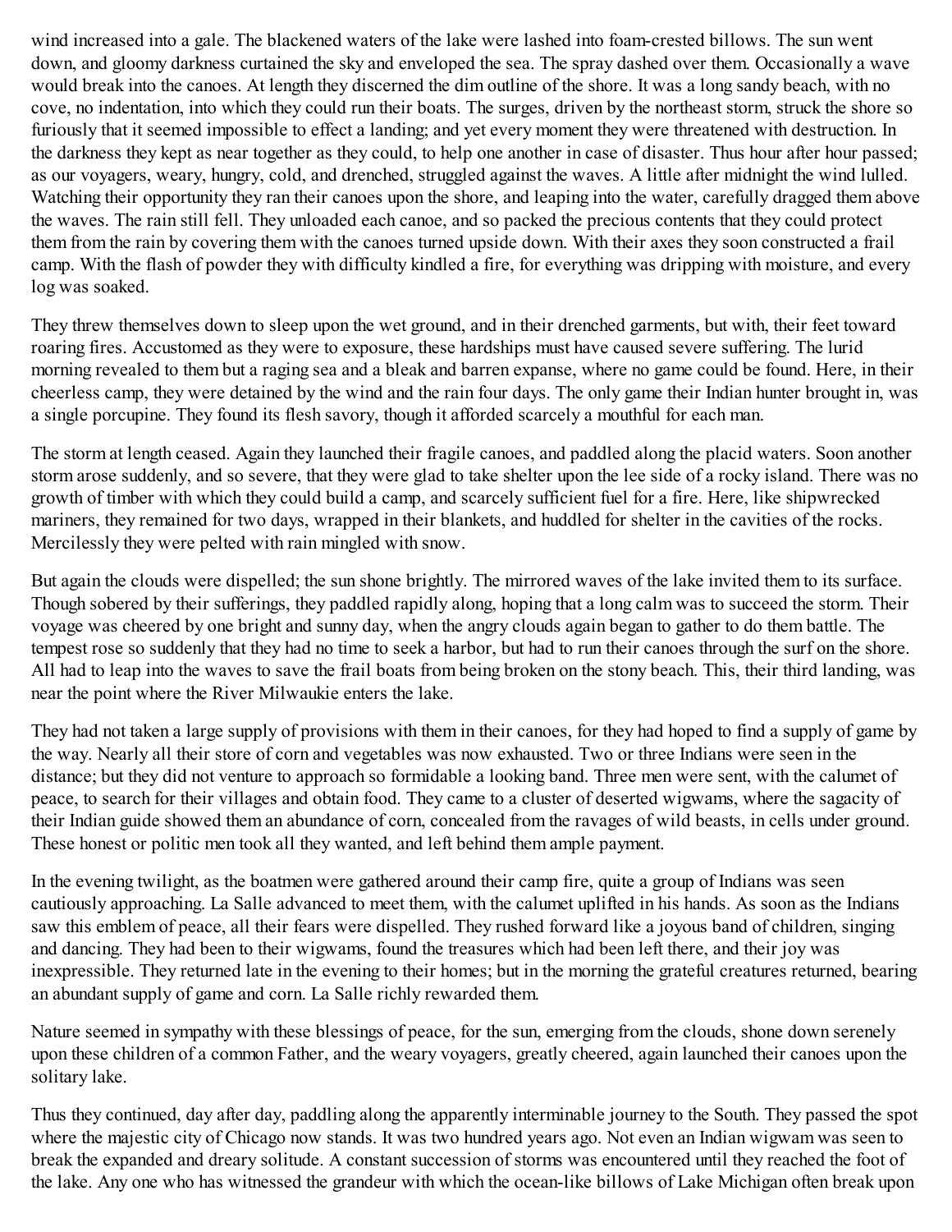wind increased into a gale. The blackened waters of the lake were lashed into foam-crested billows. The sun went down, and gloomy darkness curtained the sky and enveloped the sea. The spray dashed over them. Occasionally a wave would break into the canoes. At length they discerned the dim outline of the shore. It was a long sandy beach, with no cove, no indentation, into which they could run their boats. The surges, driven by the northeast storm, struck the shore so furiously that it seemed impossible to effect a landing; and yet every moment they were threatened with destruction. In the darkness they kept as near together as they could, to help one another in case of disaster. Thus hour after hour passed; as our voyagers, weary, hungry, cold, and drenched, struggled against the waves. A little after midnight the wind lulled. Watching their opportunity they ran their canoes upon the shore, and leaping into the water, carefully dragged them above the waves. The rain still fell. They unloaded each canoe, and so packed the precious contents that they could protect them from the rain by covering them with the canoes turned upside down. With their axes they soon constructed a frail camp. With the flash of powder they with difficulty kindled a fire, for everything was dripping with moisture, and every log was soaked.

They threw themselves down to sleep upon the wet ground, and in their drenched garments, but with, their feet toward roaring fires. Accustomed as they were to exposure, these hardships must have caused severe suffering. The lurid morning revealed to them but a raging sea and a bleak and barren expanse, where no game could be found. Here, in their cheerless camp, they were detained by the wind and the rain four days. The only game their Indian hunter brought in, was a single porcupine. They found its flesh savory, though it afforded scarcely a mouthful for each man.

The storm at length ceased. Again they launched their fragile canoes, and paddled along the placid waters. Soon another storm arose suddenly, and so severe, that they were glad to take shelter upon the lee side of a rocky island. There was no growth of timber with which they could build a camp, and scarcely sufficient fuel for a fire. Here, like shipwrecked mariners, they remained for two days, wrapped in their blankets, and huddled for shelter in the cavities of the rocks. Mercilessly they were pelted with rain mingled with snow.

But again the clouds were dispelled; the sun shone brightly. The mirrored waves of the lake invited them to its surface. Though sobered by their sufferings, they paddled rapidly along, hoping that a long calm was to succeed the storm. Their voyage was cheered by one bright and sunny day, when the angry clouds again began to gather to do them battle. The tempest rose so suddenly that they had no time to seek a harbor, but had to run their canoes through the surf on the shore. All had to leap into the waves to save the frail boats from being broken on the stony beach. This, their third landing, was near the point where the River Milwaukie enters the lake.

They had not taken a large supply of provisions with them in their canoes, for they had hoped to find a supply of game by the way. Nearly all their store of corn and vegetables was now exhausted. Two or three Indians were seen in the distance; but they did not venture to approach so formidable a looking band. Three men were sent, with the calumet of peace, to search for their villages and obtain food. They came to a cluster of deserted wigwams, where the sagacity of their Indian guide showed them an abundance of corn, concealed from the ravages of wild beasts, in cells under ground. These honest or politic men took all they wanted, and left behind them ample payment.

In the evening twilight, as the boatmen were gathered around their camp fire, quite a group of Indians was seen cautiously approaching. La Salle advanced to meet them, with the calumet uplifted in his hands. As soon as the Indians saw this emblem of peace, all their fears were dispelled. They rushed forward like a joyous band of children, singing and dancing. They had been to their wigwams, found the treasures which had been left there, and their joy was inexpressible. They returned late in the evening to their homes; but in the morning the grateful creatures returned, bearing an abundant supply of game and corn. La Salle richly rewarded them.

Nature seemed in sympathy with these blessings of peace, for the sun, emerging from the clouds, shone down serenely upon these children of a common Father, and the weary voyagers, greatly cheered, again launched their canoes upon the solitary lake.

Thus they continued, day after day, paddling along the apparently interminable journey to the South. They passed the spot where the majestic city of Chicago now stands. It was two hundred years ago. Not even an Indian wigwam was seen to break the expanded and dreary solitude. A constant succession of storms was encountered until they reached the foot of the lake. Any one who has witnessed the grandeur with which the ocean-like billows of Lake Michigan often break upon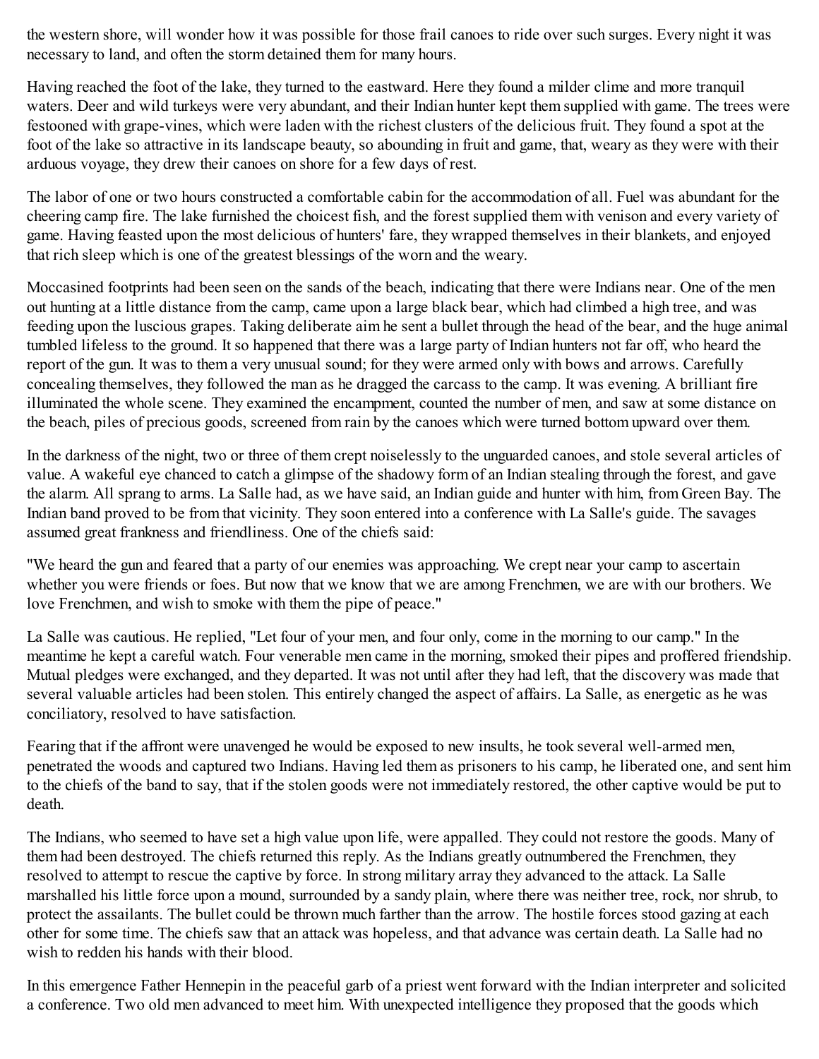the western shore, will wonder how it was possible for those frail canoes to ride over such surges. Every night it was necessary to land, and often the storm detained them for many hours.

Having reached the foot of the lake, they turned to the eastward. Here they found a milder clime and more tranquil waters. Deer and wild turkeys were very abundant, and their Indian hunter kept them supplied with game. The trees were festooned with grape-vines, which were laden with the richest clusters of the delicious fruit. They found a spot at the foot of the lake so attractive in its landscape beauty, so abounding in fruit and game, that, weary as they were with their arduous voyage, they drew their canoes on shore for a few days of rest.

The labor of one or two hours constructed a comfortable cabin for the accommodation of all. Fuel was abundant for the cheering camp fire. The lake furnished the choicest fish, and the forest supplied them with venison and every variety of game. Having feasted upon the most delicious of hunters' fare, they wrapped themselves in their blankets, and enjoyed that rich sleep which is one of the greatest blessings of the worn and the weary.

Moccasined footprints had been seen on the sands of the beach, indicating that there were Indians near. One of the men out hunting at a little distance from the camp, came upon a large black bear, which had climbed a high tree, and was feeding upon the luscious grapes. Taking deliberate aim he sent a bullet through the head of the bear, and the huge animal tumbled lifeless to the ground. It so happened that there was a large party of Indian hunters not far off, who heard the report of the gun. It was to them a very unusual sound; for they were armed only with bows and arrows. Carefully concealing themselves, they followed the man as he dragged the carcass to the camp. It was evening. A brilliant fire illuminated the whole scene. They examined the encampment, counted the number of men, and saw at some distance on the beach, piles of precious goods, screened from rain by the canoes which were turned bottom upward over them.

In the darkness of the night, two or three of them crept noiselessly to the unguarded canoes, and stole several articles of value. A wakeful eye chanced to catch a glimpse of the shadowy form of an Indian stealing through the forest, and gave the alarm. All sprang to arms. La Salle had, as we have said, an Indian guide and hunter with him, from Green Bay. The Indian band proved to be from that vicinity. They soon entered into a conference with La Salle's guide. The savages assumed great frankness and friendliness. One of the chiefs said:

"We heard the gun and feared that a party of our enemies was approaching. We crept near your camp to ascertain whether you were friends or foes. But now that we know that we are among Frenchmen, we are with our brothers. We love Frenchmen, and wish to smoke with them the pipe of peace."

La Salle was cautious. He replied, "Let four of your men, and four only, come in the morning to our camp." In the meantime he kept a careful watch. Four venerable men came in the morning, smoked their pipes and proffered friendship. Mutual pledges were exchanged, and they departed. It was not until after they had left, that the discovery was made that several valuable articles had been stolen. This entirely changed the aspect of affairs. La Salle, as energetic as he was conciliatory, resolved to have satisfaction.

Fearing that if the affront were unavenged he would be exposed to new insults, he took several well-armed men, penetrated the woods and captured two Indians. Having led them as prisoners to his camp, he liberated one, and sent him to the chiefs of the band to say, that if the stolen goods were not immediately restored, the other captive would be put to death.

The Indians, who seemed to have set a high value upon life, were appalled. They could not restore the goods. Many of them had been destroyed. The chiefs returned this reply. As the Indians greatly outnumbered the Frenchmen, they resolved to attempt to rescue the captive by force. In strong military array they advanced to the attack. La Salle marshalled his little force upon a mound, surrounded by a sandy plain, where there was neither tree, rock, nor shrub, to protect the assailants. The bullet could be thrown much farther than the arrow. The hostile forces stood gazing at each other for some time. The chiefs saw that an attack was hopeless, and that advance was certain death. La Salle had no wish to redden his hands with their blood.

In this emergence Father Hennepin in the peaceful garb of a priest went forward with the Indian interpreter and solicited a conference. Two old men advanced to meet him. With unexpected intelligence they proposed that the goods which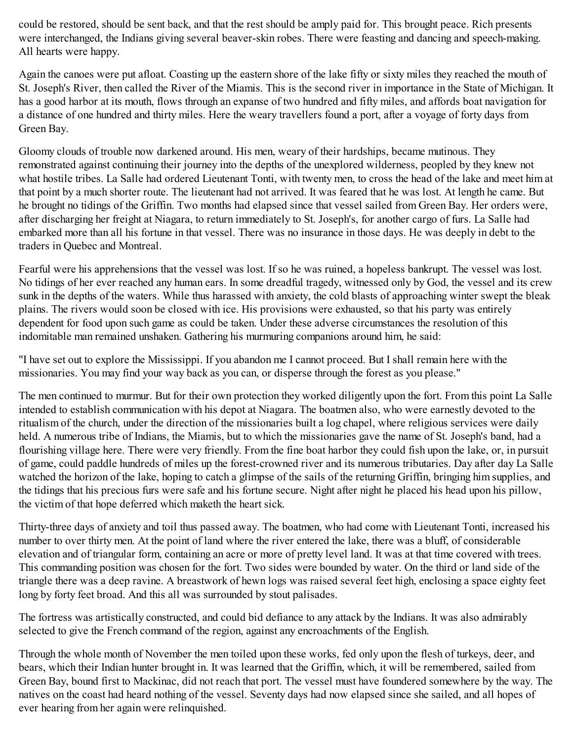could be restored, should be sent back, and that the rest should be amply paid for. This brought peace. Rich presents were interchanged, the Indians giving several beaver-skin robes. There were feasting and dancing and speech-making. All hearts were happy.

Again the canoes were put afloat. Coasting up the eastern shore of the lake fifty or sixty miles they reached the mouth of St. Joseph's River, then called the River of the Miamis. This is the second river in importance in the State of Michigan. It has a good harbor at its mouth, flows through an expanse of two hundred and fifty miles, and affords boat navigation for a distance of one hundred and thirty miles. Here the weary travellers found a port, after a voyage of forty days from Green Bay.

Gloomy clouds of trouble now darkened around. His men, weary of their hardships, became mutinous. They remonstrated against continuing their journey into the depths of the unexplored wilderness, peopled by they knew not what hostile tribes. La Salle had ordered Lieutenant Tonti, with twenty men, to cross the head of the lake and meet him at that point by a much shorter route. The lieutenant had not arrived. It was feared that he was lost. At length he came. But he brought no tidings of the Griffin. Two months had elapsed since that vessel sailed from Green Bay. Her orders were, after discharging her freight at Niagara, to return immediately to St. Joseph's, for another cargo of furs. La Salle had embarked more than all his fortune in that vessel. There was no insurance in those days. He was deeply in debt to the traders in Quebec and Montreal.

Fearful were his apprehensions that the vessel was lost. If so he was ruined, a hopeless bankrupt. The vessel was lost. No tidings of her ever reached any human ears. In some dreadful tragedy, witnessed only by God, the vessel and its crew sunk in the depths of the waters. While thus harassed with anxiety, the cold blasts of approaching winter swept the bleak plains. The rivers would soon be closed with ice. His provisions were exhausted, so that his party was entirely dependent for food upon such game as could be taken. Under these adverse circumstances the resolution of this indomitable man remained unshaken. Gathering his murmuring companions around him, he said:

"I have set out to explore the Mississippi. If you abandon me I cannot proceed. But I shall remain here with the missionaries. You may find your way back as you can, or disperse through the forest as you please."

The men continued to murmur. But for their own protection they worked diligently upon the fort. From this point La Salle intended to establish communication with his depot at Niagara. The boatmen also, who were earnestly devoted to the ritualism of the church, under the direction of the missionaries built a log chapel, where religious services were daily held. A numerous tribe of Indians, the Miamis, but to which the missionaries gave the name of St. Joseph's band, had a flourishing village here. There were very friendly. From the fine boat harbor they could fish upon the lake, or, in pursuit of game, could paddle hundreds of miles up the forest-crowned river and its numerous tributaries. Day after day La Salle watched the horizon of the lake, hoping to catch a glimpse of the sails of the returning Griffin, bringing him supplies, and the tidings that his precious furs were safe and his fortune secure. Night after night he placed his head upon his pillow, the victim of that hope deferred which maketh the heart sick.

Thirty-three days of anxiety and toil thus passed away. The boatmen, who had come with Lieutenant Tonti, increased his number to over thirty men. At the point of land where the river entered the lake, there was a bluff, of considerable elevation and of triangular form, containing an acre or more of pretty level land. It was at that time covered with trees. This commanding position was chosen for the fort. Two sides were bounded by water. On the third or land side of the triangle there was a deep ravine. A breastwork of hewn logs was raised several feet high, enclosing a space eighty feet long by forty feet broad. And this all was surrounded by stout palisades.

The fortress was artistically constructed, and could bid defiance to any attack by the Indians. It was also admirably selected to give the French command of the region, against any encroachments of the English.

Through the whole month of November the men toiled upon these works, fed only upon the flesh of turkeys, deer, and bears, which their Indian hunter brought in. It was learned that the Griffin, which, it will be remembered, sailed from Green Bay, bound first to Mackinac, did not reach that port. The vessel must have foundered somewhere by the way. The natives on the coast had heard nothing of the vessel. Seventy days had now elapsed since she sailed, and all hopes of ever hearing from her again were relinquished.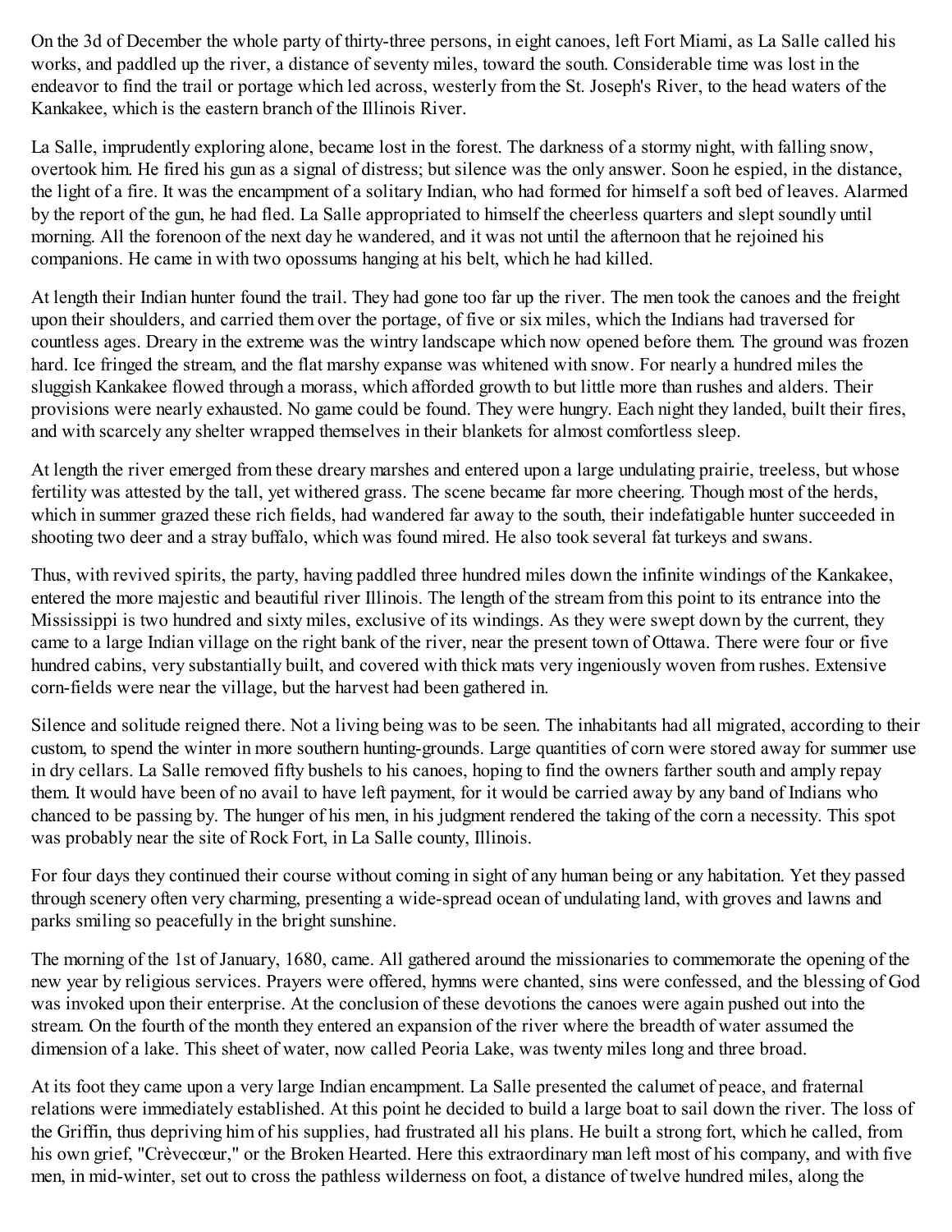On the 3d of December the whole party of thirty-three persons, in eight canoes, left Fort Miami, as La Salle called his works, and paddled up the river, a distance of seventy miles, toward the south. Considerable time was lost in the endeavor to find the trail or portage which led across, westerly from the St. Joseph's River, to the head waters of the Kankakee, which is the eastern branch of the Illinois River.

La Salle, imprudently exploring alone, became lost in the forest. The darkness of a stormy night, with falling snow, overtook him. He fired his gun as a signal of distress; but silence was the only answer. Soon he espied, in the distance, the light of a fire. It was the encampment of a solitary Indian, who had formed for himself a soft bed of leaves. Alarmed by the report of the gun, he had fled. La Salle appropriated to himself the cheerless quarters and slept soundly until morning. All the forenoon of the next day he wandered, and it was not until the afternoon that he rejoined his companions. He came in with two opossums hanging at his belt, which he had killed.

At length their Indian hunter found the trail. They had gone too far up the river. The men took the canoes and the freight upon their shoulders, and carried them over the portage, of five or six miles, which the Indians had traversed for countless ages. Dreary in the extreme was the wintry landscape which now opened before them. The ground was frozen hard. Ice fringed the stream, and the flat marshy expanse was whitened with snow. For nearly a hundred miles the sluggish Kankakee flowed through a morass, which afforded growth to but little more than rushes and alders. Their provisions were nearly exhausted. No game could be found. They were hungry. Each night they landed, built their fires, and with scarcely any shelter wrapped themselves in their blankets for almost comfortless sleep.

At length the river emerged from these dreary marshes and entered upon a large undulating prairie, treeless, but whose fertility was attested by the tall, yet withered grass. The scene became far more cheering. Though most of the herds, which in summer grazed these rich fields, had wandered far away to the south, their indefatigable hunter succeeded in shooting two deer and a stray buffalo, which was found mired. He also took several fat turkeys and swans.

Thus, with revived spirits, the party, having paddled three hundred miles down the infinite windings of the Kankakee, entered the more majestic and beautiful river Illinois. The length of the stream from this point to its entrance into the Mississippi is two hundred and sixty miles, exclusive of its windings. As they were swept down by the current, they came to a large Indian village on the right bank of the river, near the present town of Ottawa. There were four or five hundred cabins, very substantially built, and covered with thick mats very ingeniously woven from rushes. Extensive corn-fields were near the village, but the harvest had been gathered in.

Silence and solitude reigned there. Not a living being was to be seen. The inhabitants had all migrated, according to their custom, to spend the winter in more southern hunting-grounds. Large quantities of corn were stored away for summer use in dry cellars. La Salle removed fifty bushels to his canoes, hoping to find the owners farther south and amply repay them. It would have been of no avail to have left payment, for it would be carried away by any band of Indians who chanced to be passing by. The hunger of his men, in his judgment rendered the taking of the corn a necessity. This spot was probably near the site of Rock Fort, in La Salle county, Illinois.

For four days they continued their course without coming in sight of any human being or any habitation. Yet they passed through scenery often very charming, presenting a wide-spread ocean of undulating land, with groves and lawns and parks smiling so peacefully in the bright sunshine.

The morning of the 1st of January, 1680, came. All gathered around the missionaries to commemorate the opening of the new year by religious services. Prayers were offered, hymns were chanted, sins were confessed, and the blessing of God was invoked upon their enterprise. At the conclusion of these devotions the canoes were again pushed out into the stream. On the fourth of the month they entered an expansion of the river where the breadth of water assumed the dimension of a lake. This sheet of water, now called Peoria Lake, was twenty miles long and three broad.

At its foot they came upon a very large Indian encampment. La Salle presented the calumet of peace, and fraternal relations were immediately established. At this point he decided to build a large boat to sail down the river. The loss of the Griffin, thus depriving him of his supplies, had frustrated all his plans. He built a strong fort, which he called, from his own grief, "Crèvecœur," or the Broken Hearted. Here this extraordinary man left most of his company, and with five men, in mid-winter, set out to cross the pathless wilderness on foot, a distance of twelve hundred miles, along the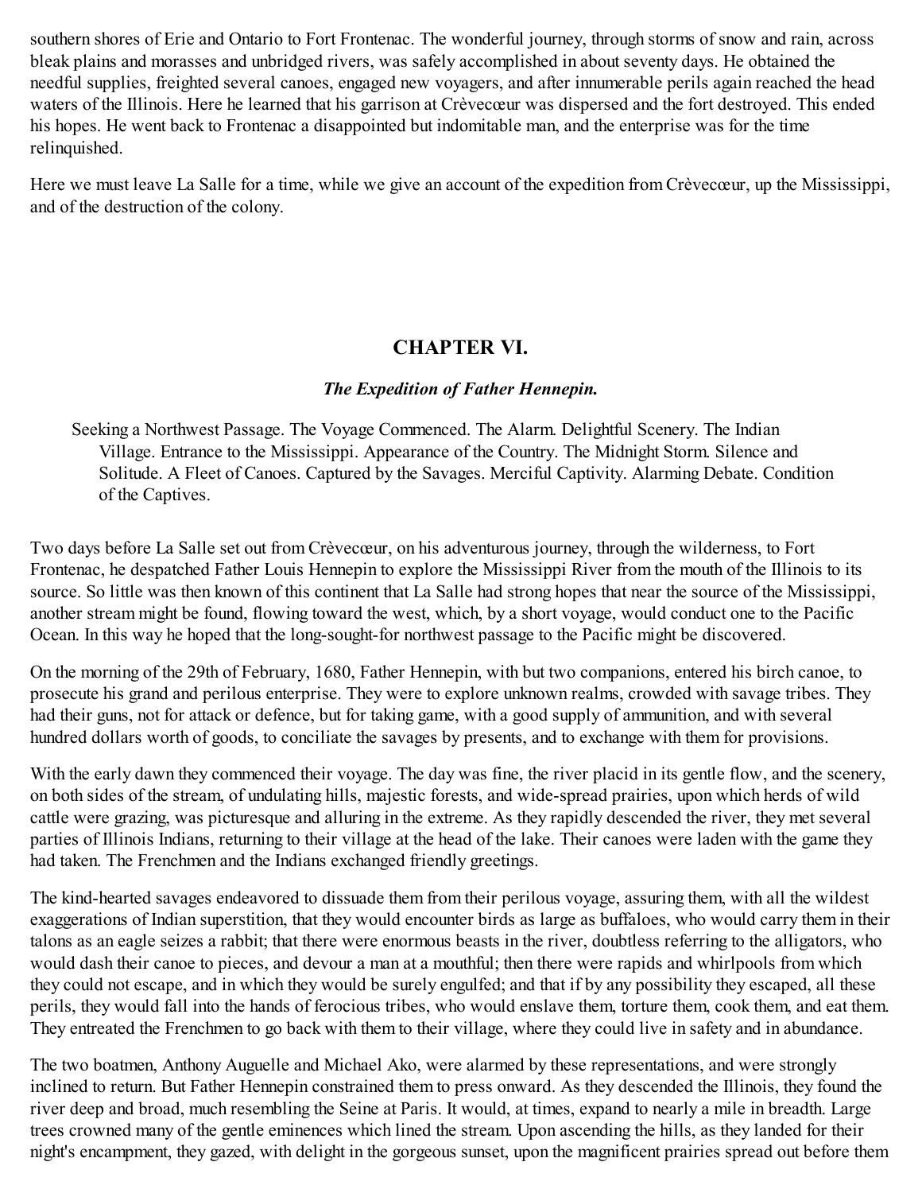southern shores of Erie and Ontario to Fort Frontenac. The wonderful journey, through storms of snow and rain, across bleak plains and morasses and unbridged rivers, was safely accomplished in about seventy days. He obtained the needful supplies, freighted several canoes, engaged new voyagers, and after innumerable perils again reached the head waters of the Illinois. Here he learned that his garrison at Crèvecœur was dispersed and the fort destroyed. This ended his hopes. He went back to Frontenac a disappointed but indomitable man, and the enterprise was for the time relinquished.

Here we must leave La Salle for a time, while we give an account of the expedition from Crèvecœur, up the Mississippi, and of the destruction of the colony.

## CHAPTER VI.

### *The Expedition of Father Hennepin.*

Seeking a Northwest Passage. The Voyage Commenced. The Alarm. Delightful Scenery. The Indian Village. Entrance to the Mississippi. Appearance of the Country. The Midnight Storm. Silence and Solitude. A Fleet of Canoes. Captured by the Savages. Merciful Captivity. Alarming Debate. Condition of the Captives.

Two days before La Salle set out from Crèvecœur, on his adventurous journey, through the wilderness, to Fort Frontenac, he despatched Father Louis Hennepin to explore the Mississippi River from the mouth of the Illinois to its source. So little was then known of this continent that La Salle had strong hopes that near the source of the Mississippi, another stream might be found, flowing toward the west, which, by a short voyage, would conduct one to the Pacific Ocean. In this way he hoped that the long-sought-for northwest passage to the Pacific might be discovered.

On the morning of the 29th of February, 1680, Father Hennepin, with but two companions, entered his birch canoe, to prosecute his grand and perilous enterprise. They were to explore unknown realms, crowded with savage tribes. They had their guns, not for attack or defence, but for taking game, with a good supply of ammunition, and with several hundred dollars worth of goods, to conciliate the savages by presents, and to exchange with them for provisions.

With the early dawn they commenced their voyage. The day was fine, the river placid in its gentle flow, and the scenery, on both sides of the stream, of undulating hills, majestic forests, and wide-spread prairies, upon which herds of wild cattle were grazing, was picturesque and alluring in the extreme. As they rapidly descended the river, they met several parties of Illinois Indians, returning to their village at the head of the lake. Their canoes were laden with the game they had taken. The Frenchmen and the Indians exchanged friendly greetings.

The kind-hearted savages endeavored to dissuade them from their perilous voyage, assuring them, with all the wildest exaggerations of Indian superstition, that they would encounter birds as large as buffaloes, who would carry them in their talons as an eagle seizes a rabbit; that there were enormous beasts in the river, doubtless referring to the alligators, who would dash their canoe to pieces, and devour a man at a mouthful; then there were rapids and whirlpools from which they could not escape, and in which they would be surely engulfed; and that if by any possibility they escaped, all these perils, they would fall into the hands of ferocious tribes, who would enslave them, torture them, cook them, and eat them. They entreated the Frenchmen to go back with them to their village, where they could live in safety and in abundance.

The two boatmen, Anthony Auguelle and Michael Ako, were alarmed by these representations, and were strongly inclined to return. But Father Hennepin constrained them to press onward. As they descended the Illinois, they found the river deep and broad, much resembling the Seine at Paris. It would, at times, expand to nearly a mile in breadth. Large trees crowned many of the gentle eminences which lined the stream. Upon ascending the hills, as they landed for their night's encampment, they gazed, with delight in the gorgeous sunset, upon the magnificent prairies spread out before them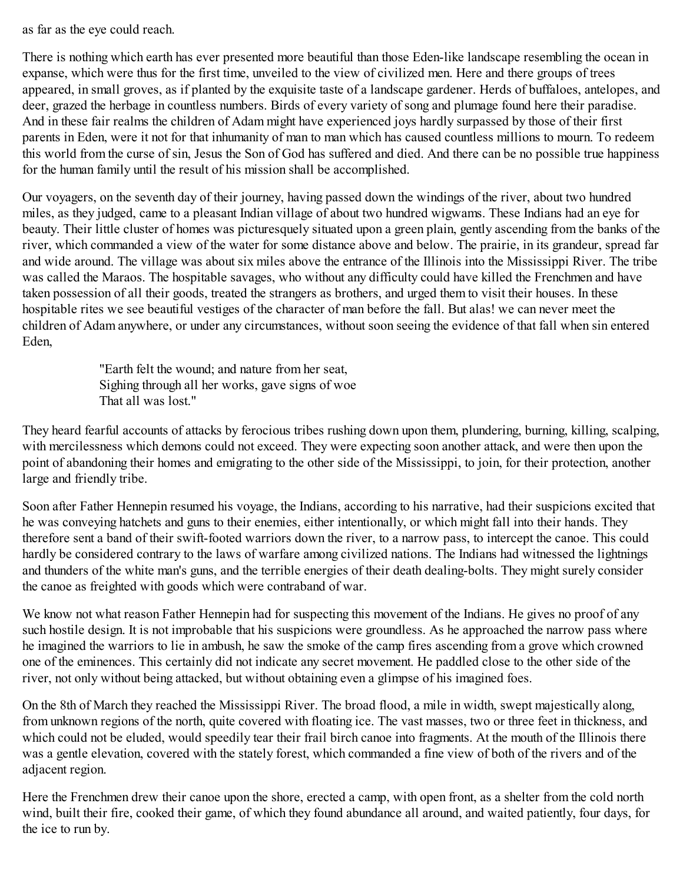as far as the eye could reach.

There is nothing which earth has ever presented more beautiful than those Eden-like landscape resembling the ocean in expanse, which were thus for the first time, unveiled to the view of civilized men. Here and there groups of trees appeared, in small groves, as if planted by the exquisite taste of a landscape gardener. Herds of buffaloes, antelopes, and deer, grazed the herbage in countless numbers. Birds of every variety of song and plumage found here their paradise. And in these fair realms the children of Adam might have experienced joys hardly surpassed by those of their first parents in Eden, were it not for that inhumanity of man to man which has caused countless millions to mourn. To redeem this world from the curse of sin, Jesus the Son of God has suffered and died. And there can be no possible true happiness for the human family until the result of his mission shall be accomplished.

Our voyagers, on the seventh day of their journey, having passed down the windings of the river, about two hundred miles, as they judged, came to a pleasant Indian village of about two hundred wigwams. These Indians had an eye for beauty. Their little cluster of homes was picturesquely situated upon a green plain, gently ascending from the banks of the river, which commanded a view of the water for some distance above and below. The prairie, in its grandeur, spread far and wide around. The village was about six miles above the entrance of the Illinois into the Mississippi River. The tribe was called the Maraos. The hospitable savages, who without any difficulty could have killed the Frenchmen and have taken possession of all their goods, treated the strangers as brothers, and urged them to visit their houses. In these hospitable rites we see beautiful vestiges of the character of man before the fall. But alas! we can never meet the children of Adam anywhere, or under any circumstances, without soon seeing the evidence of that fall when sin entered Eden,

> "Earth felt the wound; and nature from her seat,
> Sighing through all her works, gave signs of woe
> That all was lost."

They heard fearful accounts of attacks by ferocious tribes rushing down upon them, plundering, burning, killing, scalping, with mercilessness which demons could not exceed. They were expecting soon another attack, and were then upon the point of abandoning their homes and emigrating to the other side of the Mississippi, to join, for their protection, another large and friendly tribe.

Soon after Father Hennepin resumed his voyage, the Indians, according to his narrative, had their suspicions excited that he was conveying hatchets and guns to their enemies, either intentionally, or which might fall into their hands. They therefore sent a band of their swift-footed warriors down the river, to a narrow pass, to intercept the canoe. This could hardly be considered contrary to the laws of warfare among civilized nations. The Indians had witnessed the lightnings and thunders of the white man's guns, and the terrible energies of their death dealing-bolts. They might surely consider the canoe as freighted with goods which were contraband of war.

We know not what reason Father Hennepin had for suspecting this movement of the Indians. He gives no proof of any such hostile design. It is not improbable that his suspicions were groundless. As he approached the narrow pass where he imagined the warriors to lie in ambush, he saw the smoke of the camp fires ascending from a grove which crowned one of the eminences. This certainly did not indicate any secret movement. He paddled close to the other side of the river, not only without being attacked, but without obtaining even a glimpse of his imagined foes.

On the 8th of March they reached the Mississippi River. The broad flood, a mile in width, swept majestically along, from unknown regions of the north, quite covered with floating ice. The vast masses, two or three feet in thickness, and which could not be eluded, would speedily tear their frail birch canoe into fragments. At the mouth of the Illinois there was a gentle elevation, covered with the stately forest, which commanded a fine view of both of the rivers and of the adjacent region.

Here the Frenchmen drew their canoe upon the shore, erected a camp, with open front, as a shelter from the cold north wind, built their fire, cooked their game, of which they found abundance all around, and waited patiently, four days, for the ice to run by.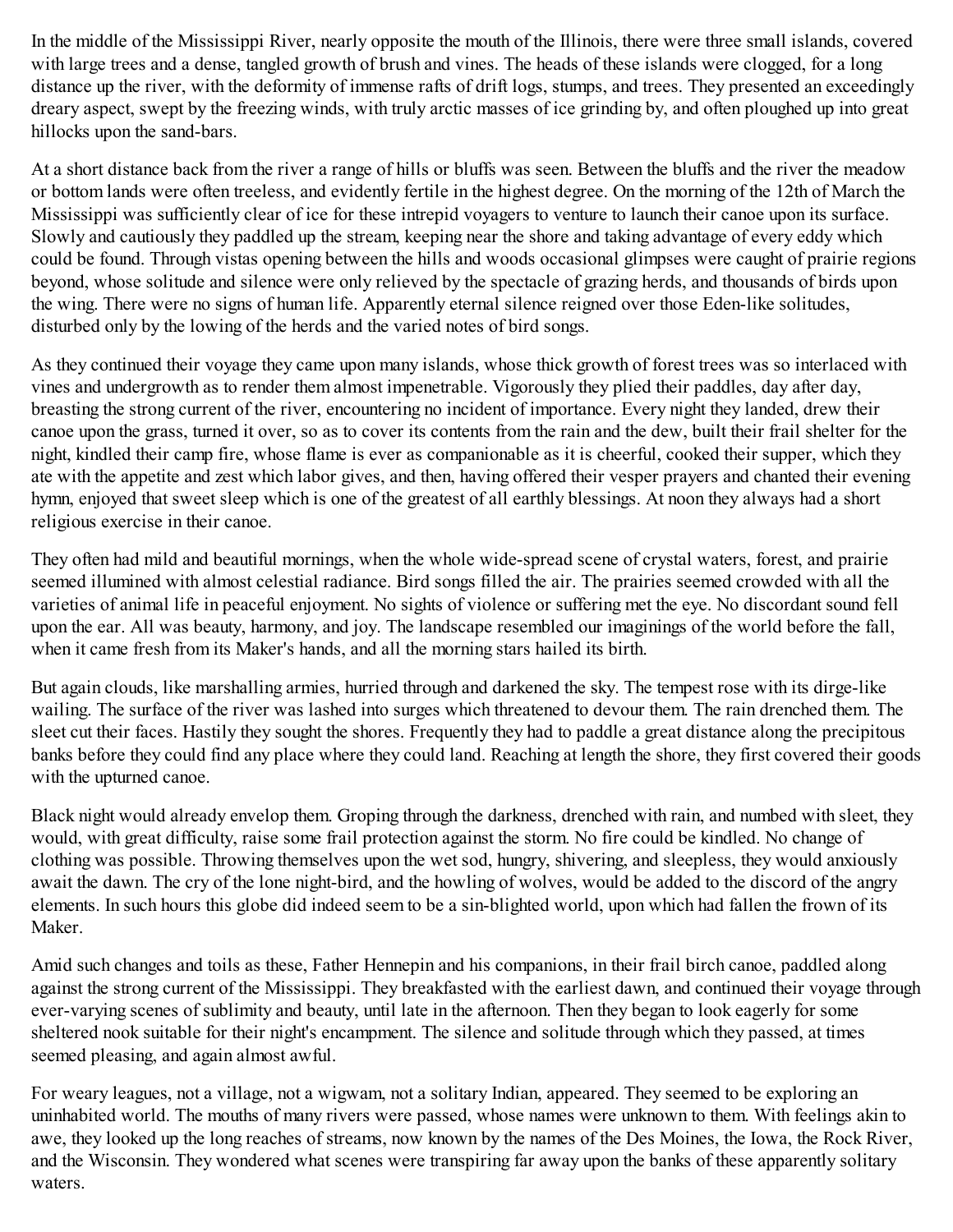In the middle of the Mississippi River, nearly opposite the mouth of the Illinois, there were three small islands, covered with large trees and a dense, tangled growth of brush and vines. The heads of these islands were clogged, for a long distance up the river, with the deformity of immense rafts of drift logs, stumps, and trees. They presented an exceedingly dreary aspect, swept by the freezing winds, with truly arctic masses of ice grinding by, and often ploughed up into great hillocks upon the sand-bars.

At a short distance back from the river a range of hills or bluffs was seen. Between the bluffs and the river the meadow or bottom lands were often treeless, and evidently fertile in the highest degree. On the morning of the 12th of March the Mississippi was sufficiently clear of ice for these intrepid voyagers to venture to launch their canoe upon its surface. Slowly and cautiously they paddled up the stream, keeping near the shore and taking advantage of every eddy which could be found. Through vistas opening between the hills and woods occasional glimpses were caught of prairie regions beyond, whose solitude and silence were only relieved by the spectacle of grazing herds, and thousands of birds upon the wing. There were no signs of human life. Apparently eternal silence reigned over those Eden-like solitudes, disturbed only by the lowing of the herds and the varied notes of bird songs.

As they continued their voyage they came upon many islands, whose thick growth of forest trees was so interlaced with vines and undergrowth as to render them almost impenetrable. Vigorously they plied their paddles, day after day, breasting the strong current of the river, encountering no incident of importance. Every night they landed, drew their canoe upon the grass, turned it over, so as to cover its contents from the rain and the dew, built their frail shelter for the night, kindled their camp fire, whose flame is ever as companionable as it is cheerful, cooked their supper, which they ate with the appetite and zest which labor gives, and then, having offered their vesper prayers and chanted their evening hymn, enjoyed that sweet sleep which is one of the greatest of all earthly blessings. At noon they always had a short religious exercise in their canoe.

They often had mild and beautiful mornings, when the whole wide-spread scene of crystal waters, forest, and prairie seemed illumined with almost celestial radiance. Bird songs filled the air. The prairies seemed crowded with all the varieties of animal life in peaceful enjoyment. No sights of violence or suffering met the eye. No discordant sound fell upon the ear. All was beauty, harmony, and joy. The landscape resembled our imaginings of the world before the fall, when it came fresh from its Maker's hands, and all the morning stars hailed its birth.

But again clouds, like marshalling armies, hurried through and darkened the sky. The tempest rose with its dirge-like wailing. The surface of the river was lashed into surges which threatened to devour them. The rain drenched them. The sleet cut their faces. Hastily they sought the shores. Frequently they had to paddle a great distance along the precipitous banks before they could find any place where they could land. Reaching at length the shore, they first covered their goods with the upturned canoe.

Black night would already envelop them. Groping through the darkness, drenched with rain, and numbed with sleet, they would, with great difficulty, raise some frail protection against the storm. No fire could be kindled. No change of clothing was possible. Throwing themselves upon the wet sod, hungry, shivering, and sleepless, they would anxiously await the dawn. The cry of the lone night-bird, and the howling of wolves, would be added to the discord of the angry elements. In such hours this globe did indeed seem to be a sin-blighted world, upon which had fallen the frown of its Maker.

Amid such changes and toils as these, Father Hennepin and his companions, in their frail birch canoe, paddled along against the strong current of the Mississippi. They breakfasted with the earliest dawn, and continued their voyage through ever-varying scenes of sublimity and beauty, until late in the afternoon. Then they began to look eagerly for some sheltered nook suitable for their night's encampment. The silence and solitude through which they passed, at times seemed pleasing, and again almost awful.

For weary leagues, not a village, not a wigwam, not a solitary Indian, appeared. They seemed to be exploring an uninhabited world. The mouths of many rivers were passed, whose names were unknown to them. With feelings akin to awe, they looked up the long reaches of streams, now known by the names of the Des Moines, the Iowa, the Rock River, and the Wisconsin. They wondered what scenes were transpiring far away upon the banks of these apparently solitary waters.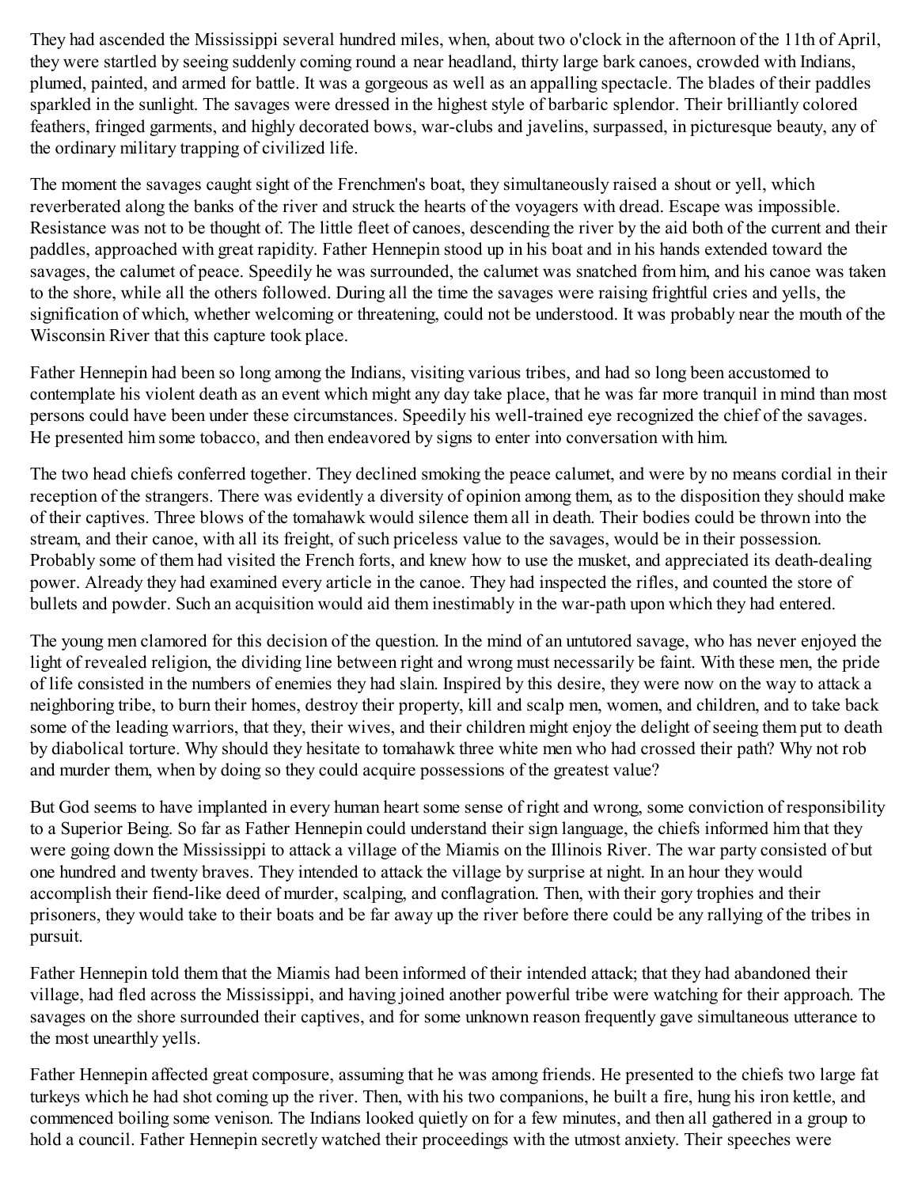They had ascended the Mississippi several hundred miles, when, about two o'clock in the afternoon of the 11th of April, they were startled by seeing suddenly coming round a near headland, thirty large bark canoes, crowded with Indians, plumed, painted, and armed for battle. It was a gorgeous as well as an appalling spectacle. The blades of their paddles sparkled in the sunlight. The savages were dressed in the highest style of barbaric splendor. Their brilliantly colored feathers, fringed garments, and highly decorated bows, war-clubs and javelins, surpassed, in picturesque beauty, any of the ordinary military trapping of civilized life.

The moment the savages caught sight of the Frenchmen's boat, they simultaneously raised a shout or yell, which reverberated along the banks of the river and struck the hearts of the voyagers with dread. Escape was impossible. Resistance was not to be thought of. The little fleet of canoes, descending the river by the aid both of the current and their paddles, approached with great rapidity. Father Hennepin stood up in his boat and in his hands extended toward the savages, the calumet of peace. Speedily he was surrounded, the calumet was snatched from him, and his canoe was taken to the shore, while all the others followed. During all the time the savages were raising frightful cries and yells, the signification of which, whether welcoming or threatening, could not be understood. It was probably near the mouth of the Wisconsin River that this capture took place.

Father Hennepin had been so long among the Indians, visiting various tribes, and had so long been accustomed to contemplate his violent death as an event which might any day take place, that he was far more tranquil in mind than most persons could have been under these circumstances. Speedily his well-trained eye recognized the chief of the savages. He presented him some tobacco, and then endeavored by signs to enter into conversation with him.

The two head chiefs conferred together. They declined smoking the peace calumet, and were by no means cordial in their reception of the strangers. There was evidently a diversity of opinion among them, as to the disposition they should make of their captives. Three blows of the tomahawk would silence them all in death. Their bodies could be thrown into the stream, and their canoe, with all its freight, of such priceless value to the savages, would be in their possession. Probably some of them had visited the French forts, and knew how to use the musket, and appreciated its death-dealing power. Already they had examined every article in the canoe. They had inspected the rifles, and counted the store of bullets and powder. Such an acquisition would aid them inestimably in the war-path upon which they had entered.

The young men clamored for this decision of the question. In the mind of an untutored savage, who has never enjoyed the light of revealed religion, the dividing line between right and wrong must necessarily be faint. With these men, the pride of life consisted in the numbers of enemies they had slain. Inspired by this desire, they were now on the way to attack a neighboring tribe, to burn their homes, destroy their property, kill and scalp men, women, and children, and to take back some of the leading warriors, that they, their wives, and their children might enjoy the delight of seeing them put to death by diabolical torture. Why should they hesitate to tomahawk three white men who had crossed their path? Why not rob and murder them, when by doing so they could acquire possessions of the greatest value?

But God seems to have implanted in every human heart some sense of right and wrong, some conviction of responsibility to a Superior Being. So far as Father Hennepin could understand their sign language, the chiefs informed him that they were going down the Mississippi to attack a village of the Miamis on the Illinois River. The war party consisted of but one hundred and twenty braves. They intended to attack the village by surprise at night. In an hour they would accomplish their fiend-like deed of murder, scalping, and conflagration. Then, with their gory trophies and their prisoners, they would take to their boats and be far away up the river before there could be any rallying of the tribes in pursuit.

Father Hennepin told them that the Miamis had been informed of their intended attack; that they had abandoned their village, had fled across the Mississippi, and having joined another powerful tribe were watching for their approach. The savages on the shore surrounded their captives, and for some unknown reason frequently gave simultaneous utterance to the most unearthly yells.

Father Hennepin affected great composure, assuming that he was among friends. He presented to the chiefs two large fat turkeys which he had shot coming up the river. Then, with his two companions, he built a fire, hung his iron kettle, and commenced boiling some venison. The Indians looked quietly on for a few minutes, and then all gathered in a group to hold a council. Father Hennepin secretly watched their proceedings with the utmost anxiety. Their speeches were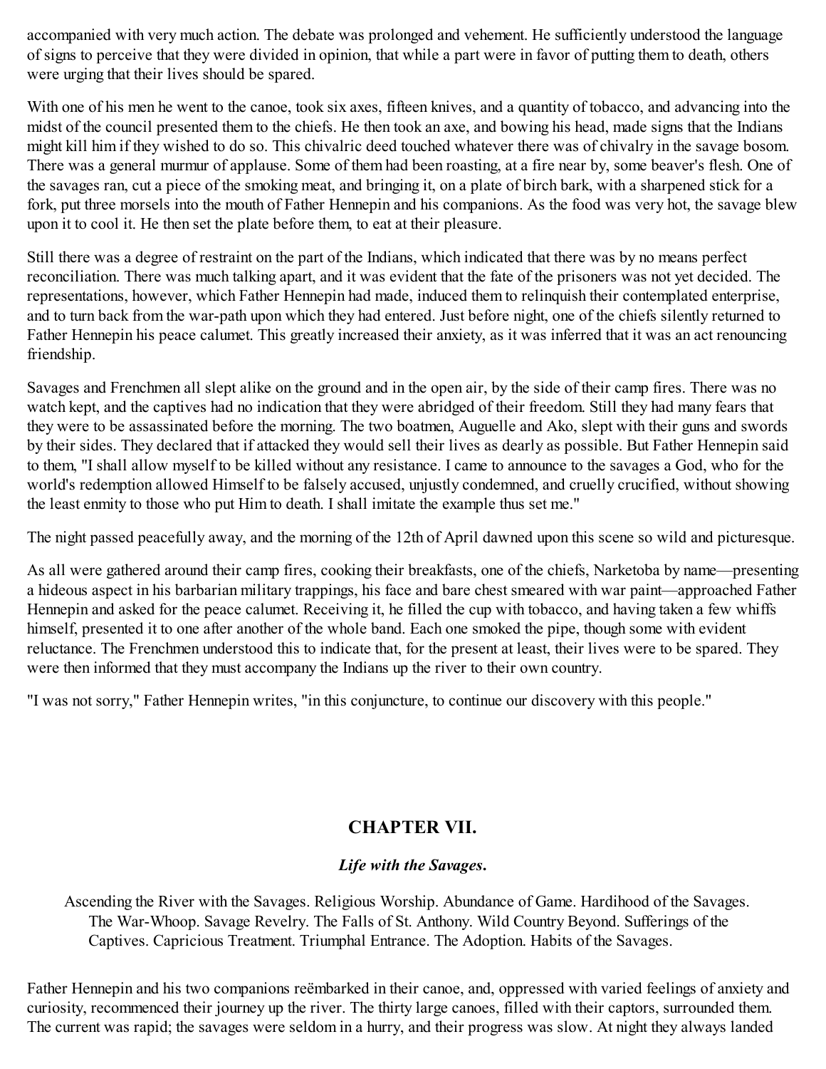accompanied with very much action. The debate was prolonged and vehement. He sufficiently understood the language of signs to perceive that they were divided in opinion, that while a part were in favor of putting them to death, others were urging that their lives should be spared.

With one of his men he went to the canoe, took six axes, fifteen knives, and a quantity of tobacco, and advancing into the midst of the council presented them to the chiefs. He then took an axe, and bowing his head, made signs that the Indians might kill him if they wished to do so. This chivalric deed touched whatever there was of chivalry in the savage bosom. There was a general murmur of applause. Some of them had been roasting, at a fire near by, some beaver's flesh. One of the savages ran, cut a piece of the smoking meat, and bringing it, on a plate of birch bark, with a sharpened stick for a fork, put three morsels into the mouth of Father Hennepin and his companions. As the food was very hot, the savage blew upon it to cool it. He then set the plate before them, to eat at their pleasure.

Still there was a degree of restraint on the part of the Indians, which indicated that there was by no means perfect reconciliation. There was much talking apart, and it was evident that the fate of the prisoners was not yet decided. The representations, however, which Father Hennepin had made, induced them to relinquish their contemplated enterprise, and to turn back from the war-path upon which they had entered. Just before night, one of the chiefs silently returned to Father Hennepin his peace calumet. This greatly increased their anxiety, as it was inferred that it was an act renouncing friendship.

Savages and Frenchmen all slept alike on the ground and in the open air, by the side of their camp fires. There was no watch kept, and the captives had no indication that they were abridged of their freedom. Still they had many fears that they were to be assassinated before the morning. The two boatmen, Auguelle and Ako, slept with their guns and swords by their sides. They declared that if attacked they would sell their lives as dearly as possible. But Father Hennepin said to them, "I shall allow myself to be killed without any resistance. I came to announce to the savages a God, who for the world's redemption allowed Himself to be falsely accused, unjustly condemned, and cruelly crucified, without showing the least enmity to those who put Him to death. I shall imitate the example thus set me."

The night passed peacefully away, and the morning of the 12th of April dawned upon this scene so wild and picturesque.

As all were gathered around their camp fires, cooking their breakfasts, one of the chiefs, Narketoba by name—presenting a hideous aspect in his barbarian military trappings, his face and bare chest smeared with war paint—approached Father Hennepin and asked for the peace calumet. Receiving it, he filled the cup with tobacco, and having taken a few whiffs himself, presented it to one after another of the whole band. Each one smoked the pipe, though some with evident reluctance. The Frenchmen understood this to indicate that, for the present at least, their lives were to be spared. They were then informed that they must accompany the Indians up the river to their own country.

"I was not sorry," Father Hennepin writes, "in this conjuncture, to continue our discovery with this people."

## CHAPTER VII.

### *Life with the Savages.*

Ascending the River with the Savages. Religious Worship. Abundance of Game. Hardihood of the Savages. The War-Whoop. Savage Revelry. The Falls of St. Anthony. Wild Country Beyond. Sufferings of the Captives. Capricious Treatment. Triumphal Entrance. The Adoption. Habits of the Savages.

Father Hennepin and his two companions reëmbarked in their canoe, and, oppressed with varied feelings of anxiety and curiosity, recommenced their journey up the river. The thirty large canoes, filled with their captors, surrounded them. The current was rapid; the savages were seldom in a hurry, and their progress was slow. At night they always landed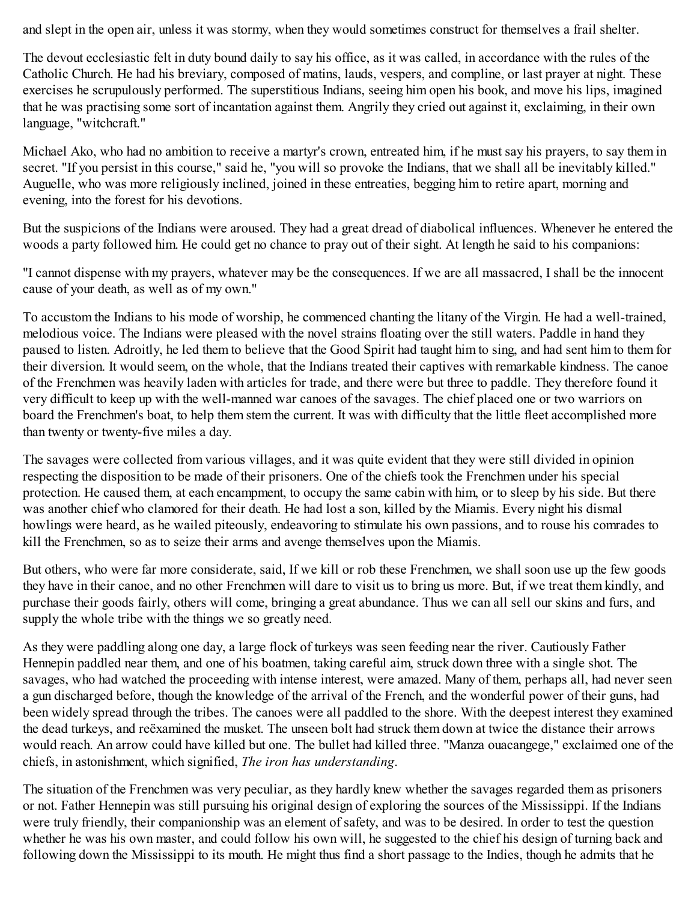and slept in the open air, unless it was stormy, when they would sometimes construct for themselves a frail shelter.

The devout ecclesiastic felt in duty bound daily to say his office, as it was called, in accordance with the rules of the Catholic Church. He had his breviary, composed of matins, lauds, vespers, and compline, or last prayer at night. These exercises he scrupulously performed. The superstitious Indians, seeing him open his book, and move his lips, imagined that he was practising some sort of incantation against them. Angrily they cried out against it, exclaiming, in their own language, "witchcraft."

Michael Ako, who had no ambition to receive a martyr's crown, entreated him, if he must say his prayers, to say them in secret. "If you persist in this course," said he, "you will so provoke the Indians, that we shall all be inevitably killed." Auguelle, who was more religiously inclined, joined in these entreaties, begging him to retire apart, morning and evening, into the forest for his devotions.

But the suspicions of the Indians were aroused. They had a great dread of diabolical influences. Whenever he entered the woods a party followed him. He could get no chance to pray out of their sight. At length he said to his companions:

"I cannot dispense with my prayers, whatever may be the consequences. If we are all massacred, I shall be the innocent cause of your death, as well as of my own."

To accustom the Indians to his mode of worship, he commenced chanting the litany of the Virgin. He had a well-trained, melodious voice. The Indians were pleased with the novel strains floating over the still waters. Paddle in hand they paused to listen. Adroitly, he led them to believe that the Good Spirit had taught him to sing, and had sent him to them for their diversion. It would seem, on the whole, that the Indians treated their captives with remarkable kindness. The canoe of the Frenchmen was heavily laden with articles for trade, and there were but three to paddle. They therefore found it very difficult to keep up with the well-manned war canoes of the savages. The chief placed one or two warriors on board the Frenchmen's boat, to help them stem the current. It was with difficulty that the little fleet accomplished more than twenty or twenty-five miles a day.

The savages were collected from various villages, and it was quite evident that they were still divided in opinion respecting the disposition to be made of their prisoners. One of the chiefs took the Frenchmen under his special protection. He caused them, at each encampment, to occupy the same cabin with him, or to sleep by his side. But there was another chief who clamored for their death. He had lost a son, killed by the Miamis. Every night his dismal howlings were heard, as he wailed piteously, endeavoring to stimulate his own passions, and to rouse his comrades to kill the Frenchmen, so as to seize their arms and avenge themselves upon the Miamis.

But others, who were far more considerate, said, If we kill or rob these Frenchmen, we shall soon use up the few goods they have in their canoe, and no other Frenchmen will dare to visit us to bring us more. But, if we treat them kindly, and purchase their goods fairly, others will come, bringing a great abundance. Thus we can all sell our skins and furs, and supply the whole tribe with the things we so greatly need.

As they were paddling along one day, a large flock of turkeys was seen feeding near the river. Cautiously Father Hennepin paddled near them, and one of his boatmen, taking careful aim, struck down three with a single shot. The savages, who had watched the proceeding with intense interest, were amazed. Many of them, perhaps all, had never seen a gun discharged before, though the knowledge of the arrival of the French, and the wonderful power of their guns, had been widely spread through the tribes. The canoes were all paddled to the shore. With the deepest interest they examined the dead turkeys, and reëxamined the musket. The unseen bolt had struck them down at twice the distance their arrows would reach. An arrow could have killed but one. The bullet had killed three. "Manza ouacangege," exclaimed one of the chiefs, in astonishment, which signified, *The iron has understanding*.

The situation of the Frenchmen was very peculiar, as they hardly knew whether the savages regarded them as prisoners or not. Father Hennepin was still pursuing his original design of exploring the sources of the Mississippi. If the Indians were truly friendly, their companionship was an element of safety, and was to be desired. In order to test the question whether he was his own master, and could follow his own will, he suggested to the chief his design of turning back and following down the Mississippi to its mouth. He might thus find a short passage to the Indies, though he admits that he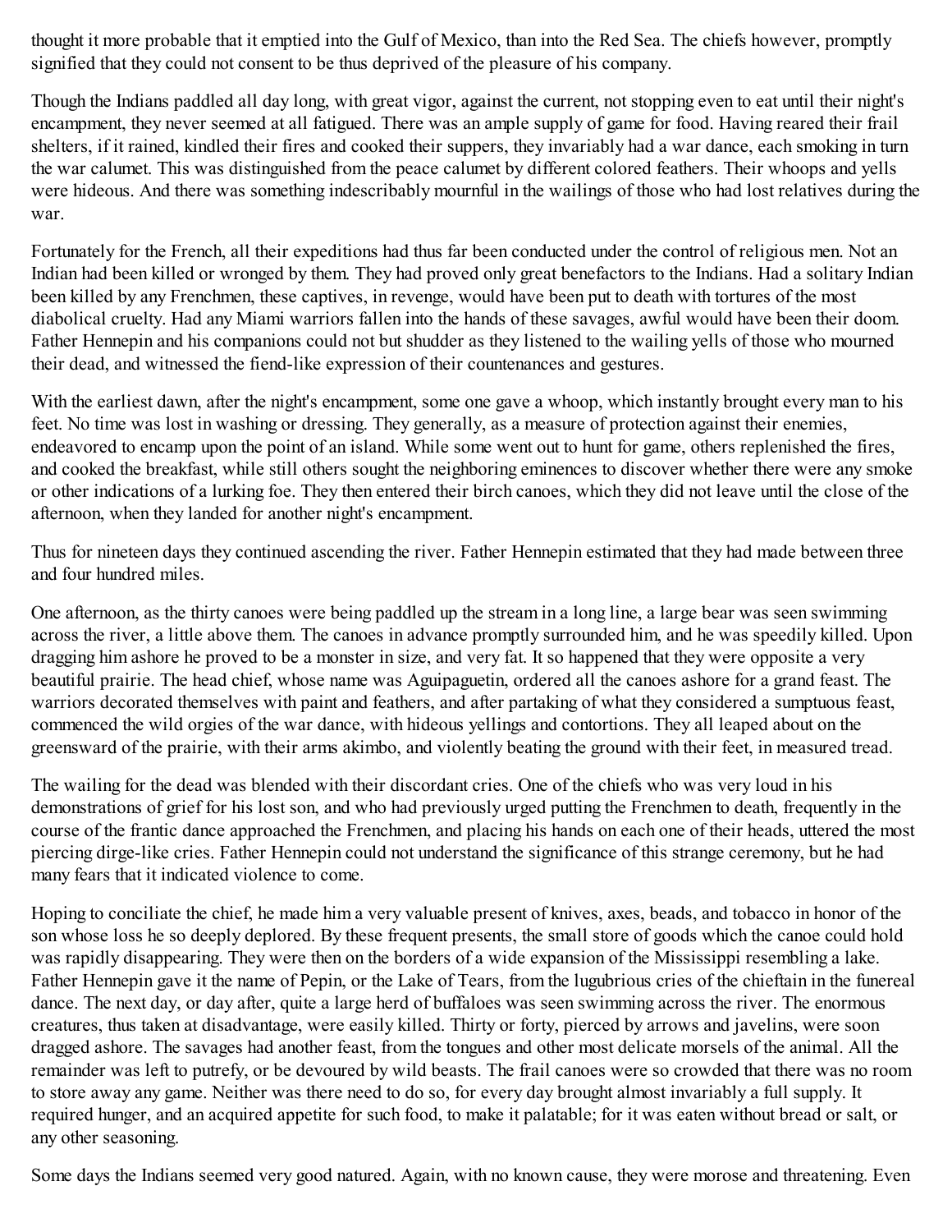thought it more probable that it emptied into the Gulf of Mexico, than into the Red Sea. The chiefs however, promptly signified that they could not consent to be thus deprived of the pleasure of his company.

Though the Indians paddled all day long, with great vigor, against the current, not stopping even to eat until their night's encampment, they never seemed at all fatigued. There was an ample supply of game for food. Having reared their frail shelters, if it rained, kindled their fires and cooked their suppers, they invariably had a war dance, each smoking in turn the war calumet. This was distinguished from the peace calumet by different colored feathers. Their whoops and yells were hideous. And there was something indescribably mournful in the wailings of those who had lost relatives during the war.

Fortunately for the French, all their expeditions had thus far been conducted under the control of religious men. Not an Indian had been killed or wronged by them. They had proved only great benefactors to the Indians. Had a solitary Indian been killed by any Frenchmen, these captives, in revenge, would have been put to death with tortures of the most diabolical cruelty. Had any Miami warriors fallen into the hands of these savages, awful would have been their doom. Father Hennepin and his companions could not but shudder as they listened to the wailing yells of those who mourned their dead, and witnessed the fiend-like expression of their countenances and gestures.

With the earliest dawn, after the night's encampment, some one gave a whoop, which instantly brought every man to his feet. No time was lost in washing or dressing. They generally, as a measure of protection against their enemies, endeavored to encamp upon the point of an island. While some went out to hunt for game, others replenished the fires, and cooked the breakfast, while still others sought the neighboring eminences to discover whether there were any smoke or other indications of a lurking foe. They then entered their birch canoes, which they did not leave until the close of the afternoon, when they landed for another night's encampment.

Thus for nineteen days they continued ascending the river. Father Hennepin estimated that they had made between three and four hundred miles.

One afternoon, as the thirty canoes were being paddled up the stream in a long line, a large bear was seen swimming across the river, a little above them. The canoes in advance promptly surrounded him, and he was speedily killed. Upon dragging him ashore he proved to be a monster in size, and very fat. It so happened that they were opposite a very beautiful prairie. The head chief, whose name was Aguipaguetin, ordered all the canoes ashore for a grand feast. The warriors decorated themselves with paint and feathers, and after partaking of what they considered a sumptuous feast, commenced the wild orgies of the war dance, with hideous yellings and contortions. They all leaped about on the greensward of the prairie, with their arms akimbo, and violently beating the ground with their feet, in measured tread.

The wailing for the dead was blended with their discordant cries. One of the chiefs who was very loud in his demonstrations of grief for his lost son, and who had previously urged putting the Frenchmen to death, frequently in the course of the frantic dance approached the Frenchmen, and placing his hands on each one of their heads, uttered the most piercing dirge-like cries. Father Hennepin could not understand the significance of this strange ceremony, but he had many fears that it indicated violence to come.

Hoping to conciliate the chief, he made him a very valuable present of knives, axes, beads, and tobacco in honor of the son whose loss he so deeply deplored. By these frequent presents, the small store of goods which the canoe could hold was rapidly disappearing. They were then on the borders of a wide expansion of the Mississippi resembling a lake. Father Hennepin gave it the name of Pepin, or the Lake of Tears, from the lugubrious cries of the chieftain in the funereal dance. The next day, or day after, quite a large herd of buffaloes was seen swimming across the river. The enormous creatures, thus taken at disadvantage, were easily killed. Thirty or forty, pierced by arrows and javelins, were soon dragged ashore. The savages had another feast, from the tongues and other most delicate morsels of the animal. All the remainder was left to putrefy, or be devoured by wild beasts. The frail canoes were so crowded that there was no room to store away any game. Neither was there need to do so, for every day brought almost invariably a full supply. It required hunger, and an acquired appetite for such food, to make it palatable; for it was eaten without bread or salt, or any other seasoning.

Some days the Indians seemed very good natured. Again, with no known cause, they were morose and threatening. Even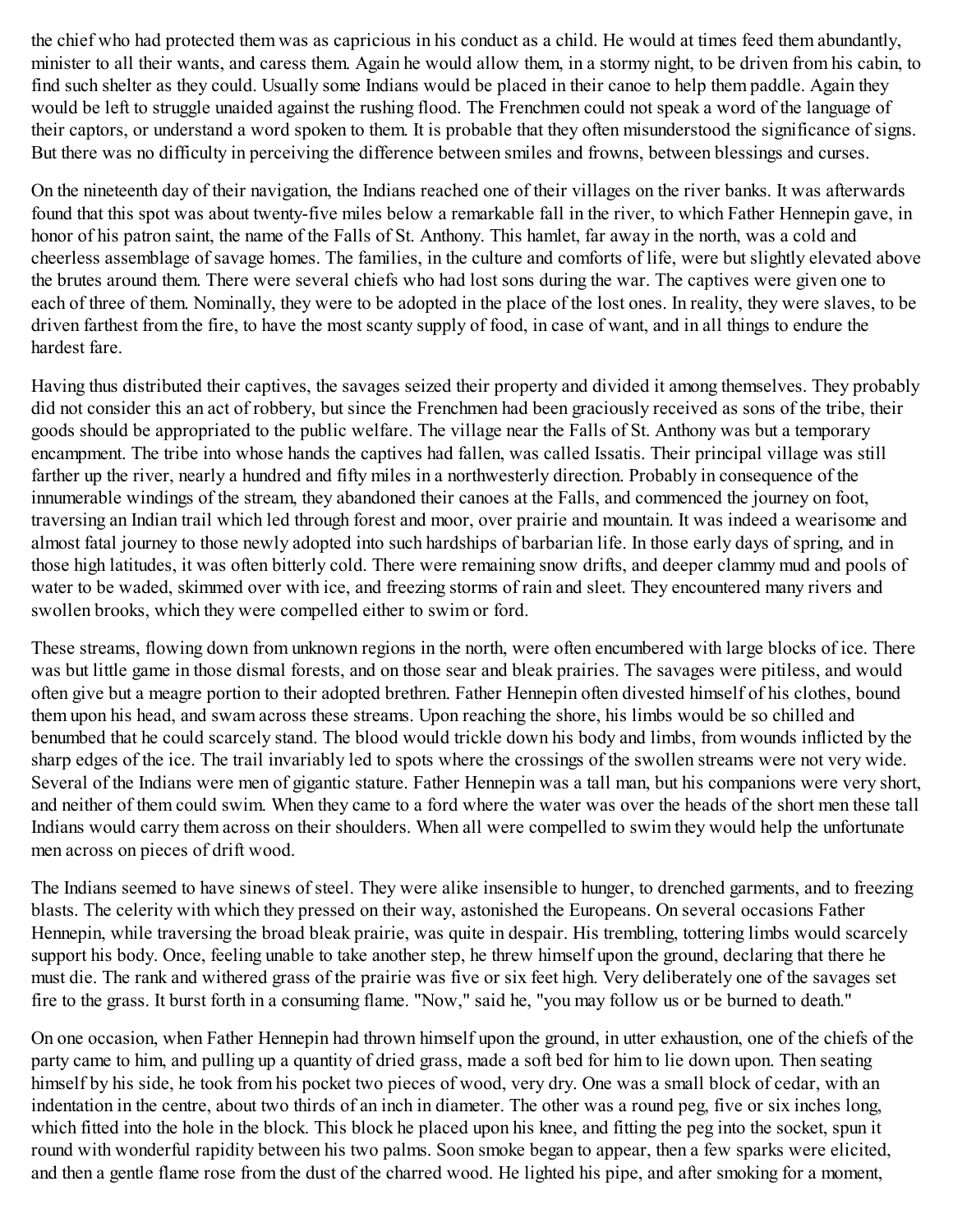the chief who had protected them was as capricious in his conduct as a child. He would at times feed them abundantly, minister to all their wants, and caress them. Again he would allow them, in a stormy night, to be driven from his cabin, to find such shelter as they could. Usually some Indians would be placed in their canoe to help them paddle. Again they would be left to struggle unaided against the rushing flood. The Frenchmen could not speak a word of the language of their captors, or understand a word spoken to them. It is probable that they often misunderstood the significance of signs. But there was no difficulty in perceiving the difference between smiles and frowns, between blessings and curses.

On the nineteenth day of their navigation, the Indians reached one of their villages on the river banks. It was afterwards found that this spot was about twenty-five miles below a remarkable fall in the river, to which Father Hennepin gave, in honor of his patron saint, the name of the Falls of St. Anthony. This hamlet, far away in the north, was a cold and cheerless assemblage of savage homes. The families, in the culture and comforts of life, were but slightly elevated above the brutes around them. There were several chiefs who had lost sons during the war. The captives were given one to each of three of them. Nominally, they were to be adopted in the place of the lost ones. In reality, they were slaves, to be driven farthest from the fire, to have the most scanty supply of food, in case of want, and in all things to endure the hardest fare.

Having thus distributed their captives, the savages seized their property and divided it among themselves. They probably did not consider this an act of robbery, but since the Frenchmen had been graciously received as sons of the tribe, their goods should be appropriated to the public welfare. The village near the Falls of St. Anthony was but a temporary encampment. The tribe into whose hands the captives had fallen, was called Issatis. Their principal village was still farther up the river, nearly a hundred and fifty miles in a northwesterly direction. Probably in consequence of the innumerable windings of the stream, they abandoned their canoes at the Falls, and commenced the journey on foot, traversing an Indian trail which led through forest and moor, over prairie and mountain. It was indeed a wearisome and almost fatal journey to those newly adopted into such hardships of barbarian life. In those early days of spring, and in those high latitudes, it was often bitterly cold. There were remaining snow drifts, and deeper clammy mud and pools of water to be waded, skimmed over with ice, and freezing storms of rain and sleet. They encountered many rivers and swollen brooks, which they were compelled either to swim or ford.

These streams, flowing down from unknown regions in the north, were often encumbered with large blocks of ice. There was but little game in those dismal forests, and on those sear and bleak prairies. The savages were pitiless, and would often give but a meagre portion to their adopted brethren. Father Hennepin often divested himself of his clothes, bound them upon his head, and swam across these streams. Upon reaching the shore, his limbs would be so chilled and benumbed that he could scarcely stand. The blood would trickle down his body and limbs, from wounds inflicted by the sharp edges of the ice. The trail invariably led to spots where the crossings of the swollen streams were not very wide. Several of the Indians were men of gigantic stature. Father Hennepin was a tall man, but his companions were very short, and neither of them could swim. When they came to a ford where the water was over the heads of the short men these tall Indians would carry them across on their shoulders. When all were compelled to swim they would help the unfortunate men across on pieces of drift wood.

The Indians seemed to have sinews of steel. They were alike insensible to hunger, to drenched garments, and to freezing blasts. The celerity with which they pressed on their way, astonished the Europeans. On several occasions Father Hennepin, while traversing the broad bleak prairie, was quite in despair. His trembling, tottering limbs would scarcely support his body. Once, feeling unable to take another step, he threw himself upon the ground, declaring that there he must die. The rank and withered grass of the prairie was five or six feet high. Very deliberately one of the savages set fire to the grass. It burst forth in a consuming flame. "Now," said he, "you may follow us or be burned to death."

On one occasion, when Father Hennepin had thrown himself upon the ground, in utter exhaustion, one of the chiefs of the party came to him, and pulling up a quantity of dried grass, made a soft bed for him to lie down upon. Then seating himself by his side, he took from his pocket two pieces of wood, very dry. One was a small block of cedar, with an indentation in the centre, about two thirds of an inch in diameter. The other was a round peg, five or six inches long, which fitted into the hole in the block. This block he placed upon his knee, and fitting the peg into the socket, spun it round with wonderful rapidity between his two palms. Soon smoke began to appear, then a few sparks were elicited, and then a gentle flame rose from the dust of the charred wood. He lighted his pipe, and after smoking for a moment,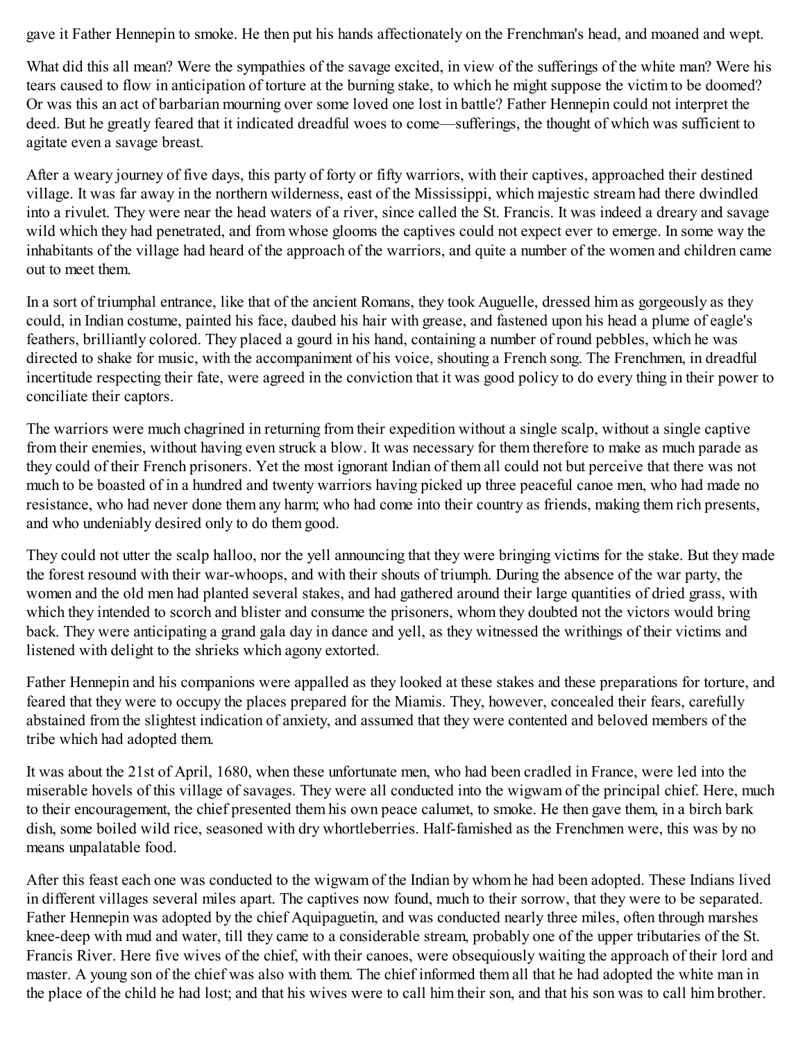gave it Father Hennepin to smoke. He then put his hands affectionately on the Frenchman's head, and moaned and wept.

What did this all mean? Were the sympathies of the savage excited, in view of the sufferings of the white man? Were his tears caused to flow in anticipation of torture at the burning stake, to which he might suppose the victim to be doomed? Or was this an act of barbarian mourning over some loved one lost in battle? Father Hennepin could not interpret the deed. But he greatly feared that it indicated dreadful woes to come—sufferings, the thought of which was sufficient to agitate even a savage breast.

After a weary journey of five days, this party of forty or fifty warriors, with their captives, approached their destined village. It was far away in the northern wilderness, east of the Mississippi, which majestic stream had there dwindled into a rivulet. They were near the head waters of a river, since called the St. Francis. It was indeed a dreary and savage wild which they had penetrated, and from whose glooms the captives could not expect ever to emerge. In some way the inhabitants of the village had heard of the approach of the warriors, and quite a number of the women and children came out to meet them.

In a sort of triumphal entrance, like that of the ancient Romans, they took Auguelle, dressed him as gorgeously as they could, in Indian costume, painted his face, daubed his hair with grease, and fastened upon his head a plume of eagle's feathers, brilliantly colored. They placed a gourd in his hand, containing a number of round pebbles, which he was directed to shake for music, with the accompaniment of his voice, shouting a French song. The Frenchmen, in dreadful incertitude respecting their fate, were agreed in the conviction that it was good policy to do every thing in their power to conciliate their captors.

The warriors were much chagrined in returning from their expedition without a single scalp, without a single captive from their enemies, without having even struck a blow. It was necessary for them therefore to make as much parade as they could of their French prisoners. Yet the most ignorant Indian of them all could not but perceive that there was not much to be boasted of in a hundred and twenty warriors having picked up three peaceful canoe men, who had made no resistance, who had never done them any harm; who had come into their country as friends, making them rich presents, and who undeniably desired only to do them good.

They could not utter the scalp halloo, nor the yell announcing that they were bringing victims for the stake. But they made the forest resound with their war-whoops, and with their shouts of triumph. During the absence of the war party, the women and the old men had planted several stakes, and had gathered around their large quantities of dried grass, with which they intended to scorch and blister and consume the prisoners, whom they doubted not the victors would bring back. They were anticipating a grand gala day in dance and yell, as they witnessed the writhings of their victims and listened with delight to the shrieks which agony extorted.

Father Hennepin and his companions were appalled as they looked at these stakes and these preparations for torture, and feared that they were to occupy the places prepared for the Miamis. They, however, concealed their fears, carefully abstained from the slightest indication of anxiety, and assumed that they were contented and beloved members of the tribe which had adopted them.

It was about the 21st of April, 1680, when these unfortunate men, who had been cradled in France, were led into the miserable hovels of this village of savages. They were all conducted into the wigwam of the principal chief. Here, much to their encouragement, the chief presented them his own peace calumet, to smoke. He then gave them, in a birch bark dish, some boiled wild rice, seasoned with dry whortleberries. Half-famished as the Frenchmen were, this was by no means unpalatable food.

After this feast each one was conducted to the wigwam of the Indian by whom he had been adopted. These Indians lived in different villages several miles apart. The captives now found, much to their sorrow, that they were to be separated. Father Hennepin was adopted by the chief Aquipaguetin, and was conducted nearly three miles, often through marshes knee-deep with mud and water, till they came to a considerable stream, probably one of the upper tributaries of the St. Francis River. Here five wives of the chief, with their canoes, were obsequiously waiting the approach of their lord and master. A young son of the chief was also with them. The chief informed them all that he had adopted the white man in the place of the child he had lost; and that his wives were to call him their son, and that his son was to call him brother.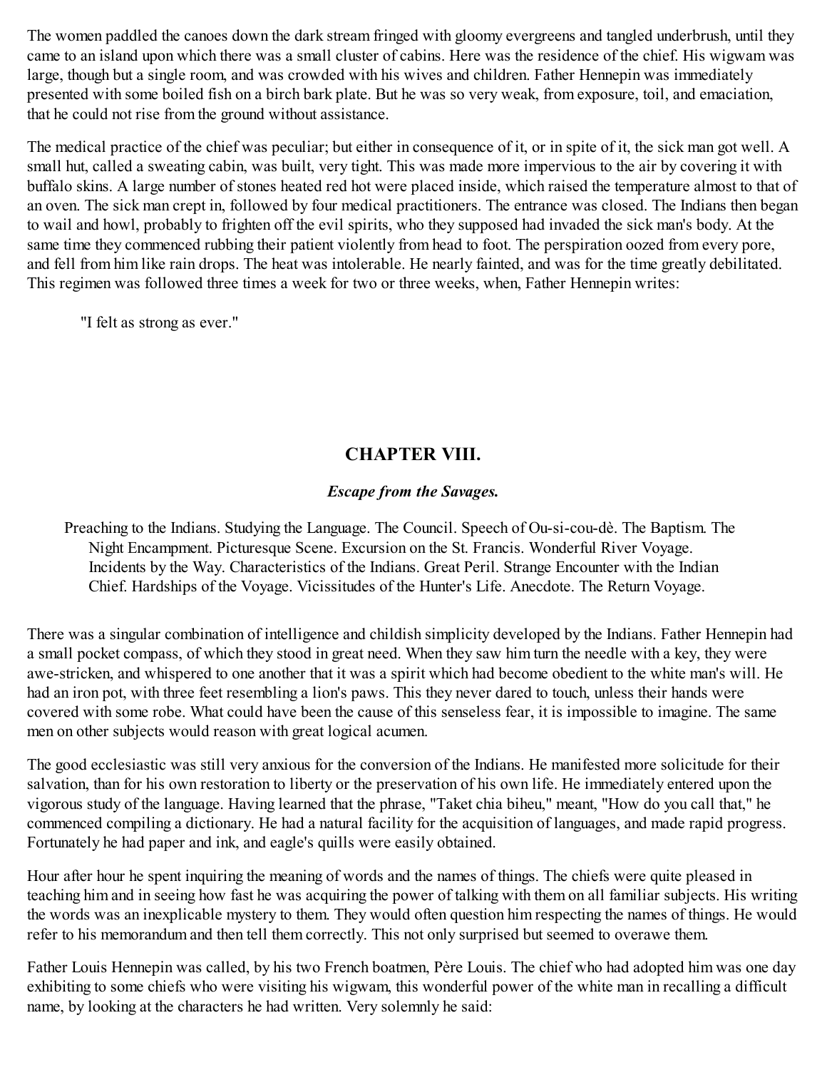The women paddled the canoes down the dark stream fringed with gloomy evergreens and tangled underbrush, until they came to an island upon which there was a small cluster of cabins. Here was the residence of the chief. His wigwam was large, though but a single room, and was crowded with his wives and children. Father Hennepin was immediately presented with some boiled fish on a birch bark plate. But he was so very weak, from exposure, toil, and emaciation, that he could not rise from the ground without assistance.

The medical practice of the chief was peculiar; but either in consequence of it, or in spite of it, the sick man got well. A small hut, called a sweating cabin, was built, very tight. This was made more impervious to the air by covering it with buffalo skins. A large number of stones heated red hot were placed inside, which raised the temperature almost to that of an oven. The sick man crept in, followed by four medical practitioners. The entrance was closed. The Indians then began to wail and howl, probably to frighten off the evil spirits, who they supposed had invaded the sick man's body. At the same time they commenced rubbing their patient violently from head to foot. The perspiration oozed from every pore, and fell from him like rain drops. The heat was intolerable. He nearly fainted, and was for the time greatly debilitated. This regimen was followed three times a week for two or three weeks, when, Father Hennepin writes:

> "I felt as strong as ever."

## CHAPTER VIII.

### *Escape from the Savages.*

Preaching to the Indians. Studying the Language. The Council. Speech of Ou-si-cou-dè. The Baptism. The Night Encampment. Picturesque Scene. Excursion on the St. Francis. Wonderful River Voyage. Incidents by the Way. Characteristics of the Indians. Great Peril. Strange Encounter with the Indian Chief. Hardships of the Voyage. Vicissitudes of the Hunter's Life. Anecdote. The Return Voyage.

There was a singular combination of intelligence and childish simplicity developed by the Indians. Father Hennepin had a small pocket compass, of which they stood in great need. When they saw him turn the needle with a key, they were awe-stricken, and whispered to one another that it was a spirit which had become obedient to the white man's will. He had an iron pot, with three feet resembling a lion's paws. This they never dared to touch, unless their hands were covered with some robe. What could have been the cause of this senseless fear, it is impossible to imagine. The same men on other subjects would reason with great logical acumen.

The good ecclesiastic was still very anxious for the conversion of the Indians. He manifested more solicitude for their salvation, than for his own restoration to liberty or the preservation of his own life. He immediately entered upon the vigorous study of the language. Having learned that the phrase, "Taket chia biheu," meant, "How do you call that," he commenced compiling a dictionary. He had a natural facility for the acquisition of languages, and made rapid progress. Fortunately he had paper and ink, and eagle's quills were easily obtained.

Hour after hour he spent inquiring the meaning of words and the names of things. The chiefs were quite pleased in teaching him and in seeing how fast he was acquiring the power of talking with them on all familiar subjects. His writing the words was an inexplicable mystery to them. They would often question him respecting the names of things. He would refer to his memorandum and then tell them correctly. This not only surprised but seemed to overawe them.

Father Louis Hennepin was called, by his two French boatmen, Père Louis. The chief who had adopted him was one day exhibiting to some chiefs who were visiting his wigwam, this wonderful power of the white man in recalling a difficult name, by looking at the characters he had written. Very solemnly he said: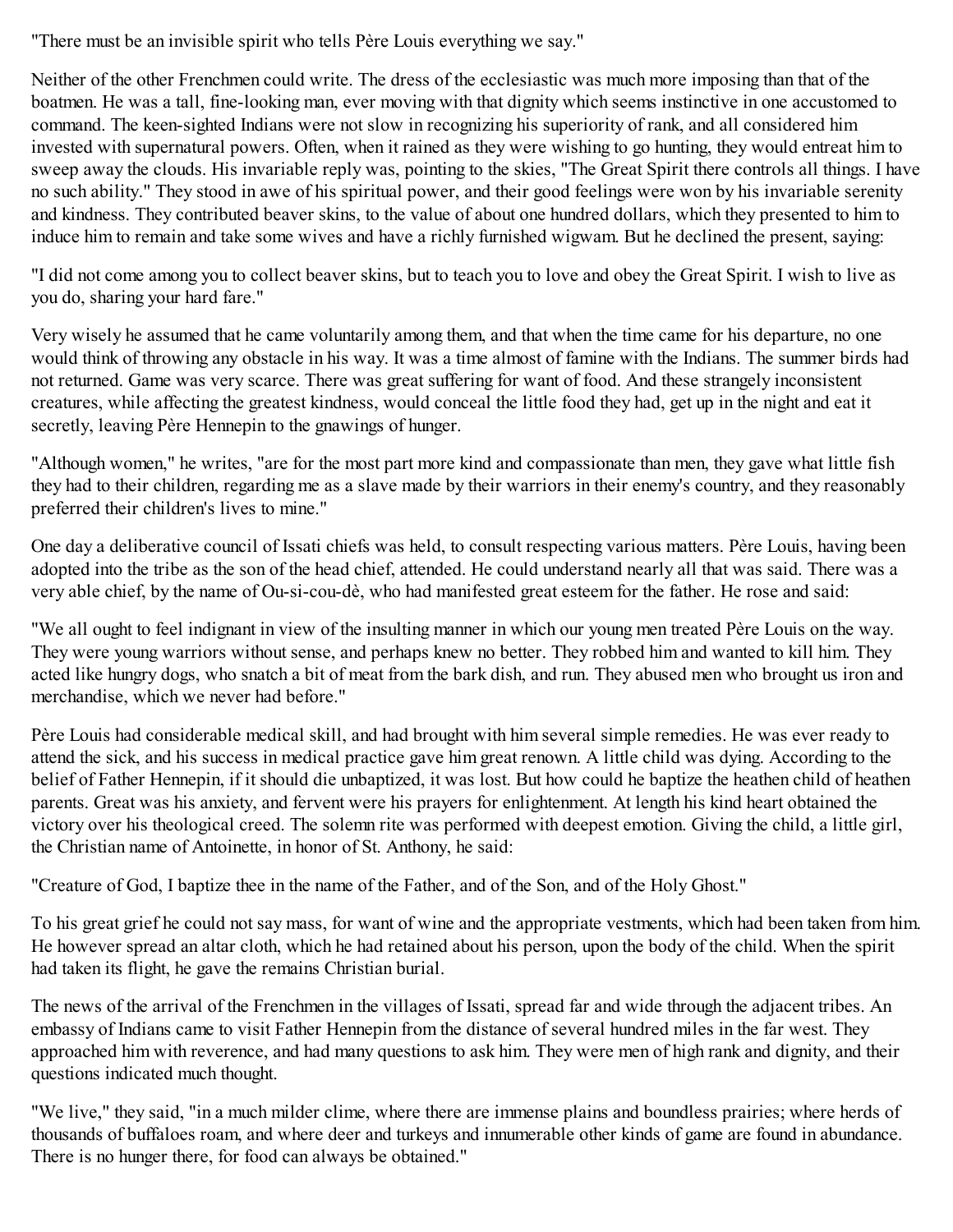"There must be an invisible spirit who tells Père Louis everything we say."

Neither of the other Frenchmen could write. The dress of the ecclesiastic was much more imposing than that of the boatmen. He was a tall, fine-looking man, ever moving with that dignity which seems instinctive in one accustomed to command. The keen-sighted Indians were not slow in recognizing his superiority of rank, and all considered him invested with supernatural powers. Often, when it rained as they were wishing to go hunting, they would entreat him to sweep away the clouds. His invariable reply was, pointing to the skies, "The Great Spirit there controls all things. I have no such ability." They stood in awe of his spiritual power, and their good feelings were won by his invariable serenity and kindness. They contributed beaver skins, to the value of about one hundred dollars, which they presented to him to induce him to remain and take some wives and have a richly furnished wigwam. But he declined the present, saying:

"I did not come among you to collect beaver skins, but to teach you to love and obey the Great Spirit. I wish to live as you do, sharing your hard fare."

Very wisely he assumed that he came voluntarily among them, and that when the time came for his departure, no one would think of throwing any obstacle in his way. It was a time almost of famine with the Indians. The summer birds had not returned. Game was very scarce. There was great suffering for want of food. And these strangely inconsistent creatures, while affecting the greatest kindness, would conceal the little food they had, get up in the night and eat it secretly, leaving Père Hennepin to the gnawings of hunger.

"Although women," he writes, "are for the most part more kind and compassionate than men, they gave what little fish they had to their children, regarding me as a slave made by their warriors in their enemy's country, and they reasonably preferred their children's lives to mine."

One day a deliberative council of Issati chiefs was held, to consult respecting various matters. Père Louis, having been adopted into the tribe as the son of the head chief, attended. He could understand nearly all that was said. There was a very able chief, by the name of Ou-si-cou-dè, who had manifested great esteem for the father. He rose and said:

"We all ought to feel indignant in view of the insulting manner in which our young men treated Père Louis on the way. They were young warriors without sense, and perhaps knew no better. They robbed him and wanted to kill him. They acted like hungry dogs, who snatch a bit of meat from the bark dish, and run. They abused men who brought us iron and merchandise, which we never had before."

Père Louis had considerable medical skill, and had brought with him several simple remedies. He was ever ready to attend the sick, and his success in medical practice gave him great renown. A little child was dying. According to the belief of Father Hennepin, if it should die unbaptized, it was lost. But how could he baptize the heathen child of heathen parents. Great was his anxiety, and fervent were his prayers for enlightenment. At length his kind heart obtained the victory over his theological creed. The solemn rite was performed with deepest emotion. Giving the child, a little girl, the Christian name of Antoinette, in honor of St. Anthony, he said:

"Creature of God, I baptize thee in the name of the Father, and of the Son, and of the Holy Ghost."

To his great grief he could not say mass, for want of wine and the appropriate vestments, which had been taken from him. He however spread an altar cloth, which he had retained about his person, upon the body of the child. When the spirit had taken its flight, he gave the remains Christian burial.

The news of the arrival of the Frenchmen in the villages of Issati, spread far and wide through the adjacent tribes. An embassy of Indians came to visit Father Hennepin from the distance of several hundred miles in the far west. They approached him with reverence, and had many questions to ask him. They were men of high rank and dignity, and their questions indicated much thought.

"We live," they said, "in a much milder clime, where there are immense plains and boundless prairies; where herds of thousands of buffaloes roam, and where deer and turkeys and innumerable other kinds of game are found in abundance. There is no hunger there, for food can always be obtained."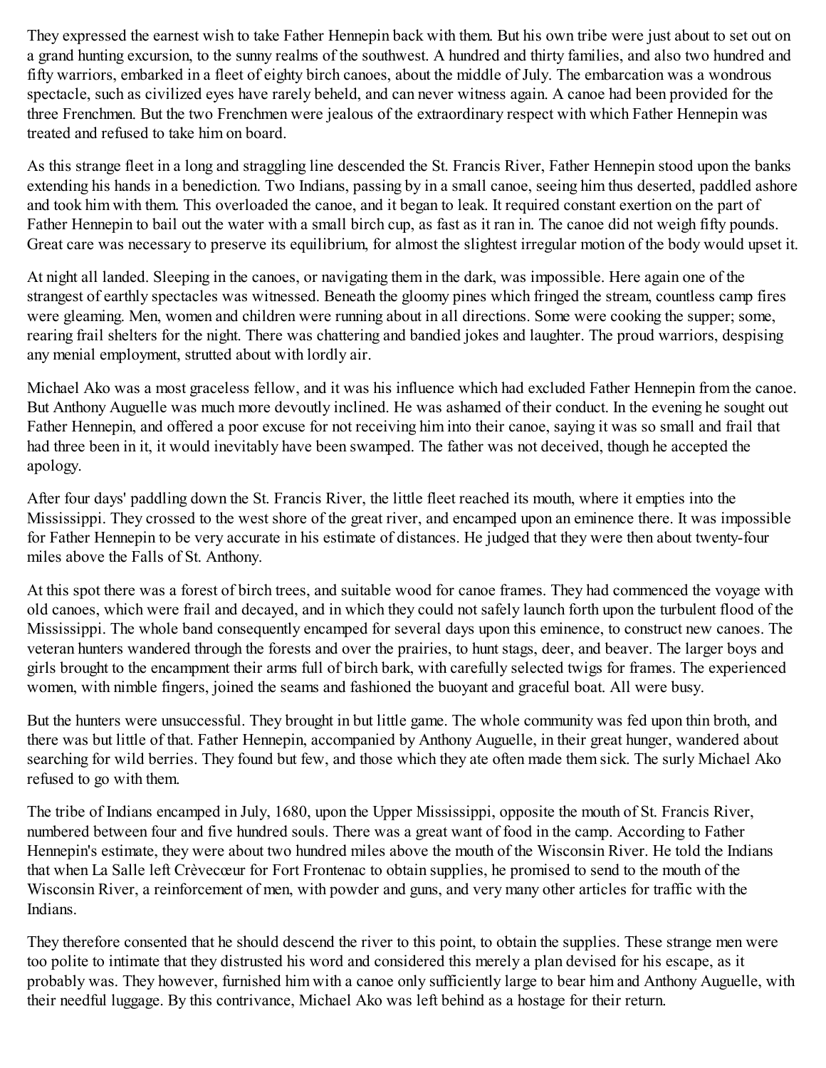They expressed the earnest wish to take Father Hennepin back with them. But his own tribe were just about to set out on a grand hunting excursion, to the sunny realms of the southwest. A hundred and thirty families, and also two hundred and fifty warriors, embarked in a fleet of eighty birch canoes, about the middle of July. The embarcation was a wondrous spectacle, such as civilized eyes have rarely beheld, and can never witness again. A canoe had been provided for the three Frenchmen. But the two Frenchmen were jealous of the extraordinary respect with which Father Hennepin was treated and refused to take him on board.

As this strange fleet in a long and straggling line descended the St. Francis River, Father Hennepin stood upon the banks extending his hands in a benediction. Two Indians, passing by in a small canoe, seeing him thus deserted, paddled ashore and took him with them. This overloaded the canoe, and it began to leak. It required constant exertion on the part of Father Hennepin to bail out the water with a small birch cup, as fast as it ran in. The canoe did not weigh fifty pounds. Great care was necessary to preserve its equilibrium, for almost the slightest irregular motion of the body would upset it.

At night all landed. Sleeping in the canoes, or navigating them in the dark, was impossible. Here again one of the strangest of earthly spectacles was witnessed. Beneath the gloomy pines which fringed the stream, countless camp fires were gleaming. Men, women and children were running about in all directions. Some were cooking the supper; some, rearing frail shelters for the night. There was chattering and bandied jokes and laughter. The proud warriors, despising any menial employment, strutted about with lordly air.

Michael Ako was a most graceless fellow, and it was his influence which had excluded Father Hennepin from the canoe. But Anthony Auguelle was much more devoutly inclined. He was ashamed of their conduct. In the evening he sought out Father Hennepin, and offered a poor excuse for not receiving him into their canoe, saying it was so small and frail that had three been in it, it would inevitably have been swamped. The father was not deceived, though he accepted the apology.

After four days' paddling down the St. Francis River, the little fleet reached its mouth, where it empties into the Mississippi. They crossed to the west shore of the great river, and encamped upon an eminence there. It was impossible for Father Hennepin to be very accurate in his estimate of distances. He judged that they were then about twenty-four miles above the Falls of St. Anthony.

At this spot there was a forest of birch trees, and suitable wood for canoe frames. They had commenced the voyage with old canoes, which were frail and decayed, and in which they could not safely launch forth upon the turbulent flood of the Mississippi. The whole band consequently encamped for several days upon this eminence, to construct new canoes. The veteran hunters wandered through the forests and over the prairies, to hunt stags, deer, and beaver. The larger boys and girls brought to the encampment their arms full of birch bark, with carefully selected twigs for frames. The experienced women, with nimble fingers, joined the seams and fashioned the buoyant and graceful boat. All were busy.

But the hunters were unsuccessful. They brought in but little game. The whole community was fed upon thin broth, and there was but little of that. Father Hennepin, accompanied by Anthony Auguelle, in their great hunger, wandered about searching for wild berries. They found but few, and those which they ate often made them sick. The surly Michael Ako refused to go with them.

The tribe of Indians encamped in July, 1680, upon the Upper Mississippi, opposite the mouth of St. Francis River, numbered between four and five hundred souls. There was a great want of food in the camp. According to Father Hennepin's estimate, they were about two hundred miles above the mouth of the Wisconsin River. He told the Indians that when La Salle left Crèvecœur for Fort Frontenac to obtain supplies, he promised to send to the mouth of the Wisconsin River, a reinforcement of men, with powder and guns, and very many other articles for traffic with the Indians.

They therefore consented that he should descend the river to this point, to obtain the supplies. These strange men were too polite to intimate that they distrusted his word and considered this merely a plan devised for his escape, as it probably was. They however, furnished him with a canoe only sufficiently large to bear him and Anthony Auguelle, with their needful luggage. By this contrivance, Michael Ako was left behind as a hostage for their return.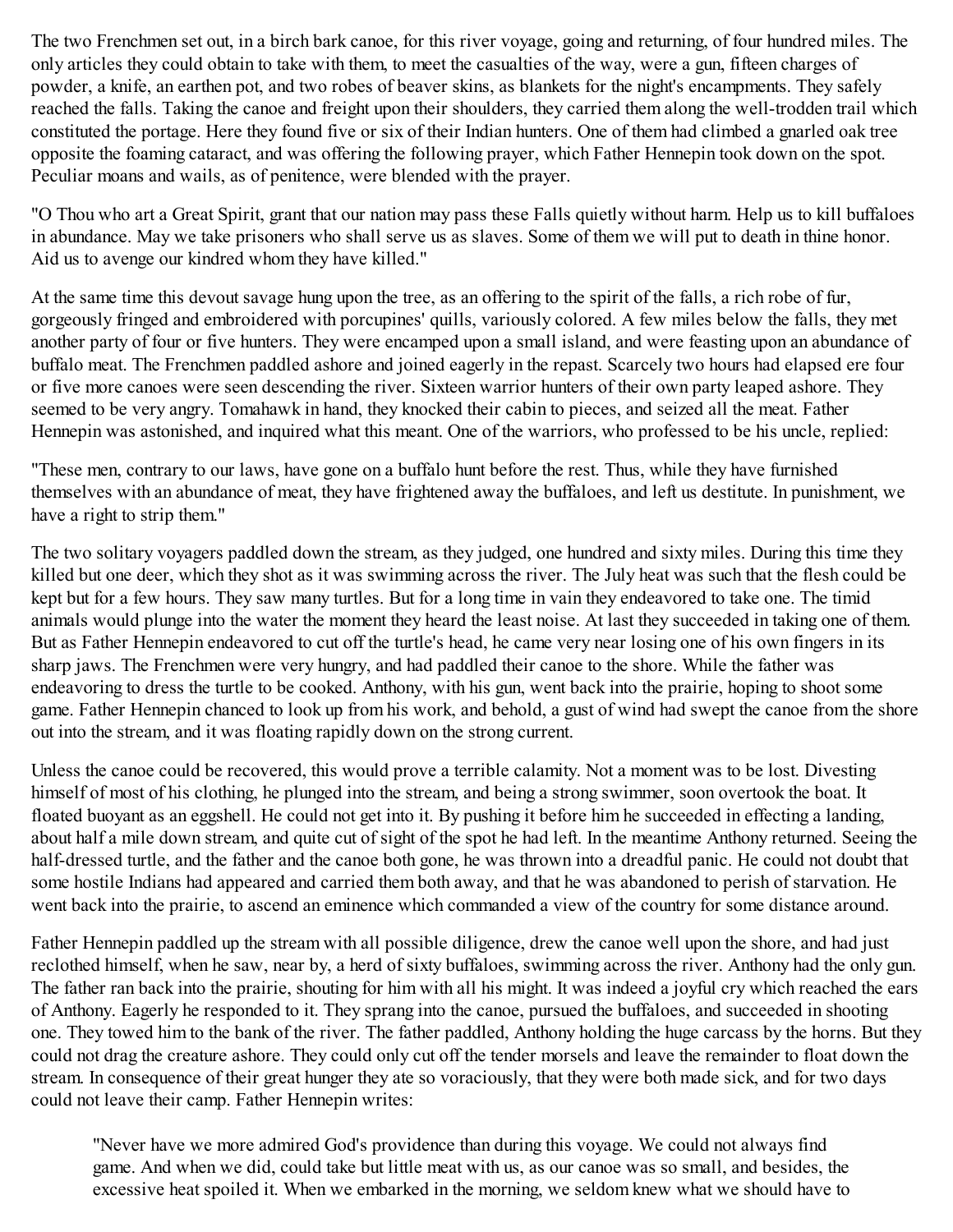The two Frenchmen set out, in a birch bark canoe, for this river voyage, going and returning, of four hundred miles. The only articles they could obtain to take with them, to meet the casualties of the way, were a gun, fifteen charges of powder, a knife, an earthen pot, and two robes of beaver skins, as blankets for the night's encampments. They safely reached the falls. Taking the canoe and freight upon their shoulders, they carried them along the well-trodden trail which constituted the portage. Here they found five or six of their Indian hunters. One of them had climbed a gnarled oak tree opposite the foaming cataract, and was offering the following prayer, which Father Hennepin took down on the spot. Peculiar moans and wails, as of penitence, were blended with the prayer.

"O Thou who art a Great Spirit, grant that our nation may pass these Falls quietly without harm. Help us to kill buffaloes in abundance. May we take prisoners who shall serve us as slaves. Some of them we will put to death in thine honor. Aid us to avenge our kindred whom they have killed."

At the same time this devout savage hung upon the tree, as an offering to the spirit of the falls, a rich robe of fur, gorgeously fringed and embroidered with porcupines' quills, variously colored. A few miles below the falls, they met another party of four or five hunters. They were encamped upon a small island, and were feasting upon an abundance of buffalo meat. The Frenchmen paddled ashore and joined eagerly in the repast. Scarcely two hours had elapsed ere four or five more canoes were seen descending the river. Sixteen warrior hunters of their own party leaped ashore. They seemed to be very angry. Tomahawk in hand, they knocked their cabin to pieces, and seized all the meat. Father Hennepin was astonished, and inquired what this meant. One of the warriors, who professed to be his uncle, replied:

"These men, contrary to our laws, have gone on a buffalo hunt before the rest. Thus, while they have furnished themselves with an abundance of meat, they have frightened away the buffaloes, and left us destitute. In punishment, we have a right to strip them."

The two solitary voyagers paddled down the stream, as they judged, one hundred and sixty miles. During this time they killed but one deer, which they shot as it was swimming across the river. The July heat was such that the flesh could be kept but for a few hours. They saw many turtles. But for a long time in vain they endeavored to take one. The timid animals would plunge into the water the moment they heard the least noise. At last they succeeded in taking one of them. But as Father Hennepin endeavored to cut off the turtle's head, he came very near losing one of his own fingers in its sharp jaws. The Frenchmen were very hungry, and had paddled their canoe to the shore. While the father was endeavoring to dress the turtle to be cooked. Anthony, with his gun, went back into the prairie, hoping to shoot some game. Father Hennepin chanced to look up from his work, and behold, a gust of wind had swept the canoe from the shore out into the stream, and it was floating rapidly down on the strong current.

Unless the canoe could be recovered, this would prove a terrible calamity. Not a moment was to be lost. Divesting himself of most of his clothing, he plunged into the stream, and being a strong swimmer, soon overtook the boat. It floated buoyant as an eggshell. He could not get into it. By pushing it before him he succeeded in effecting a landing, about half a mile down stream, and quite cut of sight of the spot he had left. In the meantime Anthony returned. Seeing the half-dressed turtle, and the father and the canoe both gone, he was thrown into a dreadful panic. He could not doubt that some hostile Indians had appeared and carried them both away, and that he was abandoned to perish of starvation. He went back into the prairie, to ascend an eminence which commanded a view of the country for some distance around.

Father Hennepin paddled up the stream with all possible diligence, drew the canoe well upon the shore, and had just reclothed himself, when he saw, near by, a herd of sixty buffaloes, swimming across the river. Anthony had the only gun. The father ran back into the prairie, shouting for him with all his might. It was indeed a joyful cry which reached the ears of Anthony. Eagerly he responded to it. They sprang into the canoe, pursued the buffaloes, and succeeded in shooting one. They towed him to the bank of the river. The father paddled, Anthony holding the huge carcass by the horns. But they could not drag the creature ashore. They could only cut off the tender morsels and leave the remainder to float down the stream. In consequence of their great hunger they ate so voraciously, that they were both made sick, and for two days could not leave their camp. Father Hennepin writes:

> "Never have we more admired God's providence than during this voyage. We could not always find game. And when we did, could take but little meat with us, as our canoe was so small, and besides, the excessive heat spoiled it. When we embarked in the morning, we seldom knew what we should have to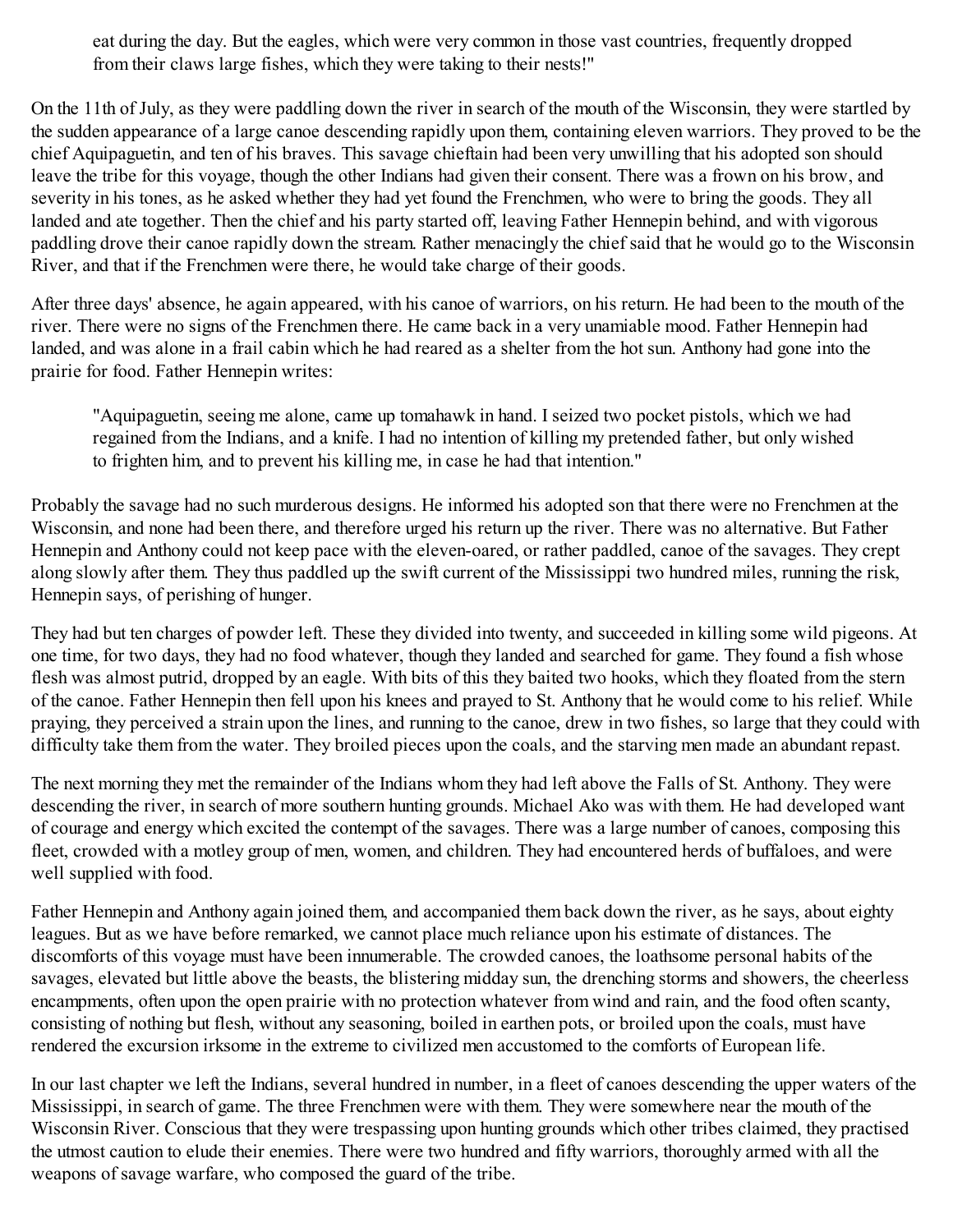> eat during the day. But the eagles, which were very common in those vast countries, frequently dropped from their claws large fishes, which they were taking to their nests!"

On the 11th of July, as they were paddling down the river in search of the mouth of the Wisconsin, they were startled by the sudden appearance of a large canoe descending rapidly upon them, containing eleven warriors. They proved to be the chief Aquipaguetin, and ten of his braves. This savage chieftain had been very unwilling that his adopted son should leave the tribe for this voyage, though the other Indians had given their consent. There was a frown on his brow, and severity in his tones, as he asked whether they had yet found the Frenchmen, who were to bring the goods. They all landed and ate together. Then the chief and his party started off, leaving Father Hennepin behind, and with vigorous paddling drove their canoe rapidly down the stream. Rather menacingly the chief said that he would go to the Wisconsin River, and that if the Frenchmen were there, he would take charge of their goods.

After three days' absence, he again appeared, with his canoe of warriors, on his return. He had been to the mouth of the river. There were no signs of the Frenchmen there. He came back in a very unamiable mood. Father Hennepin had landed, and was alone in a frail cabin which he had reared as a shelter from the hot sun. Anthony had gone into the prairie for food. Father Hennepin writes:

> "Aquipaguetin, seeing me alone, came up tomahawk in hand. I seized two pocket pistols, which we had regained from the Indians, and a knife. I had no intention of killing my pretended father, but only wished to frighten him, and to prevent his killing me, in case he had that intention."

Probably the savage had no such murderous designs. He informed his adopted son that there were no Frenchmen at the Wisconsin, and none had been there, and therefore urged his return up the river. There was no alternative. But Father Hennepin and Anthony could not keep pace with the eleven-oared, or rather paddled, canoe of the savages. They crept along slowly after them. They thus paddled up the swift current of the Mississippi two hundred miles, running the risk, Hennepin says, of perishing of hunger.

They had but ten charges of powder left. These they divided into twenty, and succeeded in killing some wild pigeons. At one time, for two days, they had no food whatever, though they landed and searched for game. They found a fish whose flesh was almost putrid, dropped by an eagle. With bits of this they baited two hooks, which they floated from the stern of the canoe. Father Hennepin then fell upon his knees and prayed to St. Anthony that he would come to his relief. While praying, they perceived a strain upon the lines, and running to the canoe, drew in two fishes, so large that they could with difficulty take them from the water. They broiled pieces upon the coals, and the starving men made an abundant repast.

The next morning they met the remainder of the Indians whom they had left above the Falls of St. Anthony. They were descending the river, in search of more southern hunting grounds. Michael Ako was with them. He had developed want of courage and energy which excited the contempt of the savages. There was a large number of canoes, composing this fleet, crowded with a motley group of men, women, and children. They had encountered herds of buffaloes, and were well supplied with food.

Father Hennepin and Anthony again joined them, and accompanied them back down the river, as he says, about eighty leagues. But as we have before remarked, we cannot place much reliance upon his estimate of distances. The discomforts of this voyage must have been innumerable. The crowded canoes, the loathsome personal habits of the savages, elevated but little above the beasts, the blistering midday sun, the drenching storms and showers, the cheerless encampments, often upon the open prairie with no protection whatever from wind and rain, and the food often scanty, consisting of nothing but flesh, without any seasoning, boiled in earthen pots, or broiled upon the coals, must have rendered the excursion irksome in the extreme to civilized men accustomed to the comforts of European life.

In our last chapter we left the Indians, several hundred in number, in a fleet of canoes descending the upper waters of the Mississippi, in search of game. The three Frenchmen were with them. They were somewhere near the mouth of the Wisconsin River. Conscious that they were trespassing upon hunting grounds which other tribes claimed, they practised the utmost caution to elude their enemies. There were two hundred and fifty warriors, thoroughly armed with all the weapons of savage warfare, who composed the guard of the tribe.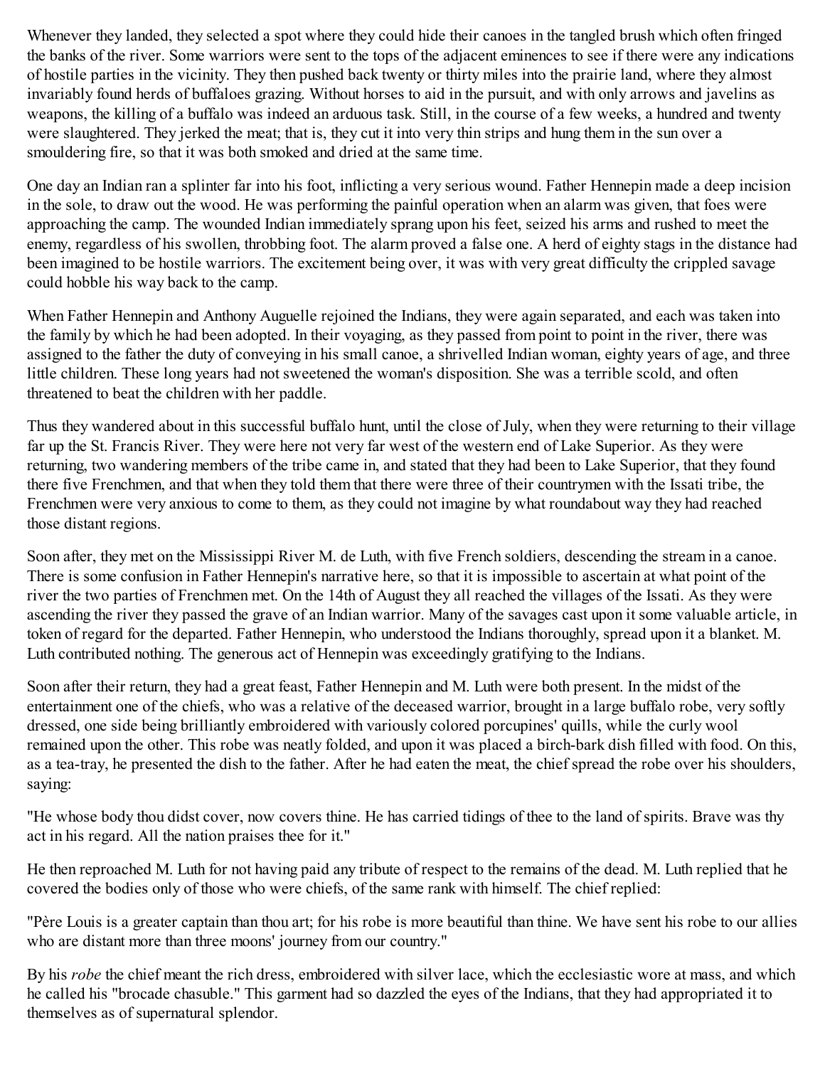Whenever they landed, they selected a spot where they could hide their canoes in the tangled brush which often fringed the banks of the river. Some warriors were sent to the tops of the adjacent eminences to see if there were any indications of hostile parties in the vicinity. They then pushed back twenty or thirty miles into the prairie land, where they almost invariably found herds of buffaloes grazing. Without horses to aid in the pursuit, and with only arrows and javelins as weapons, the killing of a buffalo was indeed an arduous task. Still, in the course of a few weeks, a hundred and twenty were slaughtered. They jerked the meat; that is, they cut it into very thin strips and hung them in the sun over a smouldering fire, so that it was both smoked and dried at the same time.

One day an Indian ran a splinter far into his foot, inflicting a very serious wound. Father Hennepin made a deep incision in the sole, to draw out the wood. He was performing the painful operation when an alarm was given, that foes were approaching the camp. The wounded Indian immediately sprang upon his feet, seized his arms and rushed to meet the enemy, regardless of his swollen, throbbing foot. The alarm proved a false one. A herd of eighty stags in the distance had been imagined to be hostile warriors. The excitement being over, it was with very great difficulty the crippled savage could hobble his way back to the camp.

When Father Hennepin and Anthony Auguelle rejoined the Indians, they were again separated, and each was taken into the family by which he had been adopted. In their voyaging, as they passed from point to point in the river, there was assigned to the father the duty of conveying in his small canoe, a shrivelled Indian woman, eighty years of age, and three little children. These long years had not sweetened the woman's disposition. She was a terrible scold, and often threatened to beat the children with her paddle.

Thus they wandered about in this successful buffalo hunt, until the close of July, when they were returning to their village far up the St. Francis River. They were here not very far west of the western end of Lake Superior. As they were returning, two wandering members of the tribe came in, and stated that they had been to Lake Superior, that they found there five Frenchmen, and that when they told them that there were three of their countrymen with the Issati tribe, the Frenchmen were very anxious to come to them, as they could not imagine by what roundabout way they had reached those distant regions.

Soon after, they met on the Mississippi River M. de Luth, with five French soldiers, descending the stream in a canoe. There is some confusion in Father Hennepin's narrative here, so that it is impossible to ascertain at what point of the river the two parties of Frenchmen met. On the 14th of August they all reached the villages of the Issati. As they were ascending the river they passed the grave of an Indian warrior. Many of the savages cast upon it some valuable article, in token of regard for the departed. Father Hennepin, who understood the Indians thoroughly, spread upon it a blanket. M. Luth contributed nothing. The generous act of Hennepin was exceedingly gratifying to the Indians.

Soon after their return, they had a great feast, Father Hennepin and M. Luth were both present. In the midst of the entertainment one of the chiefs, who was a relative of the deceased warrior, brought in a large buffalo robe, very softly dressed, one side being brilliantly embroidered with variously colored porcupines' quills, while the curly wool remained upon the other. This robe was neatly folded, and upon it was placed a birch-bark dish filled with food. On this, as a tea-tray, he presented the dish to the father. After he had eaten the meat, the chief spread the robe over his shoulders, saying:

"He whose body thou didst cover, now covers thine. He has carried tidings of thee to the land of spirits. Brave was thy act in his regard. All the nation praises thee for it."

He then reproached M. Luth for not having paid any tribute of respect to the remains of the dead. M. Luth replied that he covered the bodies only of those who were chiefs, of the same rank with himself. The chief replied:

"Père Louis is a greater captain than thou art; for his robe is more beautiful than thine. We have sent his robe to our allies who are distant more than three moons' journey from our country."

By his *robe* the chief meant the rich dress, embroidered with silver lace, which the ecclesiastic wore at mass, and which he called his "brocade chasuble." This garment had so dazzled the eyes of the Indians, that they had appropriated it to themselves as of supernatural splendor.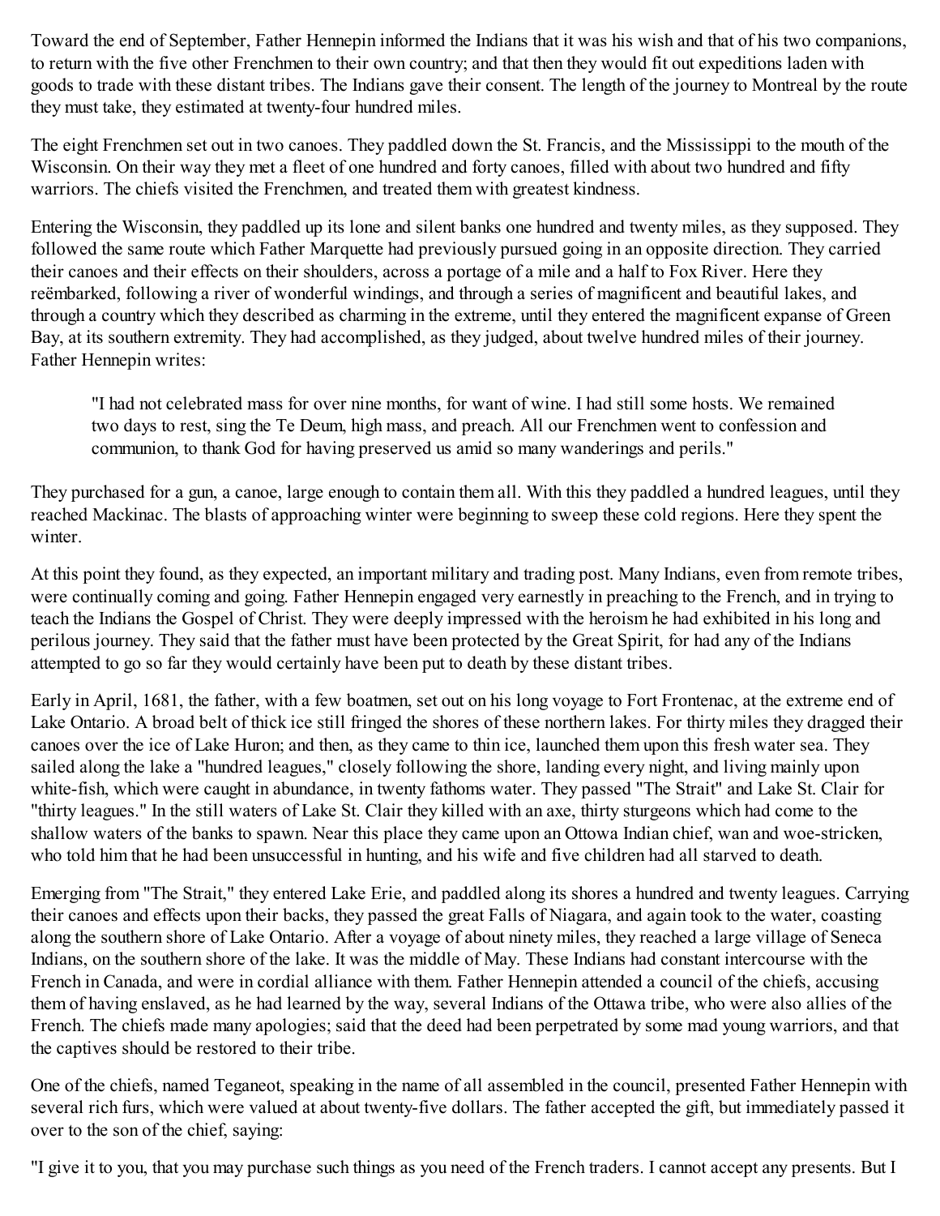Toward the end of September, Father Hennepin informed the Indians that it was his wish and that of his two companions, to return with the five other Frenchmen to their own country; and that then they would fit out expeditions laden with goods to trade with these distant tribes. The Indians gave their consent. The length of the journey to Montreal by the route they must take, they estimated at twenty-four hundred miles.

The eight Frenchmen set out in two canoes. They paddled down the St. Francis, and the Mississippi to the mouth of the Wisconsin. On their way they met a fleet of one hundred and forty canoes, filled with about two hundred and fifty warriors. The chiefs visited the Frenchmen, and treated them with greatest kindness.

Entering the Wisconsin, they paddled up its lone and silent banks one hundred and twenty miles, as they supposed. They followed the same route which Father Marquette had previously pursued going in an opposite direction. They carried their canoes and their effects on their shoulders, across a portage of a mile and a half to Fox River. Here they reëmbarked, following a river of wonderful windings, and through a series of magnificent and beautiful lakes, and through a country which they described as charming in the extreme, until they entered the magnificent expanse of Green Bay, at its southern extremity. They had accomplished, as they judged, about twelve hundred miles of their journey. Father Hennepin writes:

> "I had not celebrated mass for over nine months, for want of wine. I had still some hosts. We remained two days to rest, sing the Te Deum, high mass, and preach. All our Frenchmen went to confession and communion, to thank God for having preserved us amid so many wanderings and perils."

They purchased for a gun, a canoe, large enough to contain them all. With this they paddled a hundred leagues, until they reached Mackinac. The blasts of approaching winter were beginning to sweep these cold regions. Here they spent the winter.

At this point they found, as they expected, an important military and trading post. Many Indians, even from remote tribes, were continually coming and going. Father Hennepin engaged very earnestly in preaching to the French, and in trying to teach the Indians the Gospel of Christ. They were deeply impressed with the heroism he had exhibited in his long and perilous journey. They said that the father must have been protected by the Great Spirit, for had any of the Indians attempted to go so far they would certainly have been put to death by these distant tribes.

Early in April, 1681, the father, with a few boatmen, set out on his long voyage to Fort Frontenac, at the extreme end of Lake Ontario. A broad belt of thick ice still fringed the shores of these northern lakes. For thirty miles they dragged their canoes over the ice of Lake Huron; and then, as they came to thin ice, launched them upon this fresh water sea. They sailed along the lake a "hundred leagues," closely following the shore, landing every night, and living mainly upon white-fish, which were caught in abundance, in twenty fathoms water. They passed "The Strait" and Lake St. Clair for "thirty leagues." In the still waters of Lake St. Clair they killed with an axe, thirty sturgeons which had come to the shallow waters of the banks to spawn. Near this place they came upon an Ottowa Indian chief, wan and woe-stricken, who told him that he had been unsuccessful in hunting, and his wife and five children had all starved to death.

Emerging from "The Strait," they entered Lake Erie, and paddled along its shores a hundred and twenty leagues. Carrying their canoes and effects upon their backs, they passed the great Falls of Niagara, and again took to the water, coasting along the southern shore of Lake Ontario. After a voyage of about ninety miles, they reached a large village of Seneca Indians, on the southern shore of the lake. It was the middle of May. These Indians had constant intercourse with the French in Canada, and were in cordial alliance with them. Father Hennepin attended a council of the chiefs, accusing them of having enslaved, as he had learned by the way, several Indians of the Ottawa tribe, who were also allies of the French. The chiefs made many apologies; said that the deed had been perpetrated by some mad young warriors, and that the captives should be restored to their tribe.

One of the chiefs, named Teganeot, speaking in the name of all assembled in the council, presented Father Hennepin with several rich furs, which were valued at about twenty-five dollars. The father accepted the gift, but immediately passed it over to the son of the chief, saying:

"I give it to you, that you may purchase such things as you need of the French traders. I cannot accept any presents. But I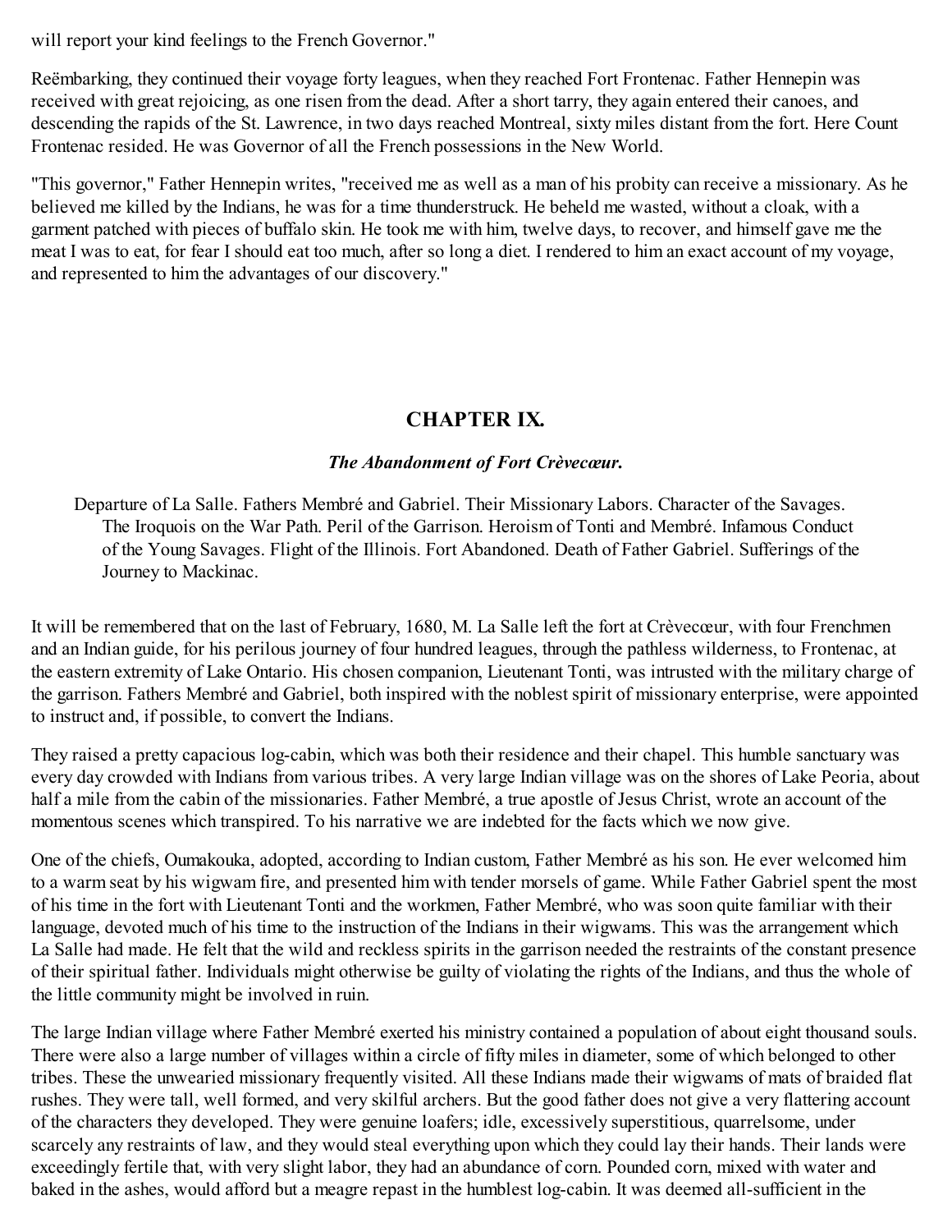will report your kind feelings to the French Governor."

Reëmbarking, they continued their voyage forty leagues, when they reached Fort Frontenac. Father Hennepin was received with great rejoicing, as one risen from the dead. After a short tarry, they again entered their canoes, and descending the rapids of the St. Lawrence, in two days reached Montreal, sixty miles distant from the fort. Here Count Frontenac resided. He was Governor of all the French possessions in the New World.

"This governor," Father Hennepin writes, "received me as well as a man of his probity can receive a missionary. As he believed me killed by the Indians, he was for a time thunderstruck. He beheld me wasted, without a cloak, with a garment patched with pieces of buffalo skin. He took me with him, twelve days, to recover, and himself gave me the meat I was to eat, for fear I should eat too much, after so long a diet. I rendered to him an exact account of my voyage, and represented to him the advantages of our discovery."

## CHAPTER IX.

### *The Abandonment of Fort Crèvecœur.*

Departure of La Salle. Fathers Membré and Gabriel. Their Missionary Labors. Character of the Savages. The Iroquois on the War Path. Peril of the Garrison. Heroism of Tonti and Membré. Infamous Conduct of the Young Savages. Flight of the Illinois. Fort Abandoned. Death of Father Gabriel. Sufferings of the Journey to Mackinac.

It will be remembered that on the last of February, 1680, M. La Salle left the fort at Crèvecœur, with four Frenchmen and an Indian guide, for his perilous journey of four hundred leagues, through the pathless wilderness, to Frontenac, at the eastern extremity of Lake Ontario. His chosen companion, Lieutenant Tonti, was intrusted with the military charge of the garrison. Fathers Membré and Gabriel, both inspired with the noblest spirit of missionary enterprise, were appointed to instruct and, if possible, to convert the Indians.

They raised a pretty capacious log-cabin, which was both their residence and their chapel. This humble sanctuary was every day crowded with Indians from various tribes. A very large Indian village was on the shores of Lake Peoria, about half a mile from the cabin of the missionaries. Father Membré, a true apostle of Jesus Christ, wrote an account of the momentous scenes which transpired. To his narrative we are indebted for the facts which we now give.

One of the chiefs, Oumakouka, adopted, according to Indian custom, Father Membré as his son. He ever welcomed him to a warm seat by his wigwam fire, and presented him with tender morsels of game. While Father Gabriel spent the most of his time in the fort with Lieutenant Tonti and the workmen, Father Membré, who was soon quite familiar with their language, devoted much of his time to the instruction of the Indians in their wigwams. This was the arrangement which La Salle had made. He felt that the wild and reckless spirits in the garrison needed the restraints of the constant presence of their spiritual father. Individuals might otherwise be guilty of violating the rights of the Indians, and thus the whole of the little community might be involved in ruin.

The large Indian village where Father Membré exerted his ministry contained a population of about eight thousand souls. There were also a large number of villages within a circle of fifty miles in diameter, some of which belonged to other tribes. These the unwearied missionary frequently visited. All these Indians made their wigwams of mats of braided flat rushes. They were tall, well formed, and very skilful archers. But the good father does not give a very flattering account of the characters they developed. They were genuine loafers; idle, excessively superstitious, quarrelsome, under scarcely any restraints of law, and they would steal everything upon which they could lay their hands. Their lands were exceedingly fertile that, with very slight labor, they had an abundance of corn. Pounded corn, mixed with water and baked in the ashes, would afford but a meagre repast in the humblest log-cabin. It was deemed all-sufficient in the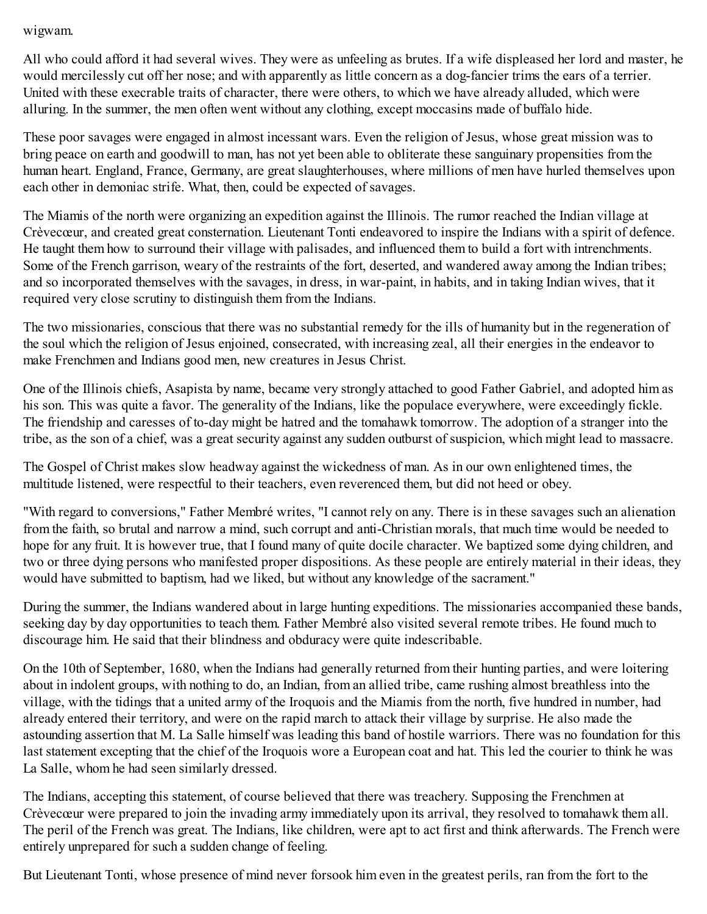wigwam.

All who could afford it had several wives. They were as unfeeling as brutes. If a wife displeased her lord and master, he would mercilessly cut off her nose; and with apparently as little concern as a dog-fancier trims the ears of a terrier. United with these execrable traits of character, there were others, to which we have already alluded, which were alluring. In the summer, the men often went without any clothing, except moccasins made of buffalo hide.

These poor savages were engaged in almost incessant wars. Even the religion of Jesus, whose great mission was to bring peace on earth and goodwill to man, has not yet been able to obliterate these sanguinary propensities from the human heart. England, France, Germany, are great slaughterhouses, where millions of men have hurled themselves upon each other in demoniac strife. What, then, could be expected of savages.

The Miamis of the north were organizing an expedition against the Illinois. The rumor reached the Indian village at Crèvecœur, and created great consternation. Lieutenant Tonti endeavored to inspire the Indians with a spirit of defence. He taught them how to surround their village with palisades, and influenced them to build a fort with intrenchments. Some of the French garrison, weary of the restraints of the fort, deserted, and wandered away among the Indian tribes; and so incorporated themselves with the savages, in dress, in war-paint, in habits, and in taking Indian wives, that it required very close scrutiny to distinguish them from the Indians.

The two missionaries, conscious that there was no substantial remedy for the ills of humanity but in the regeneration of the soul which the religion of Jesus enjoined, consecrated, with increasing zeal, all their energies in the endeavor to make Frenchmen and Indians good men, new creatures in Jesus Christ.

One of the Illinois chiefs, Asapista by name, became very strongly attached to good Father Gabriel, and adopted him as his son. This was quite a favor. The generality of the Indians, like the populace everywhere, were exceedingly fickle. The friendship and caresses of to-day might be hatred and the tomahawk tomorrow. The adoption of a stranger into the tribe, as the son of a chief, was a great security against any sudden outburst of suspicion, which might lead to massacre.

The Gospel of Christ makes slow headway against the wickedness of man. As in our own enlightened times, the multitude listened, were respectful to their teachers, even reverenced them, but did not heed or obey.

"With regard to conversions," Father Membré writes, "I cannot rely on any. There is in these savages such an alienation from the faith, so brutal and narrow a mind, such corrupt and anti-Christian morals, that much time would be needed to hope for any fruit. It is however true, that I found many of quite docile character. We baptized some dying children, and two or three dying persons who manifested proper dispositions. As these people are entirely material in their ideas, they would have submitted to baptism, had we liked, but without any knowledge of the sacrament."

During the summer, the Indians wandered about in large hunting expeditions. The missionaries accompanied these bands, seeking day by day opportunities to teach them. Father Membré also visited several remote tribes. He found much to discourage him. He said that their blindness and obduracy were quite indescribable.

On the 10th of September, 1680, when the Indians had generally returned from their hunting parties, and were loitering about in indolent groups, with nothing to do, an Indian, from an allied tribe, came rushing almost breathless into the village, with the tidings that a united army of the Iroquois and the Miamis from the north, five hundred in number, had already entered their territory, and were on the rapid march to attack their village by surprise. He also made the astounding assertion that M. La Salle himself was leading this band of hostile warriors. There was no foundation for this last statement excepting that the chief of the Iroquois wore a European coat and hat. This led the courier to think he was La Salle, whom he had seen similarly dressed.

The Indians, accepting this statement, of course believed that there was treachery. Supposing the Frenchmen at Crèvecœur were prepared to join the invading army immediately upon its arrival, they resolved to tomahawk them all. The peril of the French was great. The Indians, like children, were apt to act first and think afterwards. The French were entirely unprepared for such a sudden change of feeling.

But Lieutenant Tonti, whose presence of mind never forsook him even in the greatest perils, ran from the fort to the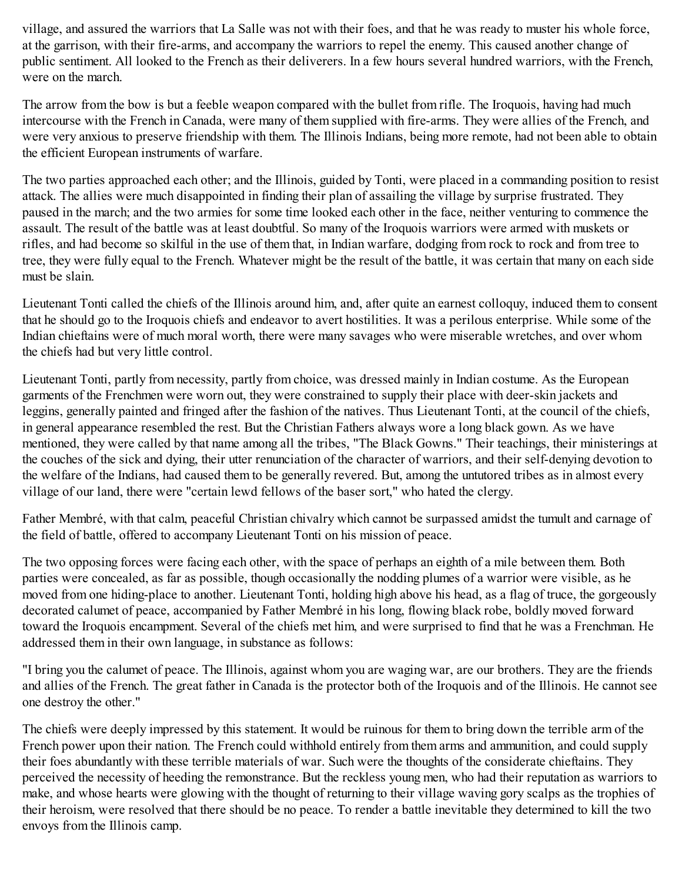village, and assured the warriors that La Salle was not with their foes, and that he was ready to muster his whole force, at the garrison, with their fire-arms, and accompany the warriors to repel the enemy. This caused another change of public sentiment. All looked to the French as their deliverers. In a few hours several hundred warriors, with the French, were on the march.

The arrow from the bow is but a feeble weapon compared with the bullet from rifle. The Iroquois, having had much intercourse with the French in Canada, were many of them supplied with fire-arms. They were allies of the French, and were very anxious to preserve friendship with them. The Illinois Indians, being more remote, had not been able to obtain the efficient European instruments of warfare.

The two parties approached each other; and the Illinois, guided by Tonti, were placed in a commanding position to resist attack. The allies were much disappointed in finding their plan of assailing the village by surprise frustrated. They paused in the march; and the two armies for some time looked each other in the face, neither venturing to commence the assault. The result of the battle was at least doubtful. So many of the Iroquois warriors were armed with muskets or rifles, and had become so skilful in the use of them that, in Indian warfare, dodging from rock to rock and from tree to tree, they were fully equal to the French. Whatever might be the result of the battle, it was certain that many on each side must be slain.

Lieutenant Tonti called the chiefs of the Illinois around him, and, after quite an earnest colloquy, induced them to consent that he should go to the Iroquois chiefs and endeavor to avert hostilities. It was a perilous enterprise. While some of the Indian chieftains were of much moral worth, there were many savages who were miserable wretches, and over whom the chiefs had but very little control.

Lieutenant Tonti, partly from necessity, partly from choice, was dressed mainly in Indian costume. As the European garments of the Frenchmen were worn out, they were constrained to supply their place with deer-skin jackets and leggins, generally painted and fringed after the fashion of the natives. Thus Lieutenant Tonti, at the council of the chiefs, in general appearance resembled the rest. But the Christian Fathers always wore a long black gown. As we have mentioned, they were called by that name among all the tribes, "The Black Gowns." Their teachings, their ministerings at the couches of the sick and dying, their utter renunciation of the character of warriors, and their self-denying devotion to the welfare of the Indians, had caused them to be generally revered. But, among the untutored tribes as in almost every village of our land, there were "certain lewd fellows of the baser sort," who hated the clergy.

Father Membré, with that calm, peaceful Christian chivalry which cannot be surpassed amidst the tumult and carnage of the field of battle, offered to accompany Lieutenant Tonti on his mission of peace.

The two opposing forces were facing each other, with the space of perhaps an eighth of a mile between them. Both parties were concealed, as far as possible, though occasionally the nodding plumes of a warrior were visible, as he moved from one hiding-place to another. Lieutenant Tonti, holding high above his head, as a flag of truce, the gorgeously decorated calumet of peace, accompanied by Father Membré in his long, flowing black robe, boldly moved forward toward the Iroquois encampment. Several of the chiefs met him, and were surprised to find that he was a Frenchman. He addressed them in their own language, in substance as follows:

"I bring you the calumet of peace. The Illinois, against whom you are waging war, are our brothers. They are the friends and allies of the French. The great father in Canada is the protector both of the Iroquois and of the Illinois. He cannot see one destroy the other."

The chiefs were deeply impressed by this statement. It would be ruinous for them to bring down the terrible arm of the French power upon their nation. The French could withhold entirely from them arms and ammunition, and could supply their foes abundantly with these terrible materials of war. Such were the thoughts of the considerate chieftains. They perceived the necessity of heeding the remonstrance. But the reckless young men, who had their reputation as warriors to make, and whose hearts were glowing with the thought of returning to their village waving gory scalps as the trophies of their heroism, were resolved that there should be no peace. To render a battle inevitable they determined to kill the two envoys from the Illinois camp.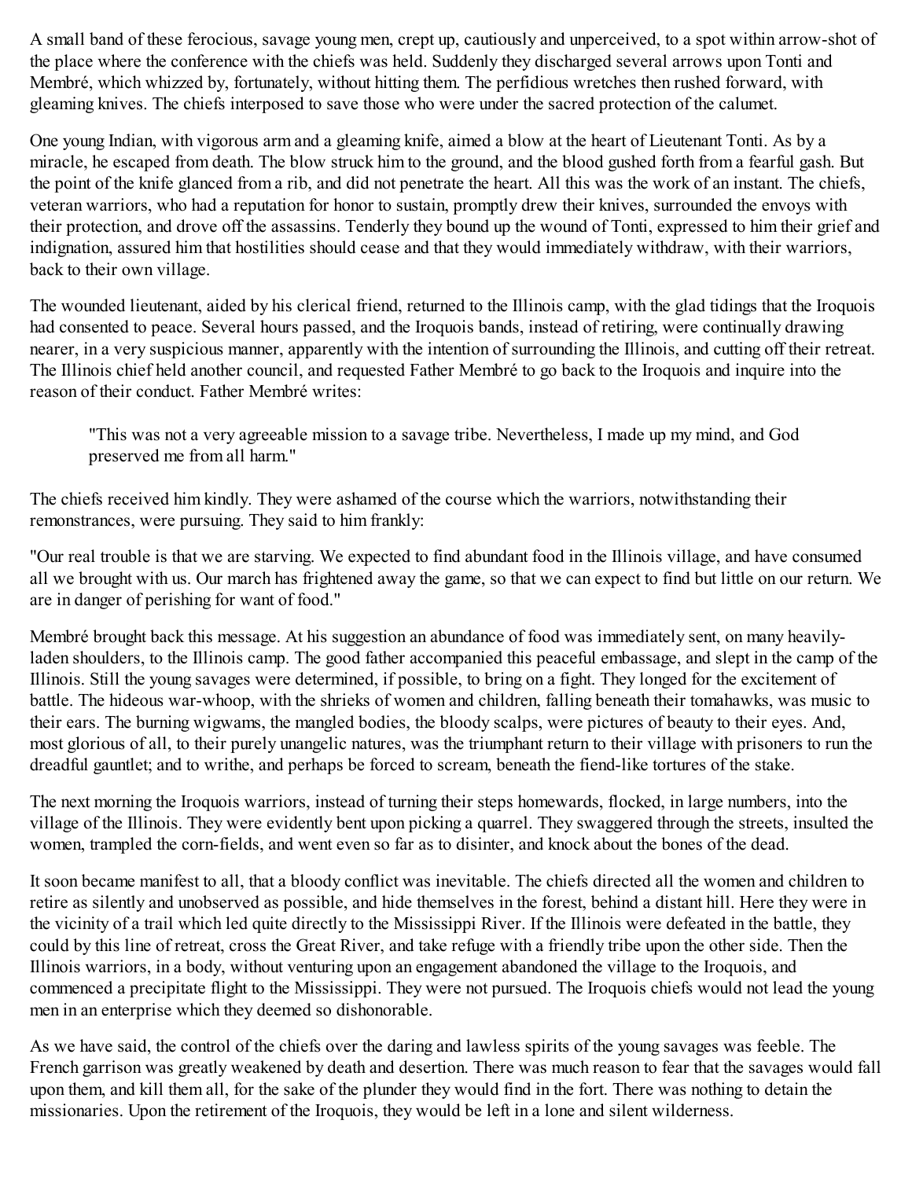A small band of these ferocious, savage young men, crept up, cautiously and unperceived, to a spot within arrow-shot of the place where the conference with the chiefs was held. Suddenly they discharged several arrows upon Tonti and Membré, which whizzed by, fortunately, without hitting them. The perfidious wretches then rushed forward, with gleaming knives. The chiefs interposed to save those who were under the sacred protection of the calumet.

One young Indian, with vigorous arm and a gleaming knife, aimed a blow at the heart of Lieutenant Tonti. As by a miracle, he escaped from death. The blow struck him to the ground, and the blood gushed forth from a fearful gash. But the point of the knife glanced from a rib, and did not penetrate the heart. All this was the work of an instant. The chiefs, veteran warriors, who had a reputation for honor to sustain, promptly drew their knives, surrounded the envoys with their protection, and drove off the assassins. Tenderly they bound up the wound of Tonti, expressed to him their grief and indignation, assured him that hostilities should cease and that they would immediately withdraw, with their warriors, back to their own village.

The wounded lieutenant, aided by his clerical friend, returned to the Illinois camp, with the glad tidings that the Iroquois had consented to peace. Several hours passed, and the Iroquois bands, instead of retiring, were continually drawing nearer, in a very suspicious manner, apparently with the intention of surrounding the Illinois, and cutting off their retreat. The Illinois chief held another council, and requested Father Membré to go back to the Iroquois and inquire into the reason of their conduct. Father Membré writes:

> "This was not a very agreeable mission to a savage tribe. Nevertheless, I made up my mind, and God preserved me from all harm."

The chiefs received him kindly. They were ashamed of the course which the warriors, notwithstanding their remonstrances, were pursuing. They said to him frankly:

"Our real trouble is that we are starving. We expected to find abundant food in the Illinois village, and have consumed all we brought with us. Our march has frightened away the game, so that we can expect to find but little on our return. We are in danger of perishing for want of food."

Membré brought back this message. At his suggestion an abundance of food was immediately sent, on many heavily-laden shoulders, to the Illinois camp. The good father accompanied this peaceful embassage, and slept in the camp of the Illinois. Still the young savages were determined, if possible, to bring on a fight. They longed for the excitement of battle. The hideous war-whoop, with the shrieks of women and children, falling beneath their tomahawks, was music to their ears. The burning wigwams, the mangled bodies, the bloody scalps, were pictures of beauty to their eyes. And, most glorious of all, to their purely unangelic natures, was the triumphant return to their village with prisoners to run the dreadful gauntlet; and to writhe, and perhaps be forced to scream, beneath the fiend-like tortures of the stake.

The next morning the Iroquois warriors, instead of turning their steps homewards, flocked, in large numbers, into the village of the Illinois. They were evidently bent upon picking a quarrel. They swaggered through the streets, insulted the women, trampled the corn-fields, and went even so far as to disinter, and knock about the bones of the dead.

It soon became manifest to all, that a bloody conflict was inevitable. The chiefs directed all the women and children to retire as silently and unobserved as possible, and hide themselves in the forest, behind a distant hill. Here they were in the vicinity of a trail which led quite directly to the Mississippi River. If the Illinois were defeated in the battle, they could by this line of retreat, cross the Great River, and take refuge with a friendly tribe upon the other side. Then the Illinois warriors, in a body, without venturing upon an engagement abandoned the village to the Iroquois, and commenced a precipitate flight to the Mississippi. They were not pursued. The Iroquois chiefs would not lead the young men in an enterprise which they deemed so dishonorable.

As we have said, the control of the chiefs over the daring and lawless spirits of the young savages was feeble. The French garrison was greatly weakened by death and desertion. There was much reason to fear that the savages would fall upon them, and kill them all, for the sake of the plunder they would find in the fort. There was nothing to detain the missionaries. Upon the retirement of the Iroquois, they would be left in a lone and silent wilderness.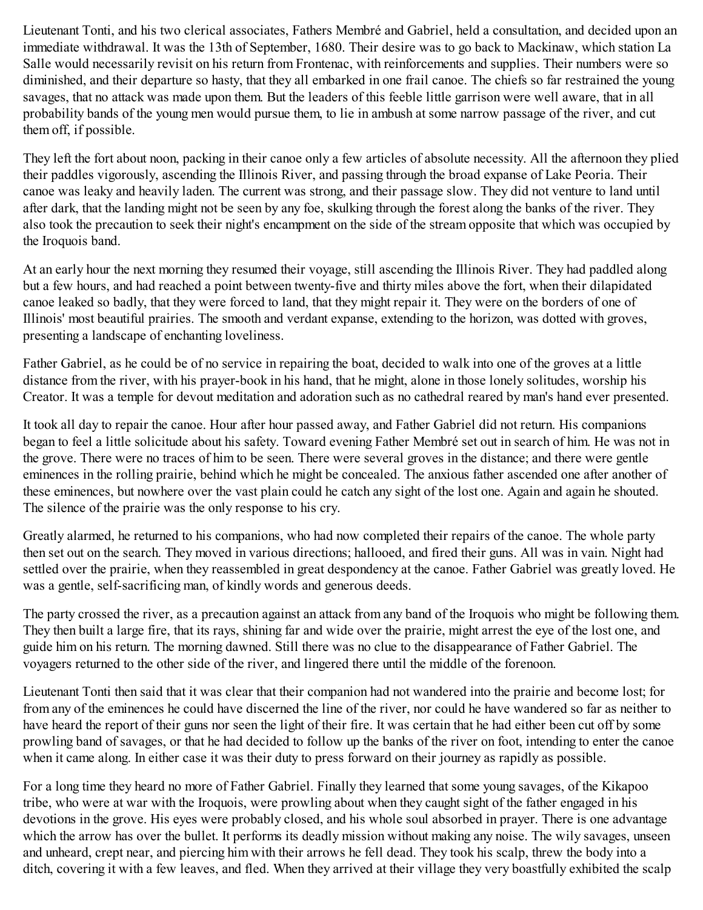Lieutenant Tonti, and his two clerical associates, Fathers Membré and Gabriel, held a consultation, and decided upon an immediate withdrawal. It was the 13th of September, 1680. Their desire was to go back to Mackinaw, which station La Salle would necessarily revisit on his return from Frontenac, with reinforcements and supplies. Their numbers were so diminished, and their departure so hasty, that they all embarked in one frail canoe. The chiefs so far restrained the young savages, that no attack was made upon them. But the leaders of this feeble little garrison were well aware, that in all probability bands of the young men would pursue them, to lie in ambush at some narrow passage of the river, and cut them off, if possible.

They left the fort about noon, packing in their canoe only a few articles of absolute necessity. All the afternoon they plied their paddles vigorously, ascending the Illinois River, and passing through the broad expanse of Lake Peoria. Their canoe was leaky and heavily laden. The current was strong, and their passage slow. They did not venture to land until after dark, that the landing might not be seen by any foe, skulking through the forest along the banks of the river. They also took the precaution to seek their night's encampment on the side of the stream opposite that which was occupied by the Iroquois band.

At an early hour the next morning they resumed their voyage, still ascending the Illinois River. They had paddled along but a few hours, and had reached a point between twenty-five and thirty miles above the fort, when their dilapidated canoe leaked so badly, that they were forced to land, that they might repair it. They were on the borders of one of Illinois' most beautiful prairies. The smooth and verdant expanse, extending to the horizon, was dotted with groves, presenting a landscape of enchanting loveliness.

Father Gabriel, as he could be of no service in repairing the boat, decided to walk into one of the groves at a little distance from the river, with his prayer-book in his hand, that he might, alone in those lonely solitudes, worship his Creator. It was a temple for devout meditation and adoration such as no cathedral reared by man's hand ever presented.

It took all day to repair the canoe. Hour after hour passed away, and Father Gabriel did not return. His companions began to feel a little solicitude about his safety. Toward evening Father Membré set out in search of him. He was not in the grove. There were no traces of him to be seen. There were several groves in the distance; and there were gentle eminences in the rolling prairie, behind which he might be concealed. The anxious father ascended one after another of these eminences, but nowhere over the vast plain could he catch any sight of the lost one. Again and again he shouted. The silence of the prairie was the only response to his cry.

Greatly alarmed, he returned to his companions, who had now completed their repairs of the canoe. The whole party then set out on the search. They moved in various directions; hallooed, and fired their guns. All was in vain. Night had settled over the prairie, when they reassembled in great despondency at the canoe. Father Gabriel was greatly loved. He was a gentle, self-sacrificing man, of kindly words and generous deeds.

The party crossed the river, as a precaution against an attack from any band of the Iroquois who might be following them. They then built a large fire, that its rays, shining far and wide over the prairie, might arrest the eye of the lost one, and guide him on his return. The morning dawned. Still there was no clue to the disappearance of Father Gabriel. The voyagers returned to the other side of the river, and lingered there until the middle of the forenoon.

Lieutenant Tonti then said that it was clear that their companion had not wandered into the prairie and become lost; for from any of the eminences he could have discerned the line of the river, nor could he have wandered so far as neither to have heard the report of their guns nor seen the light of their fire. It was certain that he had either been cut off by some prowling band of savages, or that he had decided to follow up the banks of the river on foot, intending to enter the canoe when it came along. In either case it was their duty to press forward on their journey as rapidly as possible.

For a long time they heard no more of Father Gabriel. Finally they learned that some young savages, of the Kikapoo tribe, who were at war with the Iroquois, were prowling about when they caught sight of the father engaged in his devotions in the grove. His eyes were probably closed, and his whole soul absorbed in prayer. There is one advantage which the arrow has over the bullet. It performs its deadly mission without making any noise. The wily savages, unseen and unheard, crept near, and piercing him with their arrows he fell dead. They took his scalp, threw the body into a ditch, covering it with a few leaves, and fled. When they arrived at their village they very boastfully exhibited the scalp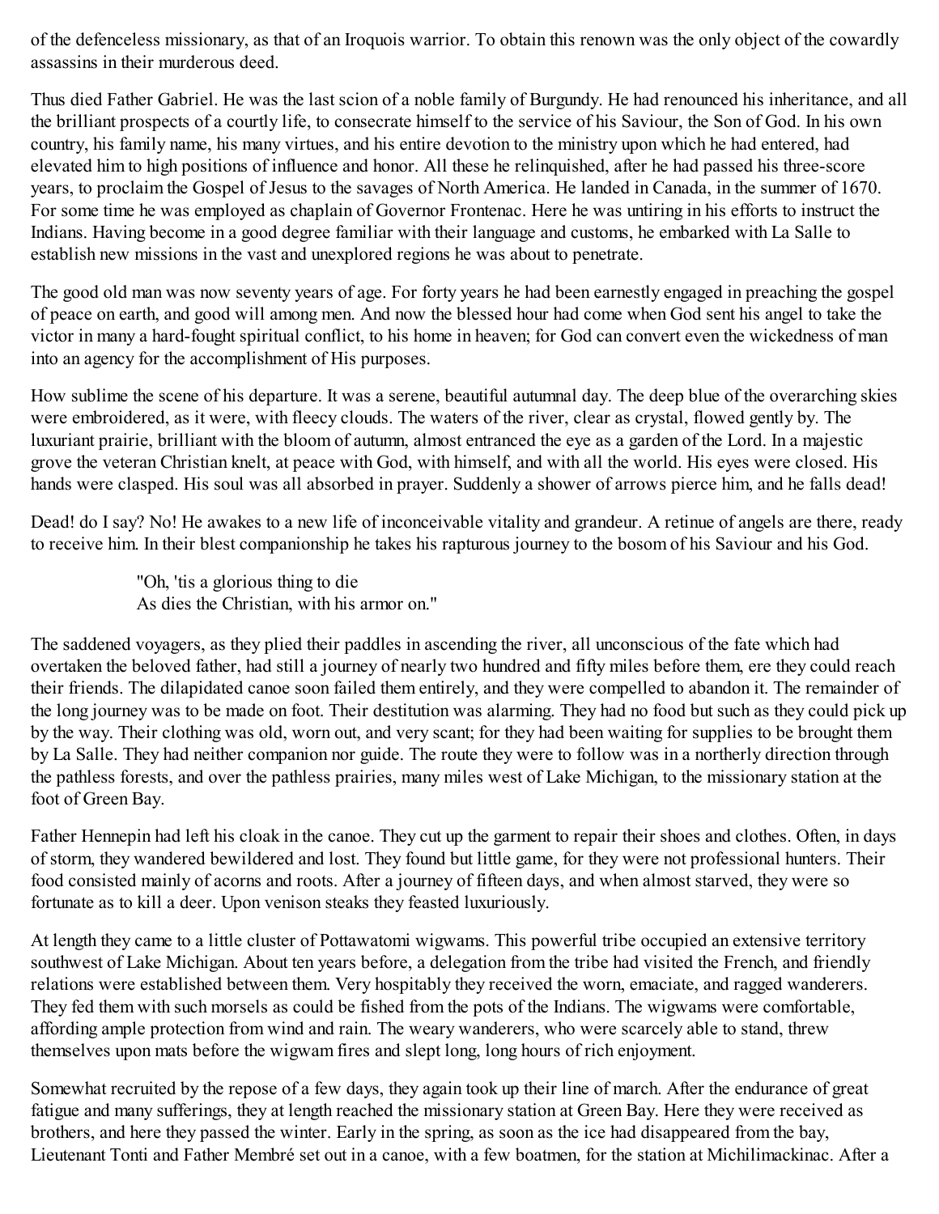of the defenceless missionary, as that of an Iroquois warrior. To obtain this renown was the only object of the cowardly assassins in their murderous deed.

Thus died Father Gabriel. He was the last scion of a noble family of Burgundy. He had renounced his inheritance, and all the brilliant prospects of a courtly life, to consecrate himself to the service of his Saviour, the Son of God. In his own country, his family name, his many virtues, and his entire devotion to the ministry upon which he had entered, had elevated him to high positions of influence and honor. All these he relinquished, after he had passed his three-score years, to proclaim the Gospel of Jesus to the savages of North America. He landed in Canada, in the summer of 1670. For some time he was employed as chaplain of Governor Frontenac. Here he was untiring in his efforts to instruct the Indians. Having become in a good degree familiar with their language and customs, he embarked with La Salle to establish new missions in the vast and unexplored regions he was about to penetrate.

The good old man was now seventy years of age. For forty years he had been earnestly engaged in preaching the gospel of peace on earth, and good will among men. And now the blessed hour had come when God sent his angel to take the victor in many a hard-fought spiritual conflict, to his home in heaven; for God can convert even the wickedness of man into an agency for the accomplishment of His purposes.

How sublime the scene of his departure. It was a serene, beautiful autumnal day. The deep blue of the overarching skies were embroidered, as it were, with fleecy clouds. The waters of the river, clear as crystal, flowed gently by. The luxuriant prairie, brilliant with the bloom of autumn, almost entranced the eye as a garden of the Lord. In a majestic grove the veteran Christian knelt, at peace with God, with himself, and with all the world. His eyes were closed. His hands were clasped. His soul was all absorbed in prayer. Suddenly a shower of arrows pierce him, and he falls dead!

Dead! do I say? No! He awakes to a new life of inconceivable vitality and grandeur. A retinue of angels are there, ready to receive him. In their blest companionship he takes his rapturous journey to the bosom of his Saviour and his God.

> "Oh, 'tis a glorious thing to die
> As dies the Christian, with his armor on."

The saddened voyagers, as they plied their paddles in ascending the river, all unconscious of the fate which had overtaken the beloved father, had still a journey of nearly two hundred and fifty miles before them, ere they could reach their friends. The dilapidated canoe soon failed them entirely, and they were compelled to abandon it. The remainder of the long journey was to be made on foot. Their destitution was alarming. They had no food but such as they could pick up by the way. Their clothing was old, worn out, and very scant; for they had been waiting for supplies to be brought them by La Salle. They had neither companion nor guide. The route they were to follow was in a northerly direction through the pathless forests, and over the pathless prairies, many miles west of Lake Michigan, to the missionary station at the foot of Green Bay.

Father Hennepin had left his cloak in the canoe. They cut up the garment to repair their shoes and clothes. Often, in days of storm, they wandered bewildered and lost. They found but little game, for they were not professional hunters. Their food consisted mainly of acorns and roots. After a journey of fifteen days, and when almost starved, they were so fortunate as to kill a deer. Upon venison steaks they feasted luxuriously.

At length they came to a little cluster of Pottawatomi wigwams. This powerful tribe occupied an extensive territory southwest of Lake Michigan. About ten years before, a delegation from the tribe had visited the French, and friendly relations were established between them. Very hospitably they received the worn, emaciate, and ragged wanderers. They fed them with such morsels as could be fished from the pots of the Indians. The wigwams were comfortable, affording ample protection from wind and rain. The weary wanderers, who were scarcely able to stand, threw themselves upon mats before the wigwam fires and slept long, long hours of rich enjoyment.

Somewhat recruited by the repose of a few days, they again took up their line of march. After the endurance of great fatigue and many sufferings, they at length reached the missionary station at Green Bay. Here they were received as brothers, and here they passed the winter. Early in the spring, as soon as the ice had disappeared from the bay, Lieutenant Tonti and Father Membré set out in a canoe, with a few boatmen, for the station at Michilimackinac. After a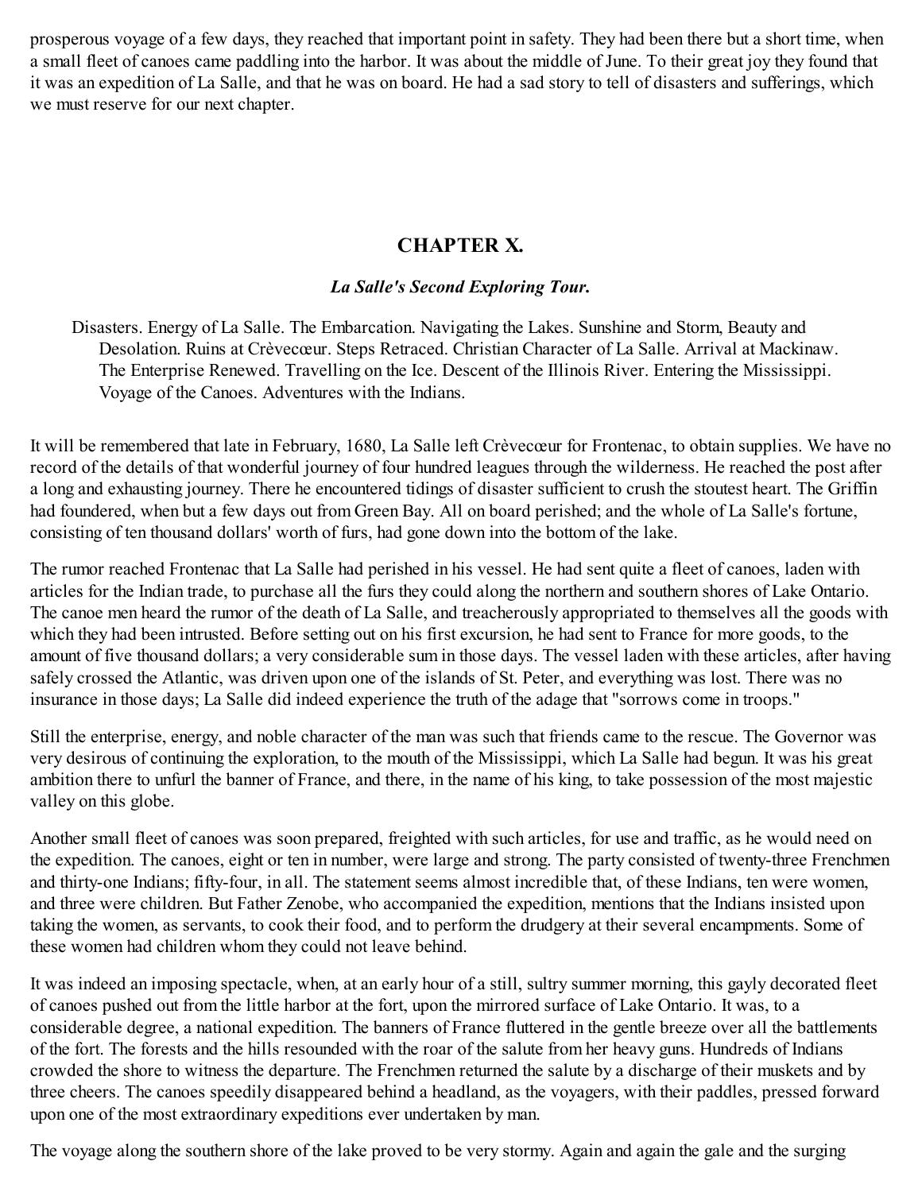prosperous voyage of a few days, they reached that important point in safety. They had been there but a short time, when a small fleet of canoes came paddling into the harbor. It was about the middle of June. To their great joy they found that it was an expedition of La Salle, and that he was on board. He had a sad story to tell of disasters and sufferings, which we must reserve for our next chapter.

## CHAPTER X.

### *La Salle's Second Exploring Tour.*

Disasters. Energy of La Salle. The Embarcation. Navigating the Lakes. Sunshine and Storm, Beauty and Desolation. Ruins at Crèvecœur. Steps Retraced. Christian Character of La Salle. Arrival at Mackinaw. The Enterprise Renewed. Travelling on the Ice. Descent of the Illinois River. Entering the Mississippi. Voyage of the Canoes. Adventures with the Indians.

It will be remembered that late in February, 1680, La Salle left Crèvecœur for Frontenac, to obtain supplies. We have no record of the details of that wonderful journey of four hundred leagues through the wilderness. He reached the post after a long and exhausting journey. There he encountered tidings of disaster sufficient to crush the stoutest heart. The Griffin had foundered, when but a few days out from Green Bay. All on board perished; and the whole of La Salle's fortune, consisting of ten thousand dollars' worth of furs, had gone down into the bottom of the lake.

The rumor reached Frontenac that La Salle had perished in his vessel. He had sent quite a fleet of canoes, laden with articles for the Indian trade, to purchase all the furs they could along the northern and southern shores of Lake Ontario. The canoe men heard the rumor of the death of La Salle, and treacherously appropriated to themselves all the goods with which they had been intrusted. Before setting out on his first excursion, he had sent to France for more goods, to the amount of five thousand dollars; a very considerable sum in those days. The vessel laden with these articles, after having safely crossed the Atlantic, was driven upon one of the islands of St. Peter, and everything was lost. There was no insurance in those days; La Salle did indeed experience the truth of the adage that "sorrows come in troops."

Still the enterprise, energy, and noble character of the man was such that friends came to the rescue. The Governor was very desirous of continuing the exploration, to the mouth of the Mississippi, which La Salle had begun. It was his great ambition there to unfurl the banner of France, and there, in the name of his king, to take possession of the most majestic valley on this globe.

Another small fleet of canoes was soon prepared, freighted with such articles, for use and traffic, as he would need on the expedition. The canoes, eight or ten in number, were large and strong. The party consisted of twenty-three Frenchmen and thirty-one Indians; fifty-four, in all. The statement seems almost incredible that, of these Indians, ten were women, and three were children. But Father Zenobe, who accompanied the expedition, mentions that the Indians insisted upon taking the women, as servants, to cook their food, and to perform the drudgery at their several encampments. Some of these women had children whom they could not leave behind.

It was indeed an imposing spectacle, when, at an early hour of a still, sultry summer morning, this gayly decorated fleet of canoes pushed out from the little harbor at the fort, upon the mirrored surface of Lake Ontario. It was, to a considerable degree, a national expedition. The banners of France fluttered in the gentle breeze over all the battlements of the fort. The forests and the hills resounded with the roar of the salute from her heavy guns. Hundreds of Indians crowded the shore to witness the departure. The Frenchmen returned the salute by a discharge of their muskets and by three cheers. The canoes speedily disappeared behind a headland, as the voyagers, with their paddles, pressed forward upon one of the most extraordinary expeditions ever undertaken by man.

The voyage along the southern shore of the lake proved to be very stormy. Again and again the gale and the surging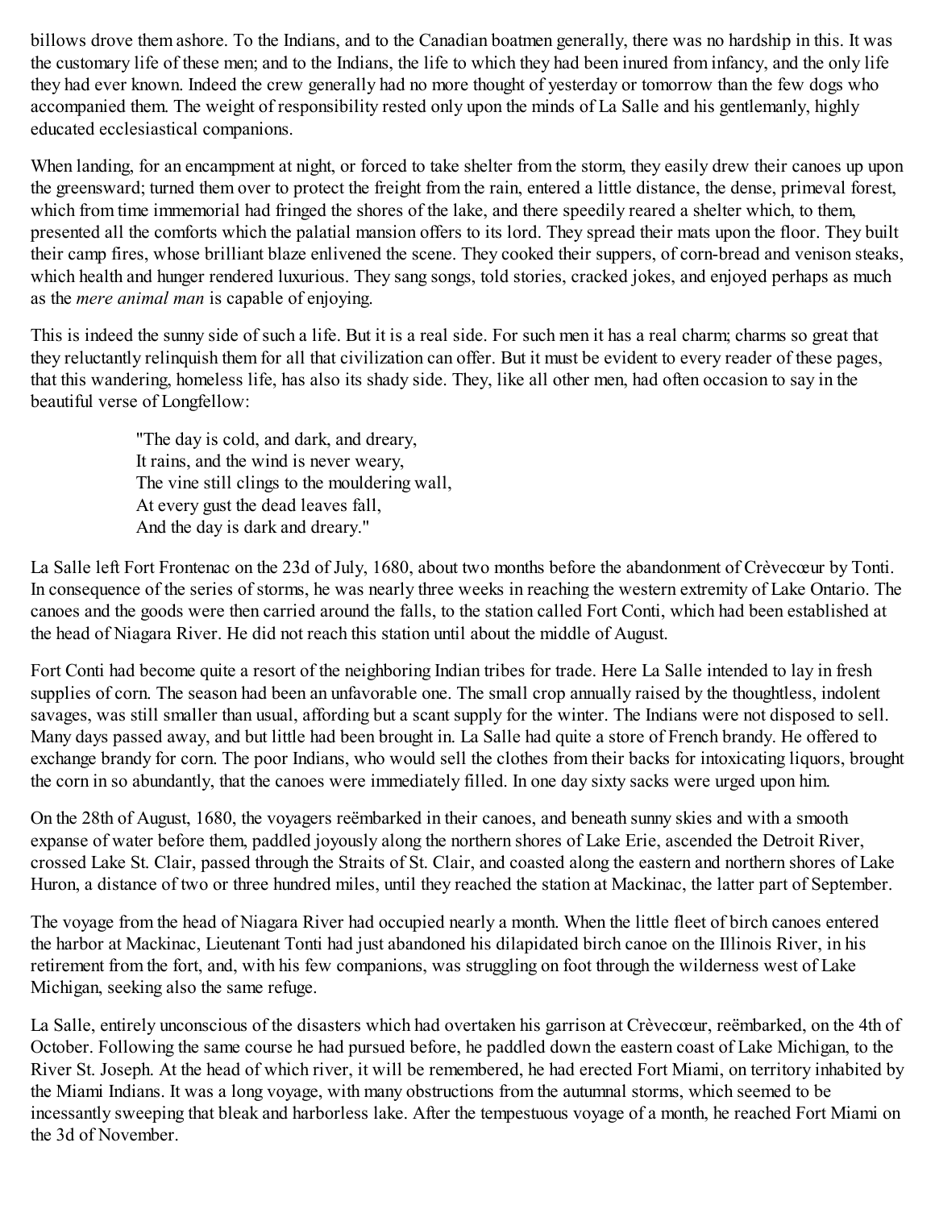billows drove them ashore. To the Indians, and to the Canadian boatmen generally, there was no hardship in this. It was the customary life of these men; and to the Indians, the life to which they had been inured from infancy, and the only life they had ever known. Indeed the crew generally had no more thought of yesterday or tomorrow than the few dogs who accompanied them. The weight of responsibility rested only upon the minds of La Salle and his gentlemanly, highly educated ecclesiastical companions.

When landing, for an encampment at night, or forced to take shelter from the storm, they easily drew their canoes up upon the greensward; turned them over to protect the freight from the rain, entered a little distance, the dense, primeval forest, which from time immemorial had fringed the shores of the lake, and there speedily reared a shelter which, to them, presented all the comforts which the palatial mansion offers to its lord. They spread their mats upon the floor. They built their camp fires, whose brilliant blaze enlivened the scene. They cooked their suppers, of corn-bread and venison steaks, which health and hunger rendered luxurious. They sang songs, told stories, cracked jokes, and enjoyed perhaps as much as the *mere animal man* is capable of enjoying.

This is indeed the sunny side of such a life. But it is a real side. For such men it has a real charm; charms so great that they reluctantly relinquish them for all that civilization can offer. But it must be evident to every reader of these pages, that this wandering, homeless life, has also its shady side. They, like all other men, had often occasion to say in the beautiful verse of Longfellow:

> "The day is cold, and dark, and dreary,
> It rains, and the wind is never weary,
> The vine still clings to the mouldering wall,
> At every gust the dead leaves fall,
> And the day is dark and dreary."

La Salle left Fort Frontenac on the 23d of July, 1680, about two months before the abandonment of Crèvecœur by Tonti. In consequence of the series of storms, he was nearly three weeks in reaching the western extremity of Lake Ontario. The canoes and the goods were then carried around the falls, to the station called Fort Conti, which had been established at the head of Niagara River. He did not reach this station until about the middle of August.

Fort Conti had become quite a resort of the neighboring Indian tribes for trade. Here La Salle intended to lay in fresh supplies of corn. The season had been an unfavorable one. The small crop annually raised by the thoughtless, indolent savages, was still smaller than usual, affording but a scant supply for the winter. The Indians were not disposed to sell. Many days passed away, and but little had been brought in. La Salle had quite a store of French brandy. He offered to exchange brandy for corn. The poor Indians, who would sell the clothes from their backs for intoxicating liquors, brought the corn in so abundantly, that the canoes were immediately filled. In one day sixty sacks were urged upon him.

On the 28th of August, 1680, the voyagers reëmbarked in their canoes, and beneath sunny skies and with a smooth expanse of water before them, paddled joyously along the northern shores of Lake Erie, ascended the Detroit River, crossed Lake St. Clair, passed through the Straits of St. Clair, and coasted along the eastern and northern shores of Lake Huron, a distance of two or three hundred miles, until they reached the station at Mackinac, the latter part of September.

The voyage from the head of Niagara River had occupied nearly a month. When the little fleet of birch canoes entered the harbor at Mackinac, Lieutenant Tonti had just abandoned his dilapidated birch canoe on the Illinois River, in his retirement from the fort, and, with his few companions, was struggling on foot through the wilderness west of Lake Michigan, seeking also the same refuge.

La Salle, entirely unconscious of the disasters which had overtaken his garrison at Crèvecœur, reëmbarked, on the 4th of October. Following the same course he had pursued before, he paddled down the eastern coast of Lake Michigan, to the River St. Joseph. At the head of which river, it will be remembered, he had erected Fort Miami, on territory inhabited by the Miami Indians. It was a long voyage, with many obstructions from the autumnal storms, which seemed to be incessantly sweeping that bleak and harborless lake. After the tempestuous voyage of a month, he reached Fort Miami on the 3d of November.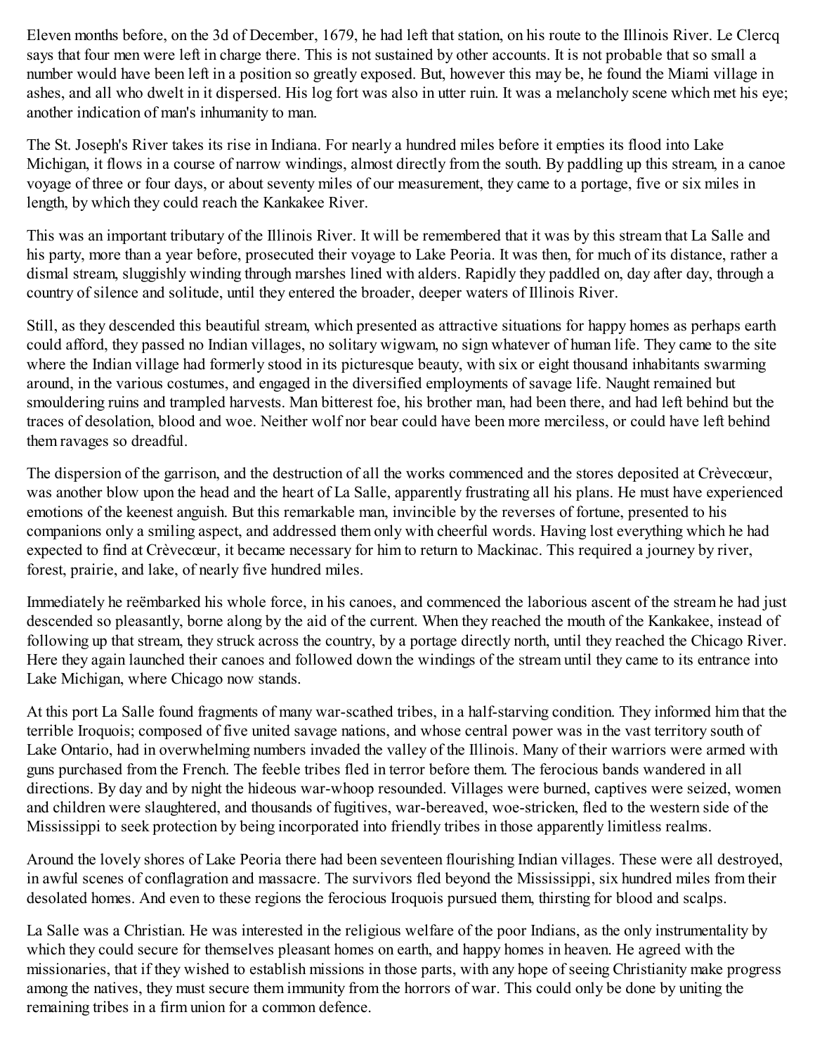Eleven months before, on the 3d of December, 1679, he had left that station, on his route to the Illinois River. Le Clercq says that four men were left in charge there. This is not sustained by other accounts. It is not probable that so small a number would have been left in a position so greatly exposed. But, however this may be, he found the Miami village in ashes, and all who dwelt in it dispersed. His log fort was also in utter ruin. It was a melancholy scene which met his eye; another indication of man's inhumanity to man.

The St. Joseph's River takes its rise in Indiana. For nearly a hundred miles before it empties its flood into Lake Michigan, it flows in a course of narrow windings, almost directly from the south. By paddling up this stream, in a canoe voyage of three or four days, or about seventy miles of our measurement, they came to a portage, five or six miles in length, by which they could reach the Kankakee River.

This was an important tributary of the Illinois River. It will be remembered that it was by this stream that La Salle and his party, more than a year before, prosecuted their voyage to Lake Peoria. It was then, for much of its distance, rather a dismal stream, sluggishly winding through marshes lined with alders. Rapidly they paddled on, day after day, through a country of silence and solitude, until they entered the broader, deeper waters of Illinois River.

Still, as they descended this beautiful stream, which presented as attractive situations for happy homes as perhaps earth could afford, they passed no Indian villages, no solitary wigwam, no sign whatever of human life. They came to the site where the Indian village had formerly stood in its picturesque beauty, with six or eight thousand inhabitants swarming around, in the various costumes, and engaged in the diversified employments of savage life. Naught remained but smouldering ruins and trampled harvests. Man bitterest foe, his brother man, had been there, and had left behind but the traces of desolation, blood and woe. Neither wolf nor bear could have been more merciless, or could have left behind them ravages so dreadful.

The dispersion of the garrison, and the destruction of all the works commenced and the stores deposited at Crèvecœur, was another blow upon the head and the heart of La Salle, apparently frustrating all his plans. He must have experienced emotions of the keenest anguish. But this remarkable man, invincible by the reverses of fortune, presented to his companions only a smiling aspect, and addressed them only with cheerful words. Having lost everything which he had expected to find at Crèvecœur, it became necessary for him to return to Mackinac. This required a journey by river, forest, prairie, and lake, of nearly five hundred miles.

Immediately he reëmbarked his whole force, in his canoes, and commenced the laborious ascent of the stream he had just descended so pleasantly, borne along by the aid of the current. When they reached the mouth of the Kankakee, instead of following up that stream, they struck across the country, by a portage directly north, until they reached the Chicago River. Here they again launched their canoes and followed down the windings of the stream until they came to its entrance into Lake Michigan, where Chicago now stands.

At this port La Salle found fragments of many war-scathed tribes, in a half-starving condition. They informed him that the terrible Iroquois; composed of five united savage nations, and whose central power was in the vast territory south of Lake Ontario, had in overwhelming numbers invaded the valley of the Illinois. Many of their warriors were armed with guns purchased from the French. The feeble tribes fled in terror before them. The ferocious bands wandered in all directions. By day and by night the hideous war-whoop resounded. Villages were burned, captives were seized, women and children were slaughtered, and thousands of fugitives, war-bereaved, woe-stricken, fled to the western side of the Mississippi to seek protection by being incorporated into friendly tribes in those apparently limitless realms.

Around the lovely shores of Lake Peoria there had been seventeen flourishing Indian villages. These were all destroyed, in awful scenes of conflagration and massacre. The survivors fled beyond the Mississippi, six hundred miles from their desolated homes. And even to these regions the ferocious Iroquois pursued them, thirsting for blood and scalps.

La Salle was a Christian. He was interested in the religious welfare of the poor Indians, as the only instrumentality by which they could secure for themselves pleasant homes on earth, and happy homes in heaven. He agreed with the missionaries, that if they wished to establish missions in those parts, with any hope of seeing Christianity make progress among the natives, they must secure them immunity from the horrors of war. This could only be done by uniting the remaining tribes in a firm union for a common defence.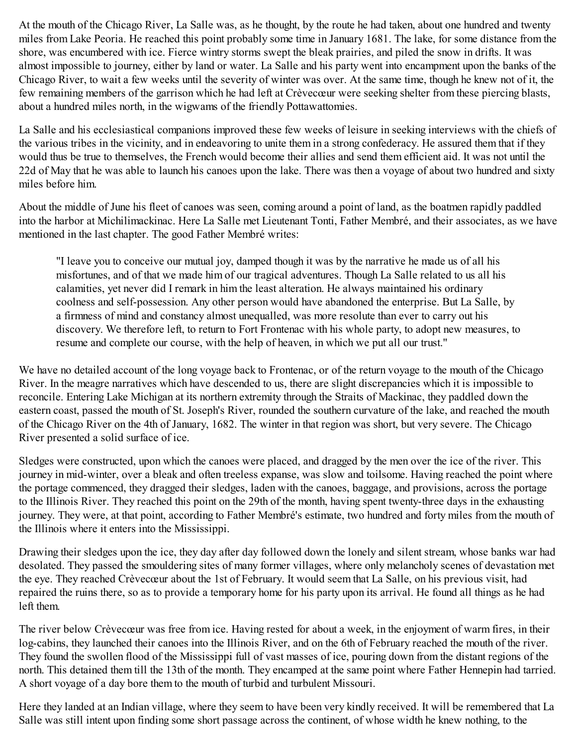At the mouth of the Chicago River, La Salle was, as he thought, by the route he had taken, about one hundred and twenty miles from Lake Peoria. He reached this point probably some time in January 1681. The lake, for some distance from the shore, was encumbered with ice. Fierce wintry storms swept the bleak prairies, and piled the snow in drifts. It was almost impossible to journey, either by land or water. La Salle and his party went into encampment upon the banks of the Chicago River, to wait a few weeks until the severity of winter was over. At the same time, though he knew not of it, the few remaining members of the garrison which he had left at Crèvecœur were seeking shelter from these piercing blasts, about a hundred miles north, in the wigwams of the friendly Pottawattomies.

La Salle and his ecclesiastical companions improved these few weeks of leisure in seeking interviews with the chiefs of the various tribes in the vicinity, and in endeavoring to unite them in a strong confederacy. He assured them that if they would thus be true to themselves, the French would become their allies and send them efficient aid. It was not until the 22d of May that he was able to launch his canoes upon the lake. There was then a voyage of about two hundred and sixty miles before him.

About the middle of June his fleet of canoes was seen, coming around a point of land, as the boatmen rapidly paddled into the harbor at Michilimackinac. Here La Salle met Lieutenant Tonti, Father Membré, and their associates, as we have mentioned in the last chapter. The good Father Membré writes:

> "I leave you to conceive our mutual joy, damped though it was by the narrative he made us of all his misfortunes, and of that we made him of our tragical adventures. Though La Salle related to us all his calamities, yet never did I remark in him the least alteration. He always maintained his ordinary coolness and self-possession. Any other person would have abandoned the enterprise. But La Salle, by a firmness of mind and constancy almost unequalled, was more resolute than ever to carry out his discovery. We therefore left, to return to Fort Frontenac with his whole party, to adopt new measures, to resume and complete our course, with the help of heaven, in which we put all our trust."

We have no detailed account of the long voyage back to Frontenac, or of the return voyage to the mouth of the Chicago River. In the meagre narratives which have descended to us, there are slight discrepancies which it is impossible to reconcile. Entering Lake Michigan at its northern extremity through the Straits of Mackinac, they paddled down the eastern coast, passed the mouth of St. Joseph's River, rounded the southern curvature of the lake, and reached the mouth of the Chicago River on the 4th of January, 1682. The winter in that region was short, but very severe. The Chicago River presented a solid surface of ice.

Sledges were constructed, upon which the canoes were placed, and dragged by the men over the ice of the river. This journey in mid-winter, over a bleak and often treeless expanse, was slow and toilsome. Having reached the point where the portage commenced, they dragged their sledges, laden with the canoes, baggage, and provisions, across the portage to the Illinois River. They reached this point on the 29th of the month, having spent twenty-three days in the exhausting journey. They were, at that point, according to Father Membré's estimate, two hundred and forty miles from the mouth of the Illinois where it enters into the Mississippi.

Drawing their sledges upon the ice, they day after day followed down the lonely and silent stream, whose banks war had desolated. They passed the smouldering sites of many former villages, where only melancholy scenes of devastation met the eye. They reached Crèvecœur about the 1st of February. It would seem that La Salle, on his previous visit, had repaired the ruins there, so as to provide a temporary home for his party upon its arrival. He found all things as he had left them.

The river below Crèvecœur was free from ice. Having rested for about a week, in the enjoyment of warm fires, in their log-cabins, they launched their canoes into the Illinois River, and on the 6th of February reached the mouth of the river. They found the swollen flood of the Mississippi full of vast masses of ice, pouring down from the distant regions of the north. This detained them till the 13th of the month. They encamped at the same point where Father Hennepin had tarried. A short voyage of a day bore them to the mouth of turbid and turbulent Missouri.

Here they landed at an Indian village, where they seem to have been very kindly received. It will be remembered that La Salle was still intent upon finding some short passage across the continent, of whose width he knew nothing, to the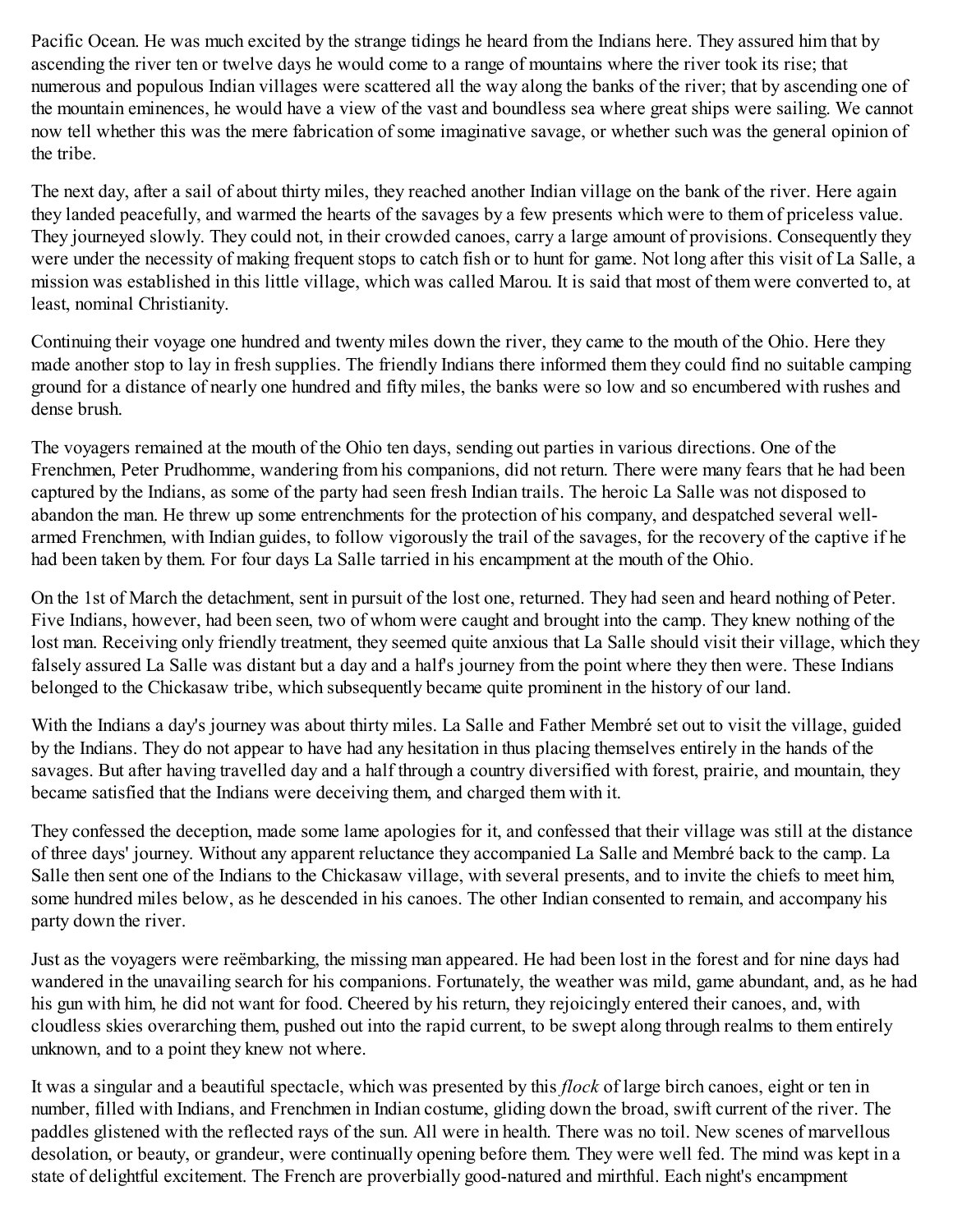Pacific Ocean. He was much excited by the strange tidings he heard from the Indians here. They assured him that by ascending the river ten or twelve days he would come to a range of mountains where the river took its rise; that numerous and populous Indian villages were scattered all the way along the banks of the river; that by ascending one of the mountain eminences, he would have a view of the vast and boundless sea where great ships were sailing. We cannot now tell whether this was the mere fabrication of some imaginative savage, or whether such was the general opinion of the tribe.

The next day, after a sail of about thirty miles, they reached another Indian village on the bank of the river. Here again they landed peacefully, and warmed the hearts of the savages by a few presents which were to them of priceless value. They journeyed slowly. They could not, in their crowded canoes, carry a large amount of provisions. Consequently they were under the necessity of making frequent stops to catch fish or to hunt for game. Not long after this visit of La Salle, a mission was established in this little village, which was called Marou. It is said that most of them were converted to, at least, nominal Christianity.

Continuing their voyage one hundred and twenty miles down the river, they came to the mouth of the Ohio. Here they made another stop to lay in fresh supplies. The friendly Indians there informed them they could find no suitable camping ground for a distance of nearly one hundred and fifty miles, the banks were so low and so encumbered with rushes and dense brush.

The voyagers remained at the mouth of the Ohio ten days, sending out parties in various directions. One of the Frenchmen, Peter Prudhomme, wandering from his companions, did not return. There were many fears that he had been captured by the Indians, as some of the party had seen fresh Indian trails. The heroic La Salle was not disposed to abandon the man. He threw up some entrenchments for the protection of his company, and despatched several well-armed Frenchmen, with Indian guides, to follow vigorously the trail of the savages, for the recovery of the captive if he had been taken by them. For four days La Salle tarried in his encampment at the mouth of the Ohio.

On the 1st of March the detachment, sent in pursuit of the lost one, returned. They had seen and heard nothing of Peter. Five Indians, however, had been seen, two of whom were caught and brought into the camp. They knew nothing of the lost man. Receiving only friendly treatment, they seemed quite anxious that La Salle should visit their village, which they falsely assured La Salle was distant but a day and a half's journey from the point where they then were. These Indians belonged to the Chickasaw tribe, which subsequently became quite prominent in the history of our land.

With the Indians a day's journey was about thirty miles. La Salle and Father Membré set out to visit the village, guided by the Indians. They do not appear to have had any hesitation in thus placing themselves entirely in the hands of the savages. But after having travelled day and a half through a country diversified with forest, prairie, and mountain, they became satisfied that the Indians were deceiving them, and charged them with it.

They confessed the deception, made some lame apologies for it, and confessed that their village was still at the distance of three days' journey. Without any apparent reluctance they accompanied La Salle and Membré back to the camp. La Salle then sent one of the Indians to the Chickasaw village, with several presents, and to invite the chiefs to meet him, some hundred miles below, as he descended in his canoes. The other Indian consented to remain, and accompany his party down the river.

Just as the voyagers were reëmbarking, the missing man appeared. He had been lost in the forest and for nine days had wandered in the unavailing search for his companions. Fortunately, the weather was mild, game abundant, and, as he had his gun with him, he did not want for food. Cheered by his return, they rejoicingly entered their canoes, and, with cloudless skies overarching them, pushed out into the rapid current, to be swept along through realms to them entirely unknown, and to a point they knew not where.

It was a singular and a beautiful spectacle, which was presented by this *flock* of large birch canoes, eight or ten in number, filled with Indians, and Frenchmen in Indian costume, gliding down the broad, swift current of the river. The paddles glistened with the reflected rays of the sun. All were in health. There was no toil. New scenes of marvellous desolation, or beauty, or grandeur, were continually opening before them. They were well fed. The mind was kept in a state of delightful excitement. The French are proverbially good-natured and mirthful. Each night's encampment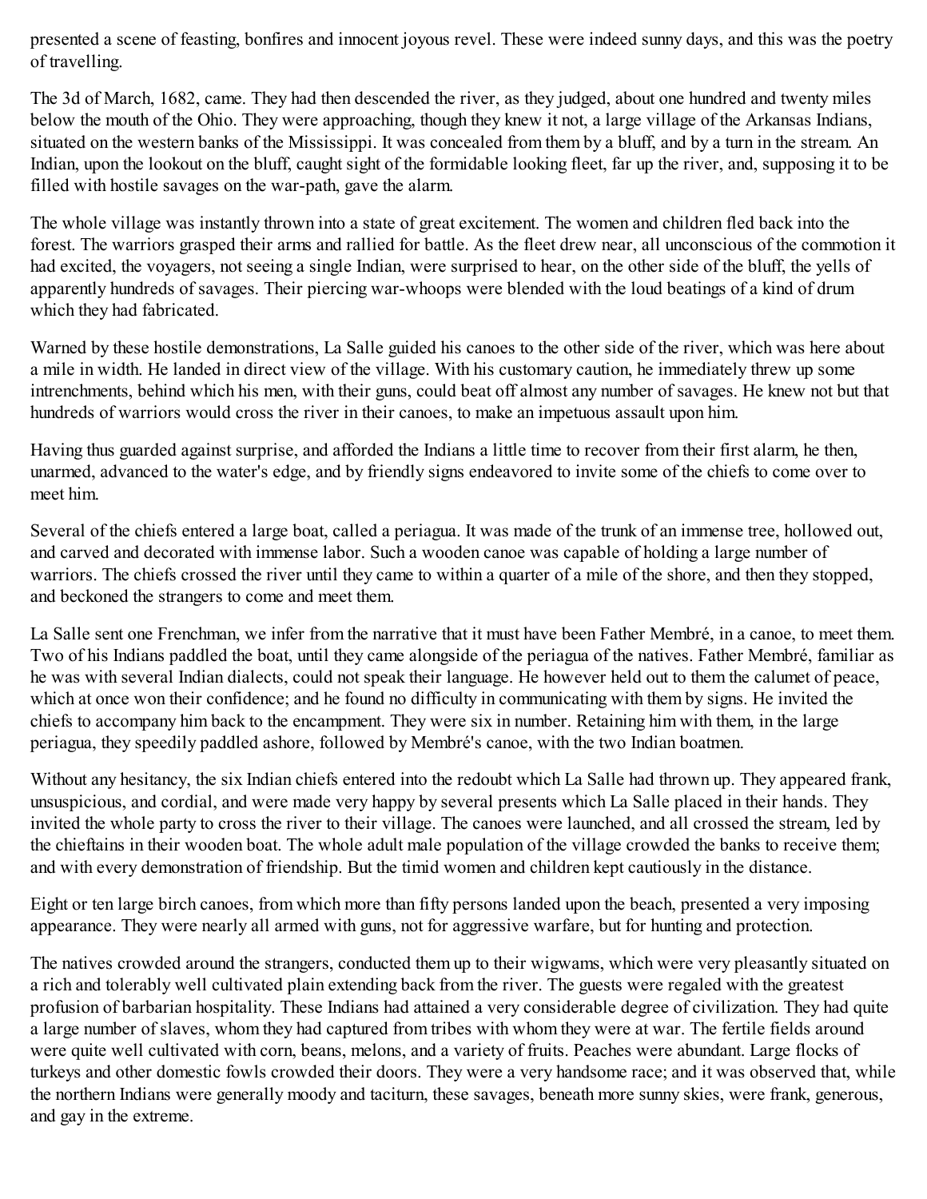presented a scene of feasting, bonfires and innocent joyous revel. These were indeed sunny days, and this was the poetry of travelling.

The 3d of March, 1682, came. They had then descended the river, as they judged, about one hundred and twenty miles below the mouth of the Ohio. They were approaching, though they knew it not, a large village of the Arkansas Indians, situated on the western banks of the Mississippi. It was concealed from them by a bluff, and by a turn in the stream. An Indian, upon the lookout on the bluff, caught sight of the formidable looking fleet, far up the river, and, supposing it to be filled with hostile savages on the war-path, gave the alarm.

The whole village was instantly thrown into a state of great excitement. The women and children fled back into the forest. The warriors grasped their arms and rallied for battle. As the fleet drew near, all unconscious of the commotion it had excited, the voyagers, not seeing a single Indian, were surprised to hear, on the other side of the bluff, the yells of apparently hundreds of savages. Their piercing war-whoops were blended with the loud beatings of a kind of drum which they had fabricated.

Warned by these hostile demonstrations, La Salle guided his canoes to the other side of the river, which was here about a mile in width. He landed in direct view of the village. With his customary caution, he immediately threw up some intrenchments, behind which his men, with their guns, could beat off almost any number of savages. He knew not but that hundreds of warriors would cross the river in their canoes, to make an impetuous assault upon him.

Having thus guarded against surprise, and afforded the Indians a little time to recover from their first alarm, he then, unarmed, advanced to the water's edge, and by friendly signs endeavored to invite some of the chiefs to come over to meet him.

Several of the chiefs entered a large boat, called a periagua. It was made of the trunk of an immense tree, hollowed out, and carved and decorated with immense labor. Such a wooden canoe was capable of holding a large number of warriors. The chiefs crossed the river until they came to within a quarter of a mile of the shore, and then they stopped, and beckoned the strangers to come and meet them.

La Salle sent one Frenchman, we infer from the narrative that it must have been Father Membré, in a canoe, to meet them. Two of his Indians paddled the boat, until they came alongside of the periagua of the natives. Father Membré, familiar as he was with several Indian dialects, could not speak their language. He however held out to them the calumet of peace, which at once won their confidence; and he found no difficulty in communicating with them by signs. He invited the chiefs to accompany him back to the encampment. They were six in number. Retaining him with them, in the large periagua, they speedily paddled ashore, followed by Membré's canoe, with the two Indian boatmen.

Without any hesitancy, the six Indian chiefs entered into the redoubt which La Salle had thrown up. They appeared frank, unsuspicious, and cordial, and were made very happy by several presents which La Salle placed in their hands. They invited the whole party to cross the river to their village. The canoes were launched, and all crossed the stream, led by the chieftains in their wooden boat. The whole adult male population of the village crowded the banks to receive them; and with every demonstration of friendship. But the timid women and children kept cautiously in the distance.

Eight or ten large birch canoes, from which more than fifty persons landed upon the beach, presented a very imposing appearance. They were nearly all armed with guns, not for aggressive warfare, but for hunting and protection.

The natives crowded around the strangers, conducted them up to their wigwams, which were very pleasantly situated on a rich and tolerably well cultivated plain extending back from the river. The guests were regaled with the greatest profusion of barbarian hospitality. These Indians had attained a very considerable degree of civilization. They had quite a large number of slaves, whom they had captured from tribes with whom they were at war. The fertile fields around were quite well cultivated with corn, beans, melons, and a variety of fruits. Peaches were abundant. Large flocks of turkeys and other domestic fowls crowded their doors. They were a very handsome race; and it was observed that, while the northern Indians were generally moody and taciturn, these savages, beneath more sunny skies, were frank, generous, and gay in the extreme.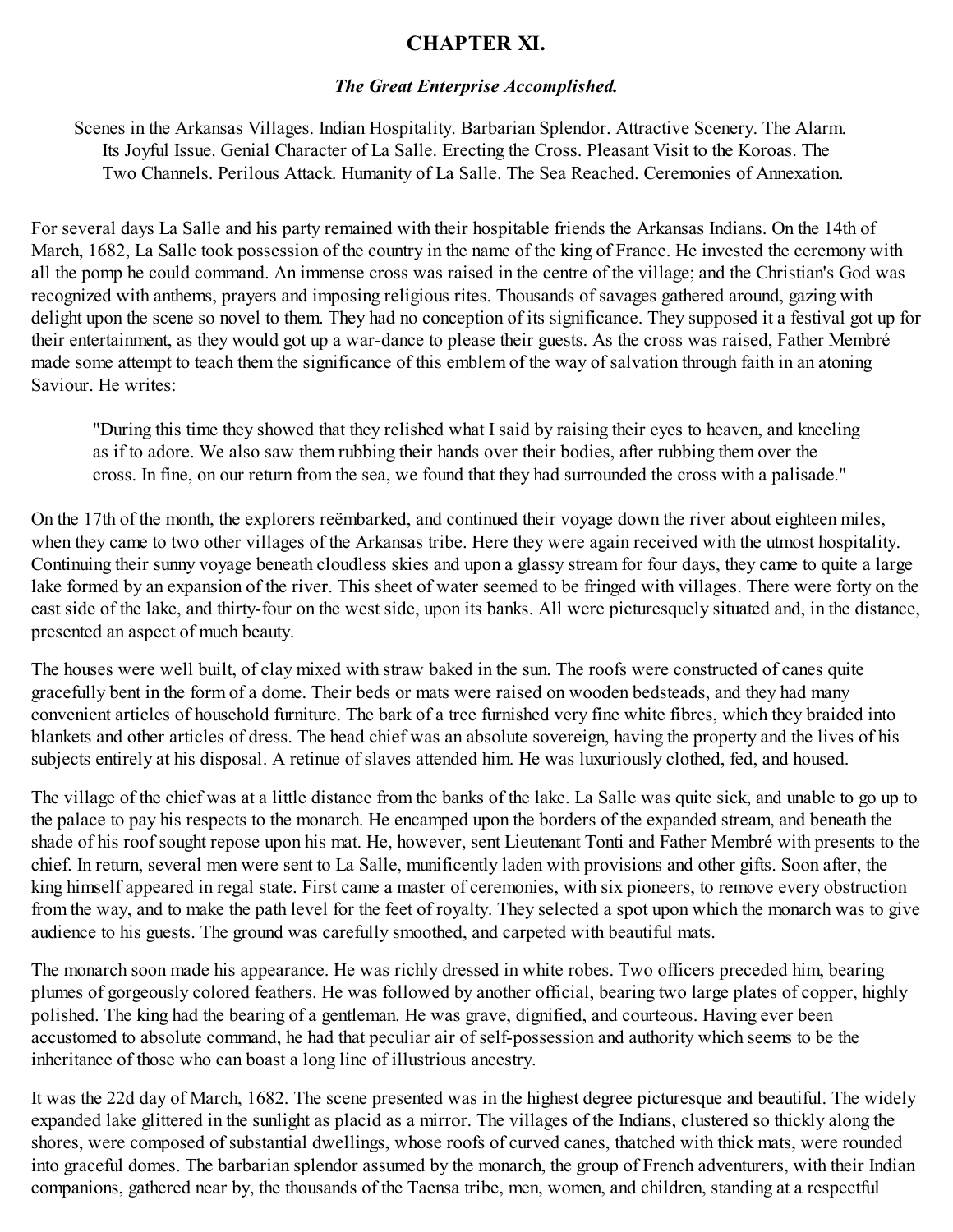# CHAPTER XI.

### *The Great Enterprise Accomplished.*

Scenes in the Arkansas Villages. Indian Hospitality. Barbarian Splendor. Attractive Scenery. The Alarm. Its Joyful Issue. Genial Character of La Salle. Erecting the Cross. Pleasant Visit to the Koroas. The Two Channels. Perilous Attack. Humanity of La Salle. The Sea Reached. Ceremonies of Annexation.

For several days La Salle and his party remained with their hospitable friends the Arkansas Indians. On the 14th of March, 1682, La Salle took possession of the country in the name of the king of France. He invested the ceremony with all the pomp he could command. An immense cross was raised in the centre of the village; and the Christian's God was recognized with anthems, prayers and imposing religious rites. Thousands of savages gathered around, gazing with delight upon the scene so novel to them. They had no conception of its significance. They supposed it a festival got up for their entertainment, as they would got up a war-dance to please their guests. As the cross was raised, Father Membré made some attempt to teach them the significance of this emblem of the way of salvation through faith in an atoning Saviour. He writes:

> "During this time they showed that they relished what I said by raising their eyes to heaven, and kneeling as if to adore. We also saw them rubbing their hands over their bodies, after rubbing them over the cross. In fine, on our return from the sea, we found that they had surrounded the cross with a palisade."

On the 17th of the month, the explorers reëmbarked, and continued their voyage down the river about eighteen miles, when they came to two other villages of the Arkansas tribe. Here they were again received with the utmost hospitality. Continuing their sunny voyage beneath cloudless skies and upon a glassy stream for four days, they came to quite a large lake formed by an expansion of the river. This sheet of water seemed to be fringed with villages. There were forty on the east side of the lake, and thirty-four on the west side, upon its banks. All were picturesquely situated and, in the distance, presented an aspect of much beauty.

The houses were well built, of clay mixed with straw baked in the sun. The roofs were constructed of canes quite gracefully bent in the form of a dome. Their beds or mats were raised on wooden bedsteads, and they had many convenient articles of household furniture. The bark of a tree furnished very fine white fibres, which they braided into blankets and other articles of dress. The head chief was an absolute sovereign, having the property and the lives of his subjects entirely at his disposal. A retinue of slaves attended him. He was luxuriously clothed, fed, and housed.

The village of the chief was at a little distance from the banks of the lake. La Salle was quite sick, and unable to go up to the palace to pay his respects to the monarch. He encamped upon the borders of the expanded stream, and beneath the shade of his roof sought repose upon his mat. He, however, sent Lieutenant Tonti and Father Membré with presents to the chief. In return, several men were sent to La Salle, munificently laden with provisions and other gifts. Soon after, the king himself appeared in regal state. First came a master of ceremonies, with six pioneers, to remove every obstruction from the way, and to make the path level for the feet of royalty. They selected a spot upon which the monarch was to give audience to his guests. The ground was carefully smoothed, and carpeted with beautiful mats.

The monarch soon made his appearance. He was richly dressed in white robes. Two officers preceded him, bearing plumes of gorgeously colored feathers. He was followed by another official, bearing two large plates of copper, highly polished. The king had the bearing of a gentleman. He was grave, dignified, and courteous. Having ever been accustomed to absolute command, he had that peculiar air of self-possession and authority which seems to be the inheritance of those who can boast a long line of illustrious ancestry.

It was the 22d day of March, 1682. The scene presented was in the highest degree picturesque and beautiful. The widely expanded lake glittered in the sunlight as placid as a mirror. The villages of the Indians, clustered so thickly along the shores, were composed of substantial dwellings, whose roofs of curved canes, thatched with thick mats, were rounded into graceful domes. The barbarian splendor assumed by the monarch, the group of French adventurers, with their Indian companions, gathered near by, the thousands of the Taensa tribe, men, women, and children, standing at a respectful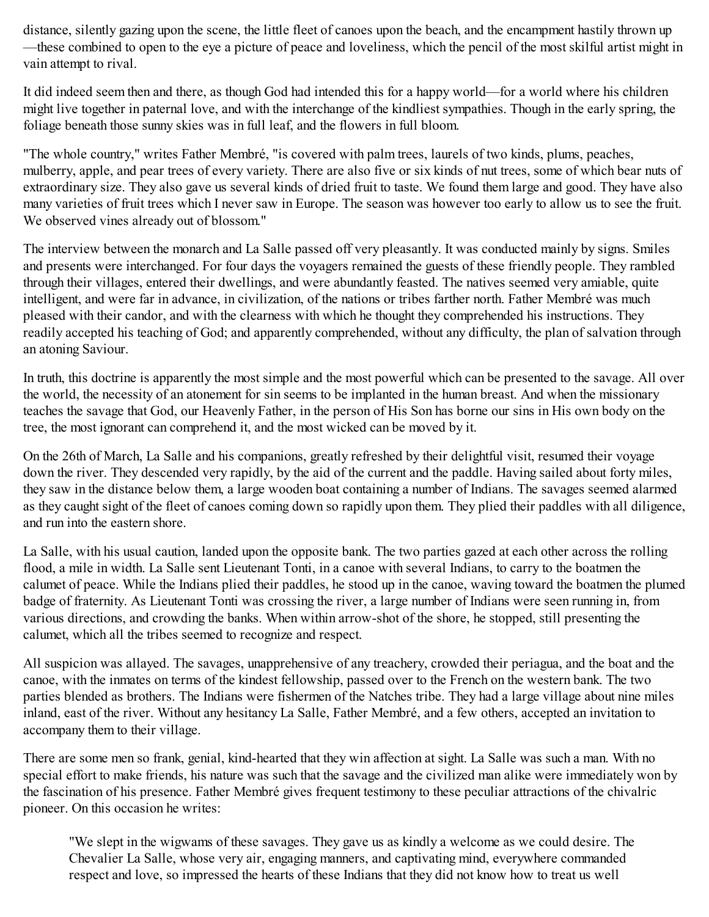distance, silently gazing upon the scene, the little fleet of canoes upon the beach, and the encampment hastily thrown up—these combined to open to the eye a picture of peace and loveliness, which the pencil of the most skilful artist might in vain attempt to rival.

It did indeed seem then and there, as though God had intended this for a happy world—for a world where his children might live together in paternal love, and with the interchange of the kindliest sympathies. Though in the early spring, the foliage beneath those sunny skies was in full leaf, and the flowers in full bloom.

"The whole country," writes Father Membré, "is covered with palm trees, laurels of two kinds, plums, peaches, mulberry, apple, and pear trees of every variety. There are also five or six kinds of nut trees, some of which bear nuts of extraordinary size. They also gave us several kinds of dried fruit to taste. We found them large and good. They have also many varieties of fruit trees which I never saw in Europe. The season was however too early to allow us to see the fruit. We observed vines already out of blossom."

The interview between the monarch and La Salle passed off very pleasantly. It was conducted mainly by signs. Smiles and presents were interchanged. For four days the voyagers remained the guests of these friendly people. They rambled through their villages, entered their dwellings, and were abundantly feasted. The natives seemed very amiable, quite intelligent, and were far in advance, in civilization, of the nations or tribes farther north. Father Membré was much pleased with their candor, and with the clearness with which he thought they comprehended his instructions. They readily accepted his teaching of God; and apparently comprehended, without any difficulty, the plan of salvation through an atoning Saviour.

In truth, this doctrine is apparently the most simple and the most powerful which can be presented to the savage. All over the world, the necessity of an atonement for sin seems to be implanted in the human breast. And when the missionary teaches the savage that God, our Heavenly Father, in the person of His Son has borne our sins in His own body on the tree, the most ignorant can comprehend it, and the most wicked can be moved by it.

On the 26th of March, La Salle and his companions, greatly refreshed by their delightful visit, resumed their voyage down the river. They descended very rapidly, by the aid of the current and the paddle. Having sailed about forty miles, they saw in the distance below them, a large wooden boat containing a number of Indians. The savages seemed alarmed as they caught sight of the fleet of canoes coming down so rapidly upon them. They plied their paddles with all diligence, and run into the eastern shore.

La Salle, with his usual caution, landed upon the opposite bank. The two parties gazed at each other across the rolling flood, a mile in width. La Salle sent Lieutenant Tonti, in a canoe with several Indians, to carry to the boatmen the calumet of peace. While the Indians plied their paddles, he stood up in the canoe, waving toward the boatmen the plumed badge of fraternity. As Lieutenant Tonti was crossing the river, a large number of Indians were seen running in, from various directions, and crowding the banks. When within arrow-shot of the shore, he stopped, still presenting the calumet, which all the tribes seemed to recognize and respect.

All suspicion was allayed. The savages, unapprehensive of any treachery, crowded their periagua, and the boat and the canoe, with the inmates on terms of the kindest fellowship, passed over to the French on the western bank. The two parties blended as brothers. The Indians were fishermen of the Natches tribe. They had a large village about nine miles inland, east of the river. Without any hesitancy La Salle, Father Membré, and a few others, accepted an invitation to accompany them to their village.

There are some men so frank, genial, kind-hearted that they win affection at sight. La Salle was such a man. With no special effort to make friends, his nature was such that the savage and the civilized man alike were immediately won by the fascination of his presence. Father Membré gives frequent testimony to these peculiar attractions of the chivalric pioneer. On this occasion he writes:

> "We slept in the wigwams of these savages. They gave us as kindly a welcome as we could desire. The Chevalier La Salle, whose very air, engaging manners, and captivating mind, everywhere commanded respect and love, so impressed the hearts of these Indians that they did not know how to treat us well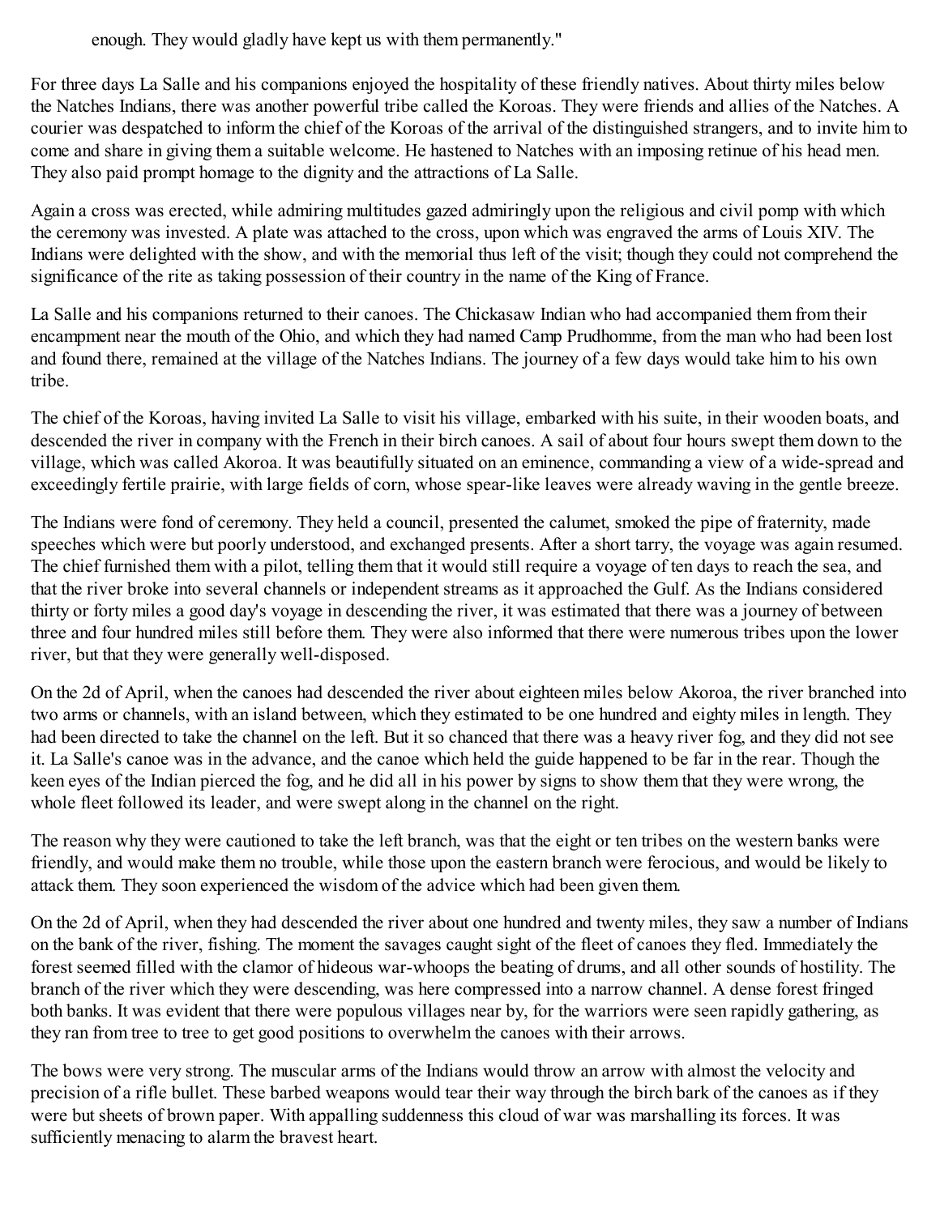enough. They would gladly have kept us with them permanently."

For three days La Salle and his companions enjoyed the hospitality of these friendly natives. About thirty miles below the Natches Indians, there was another powerful tribe called the Koroas. They were friends and allies of the Natches. A courier was despatched to inform the chief of the Koroas of the arrival of the distinguished strangers, and to invite him to come and share in giving them a suitable welcome. He hastened to Natches with an imposing retinue of his head men. They also paid prompt homage to the dignity and the attractions of La Salle.

Again a cross was erected, while admiring multitudes gazed admiringly upon the religious and civil pomp with which the ceremony was invested. A plate was attached to the cross, upon which was engraved the arms of Louis XIV. The Indians were delighted with the show, and with the memorial thus left of the visit; though they could not comprehend the significance of the rite as taking possession of their country in the name of the King of France.

La Salle and his companions returned to their canoes. The Chickasaw Indian who had accompanied them from their encampment near the mouth of the Ohio, and which they had named Camp Prudhomme, from the man who had been lost and found there, remained at the village of the Natches Indians. The journey of a few days would take him to his own tribe.

The chief of the Koroas, having invited La Salle to visit his village, embarked with his suite, in their wooden boats, and descended the river in company with the French in their birch canoes. A sail of about four hours swept them down to the village, which was called Akoroa. It was beautifully situated on an eminence, commanding a view of a wide-spread and exceedingly fertile prairie, with large fields of corn, whose spear-like leaves were already waving in the gentle breeze.

The Indians were fond of ceremony. They held a council, presented the calumet, smoked the pipe of fraternity, made speeches which were but poorly understood, and exchanged presents. After a short tarry, the voyage was again resumed. The chief furnished them with a pilot, telling them that it would still require a voyage of ten days to reach the sea, and that the river broke into several channels or independent streams as it approached the Gulf. As the Indians considered thirty or forty miles a good day's voyage in descending the river, it was estimated that there was a journey of between three and four hundred miles still before them. They were also informed that there were numerous tribes upon the lower river, but that they were generally well-disposed.

On the 2d of April, when the canoes had descended the river about eighteen miles below Akoroa, the river branched into two arms or channels, with an island between, which they estimated to be one hundred and eighty miles in length. They had been directed to take the channel on the left. But it so chanced that there was a heavy river fog, and they did not see it. La Salle's canoe was in the advance, and the canoe which held the guide happened to be far in the rear. Though the keen eyes of the Indian pierced the fog, and he did all in his power by signs to show them that they were wrong, the whole fleet followed its leader, and were swept along in the channel on the right.

The reason why they were cautioned to take the left branch, was that the eight or ten tribes on the western banks were friendly, and would make them no trouble, while those upon the eastern branch were ferocious, and would be likely to attack them. They soon experienced the wisdom of the advice which had been given them.

On the 2d of April, when they had descended the river about one hundred and twenty miles, they saw a number of Indians on the bank of the river, fishing. The moment the savages caught sight of the fleet of canoes they fled. Immediately the forest seemed filled with the clamor of hideous war-whoops the beating of drums, and all other sounds of hostility. The branch of the river which they were descending, was here compressed into a narrow channel. A dense forest fringed both banks. It was evident that there were populous villages near by, for the warriors were seen rapidly gathering, as they ran from tree to tree to get good positions to overwhelm the canoes with their arrows.

The bows were very strong. The muscular arms of the Indians would throw an arrow with almost the velocity and precision of a rifle bullet. These barbed weapons would tear their way through the birch bark of the canoes as if they were but sheets of brown paper. With appalling suddenness this cloud of war was marshalling its forces. It was sufficiently menacing to alarm the bravest heart.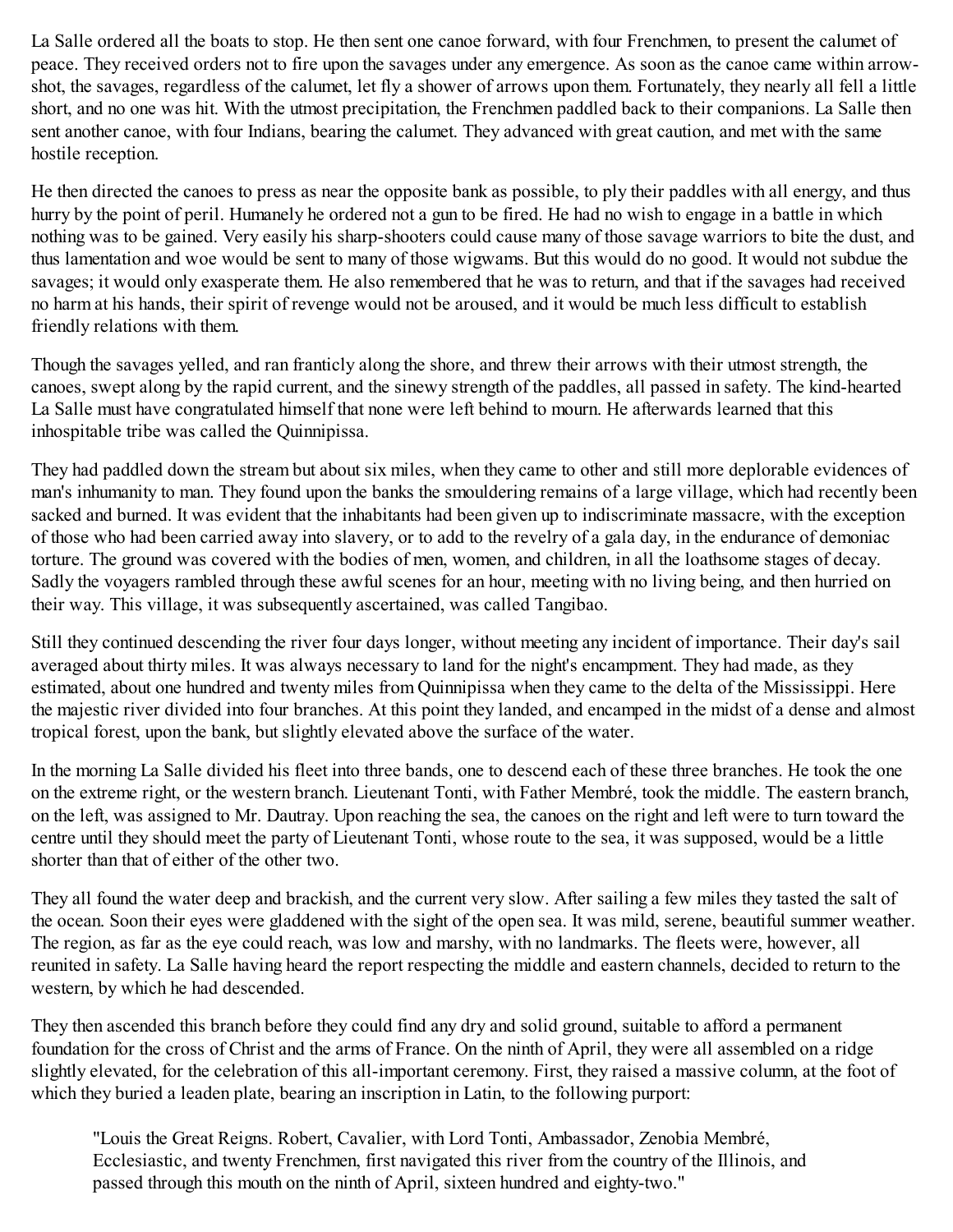La Salle ordered all the boats to stop. He then sent one canoe forward, with four Frenchmen, to present the calumet of peace. They received orders not to fire upon the savages under any emergence. As soon as the canoe came within arrow-shot, the savages, regardless of the calumet, let fly a shower of arrows upon them. Fortunately, they nearly all fell a little short, and no one was hit. With the utmost precipitation, the Frenchmen paddled back to their companions. La Salle then sent another canoe, with four Indians, bearing the calumet. They advanced with great caution, and met with the same hostile reception.

He then directed the canoes to press as near the opposite bank as possible, to ply their paddles with all energy, and thus hurry by the point of peril. Humanely he ordered not a gun to be fired. He had no wish to engage in a battle in which nothing was to be gained. Very easily his sharp-shooters could cause many of those savage warriors to bite the dust, and thus lamentation and woe would be sent to many of those wigwams. But this would do no good. It would not subdue the savages; it would only exasperate them. He also remembered that he was to return, and that if the savages had received no harm at his hands, their spirit of revenge would not be aroused, and it would be much less difficult to establish friendly relations with them.

Though the savages yelled, and ran franticly along the shore, and threw their arrows with their utmost strength, the canoes, swept along by the rapid current, and the sinewy strength of the paddles, all passed in safety. The kind-hearted La Salle must have congratulated himself that none were left behind to mourn. He afterwards learned that this inhospitable tribe was called the Quinnipissa.

They had paddled down the stream but about six miles, when they came to other and still more deplorable evidences of man's inhumanity to man. They found upon the banks the smouldering remains of a large village, which had recently been sacked and burned. It was evident that the inhabitants had been given up to indiscriminate massacre, with the exception of those who had been carried away into slavery, or to add to the revelry of a gala day, in the endurance of demoniac torture. The ground was covered with the bodies of men, women, and children, in all the loathsome stages of decay. Sadly the voyagers rambled through these awful scenes for an hour, meeting with no living being, and then hurried on their way. This village, it was subsequently ascertained, was called Tangibao.

Still they continued descending the river four days longer, without meeting any incident of importance. Their day's sail averaged about thirty miles. It was always necessary to land for the night's encampment. They had made, as they estimated, about one hundred and twenty miles from Quinnipissa when they came to the delta of the Mississippi. Here the majestic river divided into four branches. At this point they landed, and encamped in the midst of a dense and almost tropical forest, upon the bank, but slightly elevated above the surface of the water.

In the morning La Salle divided his fleet into three bands, one to descend each of these three branches. He took the one on the extreme right, or the western branch. Lieutenant Tonti, with Father Membré, took the middle. The eastern branch, on the left, was assigned to Mr. Dautray. Upon reaching the sea, the canoes on the right and left were to turn toward the centre until they should meet the party of Lieutenant Tonti, whose route to the sea, it was supposed, would be a little shorter than that of either of the other two.

They all found the water deep and brackish, and the current very slow. After sailing a few miles they tasted the salt of the ocean. Soon their eyes were gladdened with the sight of the open sea. It was mild, serene, beautiful summer weather. The region, as far as the eye could reach, was low and marshy, with no landmarks. The fleets were, however, all reunited in safety. La Salle having heard the report respecting the middle and eastern channels, decided to return to the western, by which he had descended.

They then ascended this branch before they could find any dry and solid ground, suitable to afford a permanent foundation for the cross of Christ and the arms of France. On the ninth of April, they were all assembled on a ridge slightly elevated, for the celebration of this all-important ceremony. First, they raised a massive column, at the foot of which they buried a leaden plate, bearing an inscription in Latin, to the following purport:

> "Louis the Great Reigns. Robert, Cavalier, with Lord Tonti, Ambassador, Zenobia Membré, Ecclesiastic, and twenty Frenchmen, first navigated this river from the country of the Illinois, and passed through this mouth on the ninth of April, sixteen hundred and eighty-two."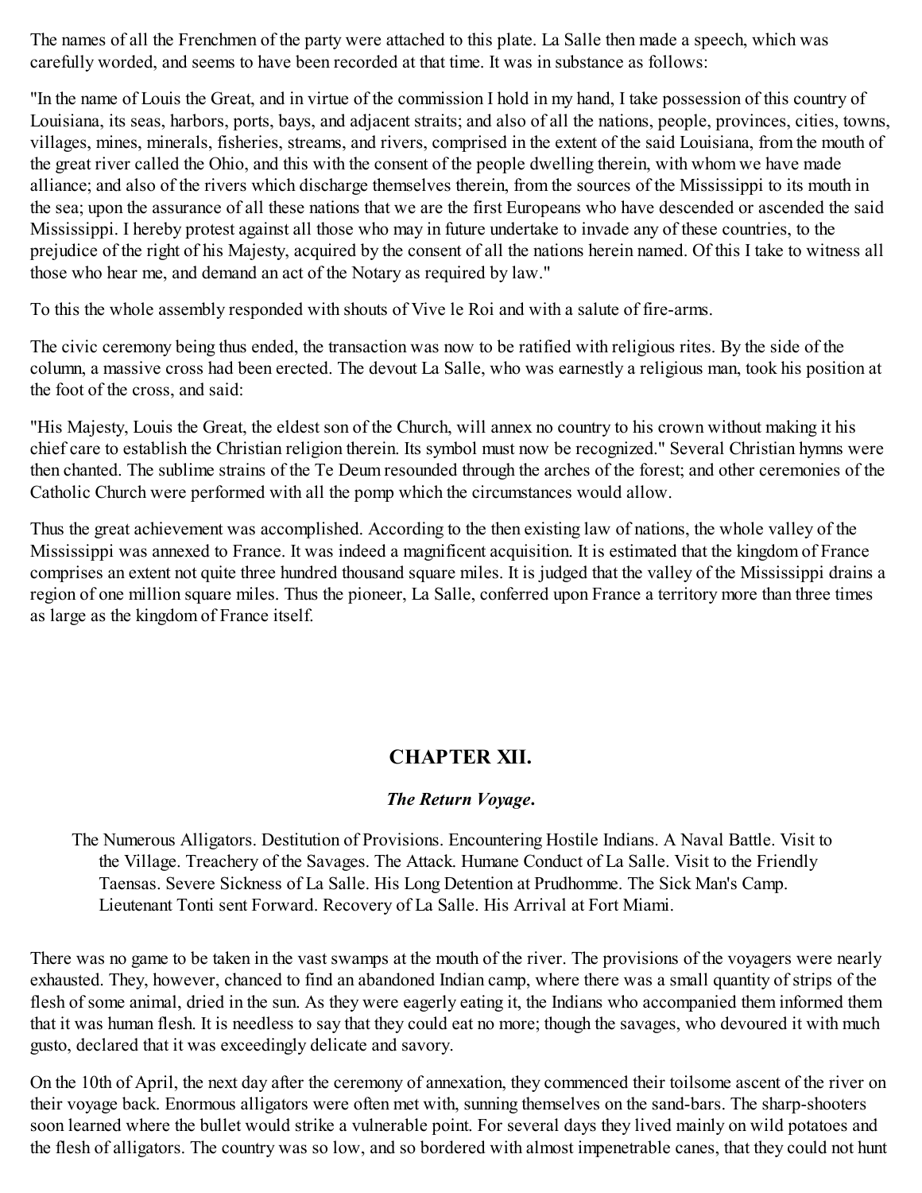The names of all the Frenchmen of the party were attached to this plate. La Salle then made a speech, which was carefully worded, and seems to have been recorded at that time. It was in substance as follows:

"In the name of Louis the Great, and in virtue of the commission I hold in my hand, I take possession of this country of Louisiana, its seas, harbors, ports, bays, and adjacent straits; and also of all the nations, people, provinces, cities, towns, villages, mines, minerals, fisheries, streams, and rivers, comprised in the extent of the said Louisiana, from the mouth of the great river called the Ohio, and this with the consent of the people dwelling therein, with whom we have made alliance; and also of the rivers which discharge themselves therein, from the sources of the Mississippi to its mouth in the sea; upon the assurance of all these nations that we are the first Europeans who have descended or ascended the said Mississippi. I hereby protest against all those who may in future undertake to invade any of these countries, to the prejudice of the right of his Majesty, acquired by the consent of all the nations herein named. Of this I take to witness all those who hear me, and demand an act of the Notary as required by law."

To this the whole assembly responded with shouts of Vive le Roi and with a salute of fire-arms.

The civic ceremony being thus ended, the transaction was now to be ratified with religious rites. By the side of the column, a massive cross had been erected. The devout La Salle, who was earnestly a religious man, took his position at the foot of the cross, and said:

"His Majesty, Louis the Great, the eldest son of the Church, will annex no country to his crown without making it his chief care to establish the Christian religion therein. Its symbol must now be recognized." Several Christian hymns were then chanted. The sublime strains of the Te Deum resounded through the arches of the forest; and other ceremonies of the Catholic Church were performed with all the pomp which the circumstances would allow.

Thus the great achievement was accomplished. According to the then existing law of nations, the whole valley of the Mississippi was annexed to France. It was indeed a magnificent acquisition. It is estimated that the kingdom of France comprises an extent not quite three hundred thousand square miles. It is judged that the valley of the Mississippi drains a region of one million square miles. Thus the pioneer, La Salle, conferred upon France a territory more than three times as large as the kingdom of France itself.

## CHAPTER XII.

### *The Return Voyage.*

The Numerous Alligators. Destitution of Provisions. Encountering Hostile Indians. A Naval Battle. Visit to the Village. Treachery of the Savages. The Attack. Humane Conduct of La Salle. Visit to the Friendly Taensas. Severe Sickness of La Salle. His Long Detention at Prudhomme. The Sick Man's Camp. Lieutenant Tonti sent Forward. Recovery of La Salle. His Arrival at Fort Miami.

There was no game to be taken in the vast swamps at the mouth of the river. The provisions of the voyagers were nearly exhausted. They, however, chanced to find an abandoned Indian camp, where there was a small quantity of strips of the flesh of some animal, dried in the sun. As they were eagerly eating it, the Indians who accompanied them informed them that it was human flesh. It is needless to say that they could eat no more; though the savages, who devoured it with much gusto, declared that it was exceedingly delicate and savory.

On the 10th of April, the next day after the ceremony of annexation, they commenced their toilsome ascent of the river on their voyage back. Enormous alligators were often met with, sunning themselves on the sand-bars. The sharp-shooters soon learned where the bullet would strike a vulnerable point. For several days they lived mainly on wild potatoes and the flesh of alligators. The country was so low, and so bordered with almost impenetrable canes, that they could not hunt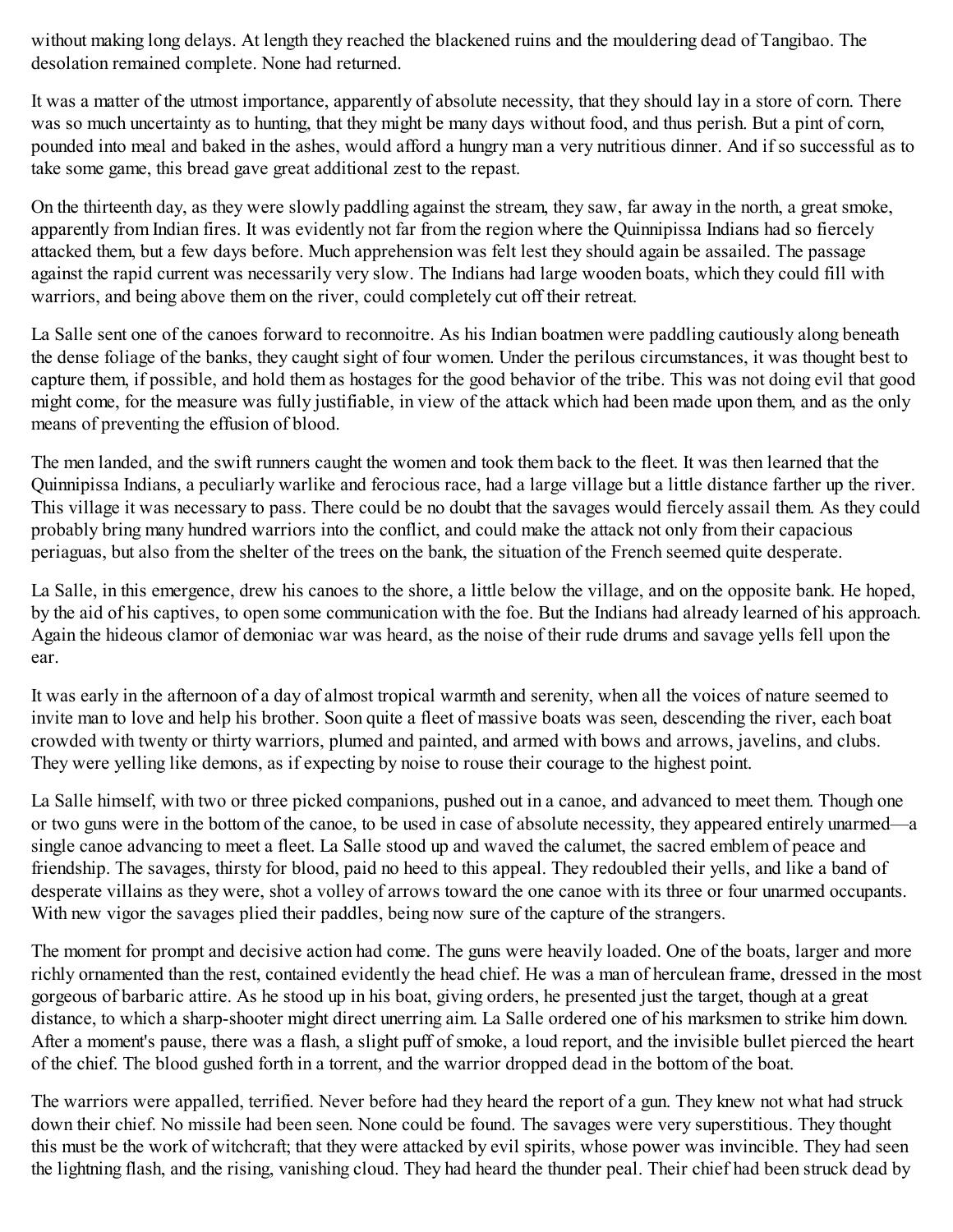without making long delays. At length they reached the blackened ruins and the mouldering dead of Tangibao. The desolation remained complete. None had returned.

It was a matter of the utmost importance, apparently of absolute necessity, that they should lay in a store of corn. There was so much uncertainty as to hunting, that they might be many days without food, and thus perish. But a pint of corn, pounded into meal and baked in the ashes, would afford a hungry man a very nutritious dinner. And if so successful as to take some game, this bread gave great additional zest to the repast.

On the thirteenth day, as they were slowly paddling against the stream, they saw, far away in the north, a great smoke, apparently from Indian fires. It was evidently not far from the region where the Quinnipissa Indians had so fiercely attacked them, but a few days before. Much apprehension was felt lest they should again be assailed. The passage against the rapid current was necessarily very slow. The Indians had large wooden boats, which they could fill with warriors, and being above them on the river, could completely cut off their retreat.

La Salle sent one of the canoes forward to reconnoitre. As his Indian boatmen were paddling cautiously along beneath the dense foliage of the banks, they caught sight of four women. Under the perilous circumstances, it was thought best to capture them, if possible, and hold them as hostages for the good behavior of the tribe. This was not doing evil that good might come, for the measure was fully justifiable, in view of the attack which had been made upon them, and as the only means of preventing the effusion of blood.

The men landed, and the swift runners caught the women and took them back to the fleet. It was then learned that the Quinnipissa Indians, a peculiarly warlike and ferocious race, had a large village but a little distance farther up the river. This village it was necessary to pass. There could be no doubt that the savages would fiercely assail them. As they could probably bring many hundred warriors into the conflict, and could make the attack not only from their capacious periaguas, but also from the shelter of the trees on the bank, the situation of the French seemed quite desperate.

La Salle, in this emergence, drew his canoes to the shore, a little below the village, and on the opposite bank. He hoped, by the aid of his captives, to open some communication with the foe. But the Indians had already learned of his approach. Again the hideous clamor of demoniac war was heard, as the noise of their rude drums and savage yells fell upon the ear.

It was early in the afternoon of a day of almost tropical warmth and serenity, when all the voices of nature seemed to invite man to love and help his brother. Soon quite a fleet of massive boats was seen, descending the river, each boat crowded with twenty or thirty warriors, plumed and painted, and armed with bows and arrows, javelins, and clubs. They were yelling like demons, as if expecting by noise to rouse their courage to the highest point.

La Salle himself, with two or three picked companions, pushed out in a canoe, and advanced to meet them. Though one or two guns were in the bottom of the canoe, to be used in case of absolute necessity, they appeared entirely unarmed—a single canoe advancing to meet a fleet. La Salle stood up and waved the calumet, the sacred emblem of peace and friendship. The savages, thirsty for blood, paid no heed to this appeal. They redoubled their yells, and like a band of desperate villains as they were, shot a volley of arrows toward the one canoe with its three or four unarmed occupants. With new vigor the savages plied their paddles, being now sure of the capture of the strangers.

The moment for prompt and decisive action had come. The guns were heavily loaded. One of the boats, larger and more richly ornamented than the rest, contained evidently the head chief. He was a man of herculean frame, dressed in the most gorgeous of barbaric attire. As he stood up in his boat, giving orders, he presented just the target, though at a great distance, to which a sharp-shooter might direct unerring aim. La Salle ordered one of his marksmen to strike him down. After a moment's pause, there was a flash, a slight puff of smoke, a loud report, and the invisible bullet pierced the heart of the chief. The blood gushed forth in a torrent, and the warrior dropped dead in the bottom of the boat.

The warriors were appalled, terrified. Never before had they heard the report of a gun. They knew not what had struck down their chief. No missile had been seen. None could be found. The savages were very superstitious. They thought this must be the work of witchcraft; that they were attacked by evil spirits, whose power was invincible. They had seen the lightning flash, and the rising, vanishing cloud. They had heard the thunder peal. Their chief had been struck dead by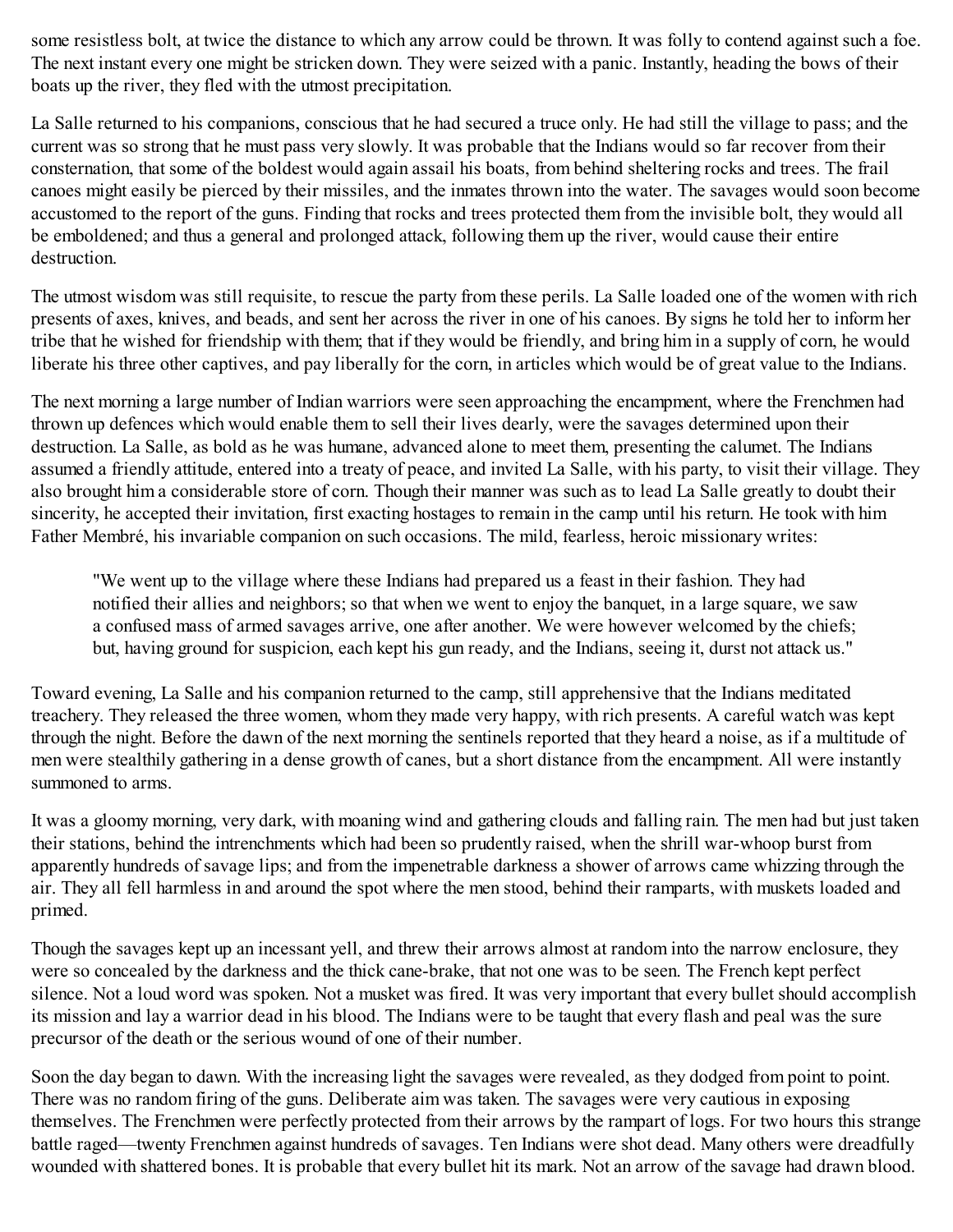some resistless bolt, at twice the distance to which any arrow could be thrown. It was folly to contend against such a foe. The next instant every one might be stricken down. They were seized with a panic. Instantly, heading the bows of their boats up the river, they fled with the utmost precipitation.

La Salle returned to his companions, conscious that he had secured a truce only. He had still the village to pass; and the current was so strong that he must pass very slowly. It was probable that the Indians would so far recover from their consternation, that some of the boldest would again assail his boats, from behind sheltering rocks and trees. The frail canoes might easily be pierced by their missiles, and the inmates thrown into the water. The savages would soon become accustomed to the report of the guns. Finding that rocks and trees protected them from the invisible bolt, they would all be emboldened; and thus a general and prolonged attack, following them up the river, would cause their entire destruction.

The utmost wisdom was still requisite, to rescue the party from these perils. La Salle loaded one of the women with rich presents of axes, knives, and beads, and sent her across the river in one of his canoes. By signs he told her to inform her tribe that he wished for friendship with them; that if they would be friendly, and bring him in a supply of corn, he would liberate his three other captives, and pay liberally for the corn, in articles which would be of great value to the Indians.

The next morning a large number of Indian warriors were seen approaching the encampment, where the Frenchmen had thrown up defences which would enable them to sell their lives dearly, were the savages determined upon their destruction. La Salle, as bold as he was humane, advanced alone to meet them, presenting the calumet. The Indians assumed a friendly attitude, entered into a treaty of peace, and invited La Salle, with his party, to visit their village. They also brought him a considerable store of corn. Though their manner was such as to lead La Salle greatly to doubt their sincerity, he accepted their invitation, first exacting hostages to remain in the camp until his return. He took with him Father Membré, his invariable companion on such occasions. The mild, fearless, heroic missionary writes:

> "We went up to the village where these Indians had prepared us a feast in their fashion. They had notified their allies and neighbors; so that when we went to enjoy the banquet, in a large square, we saw a confused mass of armed savages arrive, one after another. We were however welcomed by the chiefs; but, having ground for suspicion, each kept his gun ready, and the Indians, seeing it, durst not attack us."

Toward evening, La Salle and his companion returned to the camp, still apprehensive that the Indians meditated treachery. They released the three women, whom they made very happy, with rich presents. A careful watch was kept through the night. Before the dawn of the next morning the sentinels reported that they heard a noise, as if a multitude of men were stealthily gathering in a dense growth of canes, but a short distance from the encampment. All were instantly summoned to arms.

It was a gloomy morning, very dark, with moaning wind and gathering clouds and falling rain. The men had but just taken their stations, behind the intrenchments which had been so prudently raised, when the shrill war-whoop burst from apparently hundreds of savage lips; and from the impenetrable darkness a shower of arrows came whizzing through the air. They all fell harmless in and around the spot where the men stood, behind their ramparts, with muskets loaded and primed.

Though the savages kept up an incessant yell, and threw their arrows almost at random into the narrow enclosure, they were so concealed by the darkness and the thick cane-brake, that not one was to be seen. The French kept perfect silence. Not a loud word was spoken. Not a musket was fired. It was very important that every bullet should accomplish its mission and lay a warrior dead in his blood. The Indians were to be taught that every flash and peal was the sure precursor of the death or the serious wound of one of their number.

Soon the day began to dawn. With the increasing light the savages were revealed, as they dodged from point to point. There was no random firing of the guns. Deliberate aim was taken. The savages were very cautious in exposing themselves. The Frenchmen were perfectly protected from their arrows by the rampart of logs. For two hours this strange battle raged—twenty Frenchmen against hundreds of savages. Ten Indians were shot dead. Many others were dreadfully wounded with shattered bones. It is probable that every bullet hit its mark. Not an arrow of the savage had drawn blood.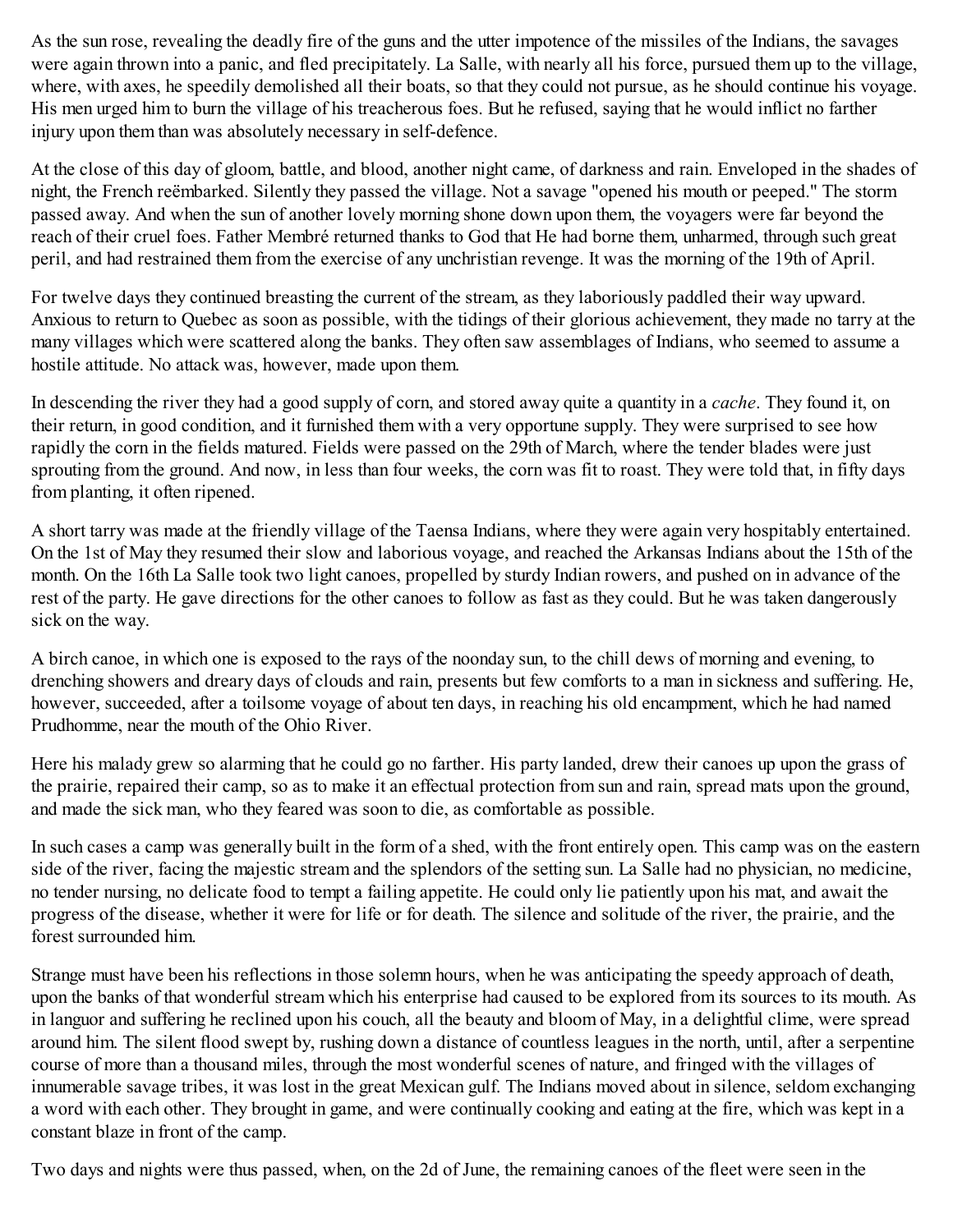As the sun rose, revealing the deadly fire of the guns and the utter impotence of the missiles of the Indians, the savages were again thrown into a panic, and fled precipitately. La Salle, with nearly all his force, pursued them up to the village, where, with axes, he speedily demolished all their boats, so that they could not pursue, as he should continue his voyage. His men urged him to burn the village of his treacherous foes. But he refused, saying that he would inflict no farther injury upon them than was absolutely necessary in self-defence.

At the close of this day of gloom, battle, and blood, another night came, of darkness and rain. Enveloped in the shades of night, the French reëmbarked. Silently they passed the village. Not a savage "opened his mouth or peeped." The storm passed away. And when the sun of another lovely morning shone down upon them, the voyagers were far beyond the reach of their cruel foes. Father Membré returned thanks to God that He had borne them, unharmed, through such great peril, and had restrained them from the exercise of any unchristian revenge. It was the morning of the 19th of April.

For twelve days they continued breasting the current of the stream, as they laboriously paddled their way upward. Anxious to return to Quebec as soon as possible, with the tidings of their glorious achievement, they made no tarry at the many villages which were scattered along the banks. They often saw assemblages of Indians, who seemed to assume a hostile attitude. No attack was, however, made upon them.

In descending the river they had a good supply of corn, and stored away quite a quantity in a *cache*. They found it, on their return, in good condition, and it furnished them with a very opportune supply. They were surprised to see how rapidly the corn in the fields matured. Fields were passed on the 29th of March, where the tender blades were just sprouting from the ground. And now, in less than four weeks, the corn was fit to roast. They were told that, in fifty days from planting, it often ripened.

A short tarry was made at the friendly village of the Taensa Indians, where they were again very hospitably entertained. On the 1st of May they resumed their slow and laborious voyage, and reached the Arkansas Indians about the 15th of the month. On the 16th La Salle took two light canoes, propelled by sturdy Indian rowers, and pushed on in advance of the rest of the party. He gave directions for the other canoes to follow as fast as they could. But he was taken dangerously sick on the way.

A birch canoe, in which one is exposed to the rays of the noonday sun, to the chill dews of morning and evening, to drenching showers and dreary days of clouds and rain, presents but few comforts to a man in sickness and suffering. He, however, succeeded, after a toilsome voyage of about ten days, in reaching his old encampment, which he had named Prudhomme, near the mouth of the Ohio River.

Here his malady grew so alarming that he could go no farther. His party landed, drew their canoes up upon the grass of the prairie, repaired their camp, so as to make it an effectual protection from sun and rain, spread mats upon the ground, and made the sick man, who they feared was soon to die, as comfortable as possible.

In such cases a camp was generally built in the form of a shed, with the front entirely open. This camp was on the eastern side of the river, facing the majestic stream and the splendors of the setting sun. La Salle had no physician, no medicine, no tender nursing, no delicate food to tempt a failing appetite. He could only lie patiently upon his mat, and await the progress of the disease, whether it were for life or for death. The silence and solitude of the river, the prairie, and the forest surrounded him.

Strange must have been his reflections in those solemn hours, when he was anticipating the speedy approach of death, upon the banks of that wonderful stream which his enterprise had caused to be explored from its sources to its mouth. As in languor and suffering he reclined upon his couch, all the beauty and bloom of May, in a delightful clime, were spread around him. The silent flood swept by, rushing down a distance of countless leagues in the north, until, after a serpentine course of more than a thousand miles, through the most wonderful scenes of nature, and fringed with the villages of innumerable savage tribes, it was lost in the great Mexican gulf. The Indians moved about in silence, seldom exchanging a word with each other. They brought in game, and were continually cooking and eating at the fire, which was kept in a constant blaze in front of the camp.

Two days and nights were thus passed, when, on the 2d of June, the remaining canoes of the fleet were seen in the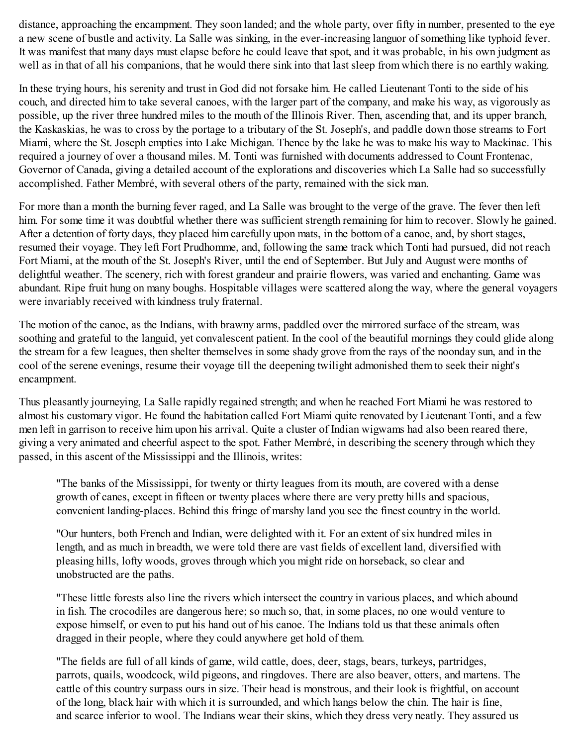distance, approaching the encampment. They soon landed; and the whole party, over fifty in number, presented to the eye a new scene of bustle and activity. La Salle was sinking, in the ever-increasing languor of something like typhoid fever. It was manifest that many days must elapse before he could leave that spot, and it was probable, in his own judgment as well as in that of all his companions, that he would there sink into that last sleep from which there is no earthly waking.

In these trying hours, his serenity and trust in God did not forsake him. He called Lieutenant Tonti to the side of his couch, and directed him to take several canoes, with the larger part of the company, and make his way, as vigorously as possible, up the river three hundred miles to the mouth of the Illinois River. Then, ascending that, and its upper branch, the Kaskaskias, he was to cross by the portage to a tributary of the St. Joseph's, and paddle down those streams to Fort Miami, where the St. Joseph empties into Lake Michigan. Thence by the lake he was to make his way to Mackinac. This required a journey of over a thousand miles. M. Tonti was furnished with documents addressed to Count Frontenac, Governor of Canada, giving a detailed account of the explorations and discoveries which La Salle had so successfully accomplished. Father Membré, with several others of the party, remained with the sick man.

For more than a month the burning fever raged, and La Salle was brought to the verge of the grave. The fever then left him. For some time it was doubtful whether there was sufficient strength remaining for him to recover. Slowly he gained. After a detention of forty days, they placed him carefully upon mats, in the bottom of a canoe, and, by short stages, resumed their voyage. They left Fort Prudhomme, and, following the same track which Tonti had pursued, did not reach Fort Miami, at the mouth of the St. Joseph's River, until the end of September. But July and August were months of delightful weather. The scenery, rich with forest grandeur and prairie flowers, was varied and enchanting. Game was abundant. Ripe fruit hung on many boughs. Hospitable villages were scattered along the way, where the general voyagers were invariably received with kindness truly fraternal.

The motion of the canoe, as the Indians, with brawny arms, paddled over the mirrored surface of the stream, was soothing and grateful to the languid, yet convalescent patient. In the cool of the beautiful mornings they could glide along the stream for a few leagues, then shelter themselves in some shady grove from the rays of the noonday sun, and in the cool of the serene evenings, resume their voyage till the deepening twilight admonished them to seek their night's encampment.

Thus pleasantly journeying, La Salle rapidly regained strength; and when he reached Fort Miami he was restored to almost his customary vigor. He found the habitation called Fort Miami quite renovated by Lieutenant Tonti, and a few men left in garrison to receive him upon his arrival. Quite a cluster of Indian wigwams had also been reared there, giving a very animated and cheerful aspect to the spot. Father Membré, in describing the scenery through which they passed, in this ascent of the Mississippi and the Illinois, writes:

> "The banks of the Mississippi, for twenty or thirty leagues from its mouth, are covered with a dense growth of canes, except in fifteen or twenty places where there are very pretty hills and spacious, convenient landing-places. Behind this fringe of marshy land you see the finest country in the world.
>
> "Our hunters, both French and Indian, were delighted with it. For an extent of six hundred miles in length, and as much in breadth, we were told there are vast fields of excellent land, diversified with pleasing hills, lofty woods, groves through which you might ride on horseback, so clear and unobstructed are the paths.
>
> "These little forests also line the rivers which intersect the country in various places, and which abound in fish. The crocodiles are dangerous here; so much so, that, in some places, no one would venture to expose himself, or even to put his hand out of his canoe. The Indians told us that these animals often dragged in their people, where they could anywhere get hold of them.
>
> "The fields are full of all kinds of game, wild cattle, does, deer, stags, bears, turkeys, partridges, parrots, quails, woodcock, wild pigeons, and ringdoves. There are also beaver, otters, and martens. The cattle of this country surpass ours in size. Their head is monstrous, and their look is frightful, on account of the long, black hair with which it is surrounded, and which hangs below the chin. The hair is fine, and scarce inferior to wool. The Indians wear their skins, which they dress very neatly. They assured us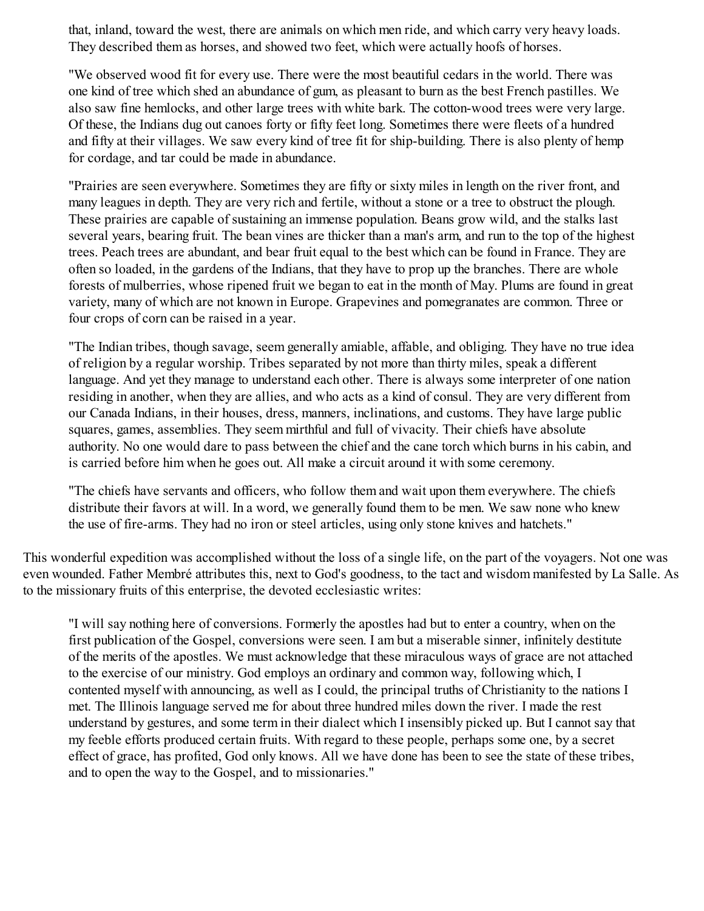that, inland, toward the west, there are animals on which men ride, and which carry very heavy loads. They described them as horses, and showed two feet, which were actually hoofs of horses.

> "We observed wood fit for every use. There were the most beautiful cedars in the world. There was one kind of tree which shed an abundance of gum, as pleasant to burn as the best French pastilles. We also saw fine hemlocks, and other large trees with white bark. The cotton-wood trees were very large. Of these, the Indians dug out canoes forty or fifty feet long. Sometimes there were fleets of a hundred and fifty at their villages. We saw every kind of tree fit for ship-building. There is also plenty of hemp for cordage, and tar could be made in abundance.
>
> "Prairies are seen everywhere. Sometimes they are fifty or sixty miles in length on the river front, and many leagues in depth. They are very rich and fertile, without a stone or a tree to obstruct the plough. These prairies are capable of sustaining an immense population. Beans grow wild, and the stalks last several years, bearing fruit. The bean vines are thicker than a man's arm, and run to the top of the highest trees. Peach trees are abundant, and bear fruit equal to the best which can be found in France. They are often so loaded, in the gardens of the Indians, that they have to prop up the branches. There are whole forests of mulberries, whose ripened fruit we began to eat in the month of May. Plums are found in great variety, many of which are not known in Europe. Grapevines and pomegranates are common. Three or four crops of corn can be raised in a year.
>
> "The Indian tribes, though savage, seem generally amiable, affable, and obliging. They have no true idea of religion by a regular worship. Tribes separated by not more than thirty miles, speak a different language. And yet they manage to understand each other. There is always some interpreter of one nation residing in another, when they are allies, and who acts as a kind of consul. They are very different from our Canada Indians, in their houses, dress, manners, inclinations, and customs. They have large public squares, games, assemblies. They seem mirthful and full of vivacity. Their chiefs have absolute authority. No one would dare to pass between the chief and the cane torch which burns in his cabin, and is carried before him when he goes out. All make a circuit around it with some ceremony.
>
> "The chiefs have servants and officers, who follow them and wait upon them everywhere. The chiefs distribute their favors at will. In a word, we generally found them to be men. We saw none who knew the use of fire-arms. They had no iron or steel articles, using only stone knives and hatchets."

This wonderful expedition was accomplished without the loss of a single life, on the part of the voyagers. Not one was even wounded. Father Membré attributes this, next to God's goodness, to the tact and wisdom manifested by La Salle. As to the missionary fruits of this enterprise, the devoted ecclesiastic writes:

> "I will say nothing here of conversions. Formerly the apostles had but to enter a country, when on the first publication of the Gospel, conversions were seen. I am but a miserable sinner, infinitely destitute of the merits of the apostles. We must acknowledge that these miraculous ways of grace are not attached to the exercise of our ministry. God employs an ordinary and common way, following which, I contented myself with announcing, as well as I could, the principal truths of Christianity to the nations I met. The Illinois language served me for about three hundred miles down the river. I made the rest understand by gestures, and some term in their dialect which I insensibly picked up. But I cannot say that my feeble efforts produced certain fruits. With regard to these people, perhaps some one, by a secret effect of grace, has profited, God only knows. All we have done has been to see the state of these tribes, and to open the way to the Gospel, and to missionaries."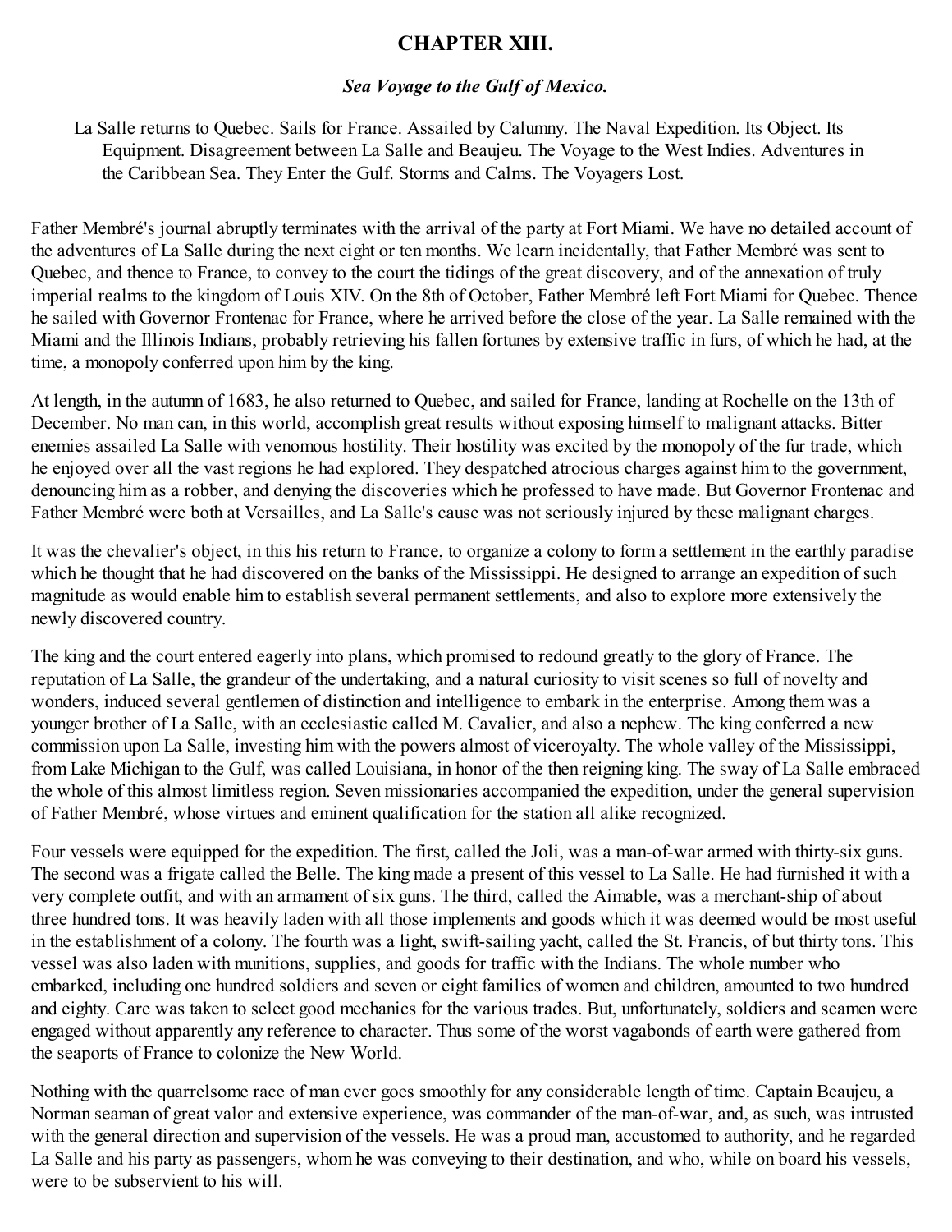## CHAPTER XIII.

### *Sea Voyage to the Gulf of Mexico.*

La Salle returns to Quebec. Sails for France. Assailed by Calumny. The Naval Expedition. Its Object. Its Equipment. Disagreement between La Salle and Beaujeu. The Voyage to the West Indies. Adventures in the Caribbean Sea. They Enter the Gulf. Storms and Calms. The Voyagers Lost.

Father Membré's journal abruptly terminates with the arrival of the party at Fort Miami. We have no detailed account of the adventures of La Salle during the next eight or ten months. We learn incidentally, that Father Membré was sent to Quebec, and thence to France, to convey to the court the tidings of the great discovery, and of the annexation of truly imperial realms to the kingdom of Louis XIV. On the 8th of October, Father Membré left Fort Miami for Quebec. Thence he sailed with Governor Frontenac for France, where he arrived before the close of the year. La Salle remained with the Miami and the Illinois Indians, probably retrieving his fallen fortunes by extensive traffic in furs, of which he had, at the time, a monopoly conferred upon him by the king.

At length, in the autumn of 1683, he also returned to Quebec, and sailed for France, landing at Rochelle on the 13th of December. No man can, in this world, accomplish great results without exposing himself to malignant attacks. Bitter enemies assailed La Salle with venomous hostility. Their hostility was excited by the monopoly of the fur trade, which he enjoyed over all the vast regions he had explored. They despatched atrocious charges against him to the government, denouncing him as a robber, and denying the discoveries which he professed to have made. But Governor Frontenac and Father Membré were both at Versailles, and La Salle's cause was not seriously injured by these malignant charges.

It was the chevalier's object, in this his return to France, to organize a colony to form a settlement in the earthly paradise which he thought that he had discovered on the banks of the Mississippi. He designed to arrange an expedition of such magnitude as would enable him to establish several permanent settlements, and also to explore more extensively the newly discovered country.

The king and the court entered eagerly into plans, which promised to redound greatly to the glory of France. The reputation of La Salle, the grandeur of the undertaking, and a natural curiosity to visit scenes so full of novelty and wonders, induced several gentlemen of distinction and intelligence to embark in the enterprise. Among them was a younger brother of La Salle, with an ecclesiastic called M. Cavalier, and also a nephew. The king conferred a new commission upon La Salle, investing him with the powers almost of viceroyalty. The whole valley of the Mississippi, from Lake Michigan to the Gulf, was called Louisiana, in honor of the then reigning king. The sway of La Salle embraced the whole of this almost limitless region. Seven missionaries accompanied the expedition, under the general supervision of Father Membré, whose virtues and eminent qualification for the station all alike recognized.

Four vessels were equipped for the expedition. The first, called the Joli, was a man-of-war armed with thirty-six guns. The second was a frigate called the Belle. The king made a present of this vessel to La Salle. He had furnished it with a very complete outfit, and with an armament of six guns. The third, called the Aimable, was a merchant-ship of about three hundred tons. It was heavily laden with all those implements and goods which it was deemed would be most useful in the establishment of a colony. The fourth was a light, swift-sailing yacht, called the St. Francis, of but thirty tons. This vessel was also laden with munitions, supplies, and goods for traffic with the Indians. The whole number who embarked, including one hundred soldiers and seven or eight families of women and children, amounted to two hundred and eighty. Care was taken to select good mechanics for the various trades. But, unfortunately, soldiers and seamen were engaged without apparently any reference to character. Thus some of the worst vagabonds of earth were gathered from the seaports of France to colonize the New World.

Nothing with the quarrelsome race of man ever goes smoothly for any considerable length of time. Captain Beaujeu, a Norman seaman of great valor and extensive experience, was commander of the man-of-war, and, as such, was intrusted with the general direction and supervision of the vessels. He was a proud man, accustomed to authority, and he regarded La Salle and his party as passengers, whom he was conveying to their destination, and who, while on board his vessels, were to be subservient to his will.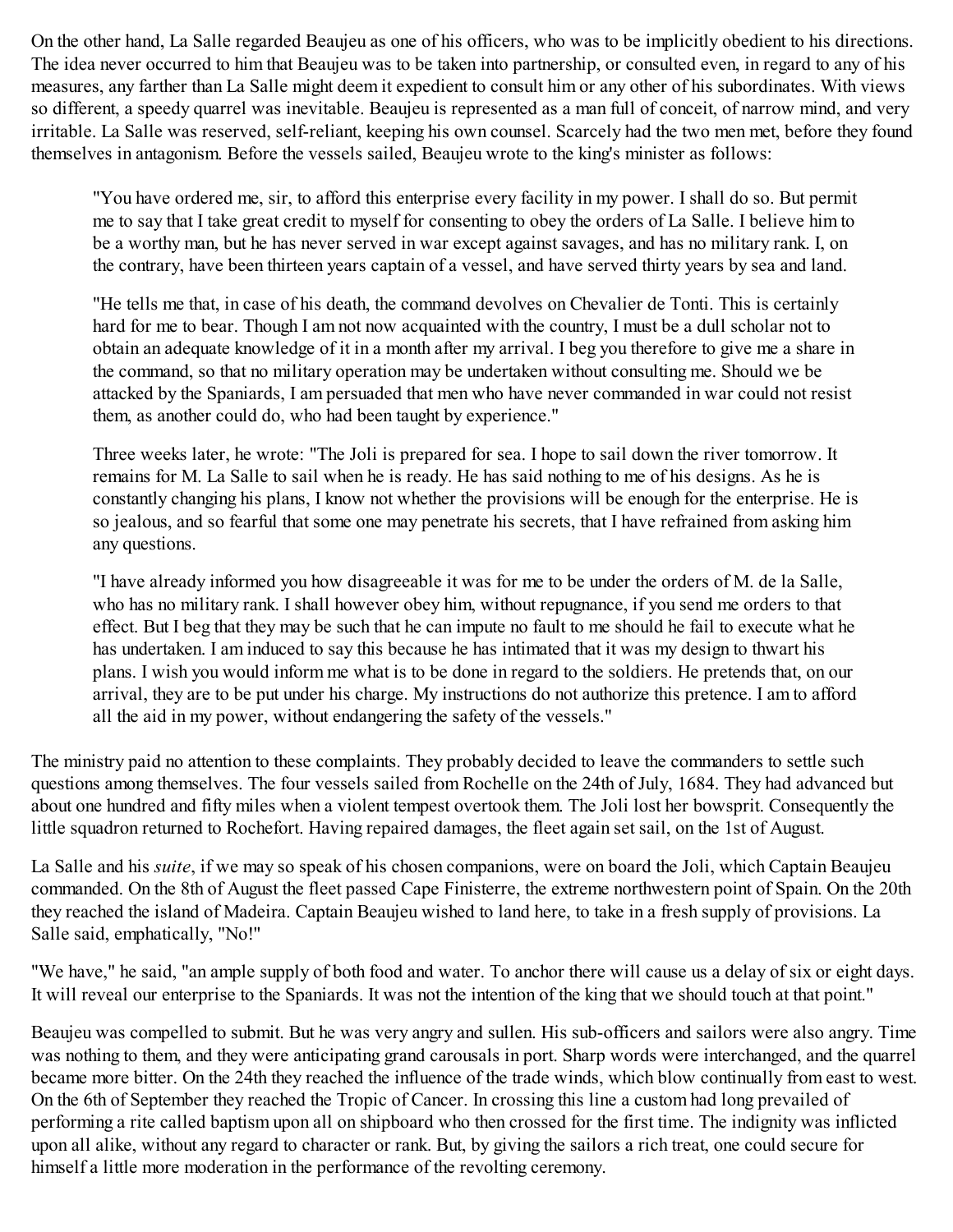On the other hand, La Salle regarded Beaujeu as one of his officers, who was to be implicitly obedient to his directions. The idea never occurred to him that Beaujeu was to be taken into partnership, or consulted even, in regard to any of his measures, any farther than La Salle might deem it expedient to consult him or any other of his subordinates. With views so different, a speedy quarrel was inevitable. Beaujeu is represented as a man full of conceit, of narrow mind, and very irritable. La Salle was reserved, self-reliant, keeping his own counsel. Scarcely had the two men met, before they found themselves in antagonism. Before the vessels sailed, Beaujeu wrote to the king's minister as follows:

> "You have ordered me, sir, to afford this enterprise every facility in my power. I shall do so. But permit me to say that I take great credit to myself for consenting to obey the orders of La Salle. I believe him to be a worthy man, but he has never served in war except against savages, and has no military rank. I, on the contrary, have been thirteen years captain of a vessel, and have served thirty years by sea and land.
>
> "He tells me that, in case of his death, the command devolves on Chevalier de Tonti. This is certainly hard for me to bear. Though I am not now acquainted with the country, I must be a dull scholar not to obtain an adequate knowledge of it in a month after my arrival. I beg you therefore to give me a share in the command, so that no military operation may be undertaken without consulting me. Should we be attacked by the Spaniards, I am persuaded that men who have never commanded in war could not resist them, as another could do, who had been taught by experience."
>
> Three weeks later, he wrote: "The Joli is prepared for sea. I hope to sail down the river tomorrow. It remains for M. La Salle to sail when he is ready. He has said nothing to me of his designs. As he is constantly changing his plans, I know not whether the provisions will be enough for the enterprise. He is so jealous, and so fearful that some one may penetrate his secrets, that I have refrained from asking him any questions.
>
> "I have already informed you how disagreeable it was for me to be under the orders of M. de la Salle, who has no military rank. I shall however obey him, without repugnance, if you send me orders to that effect. But I beg that they may be such that he can impute no fault to me should he fail to execute what he has undertaken. I am induced to say this because he has intimated that it was my design to thwart his plans. I wish you would inform me what is to be done in regard to the soldiers. He pretends that, on our arrival, they are to be put under his charge. My instructions do not authorize this pretence. I am to afford all the aid in my power, without endangering the safety of the vessels."

The ministry paid no attention to these complaints. They probably decided to leave the commanders to settle such questions among themselves. The four vessels sailed from Rochelle on the 24th of July, 1684. They had advanced but about one hundred and fifty miles when a violent tempest overtook them. The Joli lost her bowsprit. Consequently the little squadron returned to Rochefort. Having repaired damages, the fleet again set sail, on the 1st of August.

La Salle and his *suite*, if we may so speak of his chosen companions, were on board the Joli, which Captain Beaujeu commanded. On the 8th of August the fleet passed Cape Finisterre, the extreme northwestern point of Spain. On the 20th they reached the island of Madeira. Captain Beaujeu wished to land here, to take in a fresh supply of provisions. La Salle said, emphatically, "No!"

"We have," he said, "an ample supply of both food and water. To anchor there will cause us a delay of six or eight days. It will reveal our enterprise to the Spaniards. It was not the intention of the king that we should touch at that point."

Beaujeu was compelled to submit. But he was very angry and sullen. His sub-officers and sailors were also angry. Time was nothing to them, and they were anticipating grand carousals in port. Sharp words were interchanged, and the quarrel became more bitter. On the 24th they reached the influence of the trade winds, which blow continually from east to west. On the 6th of September they reached the Tropic of Cancer. In crossing this line a custom had long prevailed of performing a rite called baptism upon all on shipboard who then crossed for the first time. The indignity was inflicted upon all alike, without any regard to character or rank. But, by giving the sailors a rich treat, one could secure for himself a little more moderation in the performance of the revolting ceremony.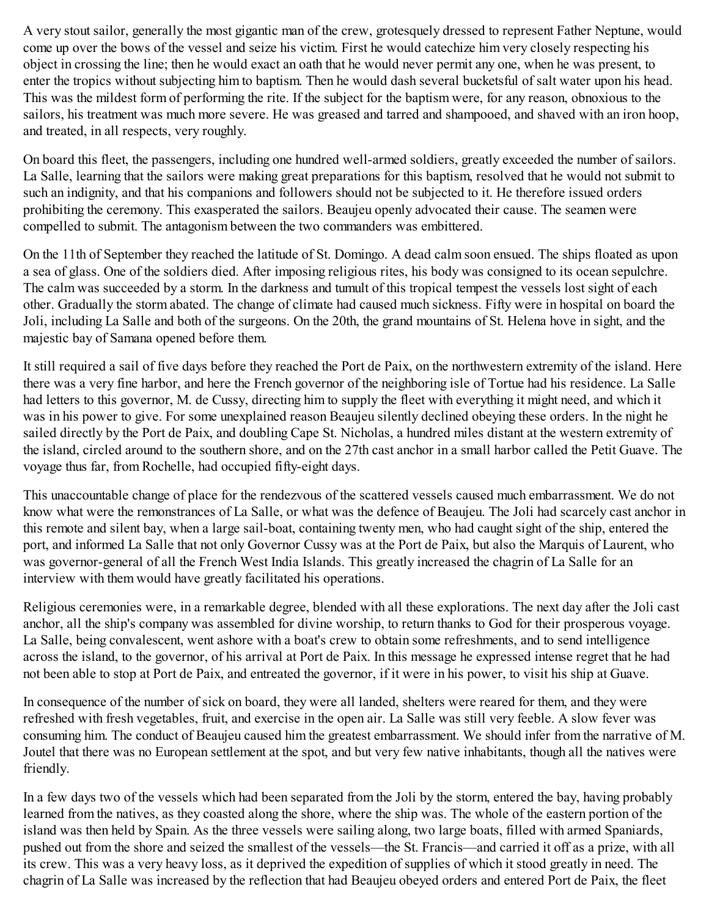A very stout sailor, generally the most gigantic man of the crew, grotesquely dressed to represent Father Neptune, would come up over the bows of the vessel and seize his victim. First he would catechize him very closely respecting his object in crossing the line; then he would exact an oath that he would never permit any one, when he was present, to enter the tropics without subjecting him to baptism. Then he would dash several bucketsful of salt water upon his head. This was the mildest form of performing the rite. If the subject for the baptism were, for any reason, obnoxious to the sailors, his treatment was much more severe. He was greased and tarred and shampooed, and shaved with an iron hoop, and treated, in all respects, very roughly.

On board this fleet, the passengers, including one hundred well-armed soldiers, greatly exceeded the number of sailors. La Salle, learning that the sailors were making great preparations for this baptism, resolved that he would not submit to such an indignity, and that his companions and followers should not be subjected to it. He therefore issued orders prohibiting the ceremony. This exasperated the sailors. Beaujeu openly advocated their cause. The seamen were compelled to submit. The antagonism between the two commanders was embittered.

On the 11th of September they reached the latitude of St. Domingo. A dead calm soon ensued. The ships floated as upon a sea of glass. One of the soldiers died. After imposing religious rites, his body was consigned to its ocean sepulchre. The calm was succeeded by a storm. In the darkness and tumult of this tropical tempest the vessels lost sight of each other. Gradually the storm abated. The change of climate had caused much sickness. Fifty were in hospital on board the Joli, including La Salle and both of the surgeons. On the 20th, the grand mountains of St. Helena hove in sight, and the majestic bay of Samana opened before them.

It still required a sail of five days before they reached the Port de Paix, on the northwestern extremity of the island. Here there was a very fine harbor, and here the French governor of the neighboring isle of Tortue had his residence. La Salle had letters to this governor, M. de Cussy, directing him to supply the fleet with everything it might need, and which it was in his power to give. For some unexplained reason Beaujeu silently declined obeying these orders. In the night he sailed directly by the Port de Paix, and doubling Cape St. Nicholas, a hundred miles distant at the western extremity of the island, circled around to the southern shore, and on the 27th cast anchor in a small harbor called the Petit Guave. The voyage thus far, from Rochelle, had occupied fifty-eight days.

This unaccountable change of place for the rendezvous of the scattered vessels caused much embarrassment. We do not know what were the remonstrances of La Salle, or what was the defence of Beaujeu. The Joli had scarcely cast anchor in this remote and silent bay, when a large sail-boat, containing twenty men, who had caught sight of the ship, entered the port, and informed La Salle that not only Governor Cussy was at the Port de Paix, but also the Marquis of Laurent, who was governor-general of all the French West India Islands. This greatly increased the chagrin of La Salle for an interview with them would have greatly facilitated his operations.

Religious ceremonies were, in a remarkable degree, blended with all these explorations. The next day after the Joli cast anchor, all the ship's company was assembled for divine worship, to return thanks to God for their prosperous voyage. La Salle, being convalescent, went ashore with a boat's crew to obtain some refreshments, and to send intelligence across the island, to the governor, of his arrival at Port de Paix. In this message he expressed intense regret that he had not been able to stop at Port de Paix, and entreated the governor, if it were in his power, to visit his ship at Guave.

In consequence of the number of sick on board, they were all landed, shelters were reared for them, and they were refreshed with fresh vegetables, fruit, and exercise in the open air. La Salle was still very feeble. A slow fever was consuming him. The conduct of Beaujeu caused him the greatest embarrassment. We should infer from the narrative of M. Joutel that there was no European settlement at the spot, and but very few native inhabitants, though all the natives were friendly.

In a few days two of the vessels which had been separated from the Joli by the storm, entered the bay, having probably learned from the natives, as they coasted along the shore, where the ship was. The whole of the eastern portion of the island was then held by Spain. As the three vessels were sailing along, two large boats, filled with armed Spaniards, pushed out from the shore and seized the smallest of the vessels—the St. Francis—and carried it off as a prize, with all its crew. This was a very heavy loss, as it deprived the expedition of supplies of which it stood greatly in need. The chagrin of La Salle was increased by the reflection that had Beaujeu obeyed orders and entered Port de Paix, the fleet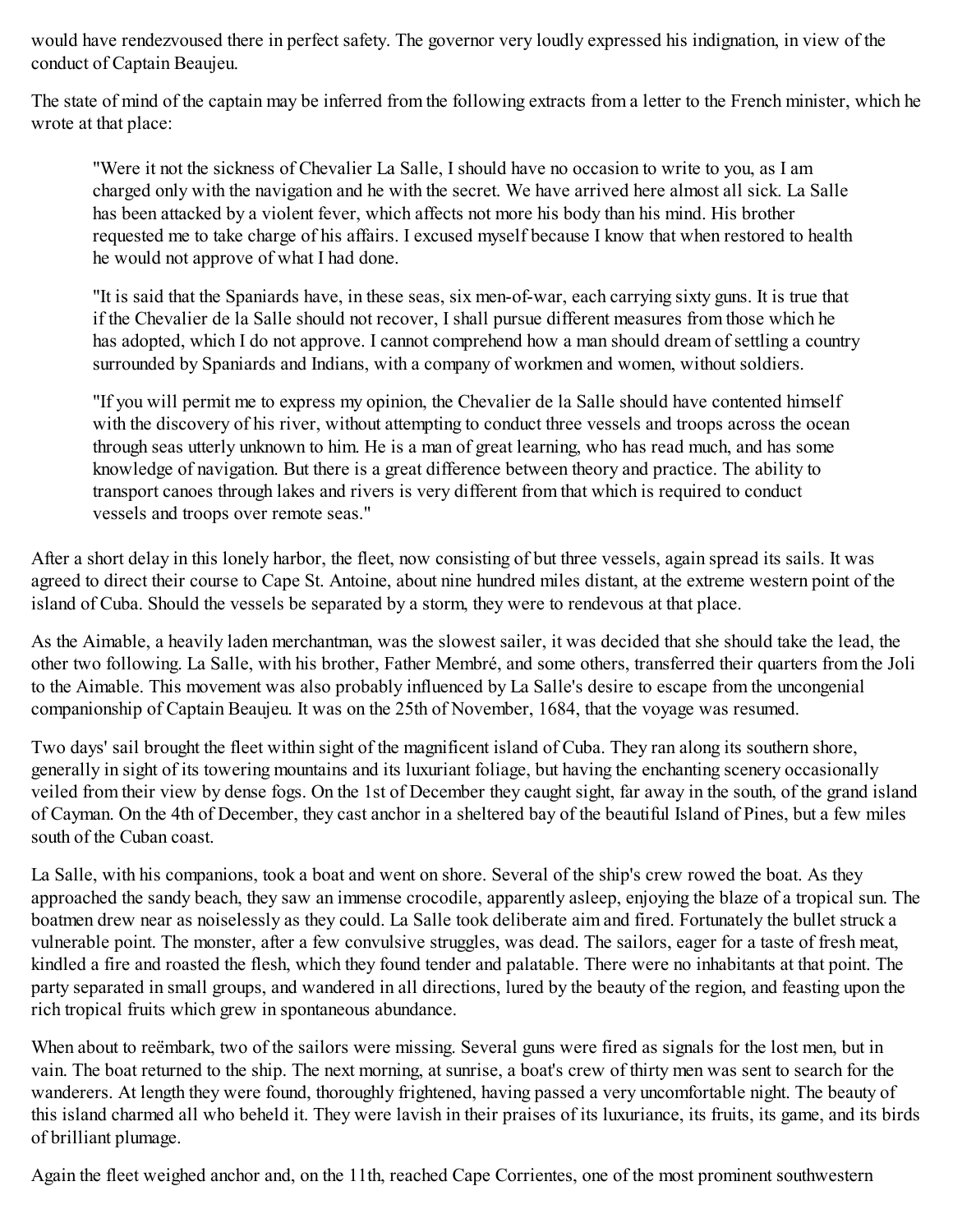would have rendezvoused there in perfect safety. The governor very loudly expressed his indignation, in view of the conduct of Captain Beaujeu.

The state of mind of the captain may be inferred from the following extracts from a letter to the French minister, which he wrote at that place:

> "Were it not the sickness of Chevalier La Salle, I should have no occasion to write to you, as I am charged only with the navigation and he with the secret. We have arrived here almost all sick. La Salle has been attacked by a violent fever, which affects not more his body than his mind. His brother requested me to take charge of his affairs. I excused myself because I know that when restored to health he would not approve of what I had done.
>
> "It is said that the Spaniards have, in these seas, six men-of-war, each carrying sixty guns. It is true that if the Chevalier de la Salle should not recover, I shall pursue different measures from those which he has adopted, which I do not approve. I cannot comprehend how a man should dream of settling a country surrounded by Spaniards and Indians, with a company of workmen and women, without soldiers.
>
> "If you will permit me to express my opinion, the Chevalier de la Salle should have contented himself with the discovery of his river, without attempting to conduct three vessels and troops across the ocean through seas utterly unknown to him. He is a man of great learning, who has read much, and has some knowledge of navigation. But there is a great difference between theory and practice. The ability to transport canoes through lakes and rivers is very different from that which is required to conduct vessels and troops over remote seas."

After a short delay in this lonely harbor, the fleet, now consisting of but three vessels, again spread its sails. It was agreed to direct their course to Cape St. Antoine, about nine hundred miles distant, at the extreme western point of the island of Cuba. Should the vessels be separated by a storm, they were to rendevous at that place.

As the Aimable, a heavily laden merchantman, was the slowest sailer, it was decided that she should take the lead, the other two following. La Salle, with his brother, Father Membré, and some others, transferred their quarters from the Joli to the Aimable. This movement was also probably influenced by La Salle's desire to escape from the uncongenial companionship of Captain Beaujeu. It was on the 25th of November, 1684, that the voyage was resumed.

Two days' sail brought the fleet within sight of the magnificent island of Cuba. They ran along its southern shore, generally in sight of its towering mountains and its luxuriant foliage, but having the enchanting scenery occasionally veiled from their view by dense fogs. On the 1st of December they caught sight, far away in the south, of the grand island of Cayman. On the 4th of December, they cast anchor in a sheltered bay of the beautiful Island of Pines, but a few miles south of the Cuban coast.

La Salle, with his companions, took a boat and went on shore. Several of the ship's crew rowed the boat. As they approached the sandy beach, they saw an immense crocodile, apparently asleep, enjoying the blaze of a tropical sun. The boatmen drew near as noiselessly as they could. La Salle took deliberate aim and fired. Fortunately the bullet struck a vulnerable point. The monster, after a few convulsive struggles, was dead. The sailors, eager for a taste of fresh meat, kindled a fire and roasted the flesh, which they found tender and palatable. There were no inhabitants at that point. The party separated in small groups, and wandered in all directions, lured by the beauty of the region, and feasting upon the rich tropical fruits which grew in spontaneous abundance.

When about to reëmbark, two of the sailors were missing. Several guns were fired as signals for the lost men, but in vain. The boat returned to the ship. The next morning, at sunrise, a boat's crew of thirty men was sent to search for the wanderers. At length they were found, thoroughly frightened, having passed a very uncomfortable night. The beauty of this island charmed all who beheld it. They were lavish in their praises of its luxuriance, its fruits, its game, and its birds of brilliant plumage.

Again the fleet weighed anchor and, on the 11th, reached Cape Corrientes, one of the most prominent southwestern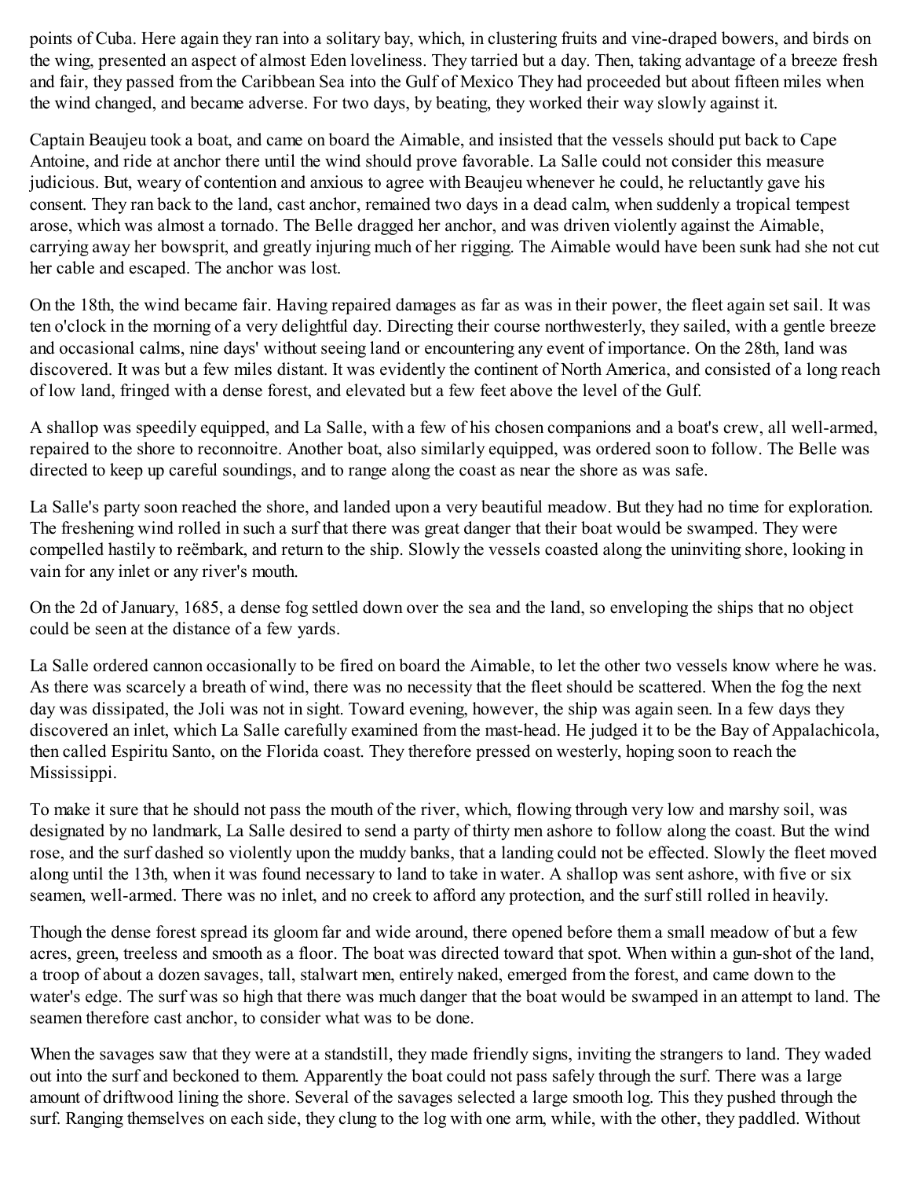points of Cuba. Here again they ran into a solitary bay, which, in clustering fruits and vine-draped bowers, and birds on the wing, presented an aspect of almost Eden loveliness. They tarried but a day. Then, taking advantage of a breeze fresh and fair, they passed from the Caribbean Sea into the Gulf of Mexico They had proceeded but about fifteen miles when the wind changed, and became adverse. For two days, by beating, they worked their way slowly against it.

Captain Beaujeu took a boat, and came on board the Aimable, and insisted that the vessels should put back to Cape Antoine, and ride at anchor there until the wind should prove favorable. La Salle could not consider this measure judicious. But, weary of contention and anxious to agree with Beaujeu whenever he could, he reluctantly gave his consent. They ran back to the land, cast anchor, remained two days in a dead calm, when suddenly a tropical tempest arose, which was almost a tornado. The Belle dragged her anchor, and was driven violently against the Aimable, carrying away her bowsprit, and greatly injuring much of her rigging. The Aimable would have been sunk had she not cut her cable and escaped. The anchor was lost.

On the 18th, the wind became fair. Having repaired damages as far as was in their power, the fleet again set sail. It was ten o'clock in the morning of a very delightful day. Directing their course northwesterly, they sailed, with a gentle breeze and occasional calms, nine days' without seeing land or encountering any event of importance. On the 28th, land was discovered. It was but a few miles distant. It was evidently the continent of North America, and consisted of a long reach of low land, fringed with a dense forest, and elevated but a few feet above the level of the Gulf.

A shallop was speedily equipped, and La Salle, with a few of his chosen companions and a boat's crew, all well-armed, repaired to the shore to reconnoitre. Another boat, also similarly equipped, was ordered soon to follow. The Belle was directed to keep up careful soundings, and to range along the coast as near the shore as was safe.

La Salle's party soon reached the shore, and landed upon a very beautiful meadow. But they had no time for exploration. The freshening wind rolled in such a surf that there was great danger that their boat would be swamped. They were compelled hastily to reëmbark, and return to the ship. Slowly the vessels coasted along the uninviting shore, looking in vain for any inlet or any river's mouth.

On the 2d of January, 1685, a dense fog settled down over the sea and the land, so enveloping the ships that no object could be seen at the distance of a few yards.

La Salle ordered cannon occasionally to be fired on board the Aimable, to let the other two vessels know where he was. As there was scarcely a breath of wind, there was no necessity that the fleet should be scattered. When the fog the next day was dissipated, the Joli was not in sight. Toward evening, however, the ship was again seen. In a few days they discovered an inlet, which La Salle carefully examined from the mast-head. He judged it to be the Bay of Appalachicola, then called Espiritu Santo, on the Florida coast. They therefore pressed on westerly, hoping soon to reach the Mississippi.

To make it sure that he should not pass the mouth of the river, which, flowing through very low and marshy soil, was designated by no landmark, La Salle desired to send a party of thirty men ashore to follow along the coast. But the wind rose, and the surf dashed so violently upon the muddy banks, that a landing could not be effected. Slowly the fleet moved along until the 13th, when it was found necessary to land to take in water. A shallop was sent ashore, with five or six seamen, well-armed. There was no inlet, and no creek to afford any protection, and the surf still rolled in heavily.

Though the dense forest spread its gloom far and wide around, there opened before them a small meadow of but a few acres, green, treeless and smooth as a floor. The boat was directed toward that spot. When within a gun-shot of the land, a troop of about a dozen savages, tall, stalwart men, entirely naked, emerged from the forest, and came down to the water's edge. The surf was so high that there was much danger that the boat would be swamped in an attempt to land. The seamen therefore cast anchor, to consider what was to be done.

When the savages saw that they were at a standstill, they made friendly signs, inviting the strangers to land. They waded out into the surf and beckoned to them. Apparently the boat could not pass safely through the surf. There was a large amount of driftwood lining the shore. Several of the savages selected a large smooth log. This they pushed through the surf. Ranging themselves on each side, they clung to the log with one arm, while, with the other, they paddled. Without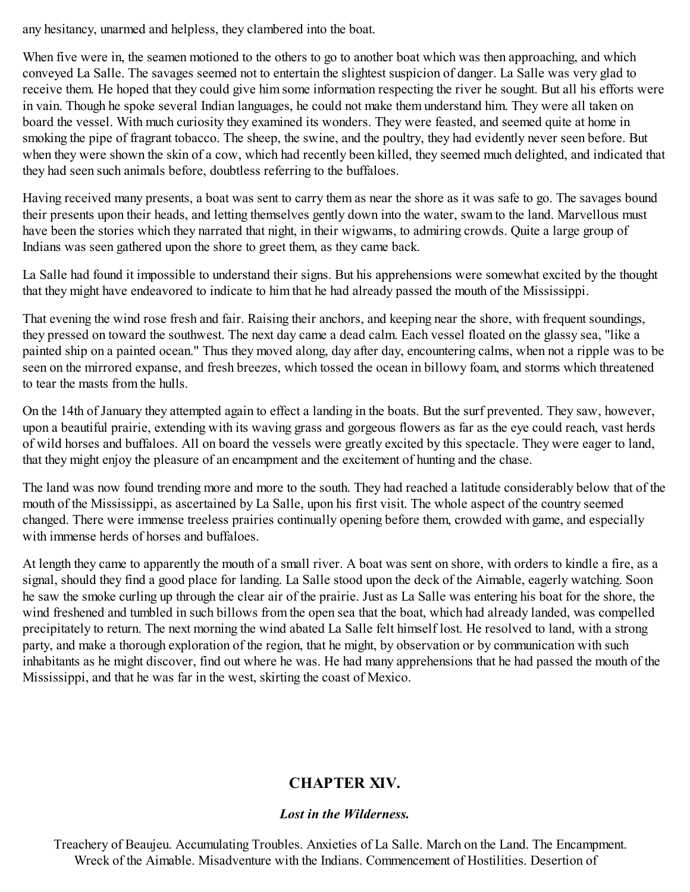any hesitancy, unarmed and helpless, they clambered into the boat.

When five were in, the seamen motioned to the others to go to another boat which was then approaching, and which conveyed La Salle. The savages seemed not to entertain the slightest suspicion of danger. La Salle was very glad to receive them. He hoped that they could give him some information respecting the river he sought. But all his efforts were in vain. Though he spoke several Indian languages, he could not make them understand him. They were all taken on board the vessel. With much curiosity they examined its wonders. They were feasted, and seemed quite at home in smoking the pipe of fragrant tobacco. The sheep, the swine, and the poultry, they had evidently never seen before. But when they were shown the skin of a cow, which had recently been killed, they seemed much delighted, and indicated that they had seen such animals before, doubtless referring to the buffaloes.

Having received many presents, a boat was sent to carry them as near the shore as it was safe to go. The savages bound their presents upon their heads, and letting themselves gently down into the water, swam to the land. Marvellous must have been the stories which they narrated that night, in their wigwams, to admiring crowds. Quite a large group of Indians was seen gathered upon the shore to greet them, as they came back.

La Salle had found it impossible to understand their signs. But his apprehensions were somewhat excited by the thought that they might have endeavored to indicate to him that he had already passed the mouth of the Mississippi.

That evening the wind rose fresh and fair. Raising their anchors, and keeping near the shore, with frequent soundings, they pressed on toward the southwest. The next day came a dead calm. Each vessel floated on the glassy sea, "like a painted ship on a painted ocean." Thus they moved along, day after day, encountering calms, when not a ripple was to be seen on the mirrored expanse, and fresh breezes, which tossed the ocean in billowy foam, and storms which threatened to tear the masts from the hulls.

On the 14th of January they attempted again to effect a landing in the boats. But the surf prevented. They saw, however, upon a beautiful prairie, extending with its waving grass and gorgeous flowers as far as the eye could reach, vast herds of wild horses and buffaloes. All on board the vessels were greatly excited by this spectacle. They were eager to land, that they might enjoy the pleasure of an encampment and the excitement of hunting and the chase.

The land was now found trending more and more to the south. They had reached a latitude considerably below that of the mouth of the Mississippi, as ascertained by La Salle, upon his first visit. The whole aspect of the country seemed changed. There were immense treeless prairies continually opening before them, crowded with game, and especially with immense herds of horses and buffaloes.

At length they came to apparently the mouth of a small river. A boat was sent on shore, with orders to kindle a fire, as a signal, should they find a good place for landing. La Salle stood upon the deck of the Aimable, eagerly watching. Soon he saw the smoke curling up through the clear air of the prairie. Just as La Salle was entering his boat for the shore, the wind freshened and tumbled in such billows from the open sea that the boat, which had already landed, was compelled precipitately to return. The next morning the wind abated La Salle felt himself lost. He resolved to land, with a strong party, and make a thorough exploration of the region, that he might, by observation or by communication with such inhabitants as he might discover, find out where he was. He had many apprehensions that he had passed the mouth of the Mississippi, and that he was far in the west, skirting the coast of Mexico.

## CHAPTER XIV.

### *Lost in the Wilderness.*

Treachery of Beaujeu. Accumulating Troubles. Anxieties of La Salle. March on the Land. The Encampment. Wreck of the Aimable. Misadventure with the Indians. Commencement of Hostilities. Desertion of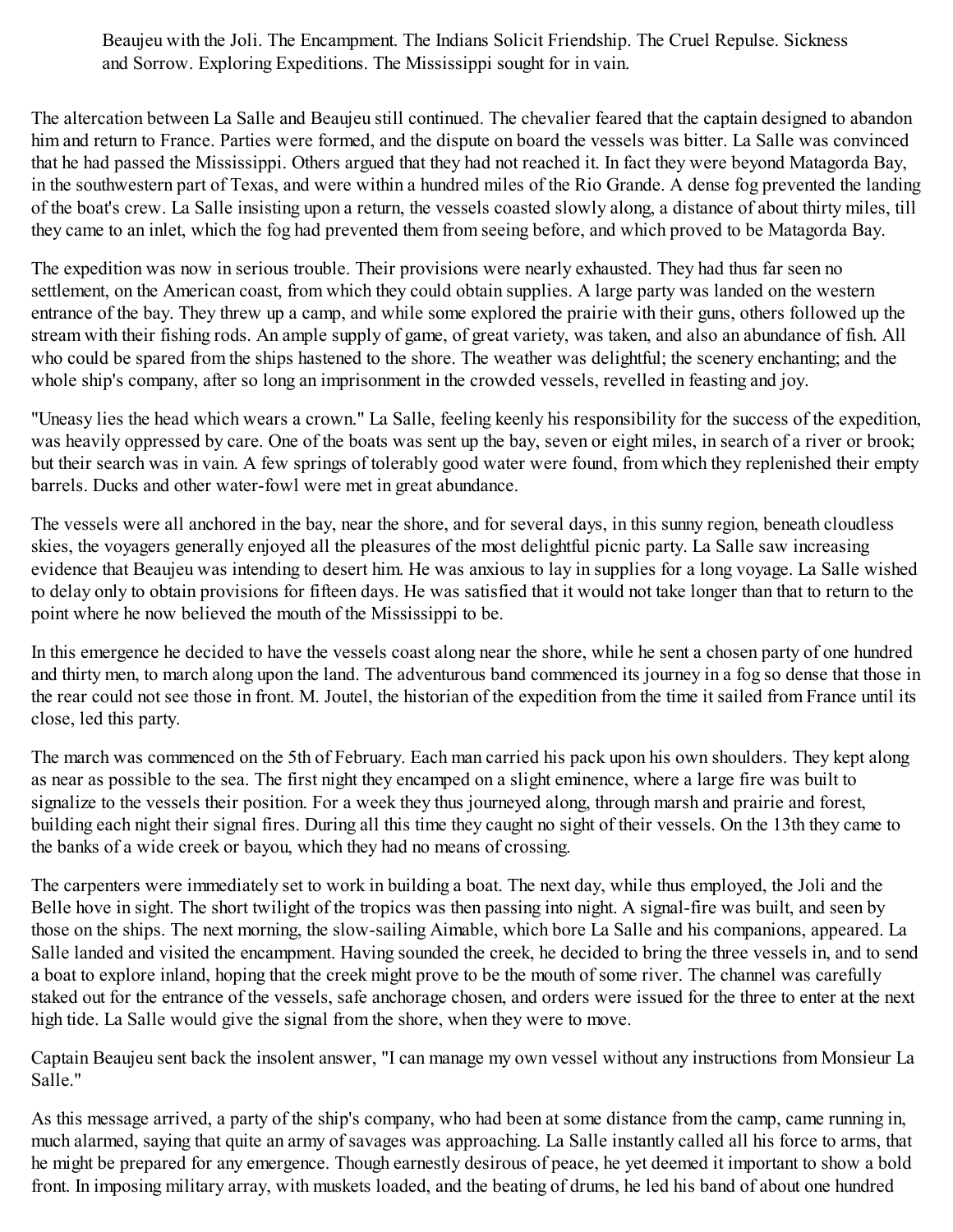Beaujeu with the Joli. The Encampment. The Indians Solicit Friendship. The Cruel Repulse. Sickness and Sorrow. Exploring Expeditions. The Mississippi sought for in vain.

The altercation between La Salle and Beaujeu still continued. The chevalier feared that the captain designed to abandon him and return to France. Parties were formed, and the dispute on board the vessels was bitter. La Salle was convinced that he had passed the Mississippi. Others argued that they had not reached it. In fact they were beyond Matagorda Bay, in the southwestern part of Texas, and were within a hundred miles of the Rio Grande. A dense fog prevented the landing of the boat's crew. La Salle insisting upon a return, the vessels coasted slowly along, a distance of about thirty miles, till they came to an inlet, which the fog had prevented them from seeing before, and which proved to be Matagorda Bay.

The expedition was now in serious trouble. Their provisions were nearly exhausted. They had thus far seen no settlement, on the American coast, from which they could obtain supplies. A large party was landed on the western entrance of the bay. They threw up a camp, and while some explored the prairie with their guns, others followed up the stream with their fishing rods. An ample supply of game, of great variety, was taken, and also an abundance of fish. All who could be spared from the ships hastened to the shore. The weather was delightful; the scenery enchanting; and the whole ship's company, after so long an imprisonment in the crowded vessels, revelled in feasting and joy.

"Uneasy lies the head which wears a crown." La Salle, feeling keenly his responsibility for the success of the expedition, was heavily oppressed by care. One of the boats was sent up the bay, seven or eight miles, in search of a river or brook; but their search was in vain. A few springs of tolerably good water were found, from which they replenished their empty barrels. Ducks and other water-fowl were met in great abundance.

The vessels were all anchored in the bay, near the shore, and for several days, in this sunny region, beneath cloudless skies, the voyagers generally enjoyed all the pleasures of the most delightful picnic party. La Salle saw increasing evidence that Beaujeu was intending to desert him. He was anxious to lay in supplies for a long voyage. La Salle wished to delay only to obtain provisions for fifteen days. He was satisfied that it would not take longer than that to return to the point where he now believed the mouth of the Mississippi to be.

In this emergence he decided to have the vessels coast along near the shore, while he sent a chosen party of one hundred and thirty men, to march along upon the land. The adventurous band commenced its journey in a fog so dense that those in the rear could not see those in front. M. Joutel, the historian of the expedition from the time it sailed from France until its close, led this party.

The march was commenced on the 5th of February. Each man carried his pack upon his own shoulders. They kept along as near as possible to the sea. The first night they encamped on a slight eminence, where a large fire was built to signalize to the vessels their position. For a week they thus journeyed along, through marsh and prairie and forest, building each night their signal fires. During all this time they caught no sight of their vessels. On the 13th they came to the banks of a wide creek or bayou, which they had no means of crossing.

The carpenters were immediately set to work in building a boat. The next day, while thus employed, the Joli and the Belle hove in sight. The short twilight of the tropics was then passing into night. A signal-fire was built, and seen by those on the ships. The next morning, the slow-sailing Aimable, which bore La Salle and his companions, appeared. La Salle landed and visited the encampment. Having sounded the creek, he decided to bring the three vessels in, and to send a boat to explore inland, hoping that the creek might prove to be the mouth of some river. The channel was carefully staked out for the entrance of the vessels, safe anchorage chosen, and orders were issued for the three to enter at the next high tide. La Salle would give the signal from the shore, when they were to move.

Captain Beaujeu sent back the insolent answer, "I can manage my own vessel without any instructions from Monsieur La Salle."

As this message arrived, a party of the ship's company, who had been at some distance from the camp, came running in, much alarmed, saying that quite an army of savages was approaching. La Salle instantly called all his force to arms, that he might be prepared for any emergence. Though earnestly desirous of peace, he yet deemed it important to show a bold front. In imposing military array, with muskets loaded, and the beating of drums, he led his band of about one hundred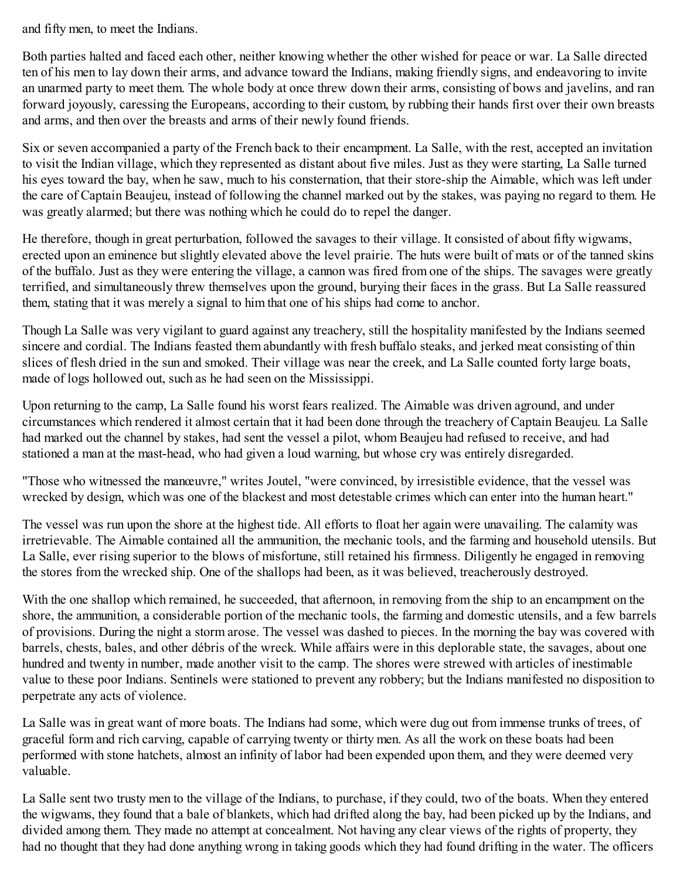and fifty men, to meet the Indians.

Both parties halted and faced each other, neither knowing whether the other wished for peace or war. La Salle directed ten of his men to lay down their arms, and advance toward the Indians, making friendly signs, and endeavoring to invite an unarmed party to meet them. The whole body at once threw down their arms, consisting of bows and javelins, and ran forward joyously, caressing the Europeans, according to their custom, by rubbing their hands first over their own breasts and arms, and then over the breasts and arms of their newly found friends.

Six or seven accompanied a party of the French back to their encampment. La Salle, with the rest, accepted an invitation to visit the Indian village, which they represented as distant about five miles. Just as they were starting, La Salle turned his eyes toward the bay, when he saw, much to his consternation, that their store-ship the Aimable, which was left under the care of Captain Beaujeu, instead of following the channel marked out by the stakes, was paying no regard to them. He was greatly alarmed; but there was nothing which he could do to repel the danger.

He therefore, though in great perturbation, followed the savages to their village. It consisted of about fifty wigwams, erected upon an eminence but slightly elevated above the level prairie. The huts were built of mats or of the tanned skins of the buffalo. Just as they were entering the village, a cannon was fired from one of the ships. The savages were greatly terrified, and simultaneously threw themselves upon the ground, burying their faces in the grass. But La Salle reassured them, stating that it was merely a signal to him that one of his ships had come to anchor.

Though La Salle was very vigilant to guard against any treachery, still the hospitality manifested by the Indians seemed sincere and cordial. The Indians feasted them abundantly with fresh buffalo steaks, and jerked meat consisting of thin slices of flesh dried in the sun and smoked. Their village was near the creek, and La Salle counted forty large boats, made of logs hollowed out, such as he had seen on the Mississippi.

Upon returning to the camp, La Salle found his worst fears realized. The Aimable was driven aground, and under circumstances which rendered it almost certain that it had been done through the treachery of Captain Beaujeu. La Salle had marked out the channel by stakes, had sent the vessel a pilot, whom Beaujeu had refused to receive, and had stationed a man at the mast-head, who had given a loud warning, but whose cry was entirely disregarded.

"Those who witnessed the manœuvre," writes Joutel, "were convinced, by irresistible evidence, that the vessel was wrecked by design, which was one of the blackest and most detestable crimes which can enter into the human heart."

The vessel was run upon the shore at the highest tide. All efforts to float her again were unavailing. The calamity was irretrievable. The Aimable contained all the ammunition, the mechanic tools, and the farming and household utensils. But La Salle, ever rising superior to the blows of misfortune, still retained his firmness. Diligently he engaged in removing the stores from the wrecked ship. One of the shallops had been, as it was believed, treacherously destroyed.

With the one shallop which remained, he succeeded, that afternoon, in removing from the ship to an encampment on the shore, the ammunition, a considerable portion of the mechanic tools, the farming and domestic utensils, and a few barrels of provisions. During the night a storm arose. The vessel was dashed to pieces. In the morning the bay was covered with barrels, chests, bales, and other débris of the wreck. While affairs were in this deplorable state, the savages, about one hundred and twenty in number, made another visit to the camp. The shores were strewed with articles of inestimable value to these poor Indians. Sentinels were stationed to prevent any robbery; but the Indians manifested no disposition to perpetrate any acts of violence.

La Salle was in great want of more boats. The Indians had some, which were dug out from immense trunks of trees, of graceful form and rich carving, capable of carrying twenty or thirty men. As all the work on these boats had been performed with stone hatchets, almost an infinity of labor had been expended upon them, and they were deemed very valuable.

La Salle sent two trusty men to the village of the Indians, to purchase, if they could, two of the boats. When they entered the wigwams, they found that a bale of blankets, which had drifted along the bay, had been picked up by the Indians, and divided among them. They made no attempt at concealment. Not having any clear views of the rights of property, they had no thought that they had done anything wrong in taking goods which they had found drifting in the water. The officers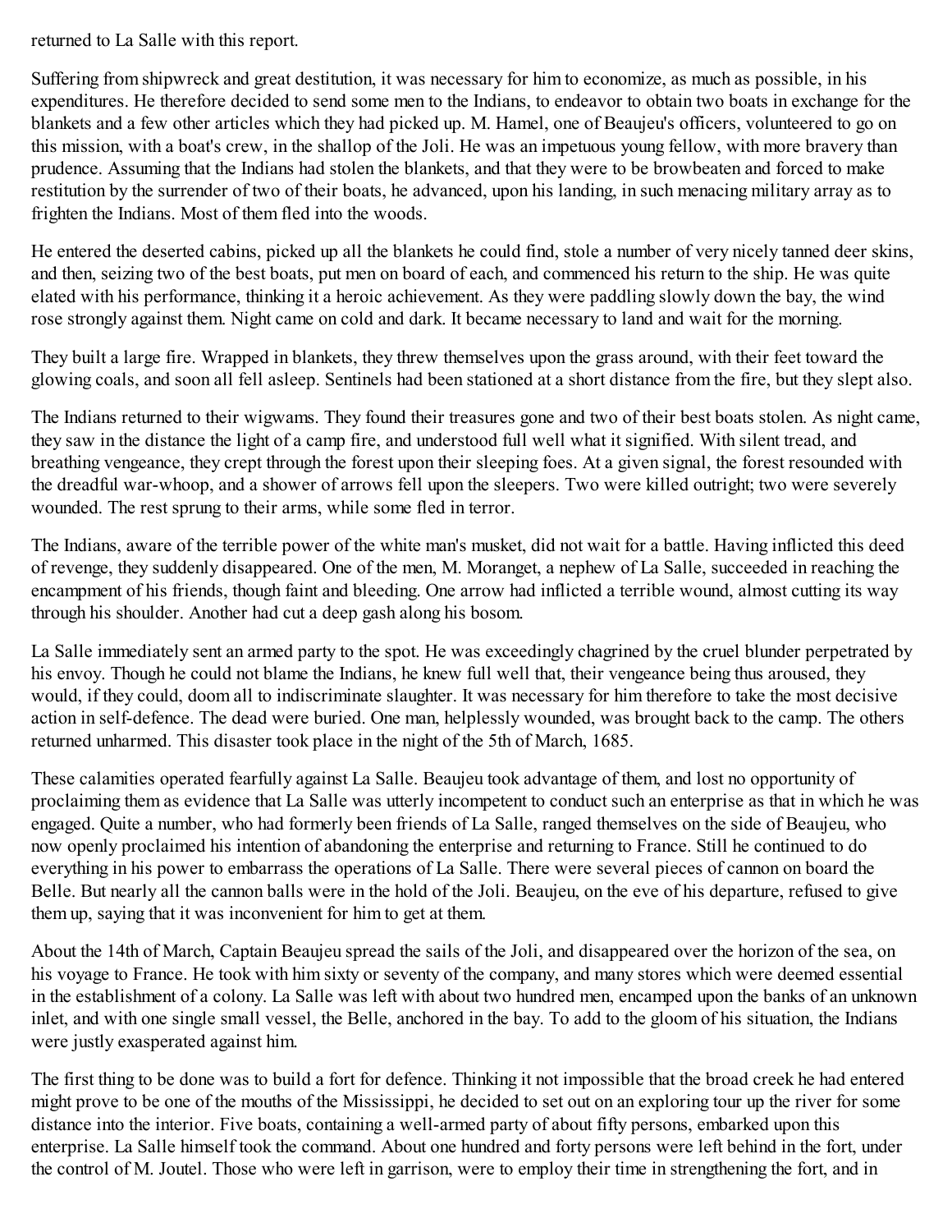returned to La Salle with this report.

Suffering from shipwreck and great destitution, it was necessary for him to economize, as much as possible, in his expenditures. He therefore decided to send some men to the Indians, to endeavor to obtain two boats in exchange for the blankets and a few other articles which they had picked up. M. Hamel, one of Beaujeu's officers, volunteered to go on this mission, with a boat's crew, in the shallop of the Joli. He was an impetuous young fellow, with more bravery than prudence. Assuming that the Indians had stolen the blankets, and that they were to be browbeaten and forced to make restitution by the surrender of two of their boats, he advanced, upon his landing, in such menacing military array as to frighten the Indians. Most of them fled into the woods.

He entered the deserted cabins, picked up all the blankets he could find, stole a number of very nicely tanned deer skins, and then, seizing two of the best boats, put men on board of each, and commenced his return to the ship. He was quite elated with his performance, thinking it a heroic achievement. As they were paddling slowly down the bay, the wind rose strongly against them. Night came on cold and dark. It became necessary to land and wait for the morning.

They built a large fire. Wrapped in blankets, they threw themselves upon the grass around, with their feet toward the glowing coals, and soon all fell asleep. Sentinels had been stationed at a short distance from the fire, but they slept also.

The Indians returned to their wigwams. They found their treasures gone and two of their best boats stolen. As night came, they saw in the distance the light of a camp fire, and understood full well what it signified. With silent tread, and breathing vengeance, they crept through the forest upon their sleeping foes. At a given signal, the forest resounded with the dreadful war-whoop, and a shower of arrows fell upon the sleepers. Two were killed outright; two were severely wounded. The rest sprung to their arms, while some fled in terror.

The Indians, aware of the terrible power of the white man's musket, did not wait for a battle. Having inflicted this deed of revenge, they suddenly disappeared. One of the men, M. Moranget, a nephew of La Salle, succeeded in reaching the encampment of his friends, though faint and bleeding. One arrow had inflicted a terrible wound, almost cutting its way through his shoulder. Another had cut a deep gash along his bosom.

La Salle immediately sent an armed party to the spot. He was exceedingly chagrined by the cruel blunder perpetrated by his envoy. Though he could not blame the Indians, he knew full well that, their vengeance being thus aroused, they would, if they could, doom all to indiscriminate slaughter. It was necessary for him therefore to take the most decisive action in self-defence. The dead were buried. One man, helplessly wounded, was brought back to the camp. The others returned unharmed. This disaster took place in the night of the 5th of March, 1685.

These calamities operated fearfully against La Salle. Beaujeu took advantage of them, and lost no opportunity of proclaiming them as evidence that La Salle was utterly incompetent to conduct such an enterprise as that in which he was engaged. Quite a number, who had formerly been friends of La Salle, ranged themselves on the side of Beaujeu, who now openly proclaimed his intention of abandoning the enterprise and returning to France. Still he continued to do everything in his power to embarrass the operations of La Salle. There were several pieces of cannon on board the Belle. But nearly all the cannon balls were in the hold of the Joli. Beaujeu, on the eve of his departure, refused to give them up, saying that it was inconvenient for him to get at them.

About the 14th of March, Captain Beaujeu spread the sails of the Joli, and disappeared over the horizon of the sea, on his voyage to France. He took with him sixty or seventy of the company, and many stores which were deemed essential in the establishment of a colony. La Salle was left with about two hundred men, encamped upon the banks of an unknown inlet, and with one single small vessel, the Belle, anchored in the bay. To add to the gloom of his situation, the Indians were justly exasperated against him.

The first thing to be done was to build a fort for defence. Thinking it not impossible that the broad creek he had entered might prove to be one of the mouths of the Mississippi, he decided to set out on an exploring tour up the river for some distance into the interior. Five boats, containing a well-armed party of about fifty persons, embarked upon this enterprise. La Salle himself took the command. About one hundred and forty persons were left behind in the fort, under the control of M. Joutel. Those who were left in garrison, were to employ their time in strengthening the fort, and in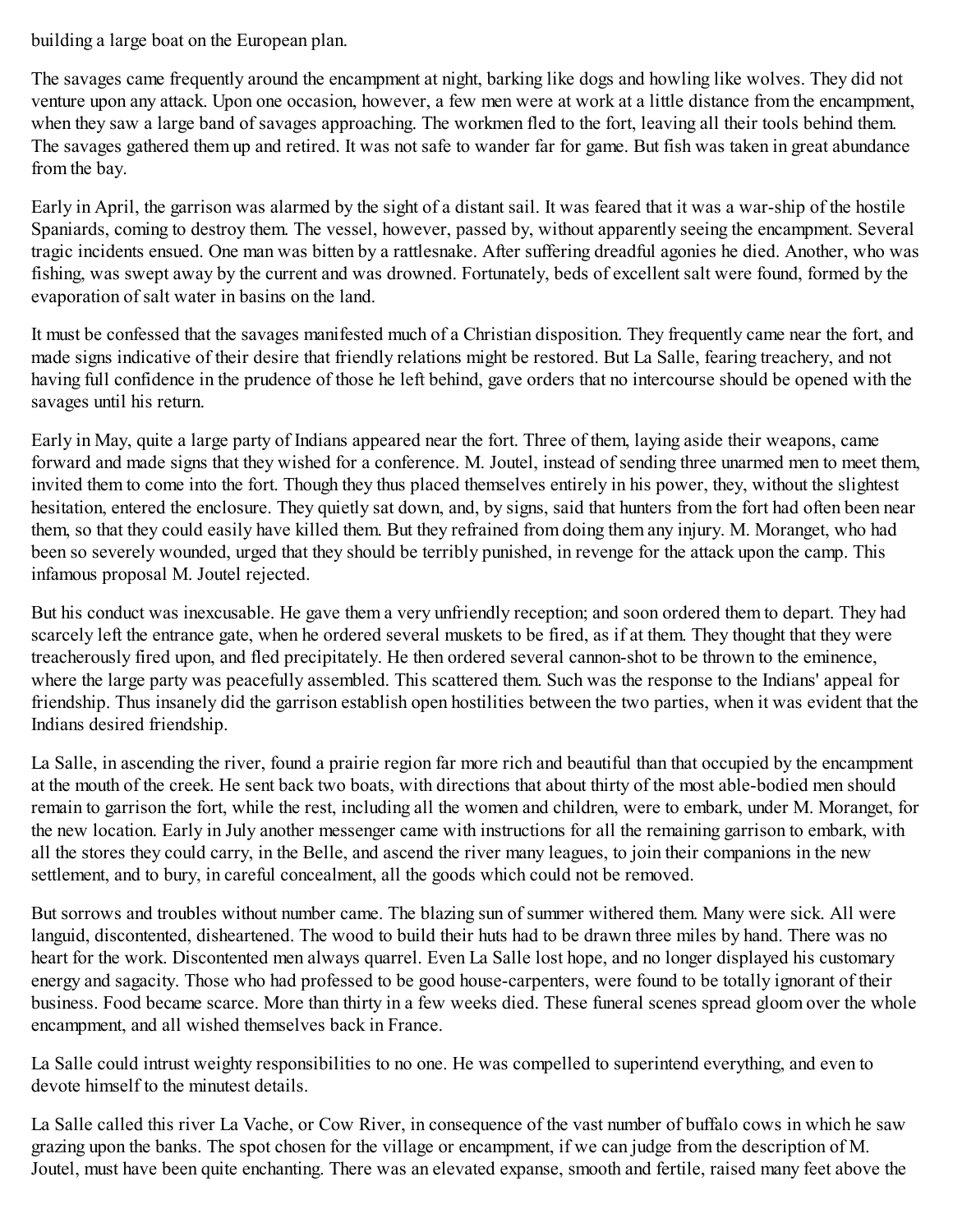building a large boat on the European plan.

The savages came frequently around the encampment at night, barking like dogs and howling like wolves. They did not venture upon any attack. Upon one occasion, however, a few men were at work at a little distance from the encampment, when they saw a large band of savages approaching. The workmen fled to the fort, leaving all their tools behind them. The savages gathered them up and retired. It was not safe to wander far for game. But fish was taken in great abundance from the bay.

Early in April, the garrison was alarmed by the sight of a distant sail. It was feared that it was a war-ship of the hostile Spaniards, coming to destroy them. The vessel, however, passed by, without apparently seeing the encampment. Several tragic incidents ensued. One man was bitten by a rattlesnake. After suffering dreadful agonies he died. Another, who was fishing, was swept away by the current and was drowned. Fortunately, beds of excellent salt were found, formed by the evaporation of salt water in basins on the land.

It must be confessed that the savages manifested much of a Christian disposition. They frequently came near the fort, and made signs indicative of their desire that friendly relations might be restored. But La Salle, fearing treachery, and not having full confidence in the prudence of those he left behind, gave orders that no intercourse should be opened with the savages until his return.

Early in May, quite a large party of Indians appeared near the fort. Three of them, laying aside their weapons, came forward and made signs that they wished for a conference. M. Joutel, instead of sending three unarmed men to meet them, invited them to come into the fort. Though they thus placed themselves entirely in his power, they, without the slightest hesitation, entered the enclosure. They quietly sat down, and, by signs, said that hunters from the fort had often been near them, so that they could easily have killed them. But they refrained from doing them any injury. M. Moranget, who had been so severely wounded, urged that they should be terribly punished, in revenge for the attack upon the camp. This infamous proposal M. Joutel rejected.

But his conduct was inexcusable. He gave them a very unfriendly reception; and soon ordered them to depart. They had scarcely left the entrance gate, when he ordered several muskets to be fired, as if at them. They thought that they were treacherously fired upon, and fled precipitately. He then ordered several cannon-shot to be thrown to the eminence, where the large party was peacefully assembled. This scattered them. Such was the response to the Indians' appeal for friendship. Thus insanely did the garrison establish open hostilities between the two parties, when it was evident that the Indians desired friendship.

La Salle, in ascending the river, found a prairie region far more rich and beautiful than that occupied by the encampment at the mouth of the creek. He sent back two boats, with directions that about thirty of the most able-bodied men should remain to garrison the fort, while the rest, including all the women and children, were to embark, under M. Moranget, for the new location. Early in July another messenger came with instructions for all the remaining garrison to embark, with all the stores they could carry, in the Belle, and ascend the river many leagues, to join their companions in the new settlement, and to bury, in careful concealment, all the goods which could not be removed.

But sorrows and troubles without number came. The blazing sun of summer withered them. Many were sick. All were languid, discontented, disheartened. The wood to build their huts had to be drawn three miles by hand. There was no heart for the work. Discontented men always quarrel. Even La Salle lost hope, and no longer displayed his customary energy and sagacity. Those who had professed to be good house-carpenters, were found to be totally ignorant of their business. Food became scarce. More than thirty in a few weeks died. These funeral scenes spread gloom over the whole encampment, and all wished themselves back in France.

La Salle could intrust weighty responsibilities to no one. He was compelled to superintend everything, and even to devote himself to the minutest details.

La Salle called this river La Vache, or Cow River, in consequence of the vast number of buffalo cows in which he saw grazing upon the banks. The spot chosen for the village or encampment, if we can judge from the description of M. Joutel, must have been quite enchanting. There was an elevated expanse, smooth and fertile, raised many feet above the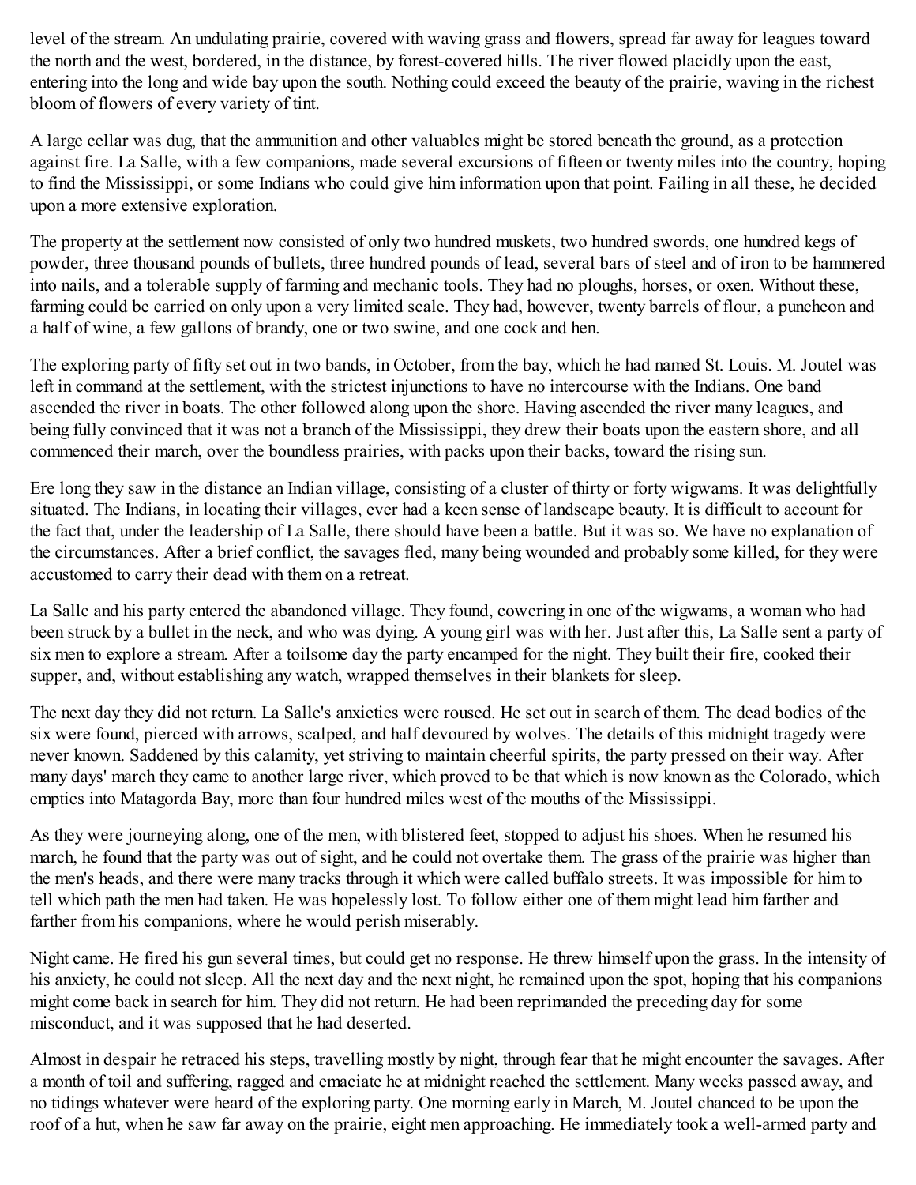level of the stream. An undulating prairie, covered with waving grass and flowers, spread far away for leagues toward the north and the west, bordered, in the distance, by forest-covered hills. The river flowed placidly upon the east, entering into the long and wide bay upon the south. Nothing could exceed the beauty of the prairie, waving in the richest bloom of flowers of every variety of tint.

A large cellar was dug, that the ammunition and other valuables might be stored beneath the ground, as a protection against fire. La Salle, with a few companions, made several excursions of fifteen or twenty miles into the country, hoping to find the Mississippi, or some Indians who could give him information upon that point. Failing in all these, he decided upon a more extensive exploration.

The property at the settlement now consisted of only two hundred muskets, two hundred swords, one hundred kegs of powder, three thousand pounds of bullets, three hundred pounds of lead, several bars of steel and of iron to be hammered into nails, and a tolerable supply of farming and mechanic tools. They had no ploughs, horses, or oxen. Without these, farming could be carried on only upon a very limited scale. They had, however, twenty barrels of flour, a puncheon and a half of wine, a few gallons of brandy, one or two swine, and one cock and hen.

The exploring party of fifty set out in two bands, in October, from the bay, which he had named St. Louis. M. Joutel was left in command at the settlement, with the strictest injunctions to have no intercourse with the Indians. One band ascended the river in boats. The other followed along upon the shore. Having ascended the river many leagues, and being fully convinced that it was not a branch of the Mississippi, they drew their boats upon the eastern shore, and all commenced their march, over the boundless prairies, with packs upon their backs, toward the rising sun.

Ere long they saw in the distance an Indian village, consisting of a cluster of thirty or forty wigwams. It was delightfully situated. The Indians, in locating their villages, ever had a keen sense of landscape beauty. It is difficult to account for the fact that, under the leadership of La Salle, there should have been a battle. But it was so. We have no explanation of the circumstances. After a brief conflict, the savages fled, many being wounded and probably some killed, for they were accustomed to carry their dead with them on a retreat.

La Salle and his party entered the abandoned village. They found, cowering in one of the wigwams, a woman who had been struck by a bullet in the neck, and who was dying. A young girl was with her. Just after this, La Salle sent a party of six men to explore a stream. After a toilsome day the party encamped for the night. They built their fire, cooked their supper, and, without establishing any watch, wrapped themselves in their blankets for sleep.

The next day they did not return. La Salle's anxieties were roused. He set out in search of them. The dead bodies of the six were found, pierced with arrows, scalped, and half devoured by wolves. The details of this midnight tragedy were never known. Saddened by this calamity, yet striving to maintain cheerful spirits, the party pressed on their way. After many days' march they came to another large river, which proved to be that which is now known as the Colorado, which empties into Matagorda Bay, more than four hundred miles west of the mouths of the Mississippi.

As they were journeying along, one of the men, with blistered feet, stopped to adjust his shoes. When he resumed his march, he found that the party was out of sight, and he could not overtake them. The grass of the prairie was higher than the men's heads, and there were many tracks through it which were called buffalo streets. It was impossible for him to tell which path the men had taken. He was hopelessly lost. To follow either one of them might lead him farther and farther from his companions, where he would perish miserably.

Night came. He fired his gun several times, but could get no response. He threw himself upon the grass. In the intensity of his anxiety, he could not sleep. All the next day and the next night, he remained upon the spot, hoping that his companions might come back in search for him. They did not return. He had been reprimanded the preceding day for some misconduct, and it was supposed that he had deserted.

Almost in despair he retraced his steps, travelling mostly by night, through fear that he might encounter the savages. After a month of toil and suffering, ragged and emaciate he at midnight reached the settlement. Many weeks passed away, and no tidings whatever were heard of the exploring party. One morning early in March, M. Joutel chanced to be upon the roof of a hut, when he saw far away on the prairie, eight men approaching. He immediately took a well-armed party and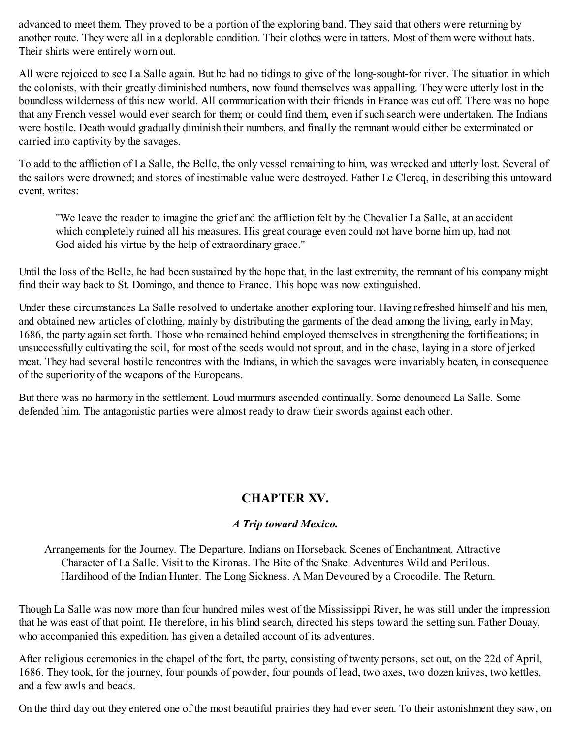advanced to meet them. They proved to be a portion of the exploring band. They said that others were returning by another route. They were all in a deplorable condition. Their clothes were in tatters. Most of them were without hats. Their shirts were entirely worn out.

All were rejoiced to see La Salle again. But he had no tidings to give of the long-sought-for river. The situation in which the colonists, with their greatly diminished numbers, now found themselves was appalling. They were utterly lost in the boundless wilderness of this new world. All communication with their friends in France was cut off. There was no hope that any French vessel would ever search for them; or could find them, even if such search were undertaken. The Indians were hostile. Death would gradually diminish their numbers, and finally the remnant would either be exterminated or carried into captivity by the savages.

To add to the affliction of La Salle, the Belle, the only vessel remaining to him, was wrecked and utterly lost. Several of the sailors were drowned; and stores of inestimable value were destroyed. Father Le Clercq, in describing this untoward event, writes:

> "We leave the reader to imagine the grief and the affliction felt by the Chevalier La Salle, at an accident which completely ruined all his measures. His great courage even could not have borne him up, had not God aided his virtue by the help of extraordinary grace."

Until the loss of the Belle, he had been sustained by the hope that, in the last extremity, the remnant of his company might find their way back to St. Domingo, and thence to France. This hope was now extinguished.

Under these circumstances La Salle resolved to undertake another exploring tour. Having refreshed himself and his men, and obtained new articles of clothing, mainly by distributing the garments of the dead among the living, early in May, 1686, the party again set forth. Those who remained behind employed themselves in strengthening the fortifications; in unsuccessfully cultivating the soil, for most of the seeds would not sprout, and in the chase, laying in a store of jerked meat. They had several hostile rencontres with the Indians, in which the savages were invariably beaten, in consequence of the superiority of the weapons of the Europeans.

But there was no harmony in the settlement. Loud murmurs ascended continually. Some denounced La Salle. Some defended him. The antagonistic parties were almost ready to draw their swords against each other.

## CHAPTER XV.

### *A Trip toward Mexico.*

Arrangements for the Journey. The Departure. Indians on Horseback. Scenes of Enchantment. Attractive Character of La Salle. Visit to the Kironas. The Bite of the Snake. Adventures Wild and Perilous. Hardihood of the Indian Hunter. The Long Sickness. A Man Devoured by a Crocodile. The Return.

Though La Salle was now more than four hundred miles west of the Mississippi River, he was still under the impression that he was east of that point. He therefore, in his blind search, directed his steps toward the setting sun. Father Douay, who accompanied this expedition, has given a detailed account of its adventures.

After religious ceremonies in the chapel of the fort, the party, consisting of twenty persons, set out, on the 22d of April, 1686. They took, for the journey, four pounds of powder, four pounds of lead, two axes, two dozen knives, two kettles, and a few awls and beads.

On the third day out they entered one of the most beautiful prairies they had ever seen. To their astonishment they saw, on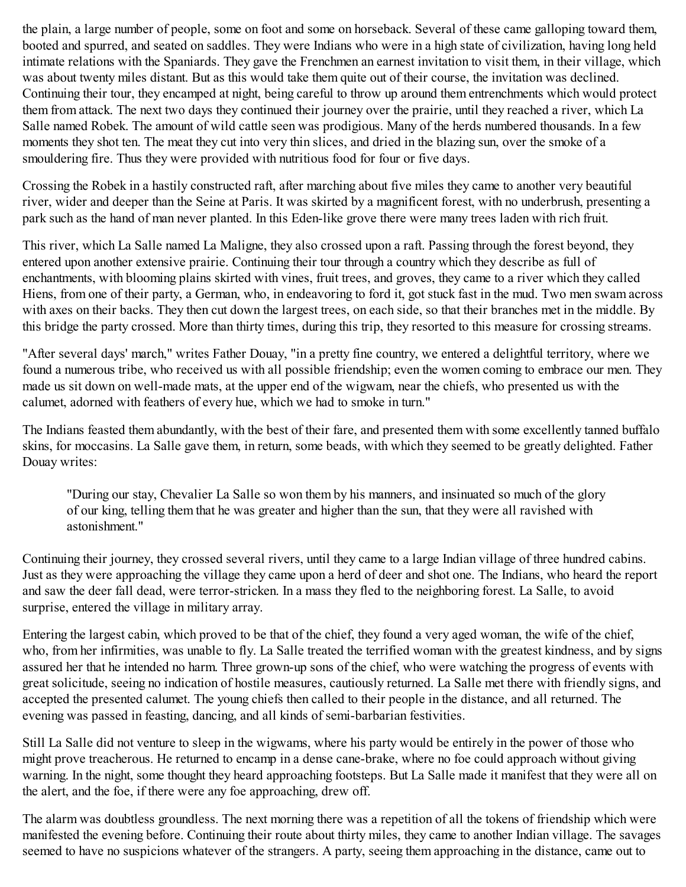the plain, a large number of people, some on foot and some on horseback. Several of these came galloping toward them, booted and spurred, and seated on saddles. They were Indians who were in a high state of civilization, having long held intimate relations with the Spaniards. They gave the Frenchmen an earnest invitation to visit them, in their village, which was about twenty miles distant. But as this would take them quite out of their course, the invitation was declined. Continuing their tour, they encamped at night, being careful to throw up around them entrenchments which would protect them from attack. The next two days they continued their journey over the prairie, until they reached a river, which La Salle named Robek. The amount of wild cattle seen was prodigious. Many of the herds numbered thousands. In a few moments they shot ten. The meat they cut into very thin slices, and dried in the blazing sun, over the smoke of a smouldering fire. Thus they were provided with nutritious food for four or five days.

Crossing the Robek in a hastily constructed raft, after marching about five miles they came to another very beautiful river, wider and deeper than the Seine at Paris. It was skirted by a magnificent forest, with no underbrush, presenting a park such as the hand of man never planted. In this Eden-like grove there were many trees laden with rich fruit.

This river, which La Salle named La Maligne, they also crossed upon a raft. Passing through the forest beyond, they entered upon another extensive prairie. Continuing their tour through a country which they describe as full of enchantments, with blooming plains skirted with vines, fruit trees, and groves, they came to a river which they called Hiens, from one of their party, a German, who, in endeavoring to ford it, got stuck fast in the mud. Two men swam across with axes on their backs. They then cut down the largest trees, on each side, so that their branches met in the middle. By this bridge the party crossed. More than thirty times, during this trip, they resorted to this measure for crossing streams.

"After several days' march," writes Father Douay, "in a pretty fine country, we entered a delightful territory, where we found a numerous tribe, who received us with all possible friendship; even the women coming to embrace our men. They made us sit down on well-made mats, at the upper end of the wigwam, near the chiefs, who presented us with the calumet, adorned with feathers of every hue, which we had to smoke in turn."

The Indians feasted them abundantly, with the best of their fare, and presented them with some excellently tanned buffalo skins, for moccasins. La Salle gave them, in return, some beads, with which they seemed to be greatly delighted. Father Douay writes:

> "During our stay, Chevalier La Salle so won them by his manners, and insinuated so much of the glory of our king, telling them that he was greater and higher than the sun, that they were all ravished with astonishment."

Continuing their journey, they crossed several rivers, until they came to a large Indian village of three hundred cabins. Just as they were approaching the village they came upon a herd of deer and shot one. The Indians, who heard the report and saw the deer fall dead, were terror-stricken. In a mass they fled to the neighboring forest. La Salle, to avoid surprise, entered the village in military array.

Entering the largest cabin, which proved to be that of the chief, they found a very aged woman, the wife of the chief, who, from her infirmities, was unable to fly. La Salle treated the terrified woman with the greatest kindness, and by signs assured her that he intended no harm. Three grown-up sons of the chief, who were watching the progress of events with great solicitude, seeing no indication of hostile measures, cautiously returned. La Salle met there with friendly signs, and accepted the presented calumet. The young chiefs then called to their people in the distance, and all returned. The evening was passed in feasting, dancing, and all kinds of semi-barbarian festivities.

Still La Salle did not venture to sleep in the wigwams, where his party would be entirely in the power of those who might prove treacherous. He returned to encamp in a dense cane-brake, where no foe could approach without giving warning. In the night, some thought they heard approaching footsteps. But La Salle made it manifest that they were all on the alert, and the foe, if there were any foe approaching, drew off.

The alarm was doubtless groundless. The next morning there was a repetition of all the tokens of friendship which were manifested the evening before. Continuing their route about thirty miles, they came to another Indian village. The savages seemed to have no suspicions whatever of the strangers. A party, seeing them approaching in the distance, came out to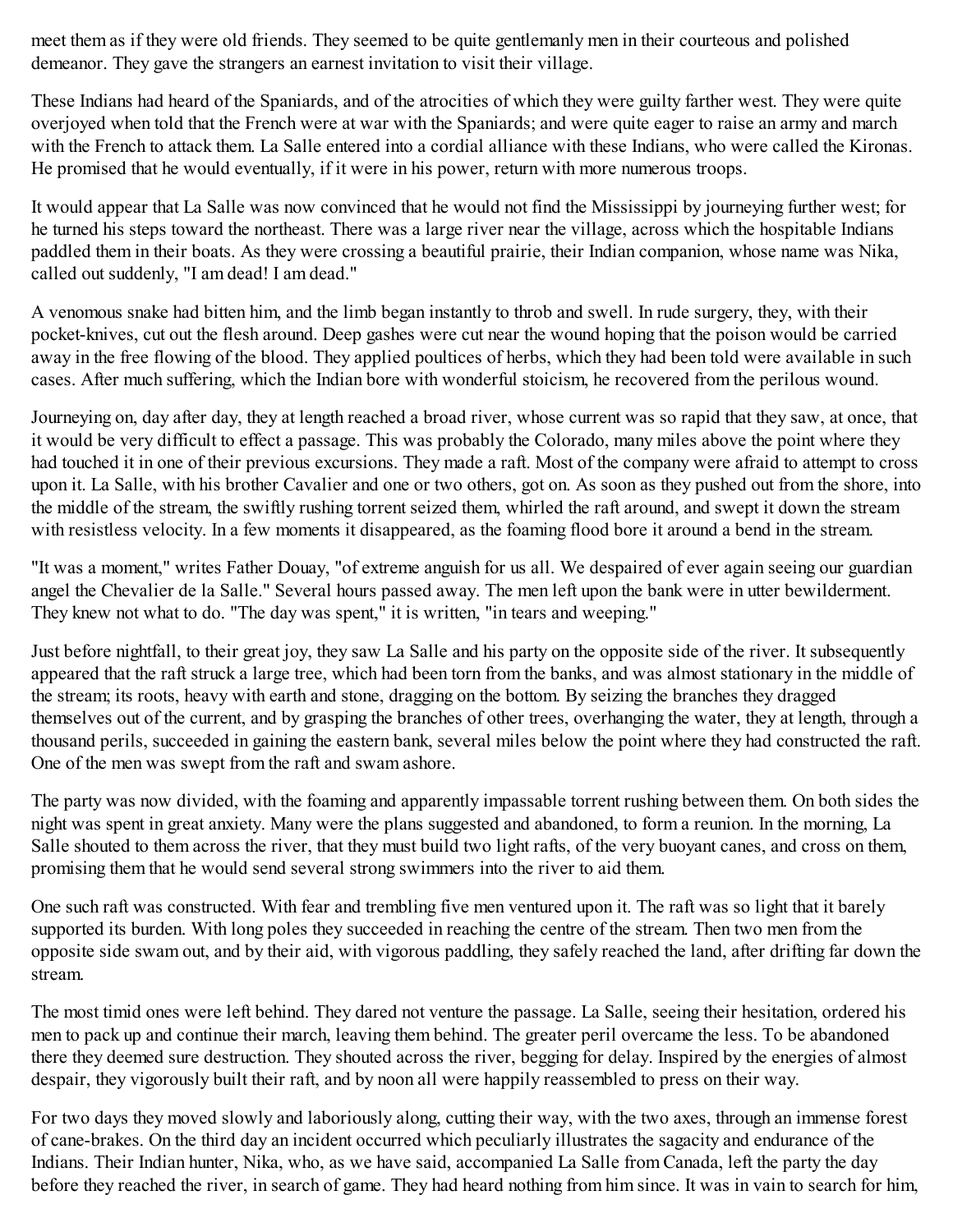meet them as if they were old friends. They seemed to be quite gentlemanly men in their courteous and polished demeanor. They gave the strangers an earnest invitation to visit their village.

These Indians had heard of the Spaniards, and of the atrocities of which they were guilty farther west. They were quite overjoyed when told that the French were at war with the Spaniards; and were quite eager to raise an army and march with the French to attack them. La Salle entered into a cordial alliance with these Indians, who were called the Kironas. He promised that he would eventually, if it were in his power, return with more numerous troops.

It would appear that La Salle was now convinced that he would not find the Mississippi by journeying further west; for he turned his steps toward the northeast. There was a large river near the village, across which the hospitable Indians paddled them in their boats. As they were crossing a beautiful prairie, their Indian companion, whose name was Nika, called out suddenly, "I am dead! I am dead."

A venomous snake had bitten him, and the limb began instantly to throb and swell. In rude surgery, they, with their pocket-knives, cut out the flesh around. Deep gashes were cut near the wound hoping that the poison would be carried away in the free flowing of the blood. They applied poultices of herbs, which they had been told were available in such cases. After much suffering, which the Indian bore with wonderful stoicism, he recovered from the perilous wound.

Journeying on, day after day, they at length reached a broad river, whose current was so rapid that they saw, at once, that it would be very difficult to effect a passage. This was probably the Colorado, many miles above the point where they had touched it in one of their previous excursions. They made a raft. Most of the company were afraid to attempt to cross upon it. La Salle, with his brother Cavalier and one or two others, got on. As soon as they pushed out from the shore, into the middle of the stream, the swiftly rushing torrent seized them, whirled the raft around, and swept it down the stream with resistless velocity. In a few moments it disappeared, as the foaming flood bore it around a bend in the stream.

"It was a moment," writes Father Douay, "of extreme anguish for us all. We despaired of ever again seeing our guardian angel the Chevalier de la Salle." Several hours passed away. The men left upon the bank were in utter bewilderment. They knew not what to do. "The day was spent," it is written, "in tears and weeping."

Just before nightfall, to their great joy, they saw La Salle and his party on the opposite side of the river. It subsequently appeared that the raft struck a large tree, which had been torn from the banks, and was almost stationary in the middle of the stream; its roots, heavy with earth and stone, dragging on the bottom. By seizing the branches they dragged themselves out of the current, and by grasping the branches of other trees, overhanging the water, they at length, through a thousand perils, succeeded in gaining the eastern bank, several miles below the point where they had constructed the raft. One of the men was swept from the raft and swam ashore.

The party was now divided, with the foaming and apparently impassable torrent rushing between them. On both sides the night was spent in great anxiety. Many were the plans suggested and abandoned, to form a reunion. In the morning, La Salle shouted to them across the river, that they must build two light rafts, of the very buoyant canes, and cross on them, promising them that he would send several strong swimmers into the river to aid them.

One such raft was constructed. With fear and trembling five men ventured upon it. The raft was so light that it barely supported its burden. With long poles they succeeded in reaching the centre of the stream. Then two men from the opposite side swam out, and by their aid, with vigorous paddling, they safely reached the land, after drifting far down the stream.

The most timid ones were left behind. They dared not venture the passage. La Salle, seeing their hesitation, ordered his men to pack up and continue their march, leaving them behind. The greater peril overcame the less. To be abandoned there they deemed sure destruction. They shouted across the river, begging for delay. Inspired by the energies of almost despair, they vigorously built their raft, and by noon all were happily reassembled to press on their way.

For two days they moved slowly and laboriously along, cutting their way, with the two axes, through an immense forest of cane-brakes. On the third day an incident occurred which peculiarly illustrates the sagacity and endurance of the Indians. Their Indian hunter, Nika, who, as we have said, accompanied La Salle from Canada, left the party the day before they reached the river, in search of game. They had heard nothing from him since. It was in vain to search for him,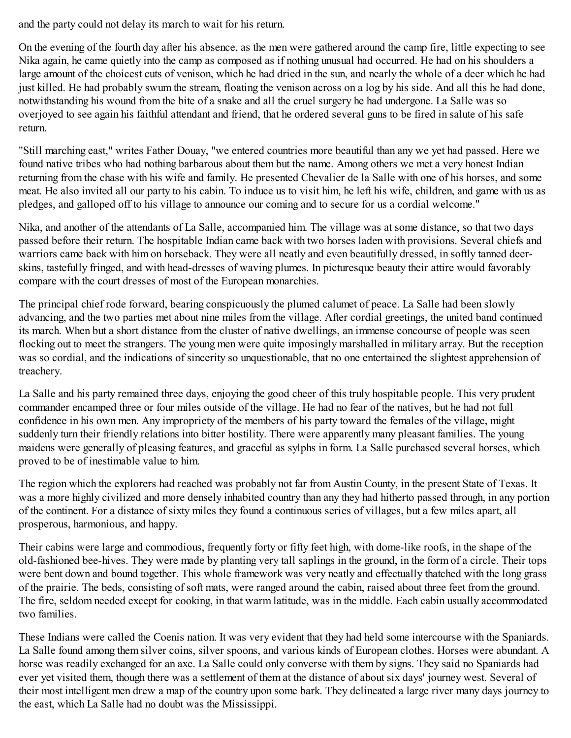and the party could not delay its march to wait for his return.

On the evening of the fourth day after his absence, as the men were gathered around the camp fire, little expecting to see Nika again, he came quietly into the camp as composed as if nothing unusual had occurred. He had on his shoulders a large amount of the choicest cuts of venison, which he had dried in the sun, and nearly the whole of a deer which he had just killed. He had probably swum the stream, floating the venison across on a log by his side. And all this he had done, notwithstanding his wound from the bite of a snake and all the cruel surgery he had undergone. La Salle was so overjoyed to see again his faithful attendant and friend, that he ordered several guns to be fired in salute of his safe return.

"Still marching east," writes Father Douay, "we entered countries more beautiful than any we yet had passed. Here we found native tribes who had nothing barbarous about them but the name. Among others we met a very honest Indian returning from the chase with his wife and family. He presented Chevalier de la Salle with one of his horses, and some meat. He also invited all our party to his cabin. To induce us to visit him, he left his wife, children, and game with us as pledges, and galloped off to his village to announce our coming and to secure for us a cordial welcome."

Nika, and another of the attendants of La Salle, accompanied him. The village was at some distance, so that two days passed before their return. The hospitable Indian came back with two horses laden with provisions. Several chiefs and warriors came back with him on horseback. They were all neatly and even beautifully dressed, in softly tanned deer-skins, tastefully fringed, and with head-dresses of waving plumes. In picturesque beauty their attire would favorably compare with the court dresses of most of the European monarchies.

The principal chief rode forward, bearing conspicuously the plumed calumet of peace. La Salle had been slowly advancing, and the two parties met about nine miles from the village. After cordial greetings, the united band continued its march. When but a short distance from the cluster of native dwellings, an immense concourse of people was seen flocking out to meet the strangers. The young men were quite imposingly marshalled in military array. But the reception was so cordial, and the indications of sincerity so unquestionable, that no one entertained the slightest apprehension of treachery.

La Salle and his party remained three days, enjoying the good cheer of this truly hospitable people. This very prudent commander encamped three or four miles outside of the village. He had no fear of the natives, but he had not full confidence in his own men. Any impropriety of the members of his party toward the females of the village, might suddenly turn their friendly relations into bitter hostility. There were apparently many pleasant families. The young maidens were generally of pleasing features, and graceful as sylphs in form. La Salle purchased several horses, which proved to be of inestimable value to him.

The region which the explorers had reached was probably not far from Austin County, in the present State of Texas. It was a more highly civilized and more densely inhabited country than any they had hitherto passed through, in any portion of the continent. For a distance of sixty miles they found a continuous series of villages, but a few miles apart, all prosperous, harmonious, and happy.

Their cabins were large and commodious, frequently forty or fifty feet high, with dome-like roofs, in the shape of the old-fashioned bee-hives. They were made by planting very tall saplings in the ground, in the form of a circle. Their tops were bent down and bound together. This whole framework was very neatly and effectually thatched with the long grass of the prairie. The beds, consisting of soft mats, were ranged around the cabin, raised about three feet from the ground. The fire, seldom needed except for cooking, in that warm latitude, was in the middle. Each cabin usually accommodated two families.

These Indians were called the Coenis nation. It was very evident that they had held some intercourse with the Spaniards. La Salle found among them silver coins, silver spoons, and various kinds of European clothes. Horses were abundant. A horse was readily exchanged for an axe. La Salle could only converse with them by signs. They said no Spaniards had ever yet visited them, though there was a settlement of them at the distance of about six days' journey west. Several of their most intelligent men drew a map of the country upon some bark. They delineated a large river many days journey to the east, which La Salle had no doubt was the Mississippi.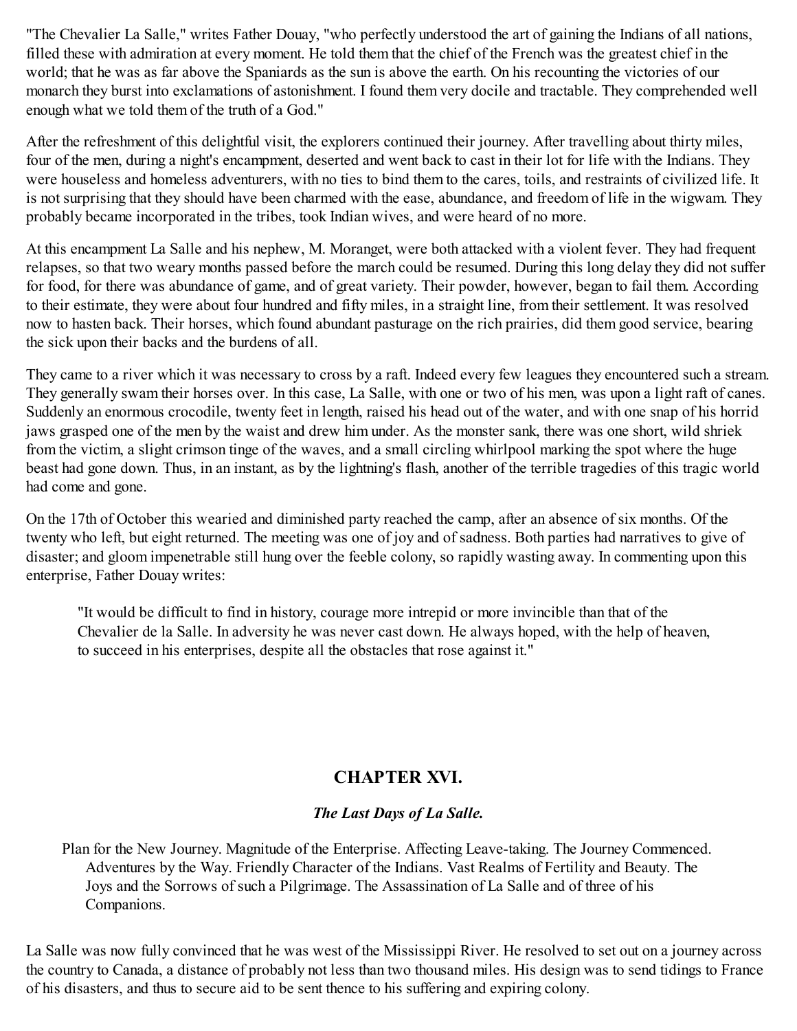"The Chevalier La Salle," writes Father Douay, "who perfectly understood the art of gaining the Indians of all nations, filled these with admiration at every moment. He told them that the chief of the French was the greatest chief in the world; that he was as far above the Spaniards as the sun is above the earth. On his recounting the victories of our monarch they burst into exclamations of astonishment. I found them very docile and tractable. They comprehended well enough what we told them of the truth of a God."

After the refreshment of this delightful visit, the explorers continued their journey. After travelling about thirty miles, four of the men, during a night's encampment, deserted and went back to cast in their lot for life with the Indians. They were houseless and homeless adventurers, with no ties to bind them to the cares, toils, and restraints of civilized life. It is not surprising that they should have been charmed with the ease, abundance, and freedom of life in the wigwam. They probably became incorporated in the tribes, took Indian wives, and were heard of no more.

At this encampment La Salle and his nephew, M. Moranget, were both attacked with a violent fever. They had frequent relapses, so that two weary months passed before the march could be resumed. During this long delay they did not suffer for food, for there was abundance of game, and of great variety. Their powder, however, began to fail them. According to their estimate, they were about four hundred and fifty miles, in a straight line, from their settlement. It was resolved now to hasten back. Their horses, which found abundant pasturage on the rich prairies, did them good service, bearing the sick upon their backs and the burdens of all.

They came to a river which it was necessary to cross by a raft. Indeed every few leagues they encountered such a stream. They generally swam their horses over. In this case, La Salle, with one or two of his men, was upon a light raft of canes. Suddenly an enormous crocodile, twenty feet in length, raised his head out of the water, and with one snap of his horrid jaws grasped one of the men by the waist and drew him under. As the monster sank, there was one short, wild shriek from the victim, a slight crimson tinge of the waves, and a small circling whirlpool marking the spot where the huge beast had gone down. Thus, in an instant, as by the lightning's flash, another of the terrible tragedies of this tragic world had come and gone.

On the 17th of October this wearied and diminished party reached the camp, after an absence of six months. Of the twenty who left, but eight returned. The meeting was one of joy and of sadness. Both parties had narratives to give of disaster; and gloom impenetrable still hung over the feeble colony, so rapidly wasting away. In commenting upon this enterprise, Father Douay writes:

> "It would be difficult to find in history, courage more intrepid or more invincible than that of the Chevalier de la Salle. In adversity he was never cast down. He always hoped, with the help of heaven, to succeed in his enterprises, despite all the obstacles that rose against it."

## CHAPTER XVI.

### *The Last Days of La Salle.*

Plan for the New Journey. Magnitude of the Enterprise. Affecting Leave-taking. The Journey Commenced. Adventures by the Way. Friendly Character of the Indians. Vast Realms of Fertility and Beauty. The Joys and the Sorrows of such a Pilgrimage. The Assassination of La Salle and of three of his Companions.

La Salle was now fully convinced that he was west of the Mississippi River. He resolved to set out on a journey across the country to Canada, a distance of probably not less than two thousand miles. His design was to send tidings to France of his disasters, and thus to secure aid to be sent thence to his suffering and expiring colony.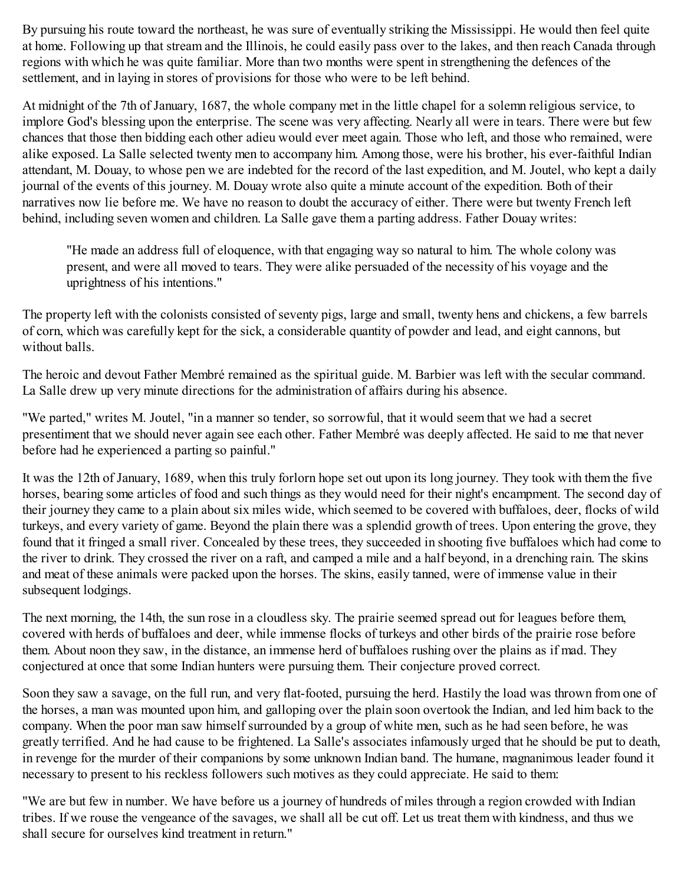By pursuing his route toward the northeast, he was sure of eventually striking the Mississippi. He would then feel quite at home. Following up that stream and the Illinois, he could easily pass over to the lakes, and then reach Canada through regions with which he was quite familiar. More than two months were spent in strengthening the defences of the settlement, and in laying in stores of provisions for those who were to be left behind.

At midnight of the 7th of January, 1687, the whole company met in the little chapel for a solemn religious service, to implore God's blessing upon the enterprise. The scene was very affecting. Nearly all were in tears. There were but few chances that those then bidding each other adieu would ever meet again. Those who left, and those who remained, were alike exposed. La Salle selected twenty men to accompany him. Among those, were his brother, his ever-faithful Indian attendant, M. Douay, to whose pen we are indebted for the record of the last expedition, and M. Joutel, who kept a daily journal of the events of this journey. M. Douay wrote also quite a minute account of the expedition. Both of their narratives now lie before me. We have no reason to doubt the accuracy of either. There were but twenty French left behind, including seven women and children. La Salle gave them a parting address. Father Douay writes:

> "He made an address full of eloquence, with that engaging way so natural to him. The whole colony was present, and were all moved to tears. They were alike persuaded of the necessity of his voyage and the uprightness of his intentions."

The property left with the colonists consisted of seventy pigs, large and small, twenty hens and chickens, a few barrels of corn, which was carefully kept for the sick, a considerable quantity of powder and lead, and eight cannons, but without balls.

The heroic and devout Father Membré remained as the spiritual guide. M. Barbier was left with the secular command. La Salle drew up very minute directions for the administration of affairs during his absence.

"We parted," writes M. Joutel, "in a manner so tender, so sorrowful, that it would seem that we had a secret presentiment that we should never again see each other. Father Membré was deeply affected. He said to me that never before had he experienced a parting so painful."

It was the 12th of January, 1689, when this truly forlorn hope set out upon its long journey. They took with them the five horses, bearing some articles of food and such things as they would need for their night's encampment. The second day of their journey they came to a plain about six miles wide, which seemed to be covered with buffaloes, deer, flocks of wild turkeys, and every variety of game. Beyond the plain there was a splendid growth of trees. Upon entering the grove, they found that it fringed a small river. Concealed by these trees, they succeeded in shooting five buffaloes which had come to the river to drink. They crossed the river on a raft, and camped a mile and a half beyond, in a drenching rain. The skins and meat of these animals were packed upon the horses. The skins, easily tanned, were of immense value in their subsequent lodgings.

The next morning, the 14th, the sun rose in a cloudless sky. The prairie seemed spread out for leagues before them, covered with herds of buffaloes and deer, while immense flocks of turkeys and other birds of the prairie rose before them. About noon they saw, in the distance, an immense herd of buffaloes rushing over the plains as if mad. They conjectured at once that some Indian hunters were pursuing them. Their conjecture proved correct.

Soon they saw a savage, on the full run, and very flat-footed, pursuing the herd. Hastily the load was thrown from one of the horses, a man was mounted upon him, and galloping over the plain soon overtook the Indian, and led him back to the company. When the poor man saw himself surrounded by a group of white men, such as he had seen before, he was greatly terrified. And he had cause to be frightened. La Salle's associates infamously urged that he should be put to death, in revenge for the murder of their companions by some unknown Indian band. The humane, magnanimous leader found it necessary to present to his reckless followers such motives as they could appreciate. He said to them:

"We are but few in number. We have before us a journey of hundreds of miles through a region crowded with Indian tribes. If we rouse the vengeance of the savages, we shall all be cut off. Let us treat them with kindness, and thus we shall secure for ourselves kind treatment in return."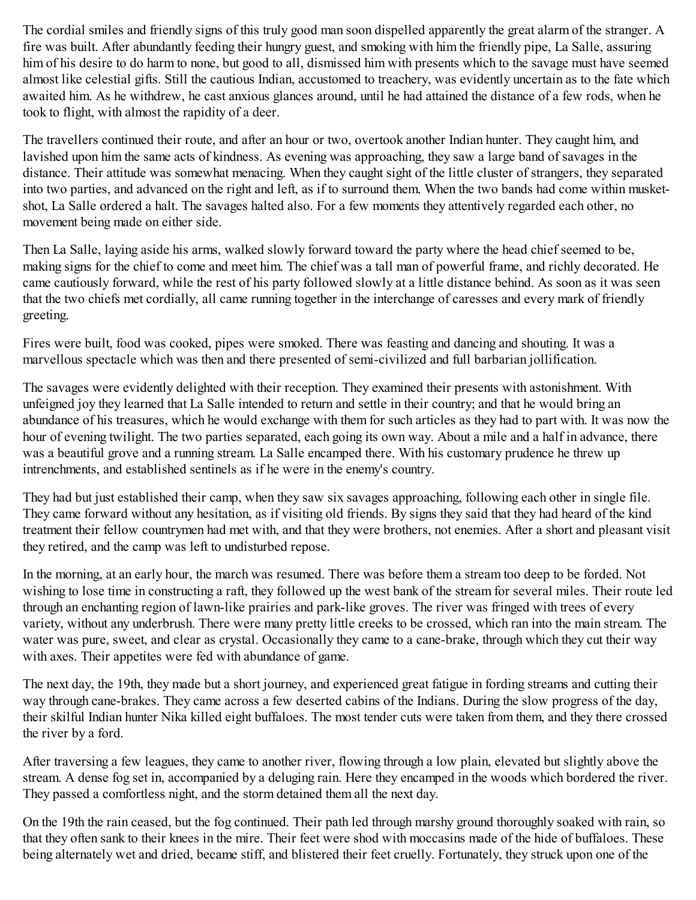The cordial smiles and friendly signs of this truly good man soon dispelled apparently the great alarm of the stranger. A fire was built. After abundantly feeding their hungry guest, and smoking with him the friendly pipe, La Salle, assuring him of his desire to do harm to none, but good to all, dismissed him with presents which to the savage must have seemed almost like celestial gifts. Still the cautious Indian, accustomed to treachery, was evidently uncertain as to the fate which awaited him. As he withdrew, he cast anxious glances around, until he had attained the distance of a few rods, when he took to flight, with almost the rapidity of a deer.

The travellers continued their route, and after an hour or two, overtook another Indian hunter. They caught him, and lavished upon him the same acts of kindness. As evening was approaching, they saw a large band of savages in the distance. Their attitude was somewhat menacing. When they caught sight of the little cluster of strangers, they separated into two parties, and advanced on the right and left, as if to surround them. When the two bands had come within musket-shot, La Salle ordered a halt. The savages halted also. For a few moments they attentively regarded each other, no movement being made on either side.

Then La Salle, laying aside his arms, walked slowly forward toward the party where the head chief seemed to be, making signs for the chief to come and meet him. The chief was a tall man of powerful frame, and richly decorated. He came cautiously forward, while the rest of his party followed slowly at a little distance behind. As soon as it was seen that the two chiefs met cordially, all came running together in the interchange of caresses and every mark of friendly greeting.

Fires were built, food was cooked, pipes were smoked. There was feasting and dancing and shouting. It was a marvellous spectacle which was then and there presented of semi-civilized and full barbarian jollification.

The savages were evidently delighted with their reception. They examined their presents with astonishment. With unfeigned joy they learned that La Salle intended to return and settle in their country; and that he would bring an abundance of his treasures, which he would exchange with them for such articles as they had to part with. It was now the hour of evening twilight. The two parties separated, each going its own way. About a mile and a half in advance, there was a beautiful grove and a running stream. La Salle encamped there. With his customary prudence he threw up intrenchments, and established sentinels as if he were in the enemy's country.

They had but just established their camp, when they saw six savages approaching, following each other in single file. They came forward without any hesitation, as if visiting old friends. By signs they said that they had heard of the kind treatment their fellow countrymen had met with, and that they were brothers, not enemies. After a short and pleasant visit they retired, and the camp was left to undisturbed repose.

In the morning, at an early hour, the march was resumed. There was before them a stream too deep to be forded. Not wishing to lose time in constructing a raft, they followed up the west bank of the stream for several miles. Their route led through an enchanting region of lawn-like prairies and park-like groves. The river was fringed with trees of every variety, without any underbrush. There were many pretty little creeks to be crossed, which ran into the main stream. The water was pure, sweet, and clear as crystal. Occasionally they came to a cane-brake, through which they cut their way with axes. Their appetites were fed with abundance of game.

The next day, the 19th, they made but a short journey, and experienced great fatigue in fording streams and cutting their way through cane-brakes. They came across a few deserted cabins of the Indians. During the slow progress of the day, their skilful Indian hunter Nika killed eight buffaloes. The most tender cuts were taken from them, and they there crossed the river by a ford.

After traversing a few leagues, they came to another river, flowing through a low plain, elevated but slightly above the stream. A dense fog set in, accompanied by a deluging rain. Here they encamped in the woods which bordered the river. They passed a comfortless night, and the storm detained them all the next day.

On the 19th the rain ceased, but the fog continued. Their path led through marshy ground thoroughly soaked with rain, so that they often sank to their knees in the mire. Their feet were shod with moccasins made of the hide of buffaloes. These being alternately wet and dried, became stiff, and blistered their feet cruelly. Fortunately, they struck upon one of the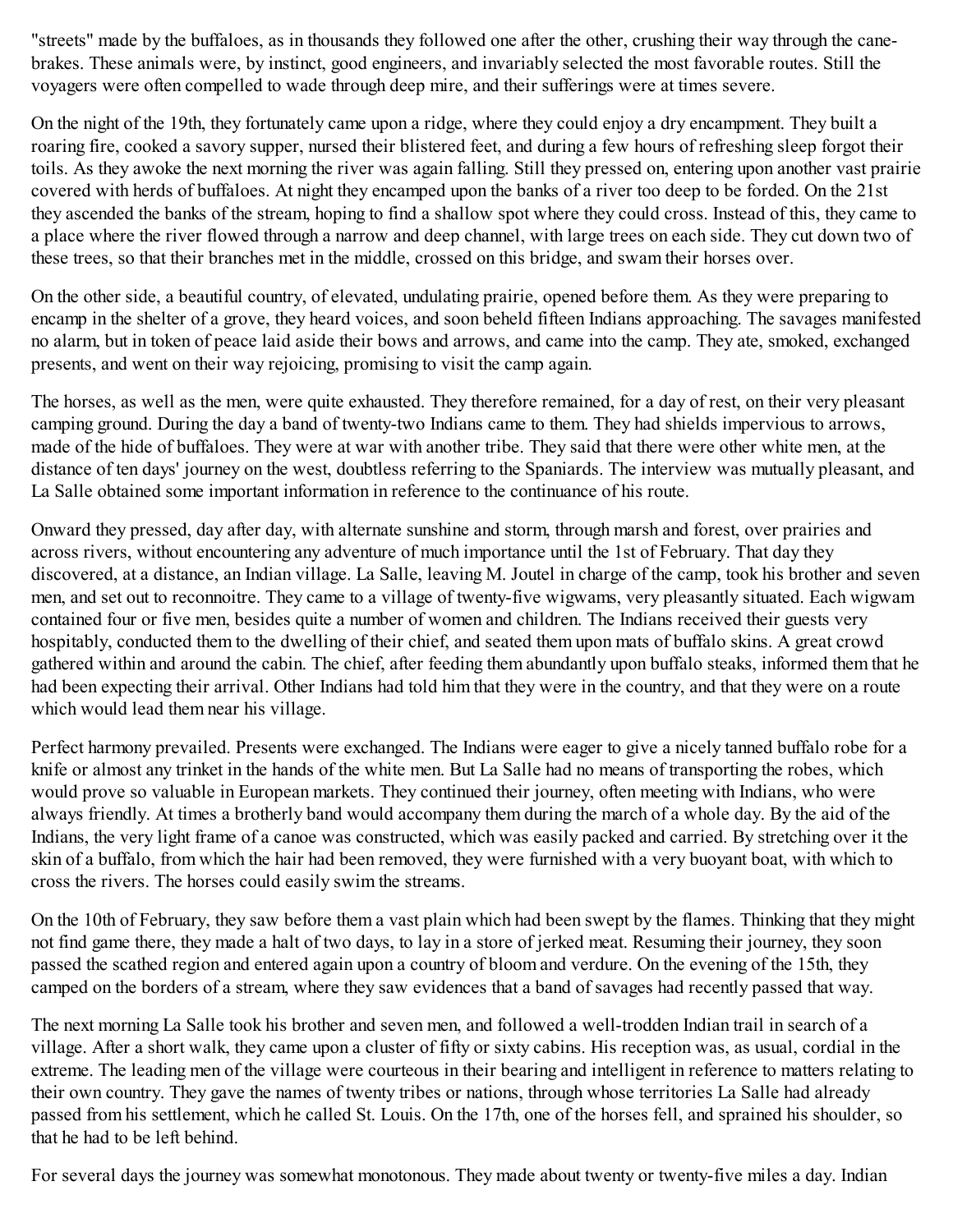"streets" made by the buffaloes, as in thousands they followed one after the other, crushing their way through the cane-brakes. These animals were, by instinct, good engineers, and invariably selected the most favorable routes. Still the voyagers were often compelled to wade through deep mire, and their sufferings were at times severe.

On the night of the 19th, they fortunately came upon a ridge, where they could enjoy a dry encampment. They built a roaring fire, cooked a savory supper, nursed their blistered feet, and during a few hours of refreshing sleep forgot their toils. As they awoke the next morning the river was again falling. Still they pressed on, entering upon another vast prairie covered with herds of buffaloes. At night they encamped upon the banks of a river too deep to be forded. On the 21st they ascended the banks of the stream, hoping to find a shallow spot where they could cross. Instead of this, they came to a place where the river flowed through a narrow and deep channel, with large trees on each side. They cut down two of these trees, so that their branches met in the middle, crossed on this bridge, and swam their horses over.

On the other side, a beautiful country, of elevated, undulating prairie, opened before them. As they were preparing to encamp in the shelter of a grove, they heard voices, and soon beheld fifteen Indians approaching. The savages manifested no alarm, but in token of peace laid aside their bows and arrows, and came into the camp. They ate, smoked, exchanged presents, and went on their way rejoicing, promising to visit the camp again.

The horses, as well as the men, were quite exhausted. They therefore remained, for a day of rest, on their very pleasant camping ground. During the day a band of twenty-two Indians came to them. They had shields impervious to arrows, made of the hide of buffaloes. They were at war with another tribe. They said that there were other white men, at the distance of ten days' journey on the west, doubtless referring to the Spaniards. The interview was mutually pleasant, and La Salle obtained some important information in reference to the continuance of his route.

Onward they pressed, day after day, with alternate sunshine and storm, through marsh and forest, over prairies and across rivers, without encountering any adventure of much importance until the 1st of February. That day they discovered, at a distance, an Indian village. La Salle, leaving M. Joutel in charge of the camp, took his brother and seven men, and set out to reconnoitre. They came to a village of twenty-five wigwams, very pleasantly situated. Each wigwam contained four or five men, besides quite a number of women and children. The Indians received their guests very hospitably, conducted them to the dwelling of their chief, and seated them upon mats of buffalo skins. A great crowd gathered within and around the cabin. The chief, after feeding them abundantly upon buffalo steaks, informed them that he had been expecting their arrival. Other Indians had told him that they were in the country, and that they were on a route which would lead them near his village.

Perfect harmony prevailed. Presents were exchanged. The Indians were eager to give a nicely tanned buffalo robe for a knife or almost any trinket in the hands of the white men. But La Salle had no means of transporting the robes, which would prove so valuable in European markets. They continued their journey, often meeting with Indians, who were always friendly. At times a brotherly band would accompany them during the march of a whole day. By the aid of the Indians, the very light frame of a canoe was constructed, which was easily packed and carried. By stretching over it the skin of a buffalo, from which the hair had been removed, they were furnished with a very buoyant boat, with which to cross the rivers. The horses could easily swim the streams.

On the 10th of February, they saw before them a vast plain which had been swept by the flames. Thinking that they might not find game there, they made a halt of two days, to lay in a store of jerked meat. Resuming their journey, they soon passed the scathed region and entered again upon a country of bloom and verdure. On the evening of the 15th, they camped on the borders of a stream, where they saw evidences that a band of savages had recently passed that way.

The next morning La Salle took his brother and seven men, and followed a well-trodden Indian trail in search of a village. After a short walk, they came upon a cluster of fifty or sixty cabins. His reception was, as usual, cordial in the extreme. The leading men of the village were courteous in their bearing and intelligent in reference to matters relating to their own country. They gave the names of twenty tribes or nations, through whose territories La Salle had already passed from his settlement, which he called St. Louis. On the 17th, one of the horses fell, and sprained his shoulder, so that he had to be left behind.

For several days the journey was somewhat monotonous. They made about twenty or twenty-five miles a day. Indian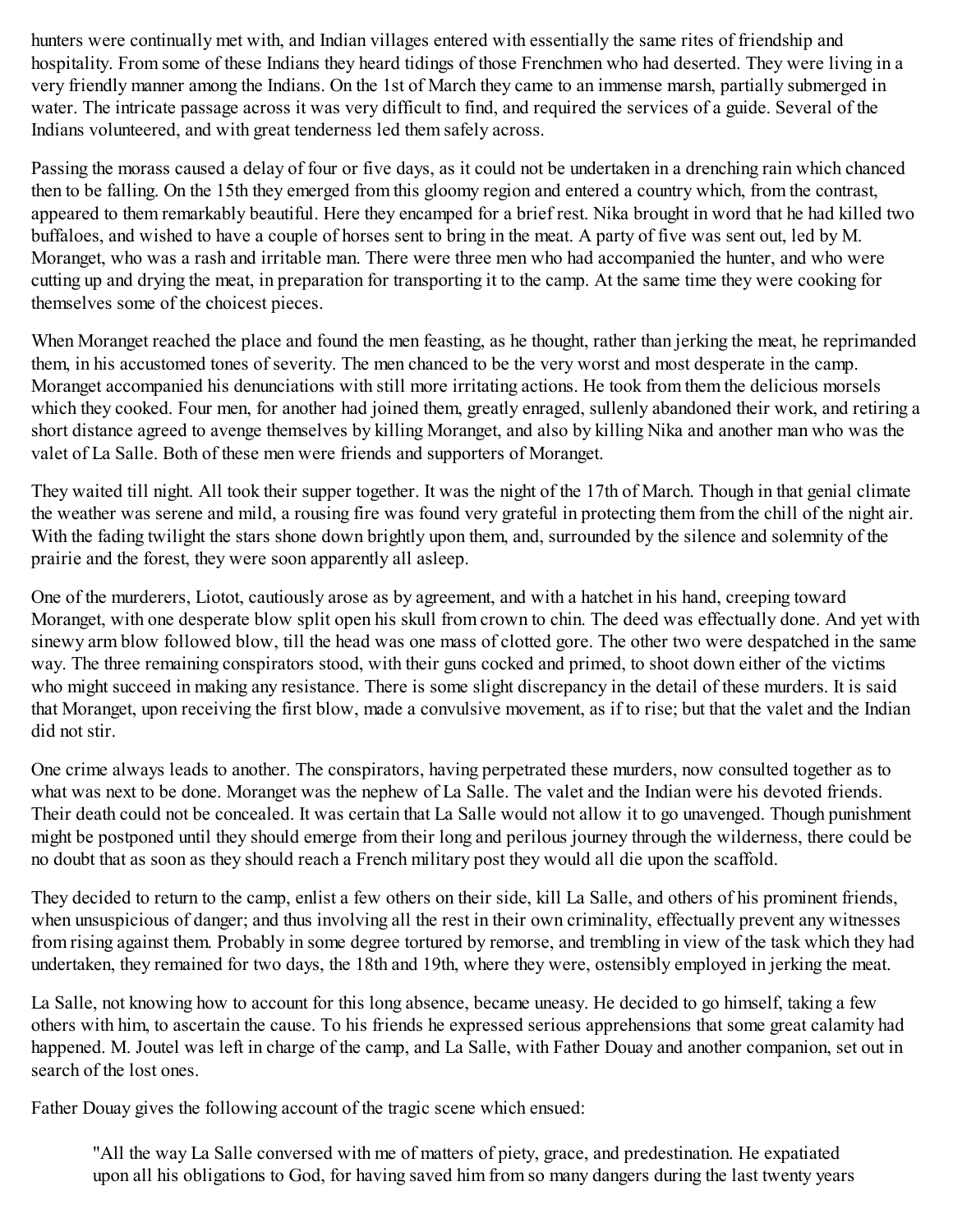hunters were continually met with, and Indian villages entered with essentially the same rites of friendship and hospitality. From some of these Indians they heard tidings of those Frenchmen who had deserted. They were living in a very friendly manner among the Indians. On the 1st of March they came to an immense marsh, partially submerged in water. The intricate passage across it was very difficult to find, and required the services of a guide. Several of the Indians volunteered, and with great tenderness led them safely across.

Passing the morass caused a delay of four or five days, as it could not be undertaken in a drenching rain which chanced then to be falling. On the 15th they emerged from this gloomy region and entered a country which, from the contrast, appeared to them remarkably beautiful. Here they encamped for a brief rest. Nika brought in word that he had killed two buffaloes, and wished to have a couple of horses sent to bring in the meat. A party of five was sent out, led by M. Moranget, who was a rash and irritable man. There were three men who had accompanied the hunter, and who were cutting up and drying the meat, in preparation for transporting it to the camp. At the same time they were cooking for themselves some of the choicest pieces.

When Moranget reached the place and found the men feasting, as he thought, rather than jerking the meat, he reprimanded them, in his accustomed tones of severity. The men chanced to be the very worst and most desperate in the camp. Moranget accompanied his denunciations with still more irritating actions. He took from them the delicious morsels which they cooked. Four men, for another had joined them, greatly enraged, sullenly abandoned their work, and retiring a short distance agreed to avenge themselves by killing Moranget, and also by killing Nika and another man who was the valet of La Salle. Both of these men were friends and supporters of Moranget.

They waited till night. All took their supper together. It was the night of the 17th of March. Though in that genial climate the weather was serene and mild, a rousing fire was found very grateful in protecting them from the chill of the night air. With the fading twilight the stars shone down brightly upon them, and, surrounded by the silence and solemnity of the prairie and the forest, they were soon apparently all asleep.

One of the murderers, Liotot, cautiously arose as by agreement, and with a hatchet in his hand, creeping toward Moranget, with one desperate blow split open his skull from crown to chin. The deed was effectually done. And yet with sinewy arm blow followed blow, till the head was one mass of clotted gore. The other two were despatched in the same way. The three remaining conspirators stood, with their guns cocked and primed, to shoot down either of the victims who might succeed in making any resistance. There is some slight discrepancy in the detail of these murders. It is said that Moranget, upon receiving the first blow, made a convulsive movement, as if to rise; but that the valet and the Indian did not stir.

One crime always leads to another. The conspirators, having perpetrated these murders, now consulted together as to what was next to be done. Moranget was the nephew of La Salle. The valet and the Indian were his devoted friends. Their death could not be concealed. It was certain that La Salle would not allow it to go unavenged. Though punishment might be postponed until they should emerge from their long and perilous journey through the wilderness, there could be no doubt that as soon as they should reach a French military post they would all die upon the scaffold.

They decided to return to the camp, enlist a few others on their side, kill La Salle, and others of his prominent friends, when unsuspicious of danger; and thus involving all the rest in their own criminality, effectually prevent any witnesses from rising against them. Probably in some degree tortured by remorse, and trembling in view of the task which they had undertaken, they remained for two days, the 18th and 19th, where they were, ostensibly employed in jerking the meat.

La Salle, not knowing how to account for this long absence, became uneasy. He decided to go himself, taking a few others with him, to ascertain the cause. To his friends he expressed serious apprehensions that some great calamity had happened. M. Joutel was left in charge of the camp, and La Salle, with Father Douay and another companion, set out in search of the lost ones.

Father Douay gives the following account of the tragic scene which ensued:

> "All the way La Salle conversed with me of matters of piety, grace, and predestination. He expatiated upon all his obligations to God, for having saved him from so many dangers during the last twenty years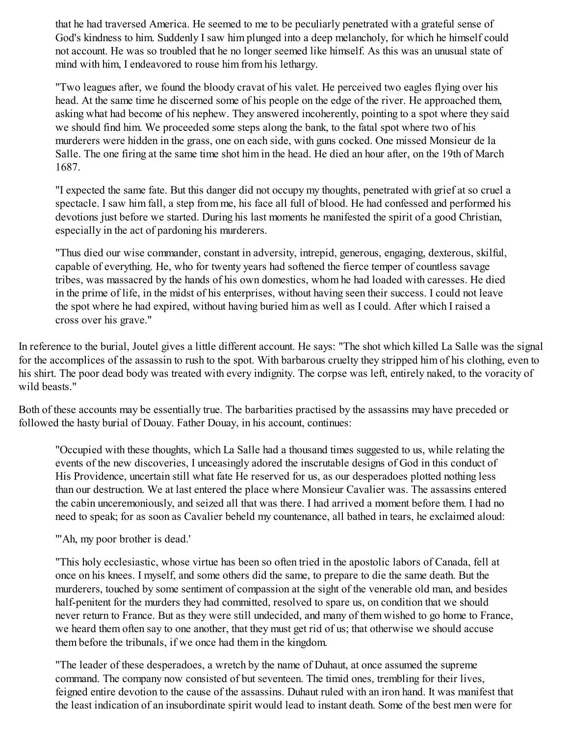> that he had traversed America. He seemed to me to be peculiarly penetrated with a grateful sense of God's kindness to him. Suddenly I saw him plunged into a deep melancholy, for which he himself could not account. He was so troubled that he no longer seemed like himself. As this was an unusual state of mind with him, I endeavored to rouse him from his lethargy.
>
> "Two leagues after, we found the bloody cravat of his valet. He perceived two eagles flying over his head. At the same time he discerned some of his people on the edge of the river. He approached them, asking what had become of his nephew. They answered incoherently, pointing to a spot where they said we should find him. We proceeded some steps along the bank, to the fatal spot where two of his murderers were hidden in the grass, one on each side, with guns cocked. One missed Monsieur de la Salle. The one firing at the same time shot him in the head. He died an hour after, on the 19th of March 1687.
>
> "I expected the same fate. But this danger did not occupy my thoughts, penetrated with grief at so cruel a spectacle. I saw him fall, a step from me, his face all full of blood. He had confessed and performed his devotions just before we started. During his last moments he manifested the spirit of a good Christian, especially in the act of pardoning his murderers.
>
> "Thus died our wise commander, constant in adversity, intrepid, generous, engaging, dexterous, skilful, capable of everything. He, who for twenty years had softened the fierce temper of countless savage tribes, was massacred by the hands of his own domestics, whom he had loaded with caresses. He died in the prime of life, in the midst of his enterprises, without having seen their success. I could not leave the spot where he had expired, without having buried him as well as I could. After which I raised a cross over his grave."

In reference to the burial, Joutel gives a little different account. He says: "The shot which killed La Salle was the signal for the accomplices of the assassin to rush to the spot. With barbarous cruelty they stripped him of his clothing, even to his shirt. The poor dead body was treated with every indignity. The corpse was left, entirely naked, to the voracity of wild beasts."

Both of these accounts may be essentially true. The barbarities practised by the assassins may have preceded or followed the hasty burial of Douay. Father Douay, in his account, continues:

> "Occupied with these thoughts, which La Salle had a thousand times suggested to us, while relating the events of the new discoveries, I unceasingly adored the inscrutable designs of God in this conduct of His Providence, uncertain still what fate He reserved for us, as our desperadoes plotted nothing less than our destruction. We at last entered the place where Monsieur Cavalier was. The assassins entered the cabin unceremoniously, and seized all that was there. I had arrived a moment before them. I had no need to speak; for as soon as Cavalier beheld my countenance, all bathed in tears, he exclaimed aloud:
>
> "'Ah, my poor brother is dead.'
>
> "This holy ecclesiastic, whose virtue has been so often tried in the apostolic labors of Canada, fell at once on his knees. I myself, and some others did the same, to prepare to die the same death. But the murderers, touched by some sentiment of compassion at the sight of the venerable old man, and besides half-penitent for the murders they had committed, resolved to spare us, on condition that we should never return to France. But as they were still undecided, and many of them wished to go home to France, we heard them often say to one another, that they must get rid of us; that otherwise we should accuse them before the tribunals, if we once had them in the kingdom.
>
> "The leader of these desperadoes, a wretch by the name of Duhaut, at once assumed the supreme command. The company now consisted of but seventeen. The timid ones, trembling for their lives, feigned entire devotion to the cause of the assassins. Duhaut ruled with an iron hand. It was manifest that the least indication of an insubordinate spirit would lead to instant death. Some of the best men were for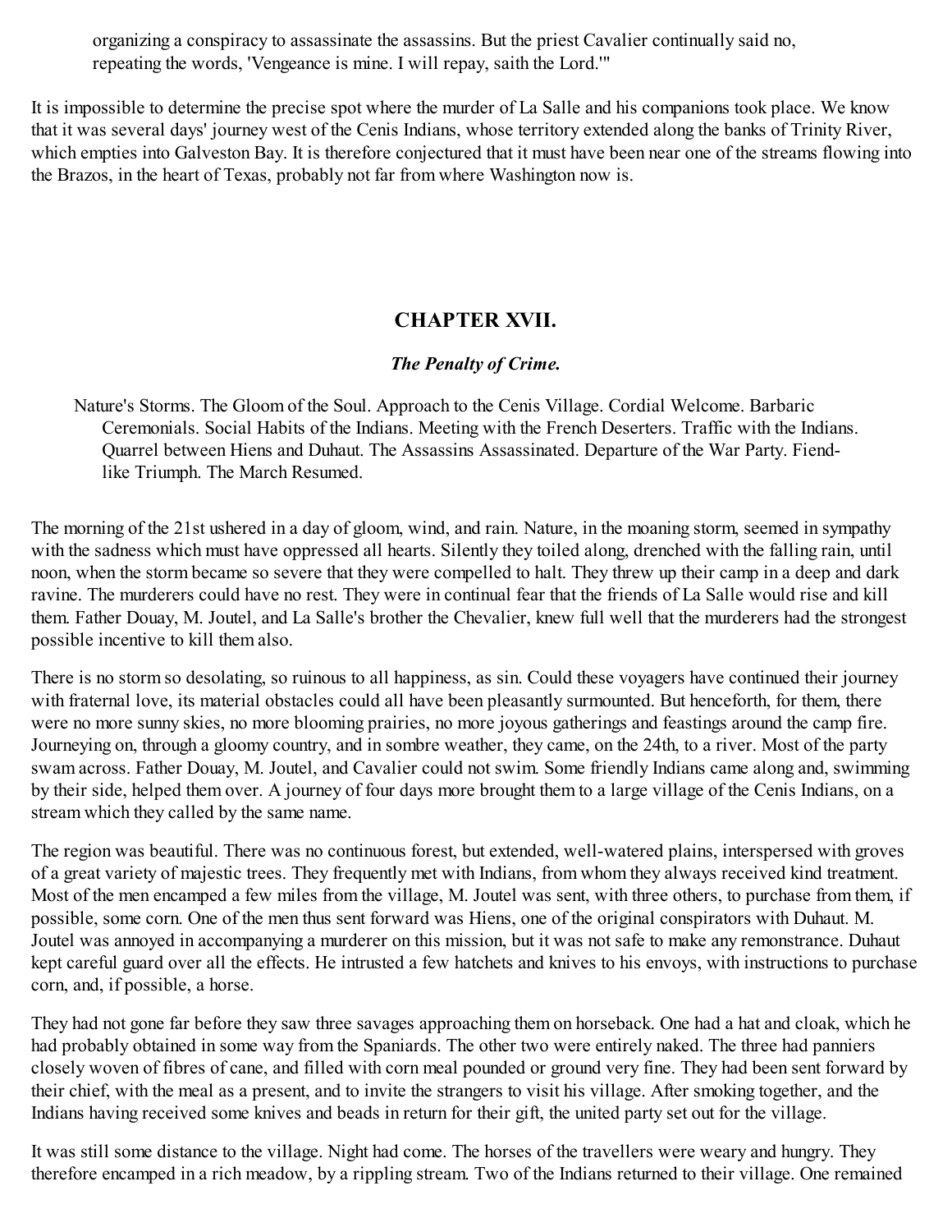> organizing a conspiracy to assassinate the assassins. But the priest Cavalier continually said no, repeating the words, 'Vengeance is mine. I will repay, saith the Lord.'"

It is impossible to determine the precise spot where the murder of La Salle and his companions took place. We know that it was several days' journey west of the Cenis Indians, whose territory extended along the banks of Trinity River, which empties into Galveston Bay. It is therefore conjectured that it must have been near one of the streams flowing into the Brazos, in the heart of Texas, probably not far from where Washington now is.

## CHAPTER XVII.

### *The Penalty of Crime.*

> Nature's Storms. The Gloom of the Soul. Approach to the Cenis Village. Cordial Welcome. Barbaric Ceremonials. Social Habits of the Indians. Meeting with the French Deserters. Traffic with the Indians. Quarrel between Hiens and Duhaut. The Assassins Assassinated. Departure of the War Party. Fiend-like Triumph. The March Resumed.

The morning of the 21st ushered in a day of gloom, wind, and rain. Nature, in the moaning storm, seemed in sympathy with the sadness which must have oppressed all hearts. Silently they toiled along, drenched with the falling rain, until noon, when the storm became so severe that they were compelled to halt. They threw up their camp in a deep and dark ravine. The murderers could have no rest. They were in continual fear that the friends of La Salle would rise and kill them. Father Douay, M. Joutel, and La Salle's brother the Chevalier, knew full well that the murderers had the strongest possible incentive to kill them also.

There is no storm so desolating, so ruinous to all happiness, as sin. Could these voyagers have continued their journey with fraternal love, its material obstacles could all have been pleasantly surmounted. But henceforth, for them, there were no more sunny skies, no more blooming prairies, no more joyous gatherings and feastings around the camp fire. Journeying on, through a gloomy country, and in sombre weather, they came, on the 24th, to a river. Most of the party swam across. Father Douay, M. Joutel, and Cavalier could not swim. Some friendly Indians came along and, swimming by their side, helped them over. A journey of four days more brought them to a large village of the Cenis Indians, on a stream which they called by the same name.

The region was beautiful. There was no continuous forest, but extended, well-watered plains, interspersed with groves of a great variety of majestic trees. They frequently met with Indians, from whom they always received kind treatment. Most of the men encamped a few miles from the village, M. Joutel was sent, with three others, to purchase from them, if possible, some corn. One of the men thus sent forward was Hiens, one of the original conspirators with Duhaut. M. Joutel was annoyed in accompanying a murderer on this mission, but it was not safe to make any remonstrance. Duhaut kept careful guard over all the effects. He intrusted a few hatchets and knives to his envoys, with instructions to purchase corn, and, if possible, a horse.

They had not gone far before they saw three savages approaching them on horseback. One had a hat and cloak, which he had probably obtained in some way from the Spaniards. The other two were entirely naked. The three had panniers closely woven of fibres of cane, and filled with corn meal pounded or ground very fine. They had been sent forward by their chief, with the meal as a present, and to invite the strangers to visit his village. After smoking together, and the Indians having received some knives and beads in return for their gift, the united party set out for the village.

It was still some distance to the village. Night had come. The horses of the travellers were weary and hungry. They therefore encamped in a rich meadow, by a rippling stream. Two of the Indians returned to their village. One remained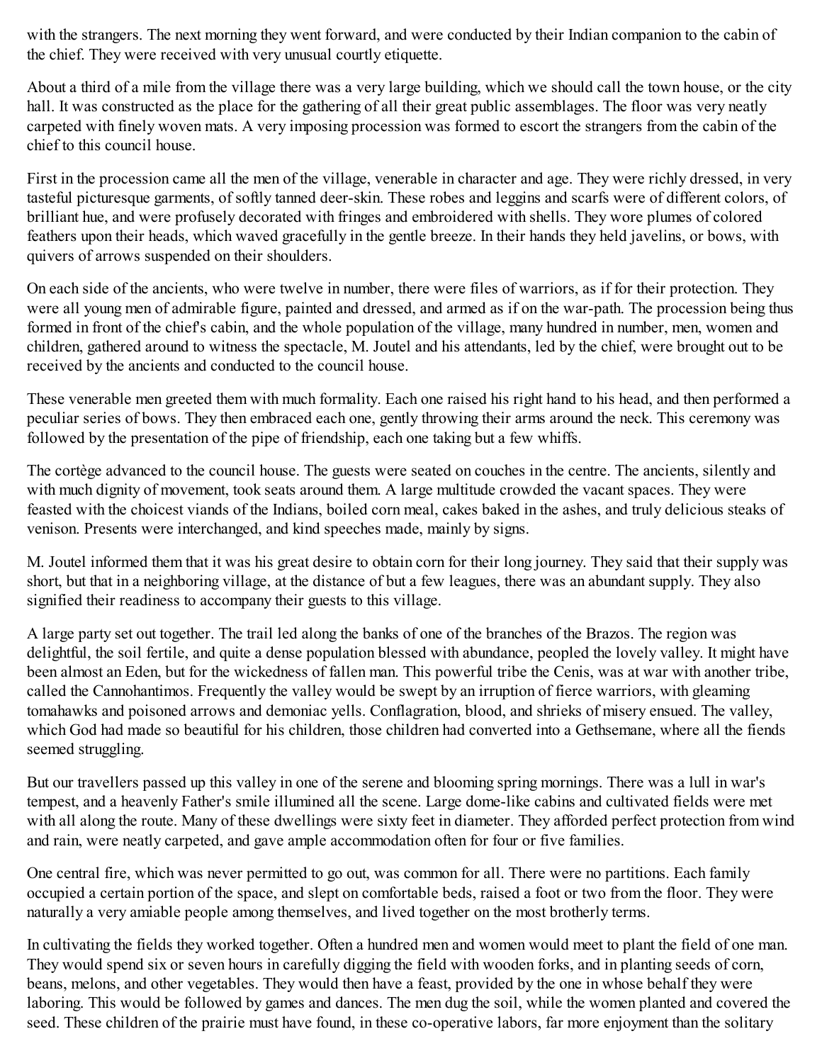with the strangers. The next morning they went forward, and were conducted by their Indian companion to the cabin of the chief. They were received with very unusual courtly etiquette.

About a third of a mile from the village there was a very large building, which we should call the town house, or the city hall. It was constructed as the place for the gathering of all their great public assemblages. The floor was very neatly carpeted with finely woven mats. A very imposing procession was formed to escort the strangers from the cabin of the chief to this council house.

First in the procession came all the men of the village, venerable in character and age. They were richly dressed, in very tasteful picturesque garments, of softly tanned deer-skin. These robes and leggins and scarfs were of different colors, of brilliant hue, and were profusely decorated with fringes and embroidered with shells. They wore plumes of colored feathers upon their heads, which waved gracefully in the gentle breeze. In their hands they held javelins, or bows, with quivers of arrows suspended on their shoulders.

On each side of the ancients, who were twelve in number, there were files of warriors, as if for their protection. They were all young men of admirable figure, painted and dressed, and armed as if on the war-path. The procession being thus formed in front of the chief's cabin, and the whole population of the village, many hundred in number, men, women and children, gathered around to witness the spectacle, M. Joutel and his attendants, led by the chief, were brought out to be received by the ancients and conducted to the council house.

These venerable men greeted them with much formality. Each one raised his right hand to his head, and then performed a peculiar series of bows. They then embraced each one, gently throwing their arms around the neck. This ceremony was followed by the presentation of the pipe of friendship, each one taking but a few whiffs.

The cortège advanced to the council house. The guests were seated on couches in the centre. The ancients, silently and with much dignity of movement, took seats around them. A large multitude crowded the vacant spaces. They were feasted with the choicest viands of the Indians, boiled corn meal, cakes baked in the ashes, and truly delicious steaks of venison. Presents were interchanged, and kind speeches made, mainly by signs.

M. Joutel informed them that it was his great desire to obtain corn for their long journey. They said that their supply was short, but that in a neighboring village, at the distance of but a few leagues, there was an abundant supply. They also signified their readiness to accompany their guests to this village.

A large party set out together. The trail led along the banks of one of the branches of the Brazos. The region was delightful, the soil fertile, and quite a dense population blessed with abundance, peopled the lovely valley. It might have been almost an Eden, but for the wickedness of fallen man. This powerful tribe the Cenis, was at war with another tribe, called the Cannohantimos. Frequently the valley would be swept by an irruption of fierce warriors, with gleaming tomahawks and poisoned arrows and demoniac yells. Conflagration, blood, and shrieks of misery ensued. The valley, which God had made so beautiful for his children, those children had converted into a Gethsemane, where all the fiends seemed struggling.

But our travellers passed up this valley in one of the serene and blooming spring mornings. There was a lull in war's tempest, and a heavenly Father's smile illumined all the scene. Large dome-like cabins and cultivated fields were met with all along the route. Many of these dwellings were sixty feet in diameter. They afforded perfect protection from wind and rain, were neatly carpeted, and gave ample accommodation often for four or five families.

One central fire, which was never permitted to go out, was common for all. There were no partitions. Each family occupied a certain portion of the space, and slept on comfortable beds, raised a foot or two from the floor. They were naturally a very amiable people among themselves, and lived together on the most brotherly terms.

In cultivating the fields they worked together. Often a hundred men and women would meet to plant the field of one man. They would spend six or seven hours in carefully digging the field with wooden forks, and in planting seeds of corn, beans, melons, and other vegetables. They would then have a feast, provided by the one in whose behalf they were laboring. This would be followed by games and dances. The men dug the soil, while the women planted and covered the seed. These children of the prairie must have found, in these co-operative labors, far more enjoyment than the solitary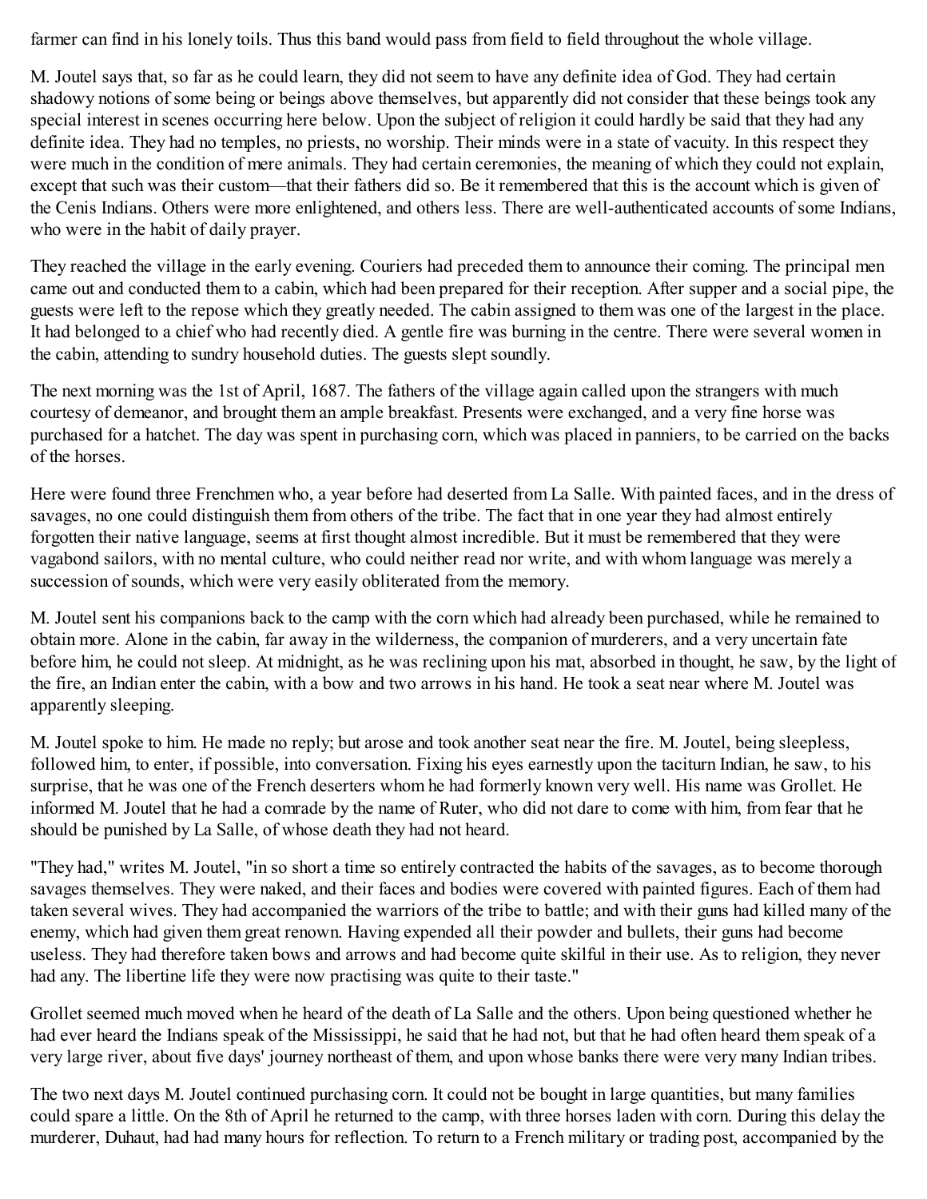farmer can find in his lonely toils. Thus this band would pass from field to field throughout the whole village.

M. Joutel says that, so far as he could learn, they did not seem to have any definite idea of God. They had certain shadowy notions of some being or beings above themselves, but apparently did not consider that these beings took any special interest in scenes occurring here below. Upon the subject of religion it could hardly be said that they had any definite idea. They had no temples, no priests, no worship. Their minds were in a state of vacuity. In this respect they were much in the condition of mere animals. They had certain ceremonies, the meaning of which they could not explain, except that such was their custom—that their fathers did so. Be it remembered that this is the account which is given of the Cenis Indians. Others were more enlightened, and others less. There are well-authenticated accounts of some Indians, who were in the habit of daily prayer.

They reached the village in the early evening. Couriers had preceded them to announce their coming. The principal men came out and conducted them to a cabin, which had been prepared for their reception. After supper and a social pipe, the guests were left to the repose which they greatly needed. The cabin assigned to them was one of the largest in the place. It had belonged to a chief who had recently died. A gentle fire was burning in the centre. There were several women in the cabin, attending to sundry household duties. The guests slept soundly.

The next morning was the 1st of April, 1687. The fathers of the village again called upon the strangers with much courtesy of demeanor, and brought them an ample breakfast. Presents were exchanged, and a very fine horse was purchased for a hatchet. The day was spent in purchasing corn, which was placed in panniers, to be carried on the backs of the horses.

Here were found three Frenchmen who, a year before had deserted from La Salle. With painted faces, and in the dress of savages, no one could distinguish them from others of the tribe. The fact that in one year they had almost entirely forgotten their native language, seems at first thought almost incredible. But it must be remembered that they were vagabond sailors, with no mental culture, who could neither read nor write, and with whom language was merely a succession of sounds, which were very easily obliterated from the memory.

M. Joutel sent his companions back to the camp with the corn which had already been purchased, while he remained to obtain more. Alone in the cabin, far away in the wilderness, the companion of murderers, and a very uncertain fate before him, he could not sleep. At midnight, as he was reclining upon his mat, absorbed in thought, he saw, by the light of the fire, an Indian enter the cabin, with a bow and two arrows in his hand. He took a seat near where M. Joutel was apparently sleeping.

M. Joutel spoke to him. He made no reply; but arose and took another seat near the fire. M. Joutel, being sleepless, followed him, to enter, if possible, into conversation. Fixing his eyes earnestly upon the taciturn Indian, he saw, to his surprise, that he was one of the French deserters whom he had formerly known very well. His name was Grollet. He informed M. Joutel that he had a comrade by the name of Ruter, who did not dare to come with him, from fear that he should be punished by La Salle, of whose death they had not heard.

"They had," writes M. Joutel, "in so short a time so entirely contracted the habits of the savages, as to become thorough savages themselves. They were naked, and their faces and bodies were covered with painted figures. Each of them had taken several wives. They had accompanied the warriors of the tribe to battle; and with their guns had killed many of the enemy, which had given them great renown. Having expended all their powder and bullets, their guns had become useless. They had therefore taken bows and arrows and had become quite skilful in their use. As to religion, they never had any. The libertine life they were now practising was quite to their taste."

Grollet seemed much moved when he heard of the death of La Salle and the others. Upon being questioned whether he had ever heard the Indians speak of the Mississippi, he said that he had not, but that he had often heard them speak of a very large river, about five days' journey northeast of them, and upon whose banks there were very many Indian tribes.

The two next days M. Joutel continued purchasing corn. It could not be bought in large quantities, but many families could spare a little. On the 8th of April he returned to the camp, with three horses laden with corn. During this delay the murderer, Duhaut, had had many hours for reflection. To return to a French military or trading post, accompanied by the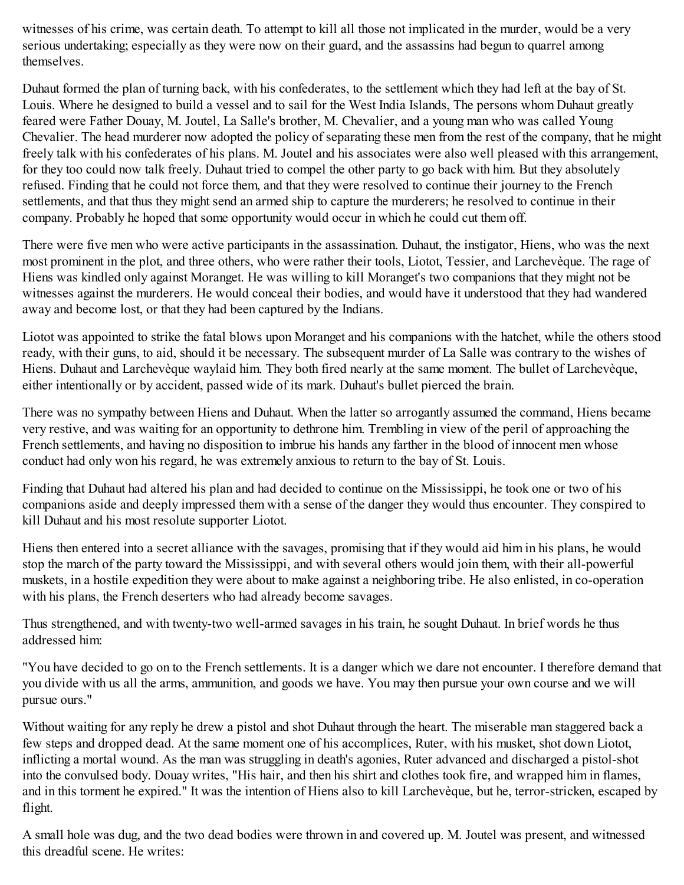witnesses of his crime, was certain death. To attempt to kill all those not implicated in the murder, would be a very serious undertaking; especially as they were now on their guard, and the assassins had begun to quarrel among themselves.

Duhaut formed the plan of turning back, with his confederates, to the settlement which they had left at the bay of St. Louis. Where he designed to build a vessel and to sail for the West India Islands, The persons whom Duhaut greatly feared were Father Douay, M. Joutel, La Salle's brother, M. Chevalier, and a young man who was called Young Chevalier. The head murderer now adopted the policy of separating these men from the rest of the company, that he might freely talk with his confederates of his plans. M. Joutel and his associates were also well pleased with this arrangement, for they too could now talk freely. Duhaut tried to compel the other party to go back with him. But they absolutely refused. Finding that he could not force them, and that they were resolved to continue their journey to the French settlements, and that thus they might send an armed ship to capture the murderers; he resolved to continue in their company. Probably he hoped that some opportunity would occur in which he could cut them off.

There were five men who were active participants in the assassination. Duhaut, the instigator, Hiens, who was the next most prominent in the plot, and three others, who were rather their tools, Liotot, Tessier, and Larchevèque. The rage of Hiens was kindled only against Moranget. He was willing to kill Moranget's two companions that they might not be witnesses against the murderers. He would conceal their bodies, and would have it understood that they had wandered away and become lost, or that they had been captured by the Indians.

Liotot was appointed to strike the fatal blows upon Moranget and his companions with the hatchet, while the others stood ready, with their guns, to aid, should it be necessary. The subsequent murder of La Salle was contrary to the wishes of Hiens. Duhaut and Larchevèque waylaid him. They both fired nearly at the same moment. The bullet of Larchevèque, either intentionally or by accident, passed wide of its mark. Duhaut's bullet pierced the brain.

There was no sympathy between Hiens and Duhaut. When the latter so arrogantly assumed the command, Hiens became very restive, and was waiting for an opportunity to dethrone him. Trembling in view of the peril of approaching the French settlements, and having no disposition to imbrue his hands any farther in the blood of innocent men whose conduct had only won his regard, he was extremely anxious to return to the bay of St. Louis.

Finding that Duhaut had altered his plan and had decided to continue on the Mississippi, he took one or two of his companions aside and deeply impressed them with a sense of the danger they would thus encounter. They conspired to kill Duhaut and his most resolute supporter Liotot.

Hiens then entered into a secret alliance with the savages, promising that if they would aid him in his plans, he would stop the march of the party toward the Mississippi, and with several others would join them, with their all-powerful muskets, in a hostile expedition they were about to make against a neighboring tribe. He also enlisted, in co-operation with his plans, the French deserters who had already become savages.

Thus strengthened, and with twenty-two well-armed savages in his train, he sought Duhaut. In brief words he thus addressed him:

"You have decided to go on to the French settlements. It is a danger which we dare not encounter. I therefore demand that you divide with us all the arms, ammunition, and goods we have. You may then pursue your own course and we will pursue ours."

Without waiting for any reply he drew a pistol and shot Duhaut through the heart. The miserable man staggered back a few steps and dropped dead. At the same moment one of his accomplices, Ruter, with his musket, shot down Liotot, inflicting a mortal wound. As the man was struggling in death's agonies, Ruter advanced and discharged a pistol-shot into the convulsed body. Douay writes, "His hair, and then his shirt and clothes took fire, and wrapped him in flames, and in this torment he expired." It was the intention of Hiens also to kill Larchevèque, but he, terror-stricken, escaped by flight.

A small hole was dug, and the two dead bodies were thrown in and covered up. M. Joutel was present, and witnessed this dreadful scene. He writes: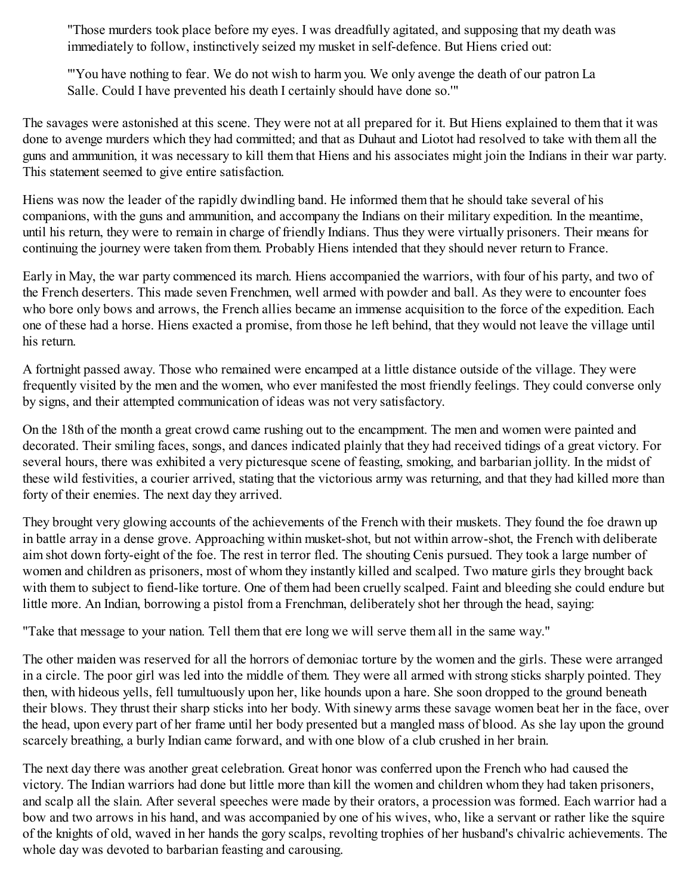"Those murders took place before my eyes. I was dreadfully agitated, and supposing that my death was immediately to follow, instinctively seized my musket in self-defence. But Hiens cried out:

"'You have nothing to fear. We do not wish to harm you. We only avenge the death of our patron La Salle. Could I have prevented his death I certainly should have done so.'"

The savages were astonished at this scene. They were not at all prepared for it. But Hiens explained to them that it was done to avenge murders which they had committed; and that as Duhaut and Liotot had resolved to take with them all the guns and ammunition, it was necessary to kill them that Hiens and his associates might join the Indians in their war party. This statement seemed to give entire satisfaction.

Hiens was now the leader of the rapidly dwindling band. He informed them that he should take several of his companions, with the guns and ammunition, and accompany the Indians on their military expedition. In the meantime, until his return, they were to remain in charge of friendly Indians. Thus they were virtually prisoners. Their means for continuing the journey were taken from them. Probably Hiens intended that they should never return to France.

Early in May, the war party commenced its march. Hiens accompanied the warriors, with four of his party, and two of the French deserters. This made seven Frenchmen, well armed with powder and ball. As they were to encounter foes who bore only bows and arrows, the French allies became an immense acquisition to the force of the expedition. Each one of these had a horse. Hiens exacted a promise, from those he left behind, that they would not leave the village until his return.

A fortnight passed away. Those who remained were encamped at a little distance outside of the village. They were frequently visited by the men and the women, who ever manifested the most friendly feelings. They could converse only by signs, and their attempted communication of ideas was not very satisfactory.

On the 18th of the month a great crowd came rushing out to the encampment. The men and women were painted and decorated. Their smiling faces, songs, and dances indicated plainly that they had received tidings of a great victory. For several hours, there was exhibited a very picturesque scene of feasting, smoking, and barbarian jollity. In the midst of these wild festivities, a courier arrived, stating that the victorious army was returning, and that they had killed more than forty of their enemies. The next day they arrived.

They brought very glowing accounts of the achievements of the French with their muskets. They found the foe drawn up in battle array in a dense grove. Approaching within musket-shot, but not within arrow-shot, the French with deliberate aim shot down forty-eight of the foe. The rest in terror fled. The shouting Cenis pursued. They took a large number of women and children as prisoners, most of whom they instantly killed and scalped. Two mature girls they brought back with them to subject to fiend-like torture. One of them had been cruelly scalped. Faint and bleeding she could endure but little more. An Indian, borrowing a pistol from a Frenchman, deliberately shot her through the head, saying:

"Take that message to your nation. Tell them that ere long we will serve them all in the same way."

The other maiden was reserved for all the horrors of demoniac torture by the women and the girls. These were arranged in a circle. The poor girl was led into the middle of them. They were all armed with strong sticks sharply pointed. They then, with hideous yells, fell tumultuously upon her, like hounds upon a hare. She soon dropped to the ground beneath their blows. They thrust their sharp sticks into her body. With sinewy arms these savage women beat her in the face, over the head, upon every part of her frame until her body presented but a mangled mass of blood. As she lay upon the ground scarcely breathing, a burly Indian came forward, and with one blow of a club crushed in her brain.

The next day there was another great celebration. Great honor was conferred upon the French who had caused the victory. The Indian warriors had done but little more than kill the women and children whom they had taken prisoners, and scalp all the slain. After several speeches were made by their orators, a procession was formed. Each warrior had a bow and two arrows in his hand, and was accompanied by one of his wives, who, like a servant or rather like the squire of the knights of old, waved in her hands the gory scalps, revolting trophies of her husband's chivalric achievements. The whole day was devoted to barbarian feasting and carousing.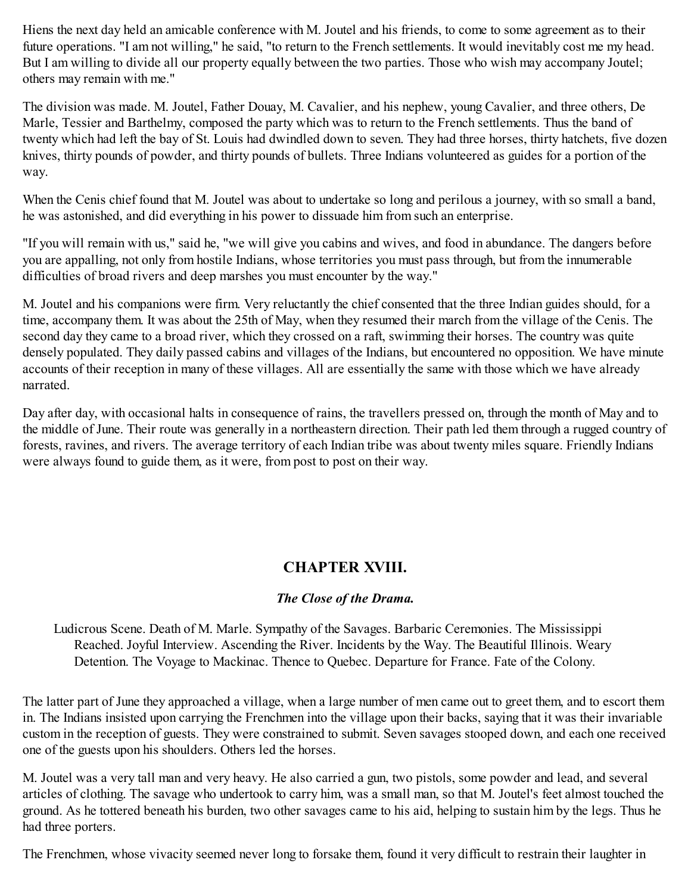Hiens the next day held an amicable conference with M. Joutel and his friends, to come to some agreement as to their future operations. "I am not willing," he said, "to return to the French settlements. It would inevitably cost me my head. But I am willing to divide all our property equally between the two parties. Those who wish may accompany Joutel; others may remain with me."

The division was made. M. Joutel, Father Douay, M. Cavalier, and his nephew, young Cavalier, and three others, De Marle, Tessier and Barthelmy, composed the party which was to return to the French settlements. Thus the band of twenty which had left the bay of St. Louis had dwindled down to seven. They had three horses, thirty hatchets, five dozen knives, thirty pounds of powder, and thirty pounds of bullets. Three Indians volunteered as guides for a portion of the way.

When the Cenis chief found that M. Joutel was about to undertake so long and perilous a journey, with so small a band, he was astonished, and did everything in his power to dissuade him from such an enterprise.

"If you will remain with us," said he, "we will give you cabins and wives, and food in abundance. The dangers before you are appalling, not only from hostile Indians, whose territories you must pass through, but from the innumerable difficulties of broad rivers and deep marshes you must encounter by the way."

M. Joutel and his companions were firm. Very reluctantly the chief consented that the three Indian guides should, for a time, accompany them. It was about the 25th of May, when they resumed their march from the village of the Cenis. The second day they came to a broad river, which they crossed on a raft, swimming their horses. The country was quite densely populated. They daily passed cabins and villages of the Indians, but encountered no opposition. We have minute accounts of their reception in many of these villages. All are essentially the same with those which we have already narrated.

Day after day, with occasional halts in consequence of rains, the travellers pressed on, through the month of May and to the middle of June. Their route was generally in a northeastern direction. Their path led them through a rugged country of forests, ravines, and rivers. The average territory of each Indian tribe was about twenty miles square. Friendly Indians were always found to guide them, as it were, from post to post on their way.

## CHAPTER XVIII.

### *The Close of the Drama.*

> Ludicrous Scene. Death of M. Marle. Sympathy of the Savages. Barbaric Ceremonies. The Mississippi Reached. Joyful Interview. Ascending the River. Incidents by the Way. The Beautiful Illinois. Weary Detention. The Voyage to Mackinac. Thence to Quebec. Departure for France. Fate of the Colony.

The latter part of June they approached a village, when a large number of men came out to greet them, and to escort them in. The Indians insisted upon carrying the Frenchmen into the village upon their backs, saying that it was their invariable custom in the reception of guests. They were constrained to submit. Seven savages stooped down, and each one received one of the guests upon his shoulders. Others led the horses.

M. Joutel was a very tall man and very heavy. He also carried a gun, two pistols, some powder and lead, and several articles of clothing. The savage who undertook to carry him, was a small man, so that M. Joutel's feet almost touched the ground. As he tottered beneath his burden, two other savages came to his aid, helping to sustain him by the legs. Thus he had three porters.

The Frenchmen, whose vivacity seemed never long to forsake them, found it very difficult to restrain their laughter in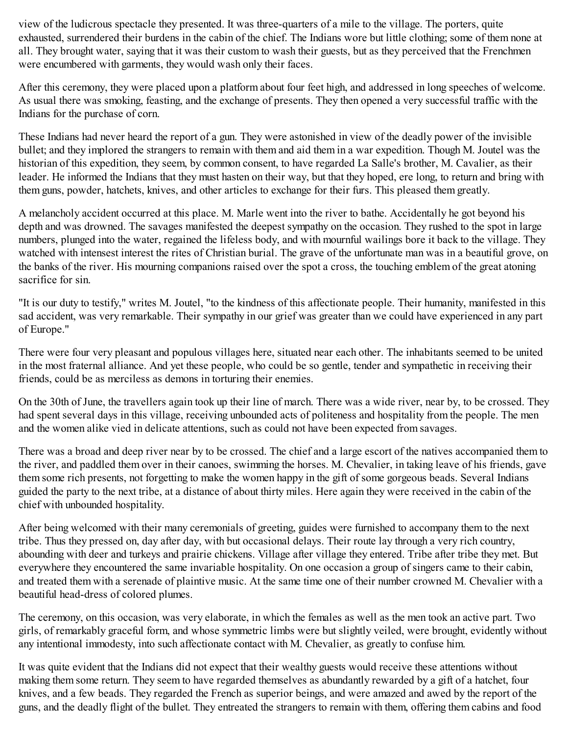view of the ludicrous spectacle they presented. It was three-quarters of a mile to the village. The porters, quite exhausted, surrendered their burdens in the cabin of the chief. The Indians wore but little clothing; some of them none at all. They brought water, saying that it was their custom to wash their guests, but as they perceived that the Frenchmen were encumbered with garments, they would wash only their faces.

After this ceremony, they were placed upon a platform about four feet high, and addressed in long speeches of welcome. As usual there was smoking, feasting, and the exchange of presents. They then opened a very successful traffic with the Indians for the purchase of corn.

These Indians had never heard the report of a gun. They were astonished in view of the deadly power of the invisible bullet; and they implored the strangers to remain with them and aid them in a war expedition. Though M. Joutel was the historian of this expedition, they seem, by common consent, to have regarded La Salle's brother, M. Cavalier, as their leader. He informed the Indians that they must hasten on their way, but that they hoped, ere long, to return and bring with them guns, powder, hatchets, knives, and other articles to exchange for their furs. This pleased them greatly.

A melancholy accident occurred at this place. M. Marle went into the river to bathe. Accidentally he got beyond his depth and was drowned. The savages manifested the deepest sympathy on the occasion. They rushed to the spot in large numbers, plunged into the water, regained the lifeless body, and with mournful wailings bore it back to the village. They watched with intensest interest the rites of Christian burial. The grave of the unfortunate man was in a beautiful grove, on the banks of the river. His mourning companions raised over the spot a cross, the touching emblem of the great atoning sacrifice for sin.

"It is our duty to testify," writes M. Joutel, "to the kindness of this affectionate people. Their humanity, manifested in this sad accident, was very remarkable. Their sympathy in our grief was greater than we could have experienced in any part of Europe."

There were four very pleasant and populous villages here, situated near each other. The inhabitants seemed to be united in the most fraternal alliance. And yet these people, who could be so gentle, tender and sympathetic in receiving their friends, could be as merciless as demons in torturing their enemies.

On the 30th of June, the travellers again took up their line of march. There was a wide river, near by, to be crossed. They had spent several days in this village, receiving unbounded acts of politeness and hospitality from the people. The men and the women alike vied in delicate attentions, such as could not have been expected from savages.

There was a broad and deep river near by to be crossed. The chief and a large escort of the natives accompanied them to the river, and paddled them over in their canoes, swimming the horses. M. Chevalier, in taking leave of his friends, gave them some rich presents, not forgetting to make the women happy in the gift of some gorgeous beads. Several Indians guided the party to the next tribe, at a distance of about thirty miles. Here again they were received in the cabin of the chief with unbounded hospitality.

After being welcomed with their many ceremonials of greeting, guides were furnished to accompany them to the next tribe. Thus they pressed on, day after day, with but occasional delays. Their route lay through a very rich country, abounding with deer and turkeys and prairie chickens. Village after village they entered. Tribe after tribe they met. But everywhere they encountered the same invariable hospitality. On one occasion a group of singers came to their cabin, and treated them with a serenade of plaintive music. At the same time one of their number crowned M. Chevalier with a beautiful head-dress of colored plumes.

The ceremony, on this occasion, was very elaborate, in which the females as well as the men took an active part. Two girls, of remarkably graceful form, and whose symmetric limbs were but slightly veiled, were brought, evidently without any intentional immodesty, into such affectionate contact with M. Chevalier, as greatly to confuse him.

It was quite evident that the Indians did not expect that their wealthy guests would receive these attentions without making them some return. They seem to have regarded themselves as abundantly rewarded by a gift of a hatchet, four knives, and a few beads. They regarded the French as superior beings, and were amazed and awed by the report of the guns, and the deadly flight of the bullet. They entreated the strangers to remain with them, offering them cabins and food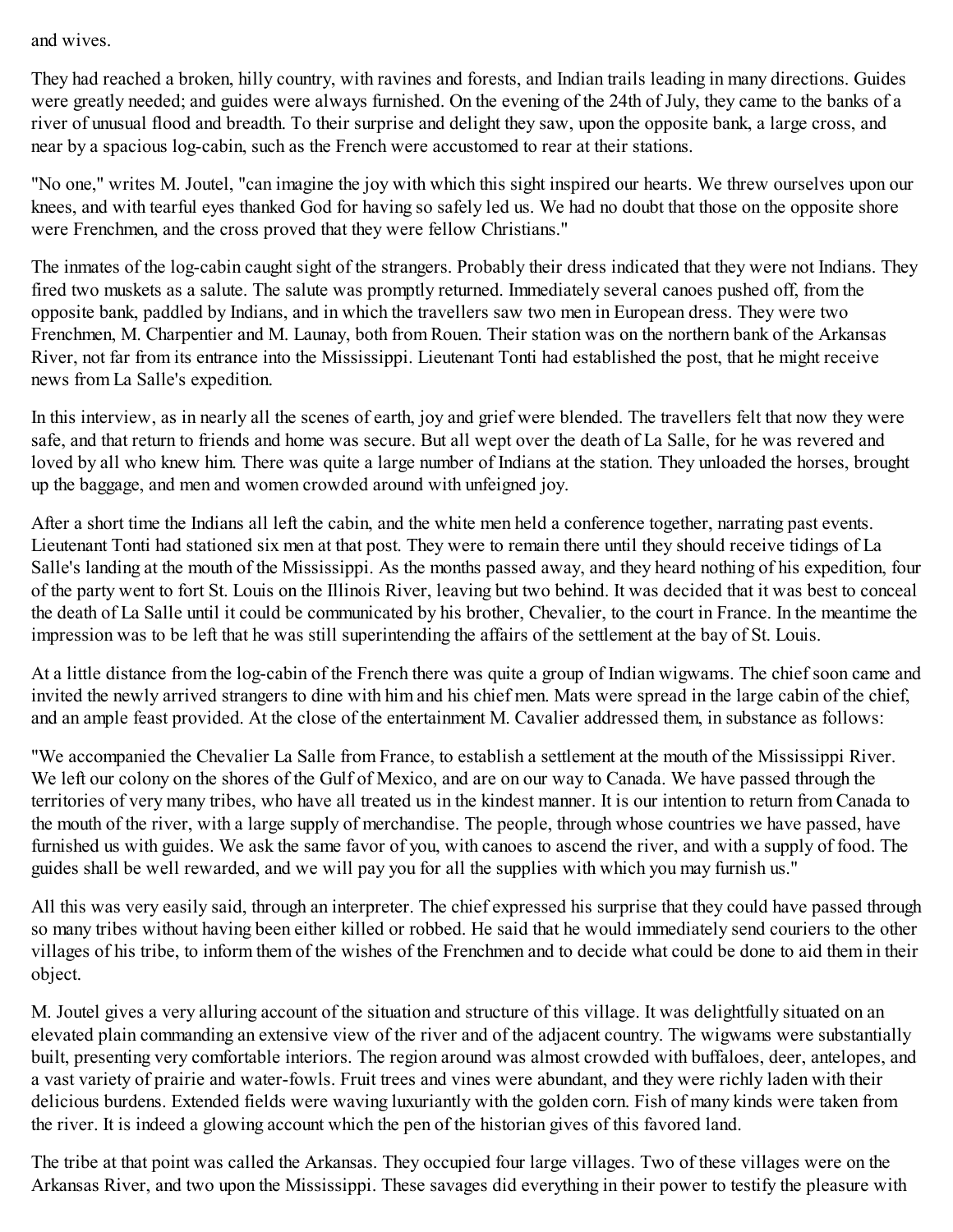and wives.

They had reached a broken, hilly country, with ravines and forests, and Indian trails leading in many directions. Guides were greatly needed; and guides were always furnished. On the evening of the 24th of July, they came to the banks of a river of unusual flood and breadth. To their surprise and delight they saw, upon the opposite bank, a large cross, and near by a spacious log-cabin, such as the French were accustomed to rear at their stations.

"No one," writes M. Joutel, "can imagine the joy with which this sight inspired our hearts. We threw ourselves upon our knees, and with tearful eyes thanked God for having so safely led us. We had no doubt that those on the opposite shore were Frenchmen, and the cross proved that they were fellow Christians."

The inmates of the log-cabin caught sight of the strangers. Probably their dress indicated that they were not Indians. They fired two muskets as a salute. The salute was promptly returned. Immediately several canoes pushed off, from the opposite bank, paddled by Indians, and in which the travellers saw two men in European dress. They were two Frenchmen, M. Charpentier and M. Launay, both from Rouen. Their station was on the northern bank of the Arkansas River, not far from its entrance into the Mississippi. Lieutenant Tonti had established the post, that he might receive news from La Salle's expedition.

In this interview, as in nearly all the scenes of earth, joy and grief were blended. The travellers felt that now they were safe, and that return to friends and home was secure. But all wept over the death of La Salle, for he was revered and loved by all who knew him. There was quite a large number of Indians at the station. They unloaded the horses, brought up the baggage, and men and women crowded around with unfeigned joy.

After a short time the Indians all left the cabin, and the white men held a conference together, narrating past events. Lieutenant Tonti had stationed six men at that post. They were to remain there until they should receive tidings of La Salle's landing at the mouth of the Mississippi. As the months passed away, and they heard nothing of his expedition, four of the party went to fort St. Louis on the Illinois River, leaving but two behind. It was decided that it was best to conceal the death of La Salle until it could be communicated by his brother, Chevalier, to the court in France. In the meantime the impression was to be left that he was still superintending the affairs of the settlement at the bay of St. Louis.

At a little distance from the log-cabin of the French there was quite a group of Indian wigwams. The chief soon came and invited the newly arrived strangers to dine with him and his chief men. Mats were spread in the large cabin of the chief, and an ample feast provided. At the close of the entertainment M. Cavalier addressed them, in substance as follows:

"We accompanied the Chevalier La Salle from France, to establish a settlement at the mouth of the Mississippi River. We left our colony on the shores of the Gulf of Mexico, and are on our way to Canada. We have passed through the territories of very many tribes, who have all treated us in the kindest manner. It is our intention to return from Canada to the mouth of the river, with a large supply of merchandise. The people, through whose countries we have passed, have furnished us with guides. We ask the same favor of you, with canoes to ascend the river, and with a supply of food. The guides shall be well rewarded, and we will pay you for all the supplies with which you may furnish us."

All this was very easily said, through an interpreter. The chief expressed his surprise that they could have passed through so many tribes without having been either killed or robbed. He said that he would immediately send couriers to the other villages of his tribe, to inform them of the wishes of the Frenchmen and to decide what could be done to aid them in their object.

M. Joutel gives a very alluring account of the situation and structure of this village. It was delightfully situated on an elevated plain commanding an extensive view of the river and of the adjacent country. The wigwams were substantially built, presenting very comfortable interiors. The region around was almost crowded with buffaloes, deer, antelopes, and a vast variety of prairie and water-fowls. Fruit trees and vines were abundant, and they were richly laden with their delicious burdens. Extended fields were waving luxuriantly with the golden corn. Fish of many kinds were taken from the river. It is indeed a glowing account which the pen of the historian gives of this favored land.

The tribe at that point was called the Arkansas. They occupied four large villages. Two of these villages were on the Arkansas River, and two upon the Mississippi. These savages did everything in their power to testify the pleasure with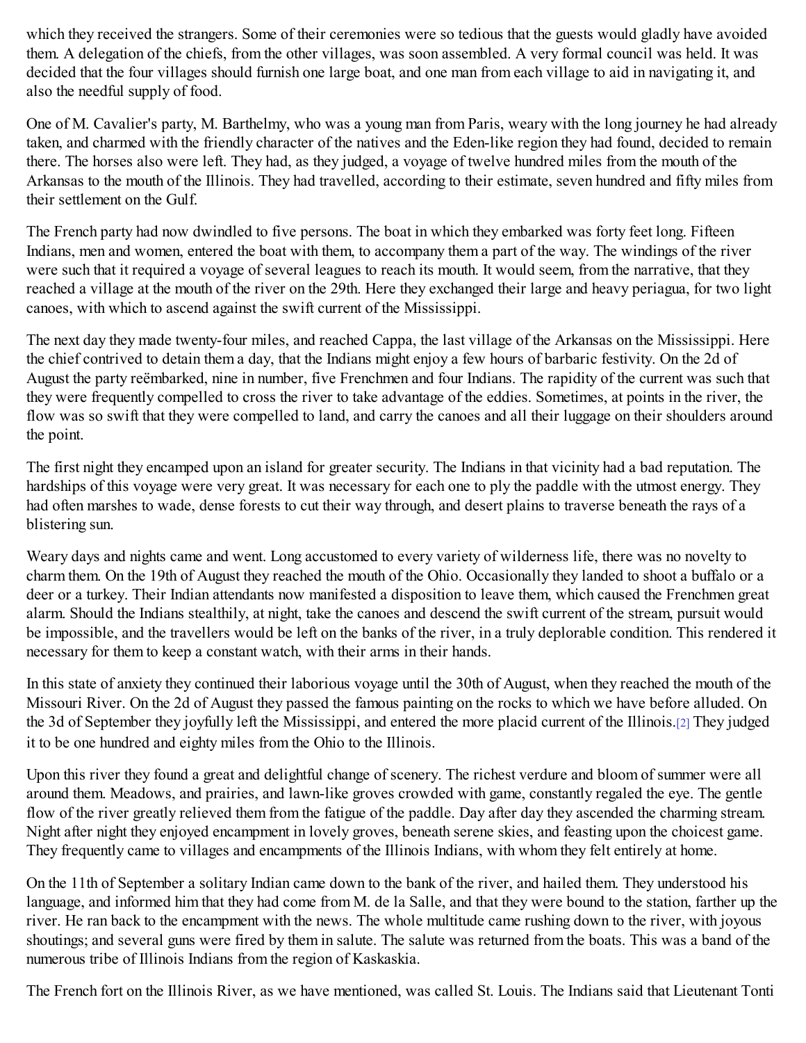which they received the strangers. Some of their ceremonies were so tedious that the guests would gladly have avoided them. A delegation of the chiefs, from the other villages, was soon assembled. A very formal council was held. It was decided that the four villages should furnish one large boat, and one man from each village to aid in navigating it, and also the needful supply of food.

One of M. Cavalier's party, M. Barthelmy, who was a young man from Paris, weary with the long journey he had already taken, and charmed with the friendly character of the natives and the Eden-like region they had found, decided to remain there. The horses also were left. They had, as they judged, a voyage of twelve hundred miles from the mouth of the Arkansas to the mouth of the Illinois. They had travelled, according to their estimate, seven hundred and fifty miles from their settlement on the Gulf.

The French party had now dwindled to five persons. The boat in which they embarked was forty feet long. Fifteen Indians, men and women, entered the boat with them, to accompany them a part of the way. The windings of the river were such that it required a voyage of several leagues to reach its mouth. It would seem, from the narrative, that they reached a village at the mouth of the river on the 29th. Here they exchanged their large and heavy periagua, for two light canoes, with which to ascend against the swift current of the Mississippi.

The next day they made twenty-four miles, and reached Cappa, the last village of the Arkansas on the Mississippi. Here the chief contrived to detain them a day, that the Indians might enjoy a few hours of barbaric festivity. On the 2d of August the party reëmbarked, nine in number, five Frenchmen and four Indians. The rapidity of the current was such that they were frequently compelled to cross the river to take advantage of the eddies. Sometimes, at points in the river, the flow was so swift that they were compelled to land, and carry the canoes and all their luggage on their shoulders around the point.

The first night they encamped upon an island for greater security. The Indians in that vicinity had a bad reputation. The hardships of this voyage were very great. It was necessary for each one to ply the paddle with the utmost energy. They had often marshes to wade, dense forests to cut their way through, and desert plains to traverse beneath the rays of a blistering sun.

Weary days and nights came and went. Long accustomed to every variety of wilderness life, there was no novelty to charm them. On the 19th of August they reached the mouth of the Ohio. Occasionally they landed to shoot a buffalo or a deer or a turkey. Their Indian attendants now manifested a disposition to leave them, which caused the Frenchmen great alarm. Should the Indians stealthily, at night, take the canoes and descend the swift current of the stream, pursuit would be impossible, and the travellers would be left on the banks of the river, in a truly deplorable condition. This rendered it necessary for them to keep a constant watch, with their arms in their hands.

In this state of anxiety they continued their laborious voyage until the 30th of August, when they reached the mouth of the Missouri River. On the 2d of August they passed the famous painting on the rocks to which we have before alluded. On the 3d of September they joyfully left the Mississippi, and entered the more placid current of the Illinois.[2] They judged it to be one hundred and eighty miles from the Ohio to the Illinois.

Upon this river they found a great and delightful change of scenery. The richest verdure and bloom of summer were all around them. Meadows, and prairies, and lawn-like groves crowded with game, constantly regaled the eye. The gentle flow of the river greatly relieved them from the fatigue of the paddle. Day after day they ascended the charming stream. Night after night they enjoyed encampment in lovely groves, beneath serene skies, and feasting upon the choicest game. They frequently came to villages and encampments of the Illinois Indians, with whom they felt entirely at home.

On the 11th of September a solitary Indian came down to the bank of the river, and hailed them. They understood his language, and informed him that they had come from M. de la Salle, and that they were bound to the station, farther up the river. He ran back to the encampment with the news. The whole multitude came rushing down to the river, with joyous shoutings; and several guns were fired by them in salute. The salute was returned from the boats. This was a band of the numerous tribe of Illinois Indians from the region of Kaskaskia.

The French fort on the Illinois River, as we have mentioned, was called St. Louis. The Indians said that Lieutenant Tonti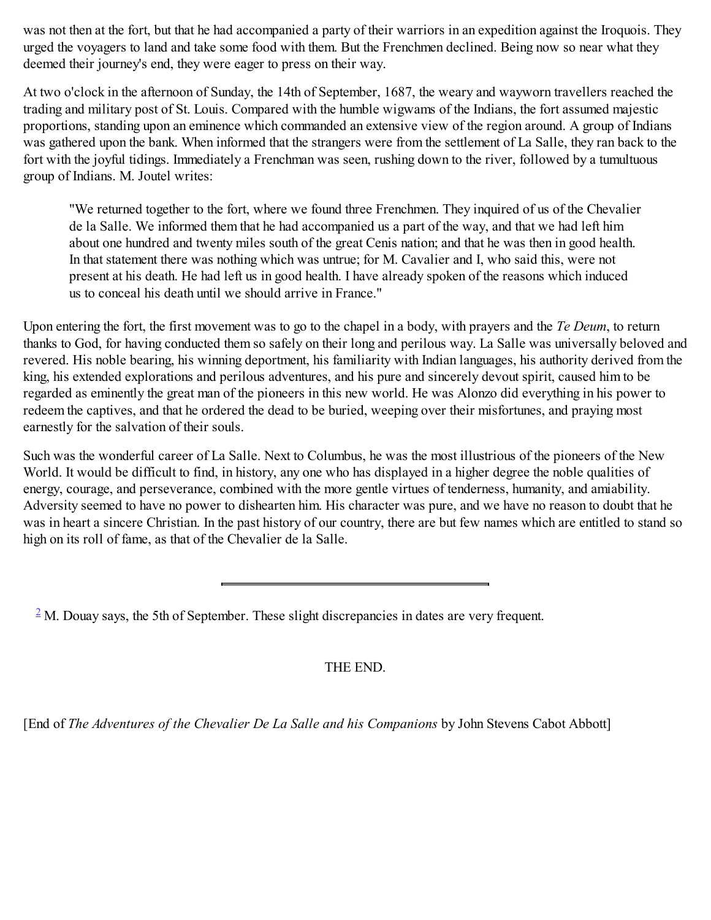was not then at the fort, but that he had accompanied a party of their warriors in an expedition against the Iroquois. They urged the voyagers to land and take some food with them. But the Frenchmen declined. Being now so near what they deemed their journey's end, they were eager to press on their way.

At two o'clock in the afternoon of Sunday, the 14th of September, 1687, the weary and wayworn travellers reached the trading and military post of St. Louis. Compared with the humble wigwams of the Indians, the fort assumed majestic proportions, standing upon an eminence which commanded an extensive view of the region around. A group of Indians was gathered upon the bank. When informed that the strangers were from the settlement of La Salle, they ran back to the fort with the joyful tidings. Immediately a Frenchman was seen, rushing down to the river, followed by a tumultuous group of Indians. M. Joutel writes:

> "We returned together to the fort, where we found three Frenchmen. They inquired of us of the Chevalier de la Salle. We informed them that he had accompanied us a part of the way, and that we had left him about one hundred and twenty miles south of the great Cenis nation; and that he was then in good health. In that statement there was nothing which was untrue; for M. Cavalier and I, who said this, were not present at his death. He had left us in good health. I have already spoken of the reasons which induced us to conceal his death until we should arrive in France."

Upon entering the fort, the first movement was to go to the chapel in a body, with prayers and the *Te Deum*, to return thanks to God, for having conducted them so safely on their long and perilous way. La Salle was universally beloved and revered. His noble bearing, his winning deportment, his familiarity with Indian languages, his authority derived from the king, his extended explorations and perilous adventures, and his pure and sincerely devout spirit, caused him to be regarded as eminently the great man of the pioneers in this new world. He was Alonzo did everything in his power to redeem the captives, and that he ordered the dead to be buried, weeping over their misfortunes, and praying most earnestly for the salvation of their souls.

Such was the wonderful career of La Salle. Next to Columbus, he was the most illustrious of the pioneers of the New World. It would be difficult to find, in history, any one who has displayed in a higher degree the noble qualities of energy, courage, and perseverance, combined with the more gentle virtues of tenderness, humanity, and amiability. Adversity seemed to have no power to dishearten him. His character was pure, and we have no reason to doubt that he was in heart a sincere Christian. In the past history of our country, there are but few names which are entitled to stand so high on its roll of fame, as that of the Chevalier de la Salle.

---

[2] M. Douay says, the 5th of September. These slight discrepancies in dates are very frequent.

THE END.

[End of *The Adventures of the Chevalier De La Salle and his Companions* by John Stevens Cabot Abbott]